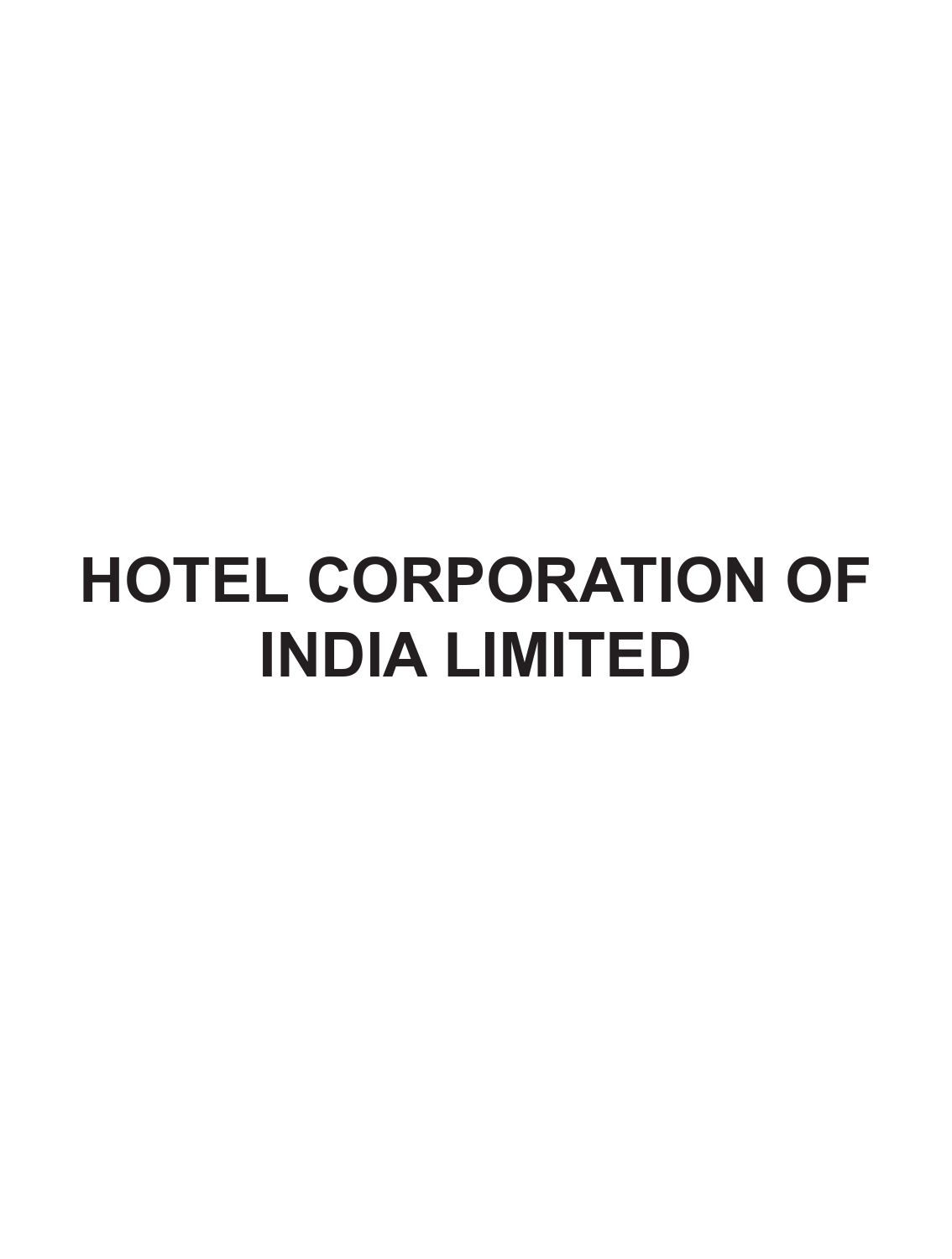# HOTEL CORPORATION OF INDIA LIMITED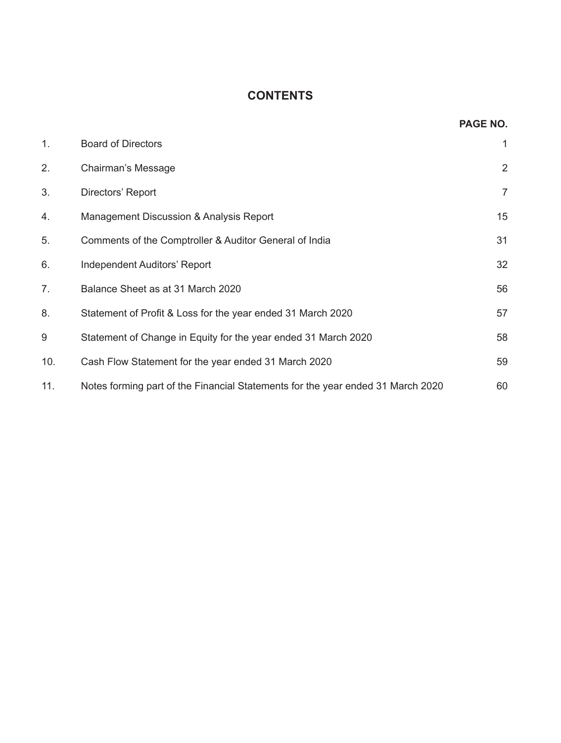# CONTENTS

| | | PAGE NO. |
|---|---|---|
| 1. | Board of Directors | 1 |
| 2. | Chairman's Message | 2 |
| 3. | Directors' Report | 7 |
| 4. | Management Discussion & Analysis Report | 15 |
| 5. | Comments of the Comptroller & Auditor General of India | 31 |
| 6. | Independent Auditors' Report | 32 |
| 7. | Balance Sheet as at 31 March 2020 | 56 |
| 8. | Statement of Profit & Loss for the year ended 31 March 2020 | 57 |
| 9 | Statement of Change in Equity for the year ended 31 March 2020 | 58 |
| 10. | Cash Flow Statement for the year ended 31 March 2020 | 59 |
| 11. | Notes forming part of the Financial Statements for the year ended 31 March 2020 | 60 |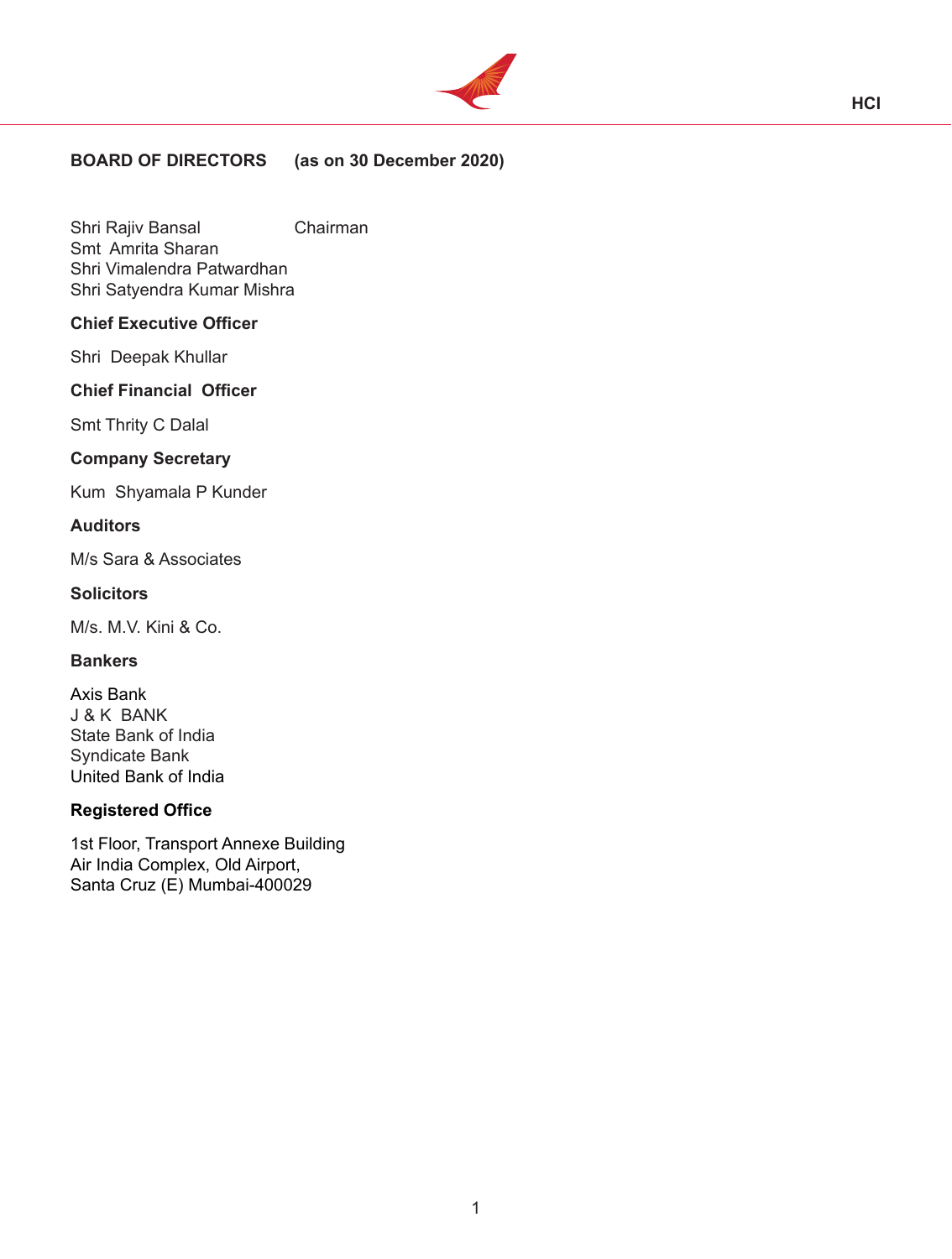**BOARD OF DIRECTORS (as on 30 December 2020)**

Shri Rajiv Bansal Chairman
Smt Amrita Sharan
Shri Vimalendra Patwardhan
Shri Satyendra Kumar Mishra

**Chief Executive Officer**

Shri Deepak Khullar

**Chief Financial Officer**

Smt Thrity C Dalal

**Company Secretary**

Kum Shyamala P Kunder

**Auditors**

M/s Sara & Associates

**Solicitors**

M/s. M.V. Kini & Co.

**Bankers**

Axis Bank
J & K BANK
State Bank of India
Syndicate Bank
United Bank of India

**Registered Office**

1st Floor, Transport Annexe Building
Air India Complex, Old Airport,
Santa Cruz (E) Mumbai-400029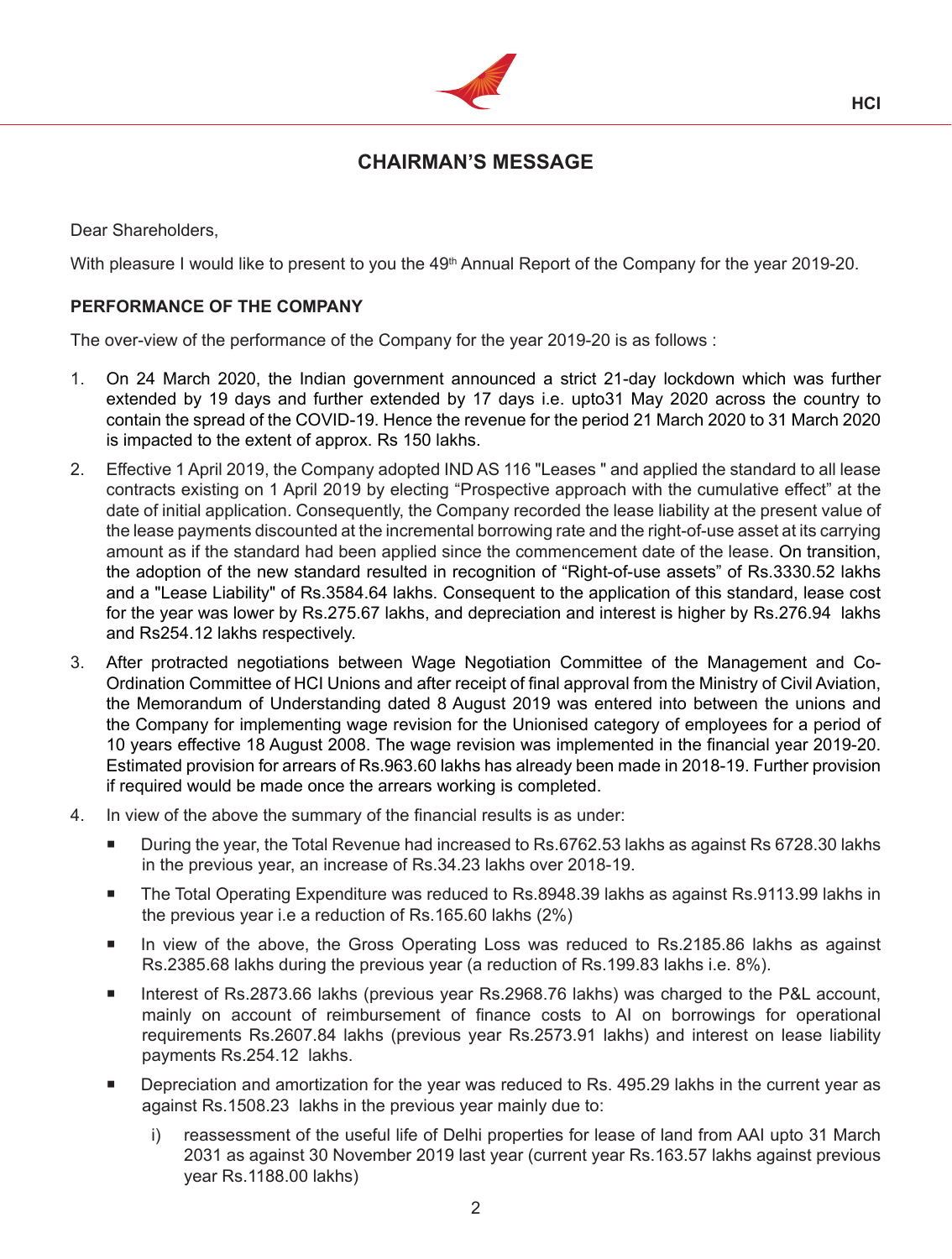## CHAIRMAN'S MESSAGE

Dear Shareholders,

With pleasure I would like to present to you the 49th Annual Report of the Company for the year 2019-20.

### PERFORMANCE OF THE COMPANY

The over-view of the performance of the Company for the year 2019-20 is as follows :

1. On 24 March 2020, the Indian government announced a strict 21-day lockdown which was further extended by 19 days and further extended by 17 days i.e. upto31 May 2020 across the country to contain the spread of the COVID-19. Hence the revenue for the period 21 March 2020 to 31 March 2020 is impacted to the extent of approx. Rs 150 lakhs.

2. Effective 1 April 2019, the Company adopted IND AS 116 "Leases " and applied the standard to all lease contracts existing on 1 April 2019 by electing "Prospective approach with the cumulative effect" at the date of initial application. Consequently, the Company recorded the lease liability at the present value of the lease payments discounted at the incremental borrowing rate and the right-of-use asset at its carrying amount as if the standard had been applied since the commencement date of the lease. On transition, the adoption of the new standard resulted in recognition of "Right-of-use assets" of Rs.3330.52 lakhs and a "Lease Liability" of Rs.3584.64 lakhs. Consequent to the application of this standard, lease cost for the year was lower by Rs.275.67 lakhs, and depreciation and interest is higher by Rs.276.94 lakhs and Rs254.12 lakhs respectively.

3. After protracted negotiations between Wage Negotiation Committee of the Management and Co-Ordination Committee of HCI Unions and after receipt of final approval from the Ministry of Civil Aviation, the Memorandum of Understanding dated 8 August 2019 was entered into between the unions and the Company for implementing wage revision for the Unionised category of employees for a period of 10 years effective 18 August 2008. The wage revision was implemented in the financial year 2019-20. Estimated provision for arrears of Rs.963.60 lakhs has already been made in 2018-19. Further provision if required would be made once the arrears working is completed.

4. In view of the above the summary of the financial results is as under:

   - During the year, the Total Revenue had increased to Rs.6762.53 lakhs as against Rs 6728.30 lakhs in the previous year, an increase of Rs.34.23 lakhs over 2018-19.
   - The Total Operating Expenditure was reduced to Rs.8948.39 lakhs as against Rs.9113.99 lakhs in the previous year i.e a reduction of Rs.165.60 lakhs (2%)
   - In view of the above, the Gross Operating Loss was reduced to Rs.2185.86 lakhs as against Rs.2385.68 lakhs during the previous year (a reduction of Rs.199.83 lakhs i.e. 8%).
   - Interest of Rs.2873.66 lakhs (previous year Rs.2968.76 lakhs) was charged to the P&L account, mainly on account of reimbursement of finance costs to AI on borrowings for operational requirements Rs.2607.84 lakhs (previous year Rs.2573.91 lakhs) and interest on lease liability payments Rs.254.12 lakhs.
   - Depreciation and amortization for the year was reduced to Rs. 495.29 lakhs in the current year as against Rs.1508.23 lakhs in the previous year mainly due to:

     i) reassessment of the useful life of Delhi properties for lease of land from AAI upto 31 March 2031 as against 30 November 2019 last year (current year Rs.163.57 lakhs against previous year Rs.1188.00 lakhs)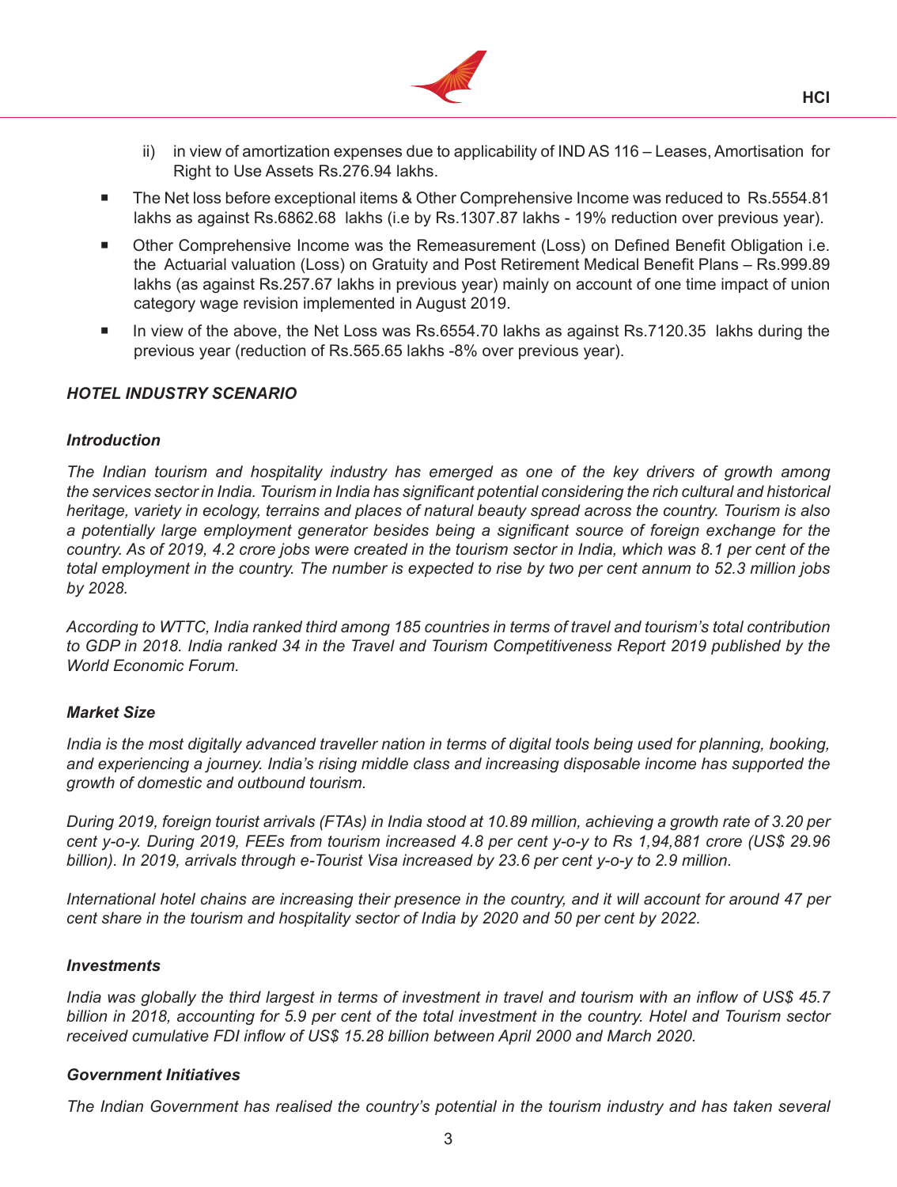ii) in view of amortization expenses due to applicability of IND AS 116 – Leases, Amortisation for Right to Use Assets Rs.276.94 lakhs.

- The Net loss before exceptional items & Other Comprehensive Income was reduced to Rs.5554.81 lakhs as against Rs.6862.68 lakhs (i.e by Rs.1307.87 lakhs - 19% reduction over previous year).
- Other Comprehensive Income was the Remeasurement (Loss) on Defined Benefit Obligation i.e. the Actuarial valuation (Loss) on Gratuity and Post Retirement Medical Benefit Plans – Rs.999.89 lakhs (as against Rs.257.67 lakhs in previous year) mainly on account of one time impact of union category wage revision implemented in August 2019.
- In view of the above, the Net Loss was Rs.6554.70 lakhs as against Rs.7120.35 lakhs during the previous year (reduction of Rs.565.65 lakhs -8% over previous year).

***HOTEL INDUSTRY SCENARIO***

***Introduction***

*The Indian tourism and hospitality industry has emerged as one of the key drivers of growth among the services sector in India. Tourism in India has significant potential considering the rich cultural and historical heritage, variety in ecology, terrains and places of natural beauty spread across the country. Tourism is also a potentially large employment generator besides being a significant source of foreign exchange for the country. As of 2019, 4.2 crore jobs were created in the tourism sector in India, which was 8.1 per cent of the total employment in the country. The number is expected to rise by two per cent annum to 52.3 million jobs by 2028.*

*According to WTTC, India ranked third among 185 countries in terms of travel and tourism's total contribution to GDP in 2018. India ranked 34 in the Travel and Tourism Competitiveness Report 2019 published by the World Economic Forum.*

***Market Size***

*India is the most digitally advanced traveller nation in terms of digital tools being used for planning, booking, and experiencing a journey. India's rising middle class and increasing disposable income has supported the growth of domestic and outbound tourism.*

*During 2019, foreign tourist arrivals (FTAs) in India stood at 10.89 million, achieving a growth rate of 3.20 per cent y-o-y. During 2019, FEEs from tourism increased 4.8 per cent y-o-y to Rs 1,94,881 crore (US$ 29.96 billion). In 2019, arrivals through e-Tourist Visa increased by 23.6 per cent y-o-y to 2.9 million.*

*International hotel chains are increasing their presence in the country, and it will account for around 47 per cent share in the tourism and hospitality sector of India by 2020 and 50 per cent by 2022.*

***Investments***

*India was globally the third largest in terms of investment in travel and tourism with an inflow of US$ 45.7 billion in 2018, accounting for 5.9 per cent of the total investment in the country. Hotel and Tourism sector received cumulative FDI inflow of US$ 15.28 billion between April 2000 and March 2020.*

***Government Initiatives***

*The Indian Government has realised the country's potential in the tourism industry and has taken several*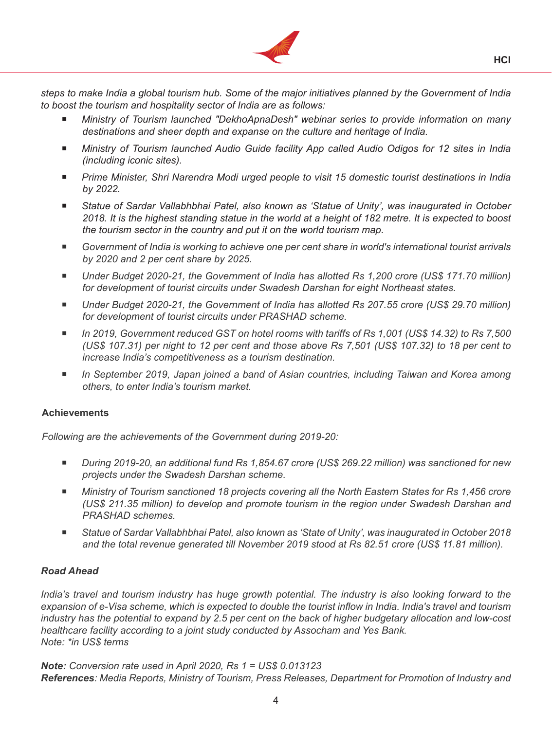*steps to make India a global tourism hub. Some of the major initiatives planned by the Government of India to boost the tourism and hospitality sector of India are as follows:*

- *Ministry of Tourism launched "DekhoApnaDesh" webinar series to provide information on many destinations and sheer depth and expanse on the culture and heritage of India.*
- *Ministry of Tourism launched Audio Guide facility App called Audio Odigos for 12 sites in India (including iconic sites).*
- *Prime Minister, Shri Narendra Modi urged people to visit 15 domestic tourist destinations in India by 2022.*
- *Statue of Sardar Vallabhbhai Patel, also known as 'Statue of Unity', was inaugurated in October 2018. It is the highest standing statue in the world at a height of 182 metre. It is expected to boost the tourism sector in the country and put it on the world tourism map.*
- *Government of India is working to achieve one per cent share in world's international tourist arrivals by 2020 and 2 per cent share by 2025.*
- *Under Budget 2020-21, the Government of India has allotted Rs 1,200 crore (US$ 171.70 million) for development of tourist circuits under Swadesh Darshan for eight Northeast states.*
- *Under Budget 2020-21, the Government of India has allotted Rs 207.55 crore (US$ 29.70 million) for development of tourist circuits under PRASHAD scheme.*
- *In 2019, Government reduced GST on hotel rooms with tariffs of Rs 1,001 (US$ 14.32) to Rs 7,500 (US$ 107.31) per night to 12 per cent and those above Rs 7,501 (US$ 107.32) to 18 per cent to increase India's competitiveness as a tourism destination.*
- *In September 2019, Japan joined a band of Asian countries, including Taiwan and Korea among others, to enter India's tourism market.*

**Achievements**

*Following are the achievements of the Government during 2019-20:*

- *During 2019-20, an additional fund Rs 1,854.67 crore (US$ 269.22 million) was sanctioned for new projects under the Swadesh Darshan scheme.*
- *Ministry of Tourism sanctioned 18 projects covering all the North Eastern States for Rs 1,456 crore (US$ 211.35 million) to develop and promote tourism in the region under Swadesh Darshan and PRASHAD schemes.*
- *Statue of Sardar Vallabhbhai Patel, also known as 'State of Unity', was inaugurated in October 2018 and the total revenue generated till November 2019 stood at Rs 82.51 crore (US$ 11.81 million).*

***Road Ahead***

*India's travel and tourism industry has huge growth potential. The industry is also looking forward to the expansion of e-Visa scheme, which is expected to double the tourist inflow in India. India's travel and tourism industry has the potential to expand by 2.5 per cent on the back of higher budgetary allocation and low-cost healthcare facility according to a joint study conducted by Assocham and Yes Bank.*
*Note: *in US$ terms*

***Note:*** *Conversion rate used in April 2020, Rs 1 = US$ 0.013123*
***References****: Media Reports, Ministry of Tourism, Press Releases, Department for Promotion of Industry and*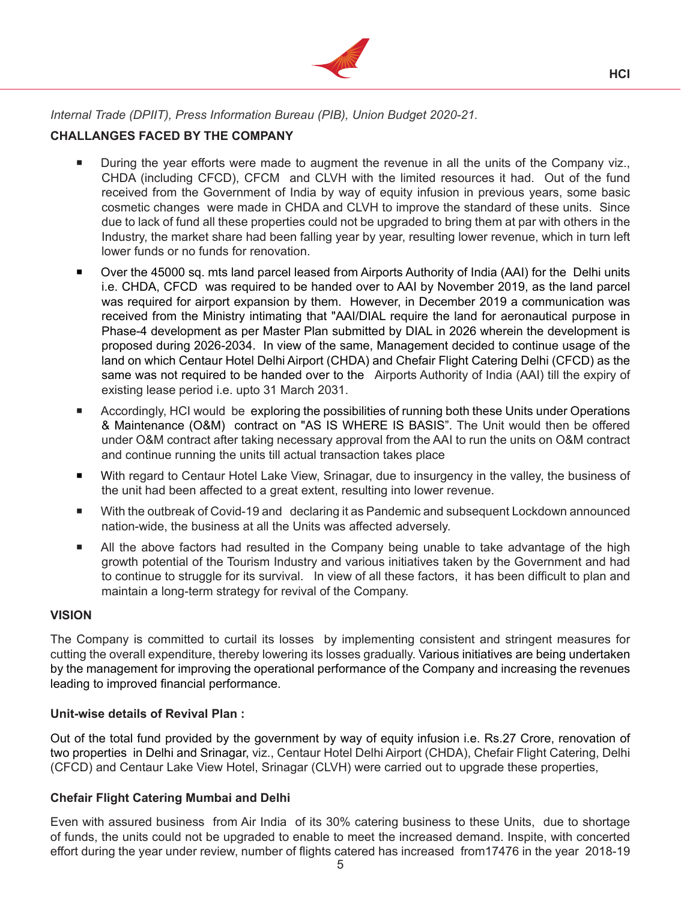*Internal Trade (DPIIT), Press Information Bureau (PIB), Union Budget 2020-21.*

**CHALLANGES FACED BY THE COMPANY**

- During the year efforts were made to augment the revenue in all the units of the Company viz., CHDA (including CFCD), CFCM and CLVH with the limited resources it had. Out of the fund received from the Government of India by way of equity infusion in previous years, some basic cosmetic changes were made in CHDA and CLVH to improve the standard of these units. Since due to lack of fund all these properties could not be upgraded to bring them at par with others in the Industry, the market share had been falling year by year, resulting lower revenue, which in turn left lower funds or no funds for renovation.
- Over the 45000 sq. mts land parcel leased from Airports Authority of India (AAI) for the Delhi units i.e. CHDA, CFCD was required to be handed over to AAI by November 2019, as the land parcel was required for airport expansion by them. However, in December 2019 a communication was received from the Ministry intimating that "AAI/DIAL require the land for aeronautical purpose in Phase-4 development as per Master Plan submitted by DIAL in 2026 wherein the development is proposed during 2026-2034. In view of the same, Management decided to continue usage of the land on which Centaur Hotel Delhi Airport (CHDA) and Chefair Flight Catering Delhi (CFCD) as the same was not required to be handed over to the Airports Authority of India (AAI) till the expiry of existing lease period i.e. upto 31 March 2031.
- Accordingly, HCI would be exploring the possibilities of running both these Units under Operations & Maintenance (O&M) contract on "AS IS WHERE IS BASIS". The Unit would then be offered under O&M contract after taking necessary approval from the AAI to run the units on O&M contract and continue running the units till actual transaction takes place
- With regard to Centaur Hotel Lake View, Srinagar, due to insurgency in the valley, the business of the unit had been affected to a great extent, resulting into lower revenue.
- With the outbreak of Covid-19 and declaring it as Pandemic and subsequent Lockdown announced nation-wide, the business at all the Units was affected adversely.
- All the above factors had resulted in the Company being unable to take advantage of the high growth potential of the Tourism Industry and various initiatives taken by the Government and had to continue to struggle for its survival. In view of all these factors, it has been difficult to plan and maintain a long-term strategy for revival of the Company.

**VISION**

The Company is committed to curtail its losses by implementing consistent and stringent measures for cutting the overall expenditure, thereby lowering its losses gradually. Various initiatives are being undertaken by the management for improving the operational performance of the Company and increasing the revenues leading to improved financial performance.

**Unit-wise details of Revival Plan :**

Out of the total fund provided by the government by way of equity infusion i.e. Rs.27 Crore, renovation of two properties in Delhi and Srinagar, viz., Centaur Hotel Delhi Airport (CHDA), Chefair Flight Catering, Delhi (CFCD) and Centaur Lake View Hotel, Srinagar (CLVH) were carried out to upgrade these properties,

**Chefair Flight Catering Mumbai and Delhi**

Even with assured business from Air India of its 30% catering business to these Units, due to shortage of funds, the units could not be upgraded to enable to meet the increased demand. Inspite, with concerted effort during the year under review, number of flights catered has increased from17476 in the year 2018-19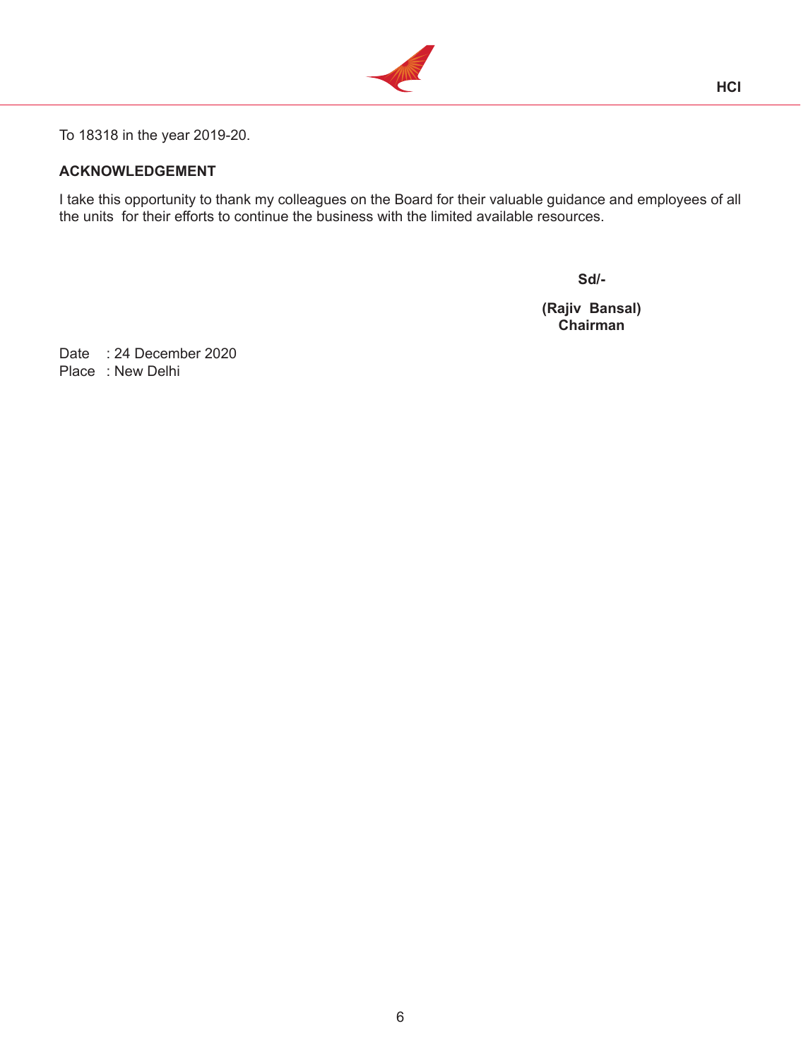To 18318 in the year 2019-20.

## ACKNOWLEDGEMENT

I take this opportunity to thank my colleagues on the Board for their valuable guidance and employees of all the units for their efforts to continue the business with the limited available resources.

**Sd/-**

**(Rajiv Bansal)**
**Chairman**

Date : 24 December 2020
Place : New Delhi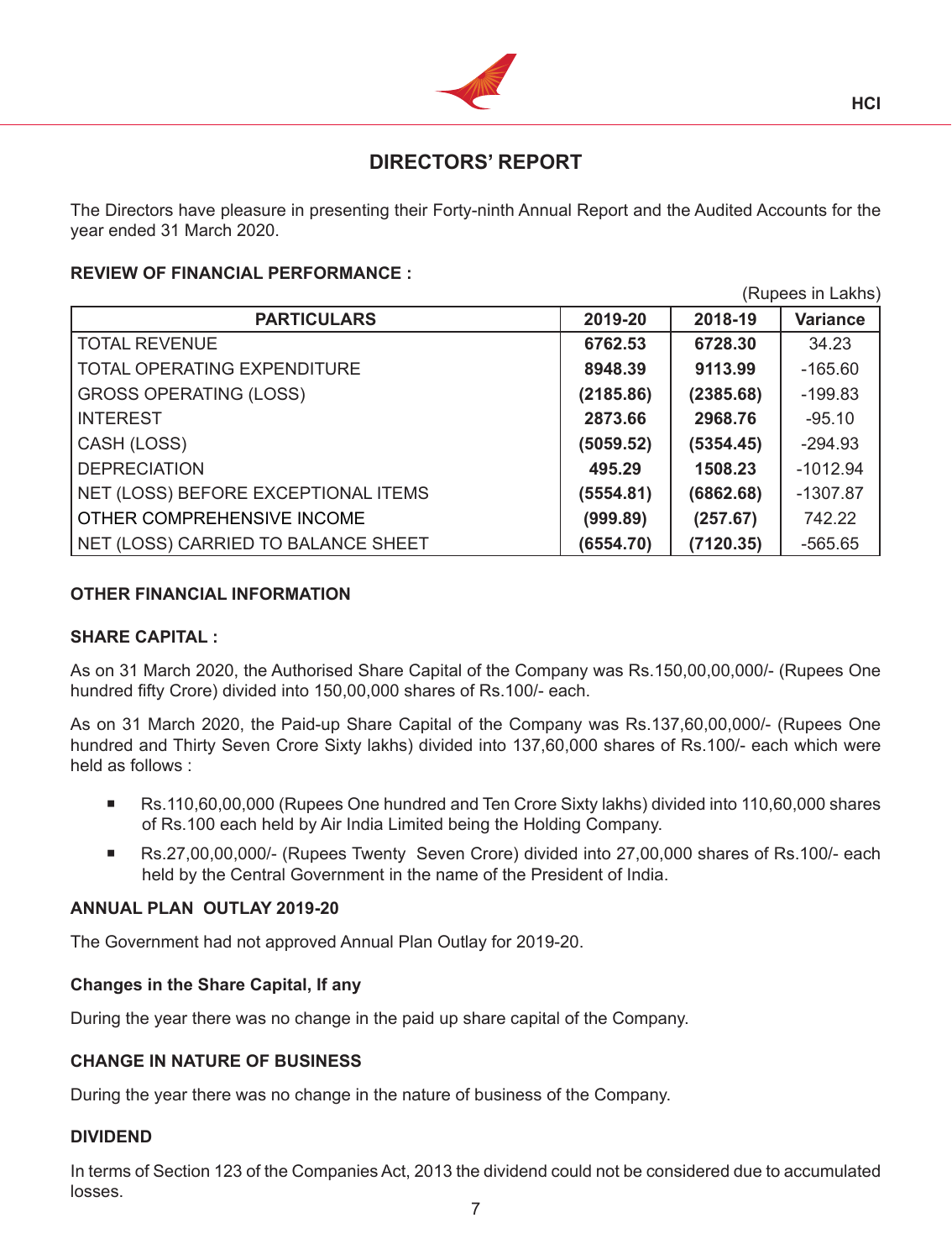# DIRECTORS' REPORT

The Directors have pleasure in presenting their Forty-ninth Annual Report and the Audited Accounts for the year ended 31 March 2020.

**REVIEW OF FINANCIAL PERFORMANCE :**

(Rupees in Lakhs)

| PARTICULARS | 2019-20 | 2018-19 | Variance |
|---|---|---|---|
| TOTAL REVENUE | **6762.53** | **6728.30** | 34.23 |
| TOTAL OPERATING EXPENDITURE | **8948.39** | **9113.99** | -165.60 |
| GROSS OPERATING (LOSS) | **(2185.86)** | **(2385.68)** | -199.83 |
| INTEREST | **2873.66** | **2968.76** | -95.10 |
| CASH (LOSS) | **(5059.52)** | **(5354.45)** | -294.93 |
| DEPRECIATION | **495.29** | **1508.23** | -1012.94 |
| NET (LOSS) BEFORE EXCEPTIONAL ITEMS | **(5554.81)** | **(6862.68)** | -1307.87 |
| OTHER COMPREHENSIVE INCOME | **(999.89)** | **(257.67)** | 742.22 |
| NET (LOSS) CARRIED TO BALANCE SHEET | **(6554.70)** | **(7120.35)** | -565.65 |

**OTHER FINANCIAL INFORMATION**

**SHARE CAPITAL :**

As on 31 March 2020, the Authorised Share Capital of the Company was Rs.150,00,00,000/- (Rupees One hundred fifty Crore) divided into 150,00,000 shares of Rs.100/- each.

As on 31 March 2020, the Paid-up Share Capital of the Company was Rs.137,60,00,000/- (Rupees One hundred and Thirty Seven Crore Sixty lakhs) divided into 137,60,000 shares of Rs.100/- each which were held as follows :

- Rs.110,60,00,000 (Rupees One hundred and Ten Crore Sixty lakhs) divided into 110,60,000 shares of Rs.100 each held by Air India Limited being the Holding Company.
- Rs.27,00,00,000/- (Rupees Twenty Seven Crore) divided into 27,00,000 shares of Rs.100/- each held by the Central Government in the name of the President of India.

**ANNUAL PLAN OUTLAY 2019-20**

The Government had not approved Annual Plan Outlay for 2019-20.

**Changes in the Share Capital, If any**

During the year there was no change in the paid up share capital of the Company.

**CHANGE IN NATURE OF BUSINESS**

During the year there was no change in the nature of business of the Company.

**DIVIDEND**

In terms of Section 123 of the Companies Act, 2013 the dividend could not be considered due to accumulated losses.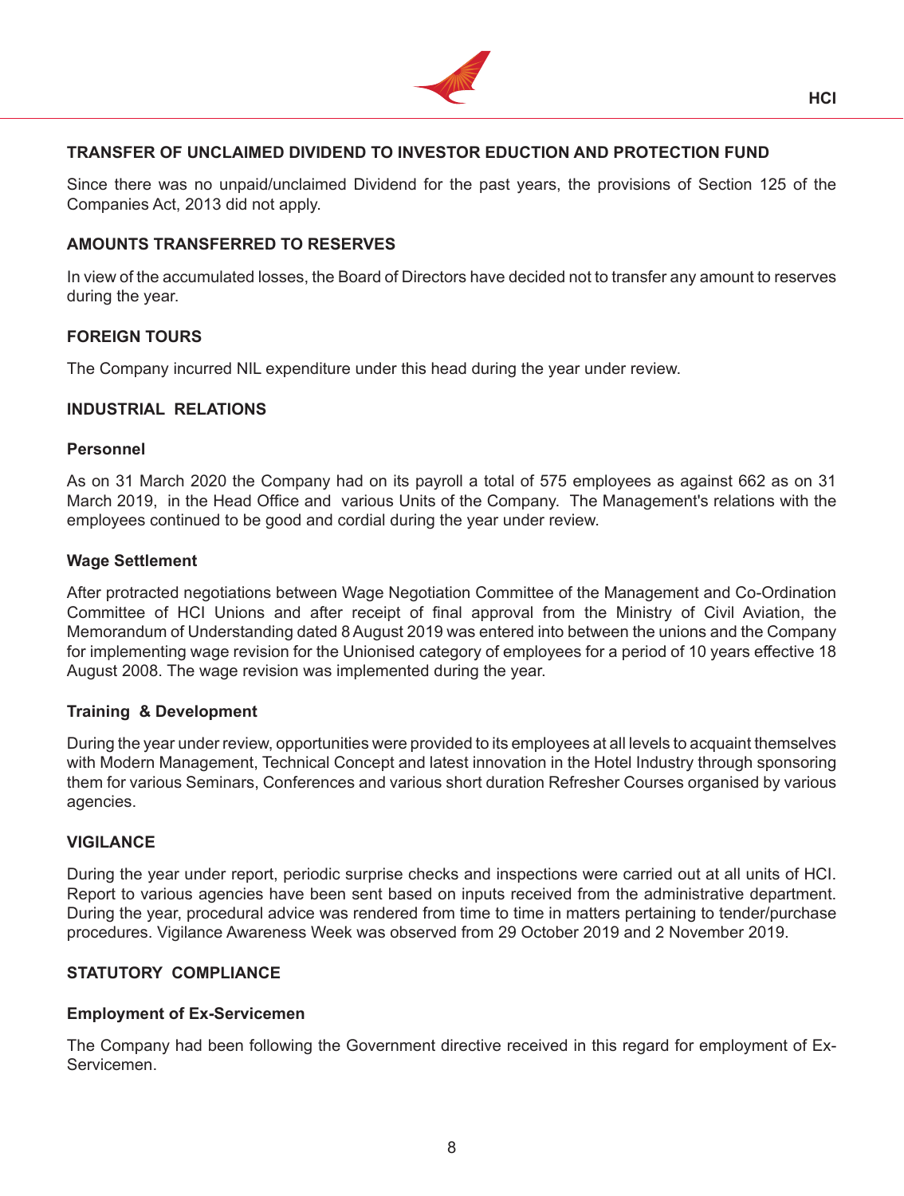## TRANSFER OF UNCLAIMED DIVIDEND TO INVESTOR EDUCTION AND PROTECTION FUND

Since there was no unpaid/unclaimed Dividend for the past years, the provisions of Section 125 of the Companies Act, 2013 did not apply.

## AMOUNTS TRANSFERRED TO RESERVES

In view of the accumulated losses, the Board of Directors have decided not to transfer any amount to reserves during the year.

## FOREIGN TOURS

The Company incurred NIL expenditure under this head during the year under review.

## INDUSTRIAL RELATIONS

### Personnel

As on 31 March 2020 the Company had on its payroll a total of 575 employees as against 662 as on 31 March 2019, in the Head Office and various Units of the Company. The Management's relations with the employees continued to be good and cordial during the year under review.

### Wage Settlement

After protracted negotiations between Wage Negotiation Committee of the Management and Co-Ordination Committee of HCI Unions and after receipt of final approval from the Ministry of Civil Aviation, the Memorandum of Understanding dated 8 August 2019 was entered into between the unions and the Company for implementing wage revision for the Unionised category of employees for a period of 10 years effective 18 August 2008. The wage revision was implemented during the year.

### Training & Development

During the year under review, opportunities were provided to its employees at all levels to acquaint themselves with Modern Management, Technical Concept and latest innovation in the Hotel Industry through sponsoring them for various Seminars, Conferences and various short duration Refresher Courses organised by various agencies.

## VIGILANCE

During the year under report, periodic surprise checks and inspections were carried out at all units of HCI. Report to various agencies have been sent based on inputs received from the administrative department. During the year, procedural advice was rendered from time to time in matters pertaining to tender/purchase procedures. Vigilance Awareness Week was observed from 29 October 2019 and 2 November 2019.

## STATUTORY COMPLIANCE

### Employment of Ex-Servicemen

The Company had been following the Government directive received in this regard for employment of Ex-Servicemen.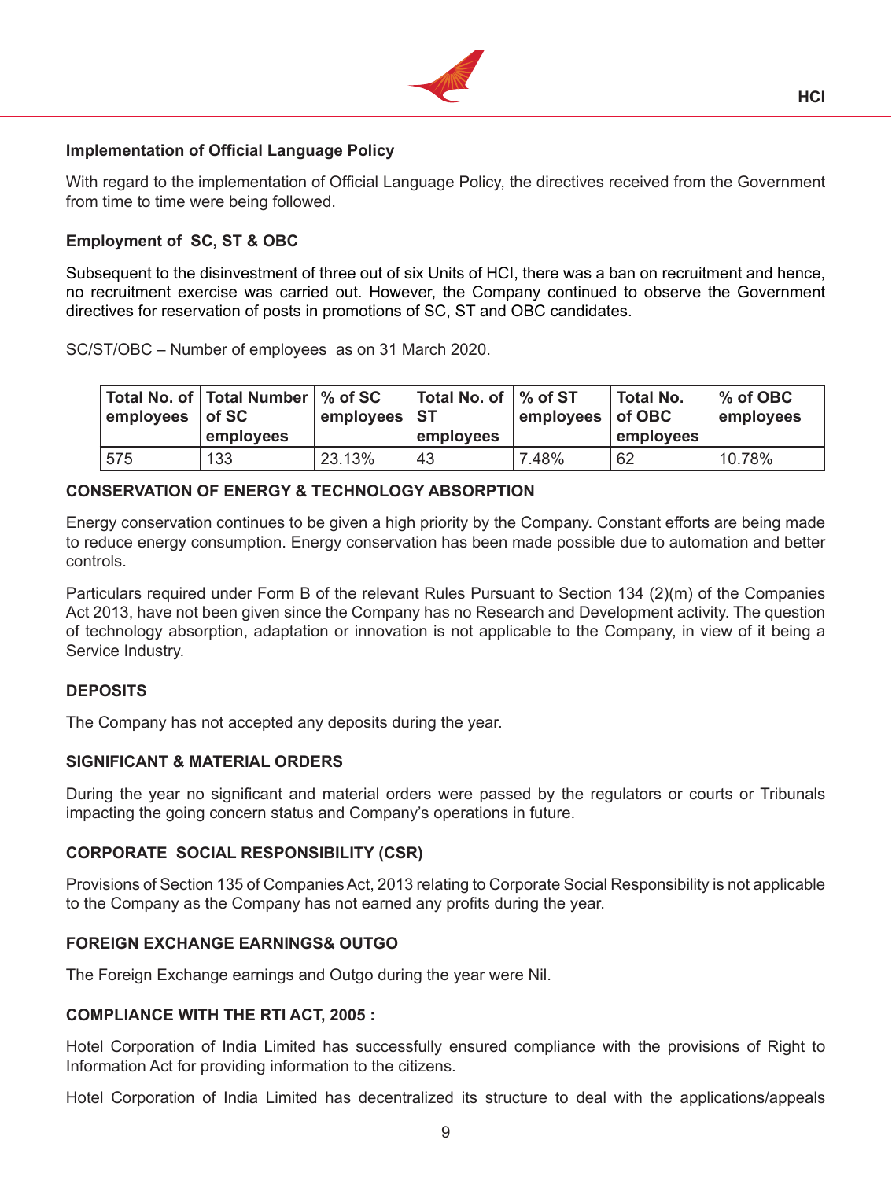### Implementation of Official Language Policy

With regard to the implementation of Official Language Policy, the directives received from the Government from time to time were being followed.

### Employment of SC, ST & OBC

Subsequent to the disinvestment of three out of six Units of HCI, there was a ban on recruitment and hence, no recruitment exercise was carried out. However, the Company continued to observe the Government directives for reservation of posts in promotions of SC, ST and OBC candidates.

SC/ST/OBC – Number of employees as on 31 March 2020.

| Total No. of employees | Total Number of SC employees | % of SC employees | Total No. of ST employees | % of ST employees | Total No. of OBC employees | % of OBC employees |
|---|---|---|---|---|---|---|
| 575 | 133 | 23.13% | 43 | 7.48% | 62 | 10.78% |

### CONSERVATION OF ENERGY & TECHNOLOGY ABSORPTION

Energy conservation continues to be given a high priority by the Company. Constant efforts are being made to reduce energy consumption. Energy conservation has been made possible due to automation and better controls.

Particulars required under Form B of the relevant Rules Pursuant to Section 134 (2)(m) of the Companies Act 2013, have not been given since the Company has no Research and Development activity. The question of technology absorption, adaptation or innovation is not applicable to the Company, in view of it being a Service Industry.

### DEPOSITS

The Company has not accepted any deposits during the year.

### SIGNIFICANT & MATERIAL ORDERS

During the year no significant and material orders were passed by the regulators or courts or Tribunals impacting the going concern status and Company's operations in future.

### CORPORATE SOCIAL RESPONSIBILITY (CSR)

Provisions of Section 135 of Companies Act, 2013 relating to Corporate Social Responsibility is not applicable to the Company as the Company has not earned any profits during the year.

### FOREIGN EXCHANGE EARNINGS& OUTGO

The Foreign Exchange earnings and Outgo during the year were Nil.

### COMPLIANCE WITH THE RTI ACT, 2005 :

Hotel Corporation of India Limited has successfully ensured compliance with the provisions of Right to Information Act for providing information to the citizens.

Hotel Corporation of India Limited has decentralized its structure to deal with the applications/appeals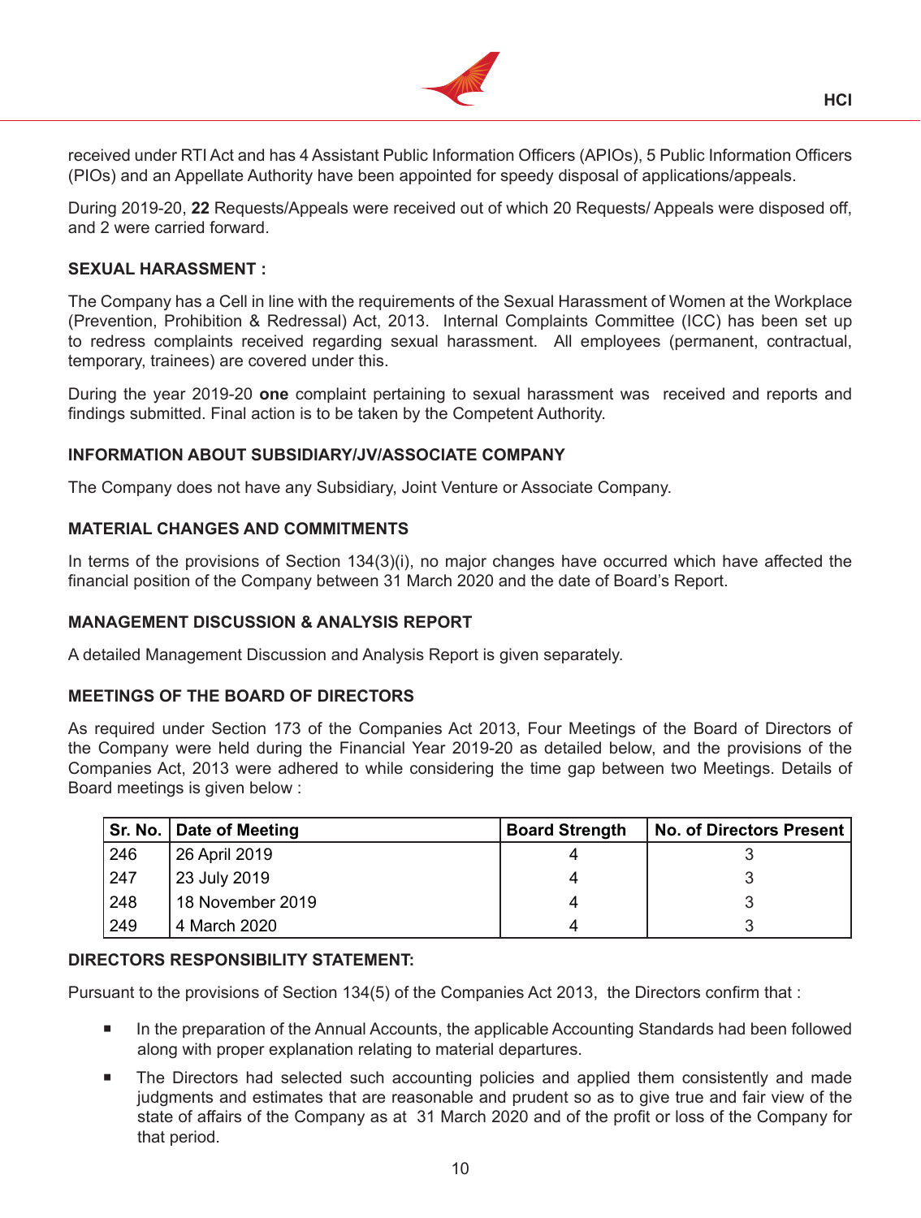received under RTI Act and has 4 Assistant Public Information Officers (APIOs), 5 Public Information Officers (PIOs) and an Appellate Authority have been appointed for speedy disposal of applications/appeals.

During 2019-20, **22** Requests/Appeals were received out of which 20 Requests/ Appeals were disposed off, and 2 were carried forward.

### SEXUAL HARASSMENT :

The Company has a Cell in line with the requirements of the Sexual Harassment of Women at the Workplace (Prevention, Prohibition & Redressal) Act, 2013. Internal Complaints Committee (ICC) has been set up to redress complaints received regarding sexual harassment. All employees (permanent, contractual, temporary, trainees) are covered under this.

During the year 2019-20 **one** complaint pertaining to sexual harassment was received and reports and findings submitted. Final action is to be taken by the Competent Authority.

### INFORMATION ABOUT SUBSIDIARY/JV/ASSOCIATE COMPANY

The Company does not have any Subsidiary, Joint Venture or Associate Company.

### MATERIAL CHANGES AND COMMITMENTS

In terms of the provisions of Section 134(3)(i), no major changes have occurred which have affected the financial position of the Company between 31 March 2020 and the date of Board's Report.

### MANAGEMENT DISCUSSION & ANALYSIS REPORT

A detailed Management Discussion and Analysis Report is given separately.

### MEETINGS OF THE BOARD OF DIRECTORS

As required under Section 173 of the Companies Act 2013, Four Meetings of the Board of Directors of the Company were held during the Financial Year 2019-20 as detailed below, and the provisions of the Companies Act, 2013 were adhered to while considering the time gap between two Meetings. Details of Board meetings is given below :

| Sr. No. | Date of Meeting | Board Strength | No. of Directors Present |
|---|---|---|---|
| 246 | 26 April 2019 | 4 | 3 |
| 247 | 23 July 2019 | 4 | 3 |
| 248 | 18 November 2019 | 4 | 3 |
| 249 | 4 March 2020 | 4 | 3 |

### DIRECTORS RESPONSIBILITY STATEMENT:

Pursuant to the provisions of Section 134(5) of the Companies Act 2013, the Directors confirm that :

- In the preparation of the Annual Accounts, the applicable Accounting Standards had been followed along with proper explanation relating to material departures.
- The Directors had selected such accounting policies and applied them consistently and made judgments and estimates that are reasonable and prudent so as to give true and fair view of the state of affairs of the Company as at 31 March 2020 and of the profit or loss of the Company for that period.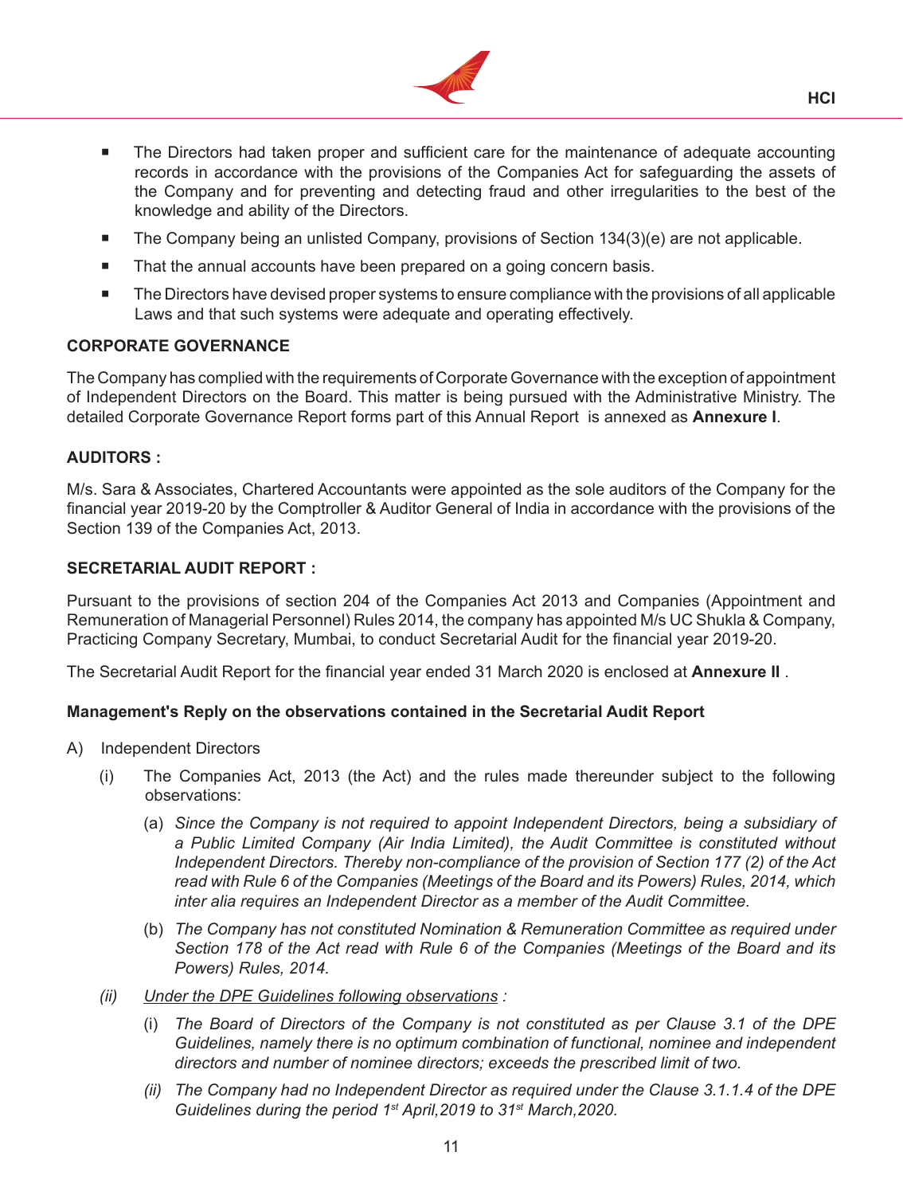- The Directors had taken proper and sufficient care for the maintenance of adequate accounting records in accordance with the provisions of the Companies Act for safeguarding the assets of the Company and for preventing and detecting fraud and other irregularities to the best of the knowledge and ability of the Directors.
- The Company being an unlisted Company, provisions of Section 134(3)(e) are not applicable.
- That the annual accounts have been prepared on a going concern basis.
- The Directors have devised proper systems to ensure compliance with the provisions of all applicable Laws and that such systems were adequate and operating effectively.

**CORPORATE GOVERNANCE**

The Company has complied with the requirements of Corporate Governance with the exception of appointment of Independent Directors on the Board. This matter is being pursued with the Administrative Ministry. The detailed Corporate Governance Report forms part of this Annual Report is annexed as **Annexure I**.

**AUDITORS :**

M/s. Sara & Associates, Chartered Accountants were appointed as the sole auditors of the Company for the financial year 2019-20 by the Comptroller & Auditor General of India in accordance with the provisions of the Section 139 of the Companies Act, 2013.

**SECRETARIAL AUDIT REPORT :**

Pursuant to the provisions of section 204 of the Companies Act 2013 and Companies (Appointment and Remuneration of Managerial Personnel) Rules 2014, the company has appointed M/s UC Shukla & Company, Practicing Company Secretary, Mumbai, to conduct Secretarial Audit for the financial year 2019-20.

The Secretarial Audit Report for the financial year ended 31 March 2020 is enclosed at **Annexure II** .

**Management's Reply on the observations contained in the Secretarial Audit Report**

A) Independent Directors

(i) The Companies Act, 2013 (the Act) and the rules made thereunder subject to the following observations:

(a) *Since the Company is not required to appoint Independent Directors, being a subsidiary of a Public Limited Company (Air India Limited), the Audit Committee is constituted without Independent Directors. Thereby non-compliance of the provision of Section 177 (2) of the Act read with Rule 6 of the Companies (Meetings of the Board and its Powers) Rules, 2014, which inter alia requires an Independent Director as a member of the Audit Committee.*

(b) *The Company has not constituted Nomination & Remuneration Committee as required under Section 178 of the Act read with Rule 6 of the Companies (Meetings of the Board and its Powers) Rules, 2014.*

*(ii) Under the DPE Guidelines following observations :*

(i) *The Board of Directors of the Company is not constituted as per Clause 3.1 of the DPE Guidelines, namely there is no optimum combination of functional, nominee and independent directors and number of nominee directors; exceeds the prescribed limit of two.*

*(ii) The Company had no Independent Director as required under the Clause 3.1.1.4 of the DPE Guidelines during the period 1st April,2019 to 31st March,2020.*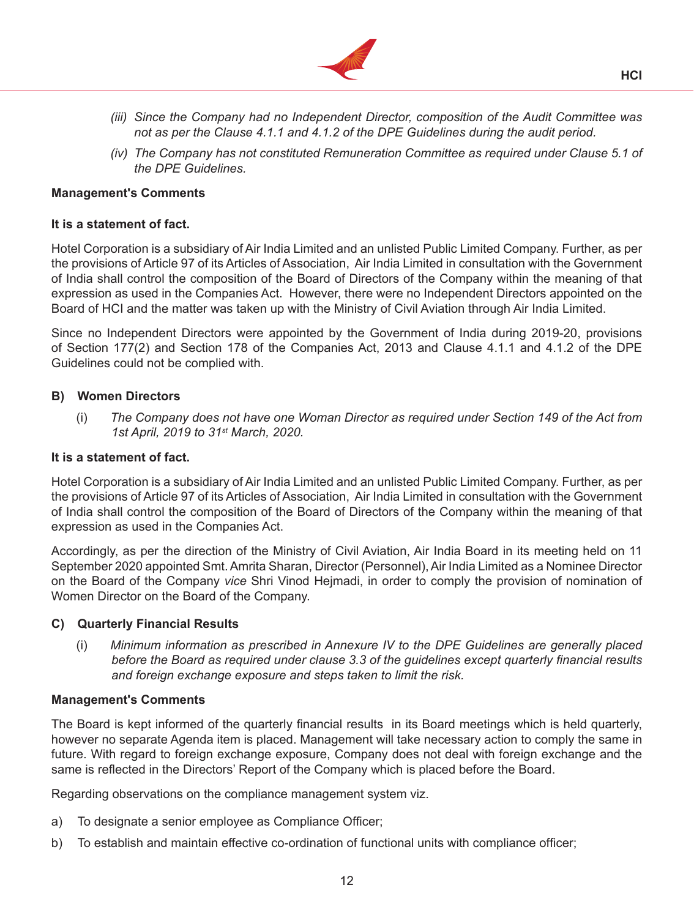*(iii) Since the Company had no Independent Director, composition of the Audit Committee was not as per the Clause 4.1.1 and 4.1.2 of the DPE Guidelines during the audit period.*

*(iv) The Company has not constituted Remuneration Committee as required under Clause 5.1 of the DPE Guidelines.*

**Management's Comments**

**It is a statement of fact.**

Hotel Corporation is a subsidiary of Air India Limited and an unlisted Public Limited Company. Further, as per the provisions of Article 97 of its Articles of Association, Air India Limited in consultation with the Government of India shall control the composition of the Board of Directors of the Company within the meaning of that expression as used in the Companies Act. However, there were no Independent Directors appointed on the Board of HCI and the matter was taken up with the Ministry of Civil Aviation through Air India Limited.

Since no Independent Directors were appointed by the Government of India during 2019-20, provisions of Section 177(2) and Section 178 of the Companies Act, 2013 and Clause 4.1.1 and 4.1.2 of the DPE Guidelines could not be complied with.

**B) Women Directors**

(i) *The Company does not have one Woman Director as required under Section 149 of the Act from 1st April, 2019 to 31st March, 2020.*

**It is a statement of fact.**

Hotel Corporation is a subsidiary of Air India Limited and an unlisted Public Limited Company. Further, as per the provisions of Article 97 of its Articles of Association, Air India Limited in consultation with the Government of India shall control the composition of the Board of Directors of the Company within the meaning of that expression as used in the Companies Act.

Accordingly, as per the direction of the Ministry of Civil Aviation, Air India Board in its meeting held on 11 September 2020 appointed Smt. Amrita Sharan, Director (Personnel), Air India Limited as a Nominee Director on the Board of the Company *vice* Shri Vinod Hejmadi, in order to comply the provision of nomination of Women Director on the Board of the Company.

**C) Quarterly Financial Results**

(i) *Minimum information as prescribed in Annexure IV to the DPE Guidelines are generally placed before the Board as required under clause 3.3 of the guidelines except quarterly financial results and foreign exchange exposure and steps taken to limit the risk.*

**Management's Comments**

The Board is kept informed of the quarterly financial results in its Board meetings which is held quarterly, however no separate Agenda item is placed. Management will take necessary action to comply the same in future. With regard to foreign exchange exposure, Company does not deal with foreign exchange and the same is reflected in the Directors' Report of the Company which is placed before the Board.

Regarding observations on the compliance management system viz.

a) To designate a senior employee as Compliance Officer;

b) To establish and maintain effective co-ordination of functional units with compliance officer;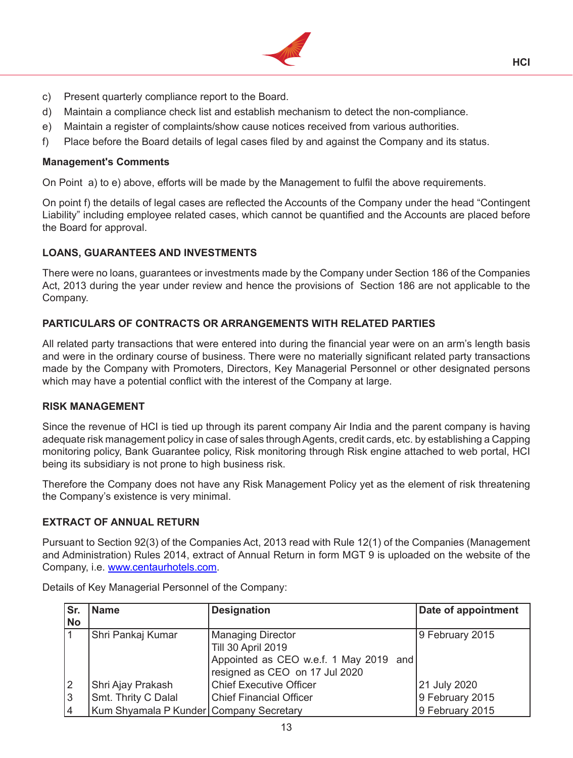c) Present quarterly compliance report to the Board.
d) Maintain a compliance check list and establish mechanism to detect the non-compliance.
e) Maintain a register of complaints/show cause notices received from various authorities.
f) Place before the Board details of legal cases filed by and against the Company and its status.

**Management's Comments**

On Point a) to e) above, efforts will be made by the Management to fulfil the above requirements.

On point f) the details of legal cases are reflected the Accounts of the Company under the head "Contingent Liability" including employee related cases, which cannot be quantified and the Accounts are placed before the Board for approval.

## LOANS, GUARANTEES AND INVESTMENTS

There were no loans, guarantees or investments made by the Company under Section 186 of the Companies Act, 2013 during the year under review and hence the provisions of Section 186 are not applicable to the Company.

## PARTICULARS OF CONTRACTS OR ARRANGEMENTS WITH RELATED PARTIES

All related party transactions that were entered into during the financial year were on an arm's length basis and were in the ordinary course of business. There were no materially significant related party transactions made by the Company with Promoters, Directors, Key Managerial Personnel or other designated persons which may have a potential conflict with the interest of the Company at large.

## RISK MANAGEMENT

Since the revenue of HCI is tied up through its parent company Air India and the parent company is having adequate risk management policy in case of sales through Agents, credit cards, etc. by establishing a Capping monitoring policy, Bank Guarantee policy, Risk monitoring through Risk engine attached to web portal, HCI being its subsidiary is not prone to high business risk.

Therefore the Company does not have any Risk Management Policy yet as the element of risk threatening the Company's existence is very minimal.

## EXTRACT OF ANNUAL RETURN

Pursuant to Section 92(3) of the Companies Act, 2013 read with Rule 12(1) of the Companies (Management and Administration) Rules 2014, extract of Annual Return in form MGT 9 is uploaded on the website of the Company, i.e. www.centaurhotels.com.

Details of Key Managerial Personnel of the Company:

| Sr. No | Name | Designation | Date of appointment |
|---|---|---|---|
| 1 | Shri Pankaj Kumar | Managing Director Till 30 April 2019 Appointed as CEO w.e.f. 1 May 2019 and resigned as CEO on 17 Jul 2020 | 9 February 2015 |
| 2 | Shri Ajay Prakash | Chief Executive Officer | 21 July 2020 |
| 3 | Smt. Thrity C Dalal | Chief Financial Officer | 9 February 2015 |
| 4 | Kum Shyamala P Kunder | Company Secretary | 9 February 2015 |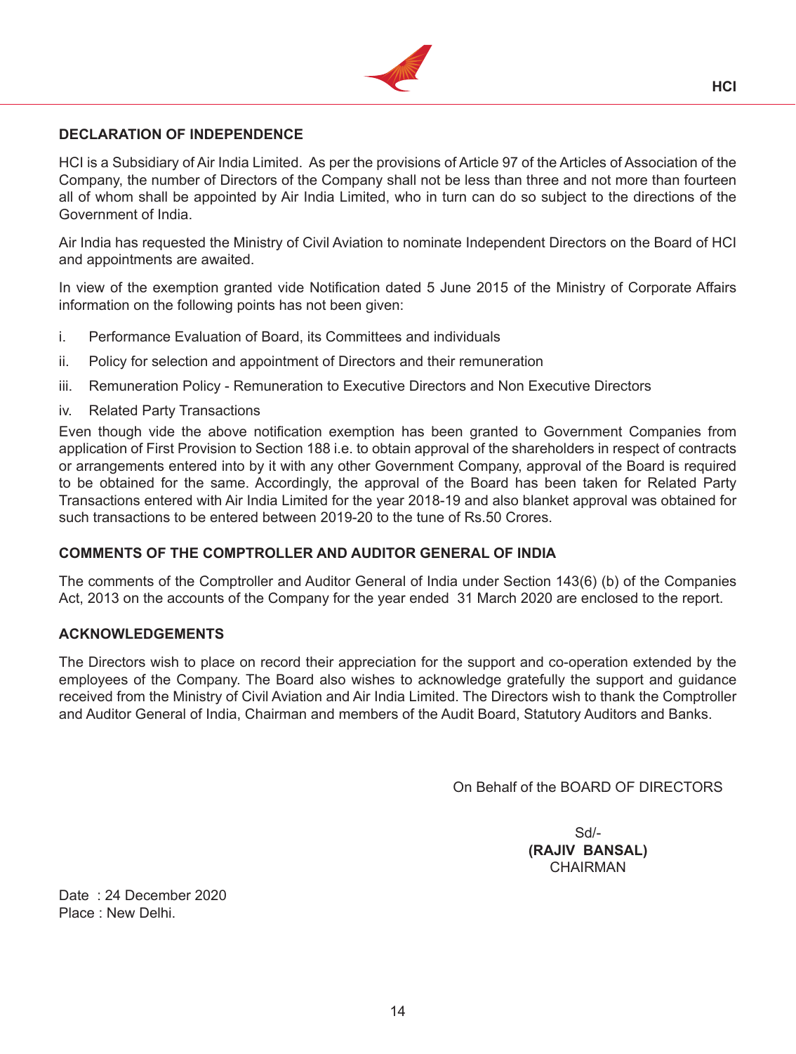## DECLARATION OF INDEPENDENCE

HCI is a Subsidiary of Air India Limited. As per the provisions of Article 97 of the Articles of Association of the Company, the number of Directors of the Company shall not be less than three and not more than fourteen all of whom shall be appointed by Air India Limited, who in turn can do so subject to the directions of the Government of India.

Air India has requested the Ministry of Civil Aviation to nominate Independent Directors on the Board of HCI and appointments are awaited.

In view of the exemption granted vide Notification dated 5 June 2015 of the Ministry of Corporate Affairs information on the following points has not been given:

i. Performance Evaluation of Board, its Committees and individuals

ii. Policy for selection and appointment of Directors and their remuneration

iii. Remuneration Policy - Remuneration to Executive Directors and Non Executive Directors

iv. Related Party Transactions

Even though vide the above notification exemption has been granted to Government Companies from application of First Provision to Section 188 i.e. to obtain approval of the shareholders in respect of contracts or arrangements entered into by it with any other Government Company, approval of the Board is required to be obtained for the same. Accordingly, the approval of the Board has been taken for Related Party Transactions entered with Air India Limited for the year 2018-19 and also blanket approval was obtained for such transactions to be entered between 2019-20 to the tune of Rs.50 Crores.

## COMMENTS OF THE COMPTROLLER AND AUDITOR GENERAL OF INDIA

The comments of the Comptroller and Auditor General of India under Section 143(6) (b) of the Companies Act, 2013 on the accounts of the Company for the year ended 31 March 2020 are enclosed to the report.

## ACKNOWLEDGEMENTS

The Directors wish to place on record their appreciation for the support and co-operation extended by the employees of the Company. The Board also wishes to acknowledge gratefully the support and guidance received from the Ministry of Civil Aviation and Air India Limited. The Directors wish to thank the Comptroller and Auditor General of India, Chairman and members of the Audit Board, Statutory Auditors and Banks.

On Behalf of the BOARD OF DIRECTORS

Sd/-
**(RAJIV BANSAL)**
CHAIRMAN

Date : 24 December 2020
Place : New Delhi.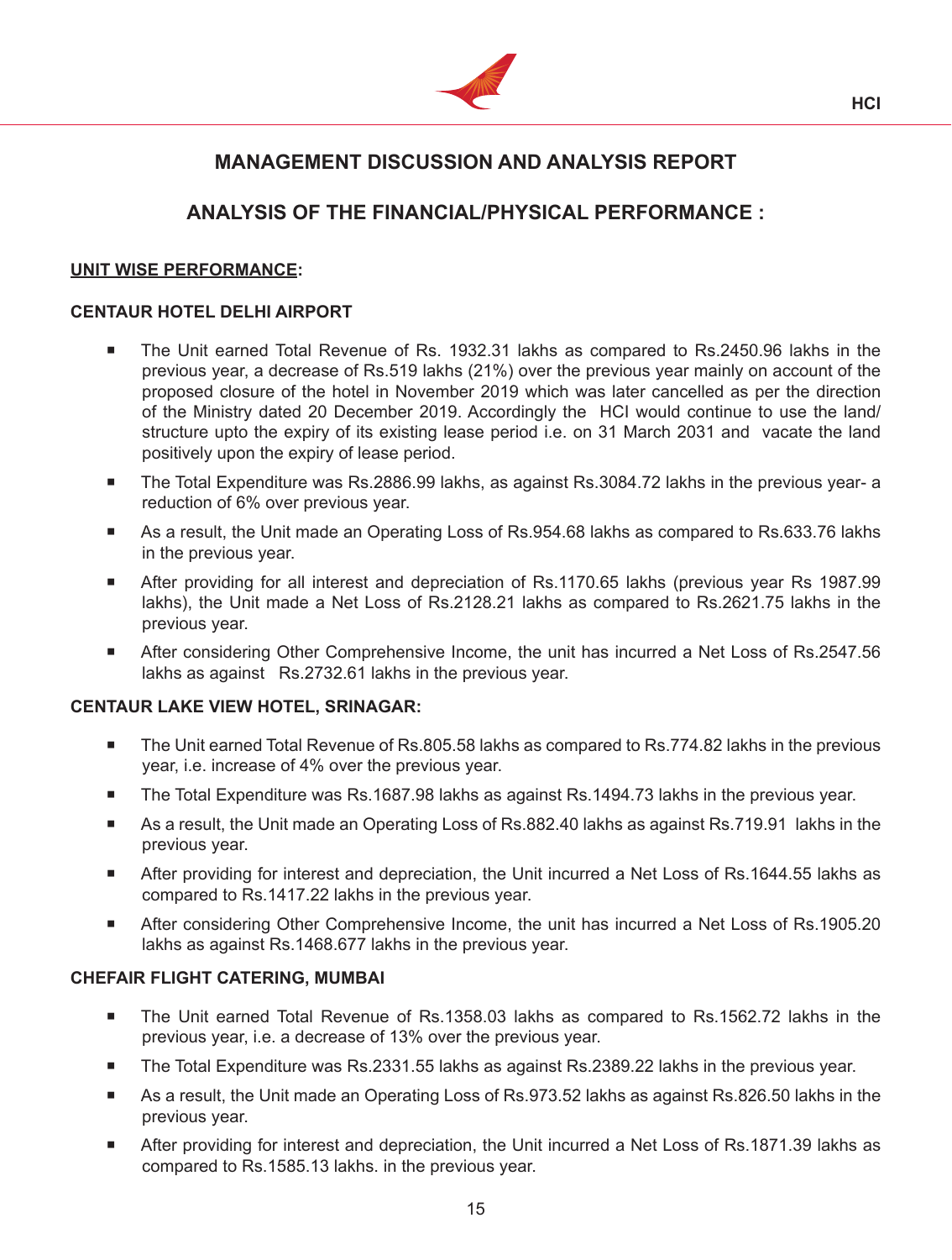## MANAGEMENT DISCUSSION AND ANALYSIS REPORT

## ANALYSIS OF THE FINANCIAL/PHYSICAL PERFORMANCE :

**UNIT WISE PERFORMANCE:**

**CENTAUR HOTEL DELHI AIRPORT**

- The Unit earned Total Revenue of Rs. 1932.31 lakhs as compared to Rs.2450.96 lakhs in the previous year, a decrease of Rs.519 lakhs (21%) over the previous year mainly on account of the proposed closure of the hotel in November 2019 which was later cancelled as per the direction of the Ministry dated 20 December 2019. Accordingly the HCI would continue to use the land/ structure upto the expiry of its existing lease period i.e. on 31 March 2031 and vacate the land positively upon the expiry of lease period.
- The Total Expenditure was Rs.2886.99 lakhs, as against Rs.3084.72 lakhs in the previous year- a reduction of 6% over previous year.
- As a result, the Unit made an Operating Loss of Rs.954.68 lakhs as compared to Rs.633.76 lakhs in the previous year.
- After providing for all interest and depreciation of Rs.1170.65 lakhs (previous year Rs 1987.99 lakhs), the Unit made a Net Loss of Rs.2128.21 lakhs as compared to Rs.2621.75 lakhs in the previous year.
- After considering Other Comprehensive Income, the unit has incurred a Net Loss of Rs.2547.56 lakhs as against Rs.2732.61 lakhs in the previous year.

**CENTAUR LAKE VIEW HOTEL, SRINAGAR:**

- The Unit earned Total Revenue of Rs.805.58 lakhs as compared to Rs.774.82 lakhs in the previous year, i.e. increase of 4% over the previous year.
- The Total Expenditure was Rs.1687.98 lakhs as against Rs.1494.73 lakhs in the previous year.
- As a result, the Unit made an Operating Loss of Rs.882.40 lakhs as against Rs.719.91 lakhs in the previous year.
- After providing for interest and depreciation, the Unit incurred a Net Loss of Rs.1644.55 lakhs as compared to Rs.1417.22 lakhs in the previous year.
- After considering Other Comprehensive Income, the unit has incurred a Net Loss of Rs.1905.20 lakhs as against Rs.1468.677 lakhs in the previous year.

**CHEFAIR FLIGHT CATERING, MUMBAI**

- The Unit earned Total Revenue of Rs.1358.03 lakhs as compared to Rs.1562.72 lakhs in the previous year, i.e. a decrease of 13% over the previous year.
- The Total Expenditure was Rs.2331.55 lakhs as against Rs.2389.22 lakhs in the previous year.
- As a result, the Unit made an Operating Loss of Rs.973.52 lakhs as against Rs.826.50 lakhs in the previous year.
- After providing for interest and depreciation, the Unit incurred a Net Loss of Rs.1871.39 lakhs as compared to Rs.1585.13 lakhs. in the previous year.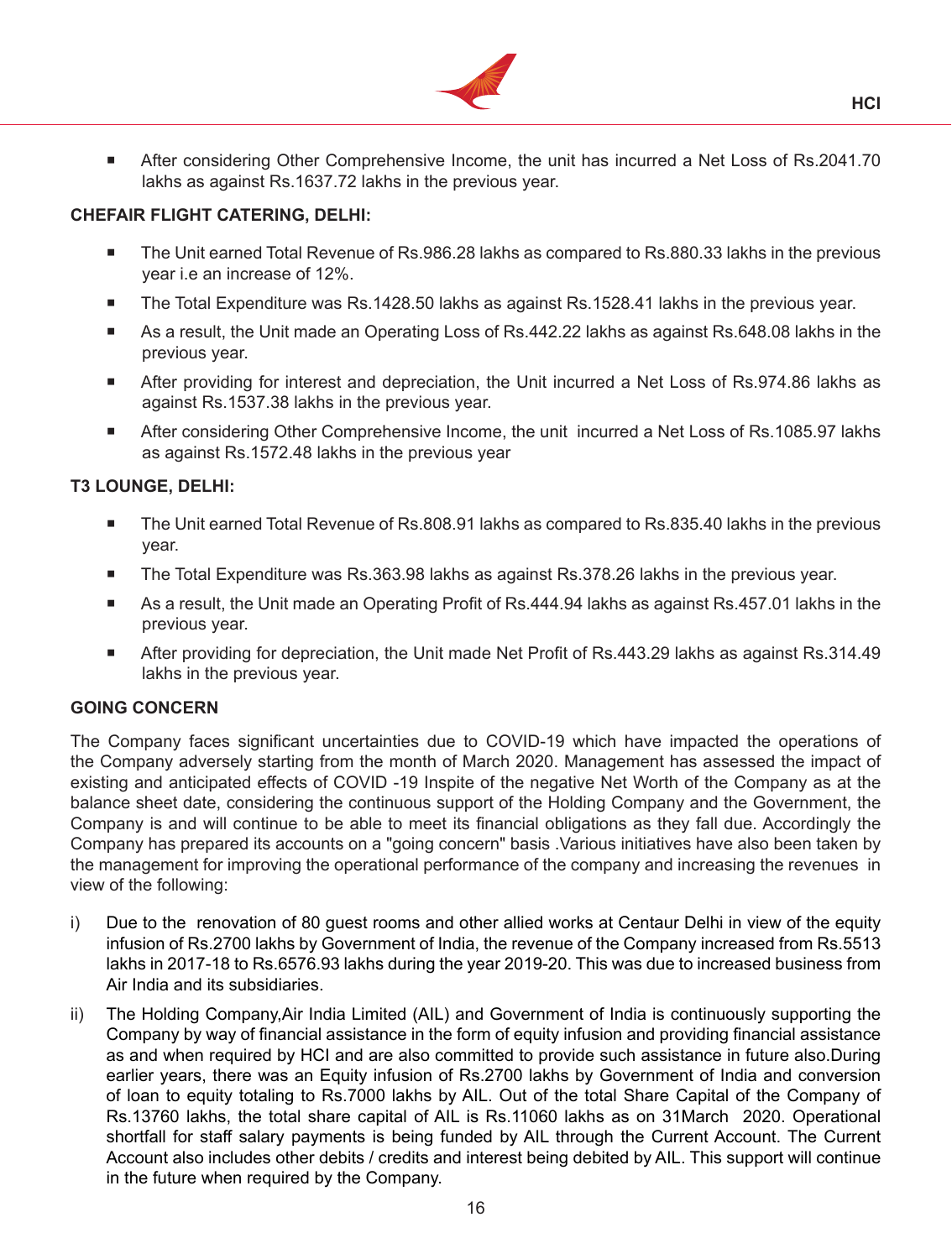- After considering Other Comprehensive Income, the unit has incurred a Net Loss of Rs.2041.70 lakhs as against Rs.1637.72 lakhs in the previous year.

**CHEFAIR FLIGHT CATERING, DELHI:**

- The Unit earned Total Revenue of Rs.986.28 lakhs as compared to Rs.880.33 lakhs in the previous year i.e an increase of 12%.
- The Total Expenditure was Rs.1428.50 lakhs as against Rs.1528.41 lakhs in the previous year.
- As a result, the Unit made an Operating Loss of Rs.442.22 lakhs as against Rs.648.08 lakhs in the previous year.
- After providing for interest and depreciation, the Unit incurred a Net Loss of Rs.974.86 lakhs as against Rs.1537.38 lakhs in the previous year.
- After considering Other Comprehensive Income, the unit incurred a Net Loss of Rs.1085.97 lakhs as against Rs.1572.48 lakhs in the previous year

**T3 LOUNGE, DELHI:**

- The Unit earned Total Revenue of Rs.808.91 lakhs as compared to Rs.835.40 lakhs in the previous year.
- The Total Expenditure was Rs.363.98 lakhs as against Rs.378.26 lakhs in the previous year.
- As a result, the Unit made an Operating Profit of Rs.444.94 lakhs as against Rs.457.01 lakhs in the previous year.
- After providing for depreciation, the Unit made Net Profit of Rs.443.29 lakhs as against Rs.314.49 lakhs in the previous year.

**GOING CONCERN**

The Company faces significant uncertainties due to COVID-19 which have impacted the operations of the Company adversely starting from the month of March 2020. Management has assessed the impact of existing and anticipated effects of COVID -19 Inspite of the negative Net Worth of the Company as at the balance sheet date, considering the continuous support of the Holding Company and the Government, the Company is and will continue to be able to meet its financial obligations as they fall due. Accordingly the Company has prepared its accounts on a "going concern" basis .Various initiatives have also been taken by the management for improving the operational performance of the company and increasing the revenues in view of the following:

i) Due to the renovation of 80 guest rooms and other allied works at Centaur Delhi in view of the equity infusion of Rs.2700 lakhs by Government of India, the revenue of the Company increased from Rs.5513 lakhs in 2017-18 to Rs.6576.93 lakhs during the year 2019-20. This was due to increased business from Air India and its subsidiaries.

ii) The Holding Company,Air India Limited (AIL) and Government of India is continuously supporting the Company by way of financial assistance in the form of equity infusion and providing financial assistance as and when required by HCI and are also committed to provide such assistance in future also.During earlier years, there was an Equity infusion of Rs.2700 lakhs by Government of India and conversion of loan to equity totaling to Rs.7000 lakhs by AIL. Out of the total Share Capital of the Company of Rs.13760 lakhs, the total share capital of AIL is Rs.11060 lakhs as on 31March 2020. Operational shortfall for staff salary payments is being funded by AIL through the Current Account. The Current Account also includes other debits / credits and interest being debited by AIL. This support will continue in the future when required by the Company.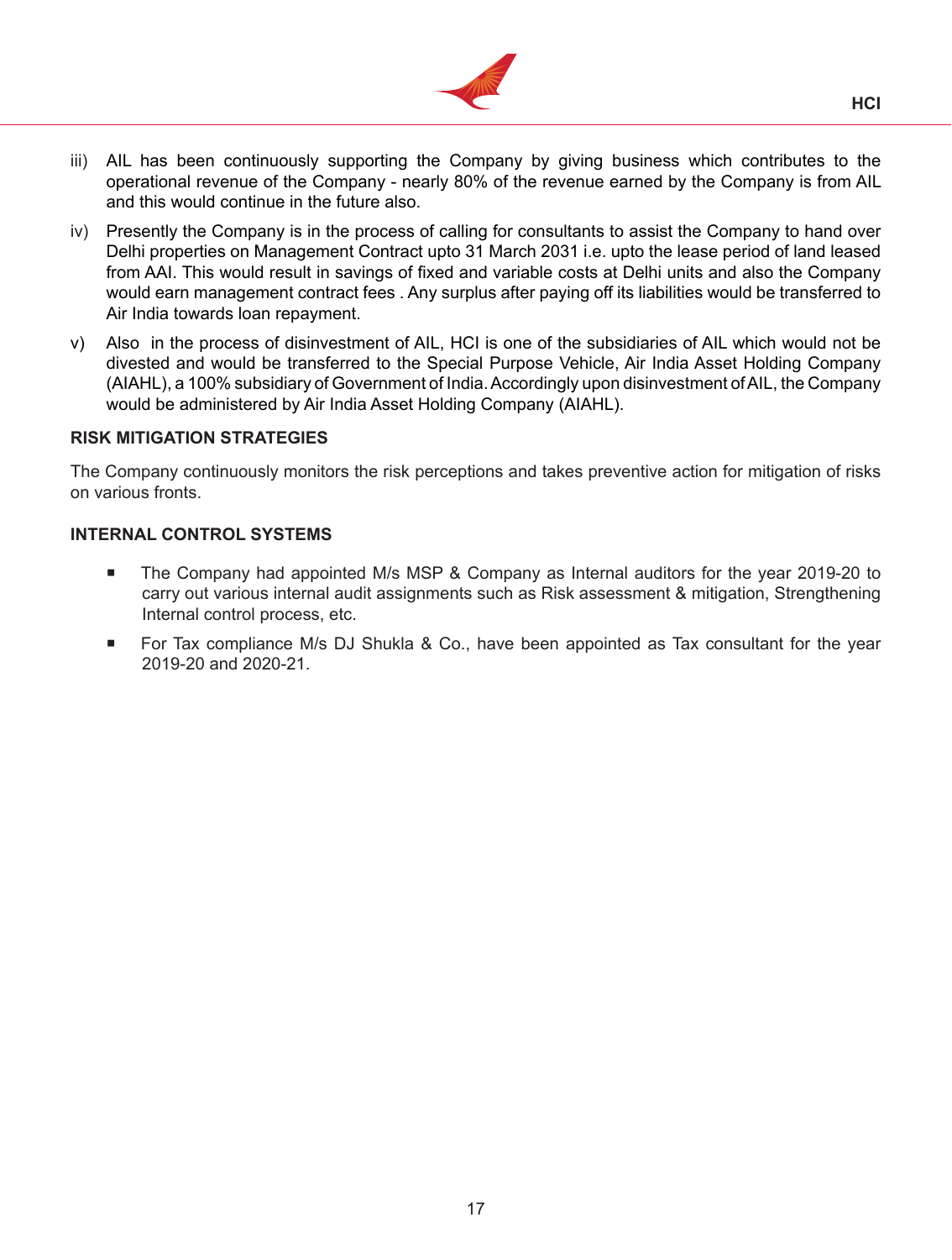iii) AIL has been continuously supporting the Company by giving business which contributes to the operational revenue of the Company - nearly 80% of the revenue earned by the Company is from AIL and this would continue in the future also.

iv) Presently the Company is in the process of calling for consultants to assist the Company to hand over Delhi properties on Management Contract upto 31 March 2031 i.e. upto the lease period of land leased from AAI. This would result in savings of fixed and variable costs at Delhi units and also the Company would earn management contract fees . Any surplus after paying off its liabilities would be transferred to Air India towards loan repayment.

v) Also in the process of disinvestment of AIL, HCI is one of the subsidiaries of AIL which would not be divested and would be transferred to the Special Purpose Vehicle, Air India Asset Holding Company (AIAHL), a 100% subsidiary of Government of India. Accordingly upon disinvestment of AIL, the Company would be administered by Air India Asset Holding Company (AIAHL).

**RISK MITIGATION STRATEGIES**

The Company continuously monitors the risk perceptions and takes preventive action for mitigation of risks on various fronts.

**INTERNAL CONTROL SYSTEMS**

- The Company had appointed M/s MSP & Company as Internal auditors for the year 2019-20 to carry out various internal audit assignments such as Risk assessment & mitigation, Strengthening Internal control process, etc.
- For Tax compliance M/s DJ Shukla & Co., have been appointed as Tax consultant for the year 2019-20 and 2020-21.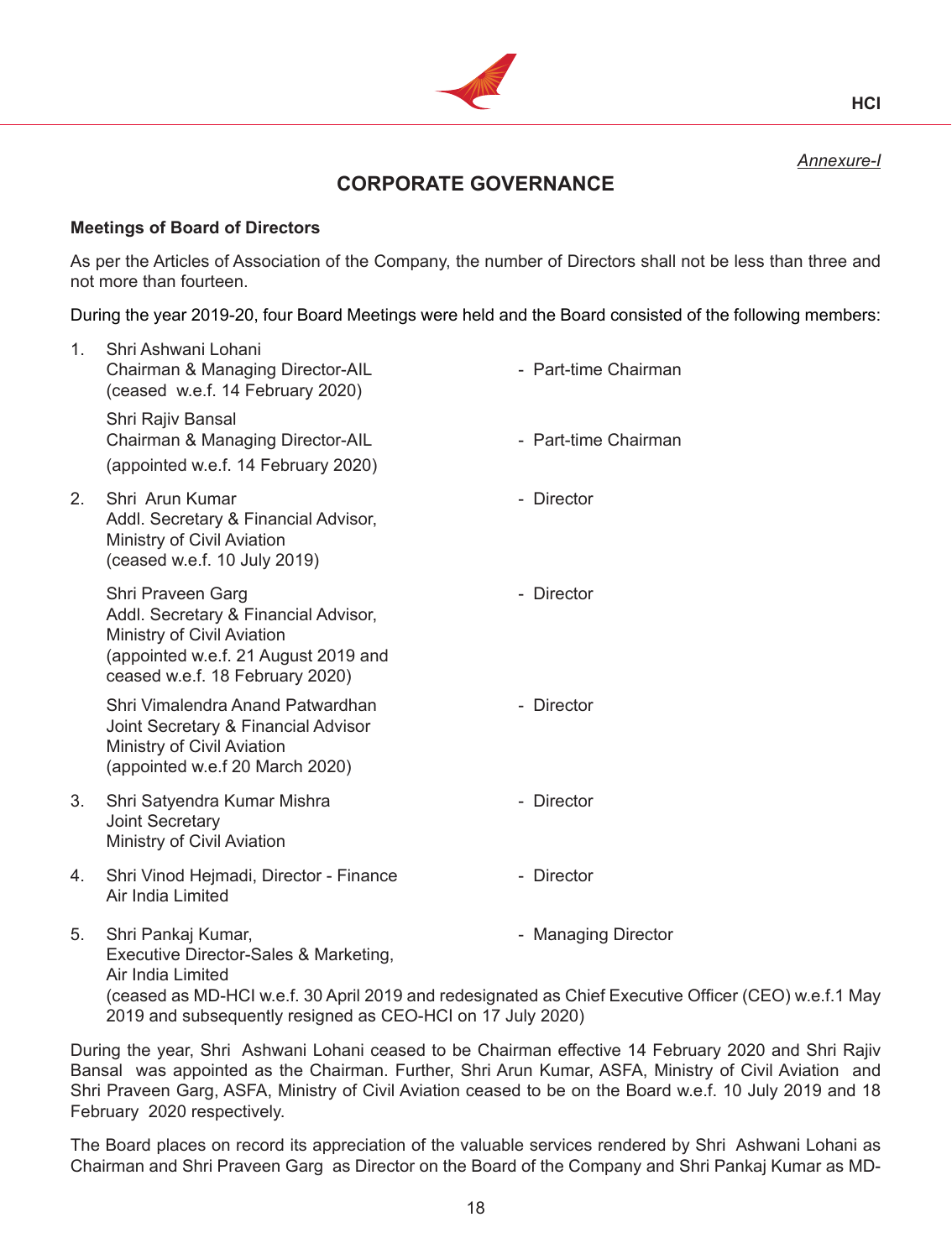*Annexure-I*

## CORPORATE GOVERNANCE

**Meetings of Board of Directors**

As per the Articles of Association of the Company, the number of Directors shall not be less than three and not more than fourteen.

During the year 2019-20, four Board Meetings were held and the Board consisted of the following members:

1. Shri Ashwani Lohani
   Chairman & Managing Director-AIL
   (ceased w.e.f. 14 February 2020) - Part-time Chairman

   Shri Rajiv Bansal
   Chairman & Managing Director-AIL
   (appointed w.e.f. 14 February 2020) - Part-time Chairman

2. Shri Arun Kumar
   Addl. Secretary & Financial Advisor,
   Ministry of Civil Aviation
   (ceased w.e.f. 10 July 2019) - Director

   Shri Praveen Garg
   Addl. Secretary & Financial Advisor,
   Ministry of Civil Aviation
   (appointed w.e.f. 21 August 2019 and ceased w.e.f. 18 February 2020) - Director

   Shri Vimalendra Anand Patwardhan
   Joint Secretary & Financial Advisor
   Ministry of Civil Aviation
   (appointed w.e.f 20 March 2020) - Director

3. Shri Satyendra Kumar Mishra
   Joint Secretary
   Ministry of Civil Aviation - Director

4. Shri Vinod Hejmadi, Director - Finance
   Air India Limited - Director

5. Shri Pankaj Kumar,
   Executive Director-Sales & Marketing,
   Air India Limited - Managing Director
   (ceased as MD-HCI w.e.f. 30 April 2019 and redesignated as Chief Executive Officer (CEO) w.e.f.1 May 2019 and subsequently resigned as CEO-HCI on 17 July 2020)

During the year, Shri Ashwani Lohani ceased to be Chairman effective 14 February 2020 and Shri Rajiv Bansal was appointed as the Chairman. Further, Shri Arun Kumar, ASFA, Ministry of Civil Aviation and Shri Praveen Garg, ASFA, Ministry of Civil Aviation ceased to be on the Board w.e.f. 10 July 2019 and 18 February 2020 respectively.

The Board places on record its appreciation of the valuable services rendered by Shri Ashwani Lohani as Chairman and Shri Praveen Garg as Director on the Board of the Company and Shri Pankaj Kumar as MD-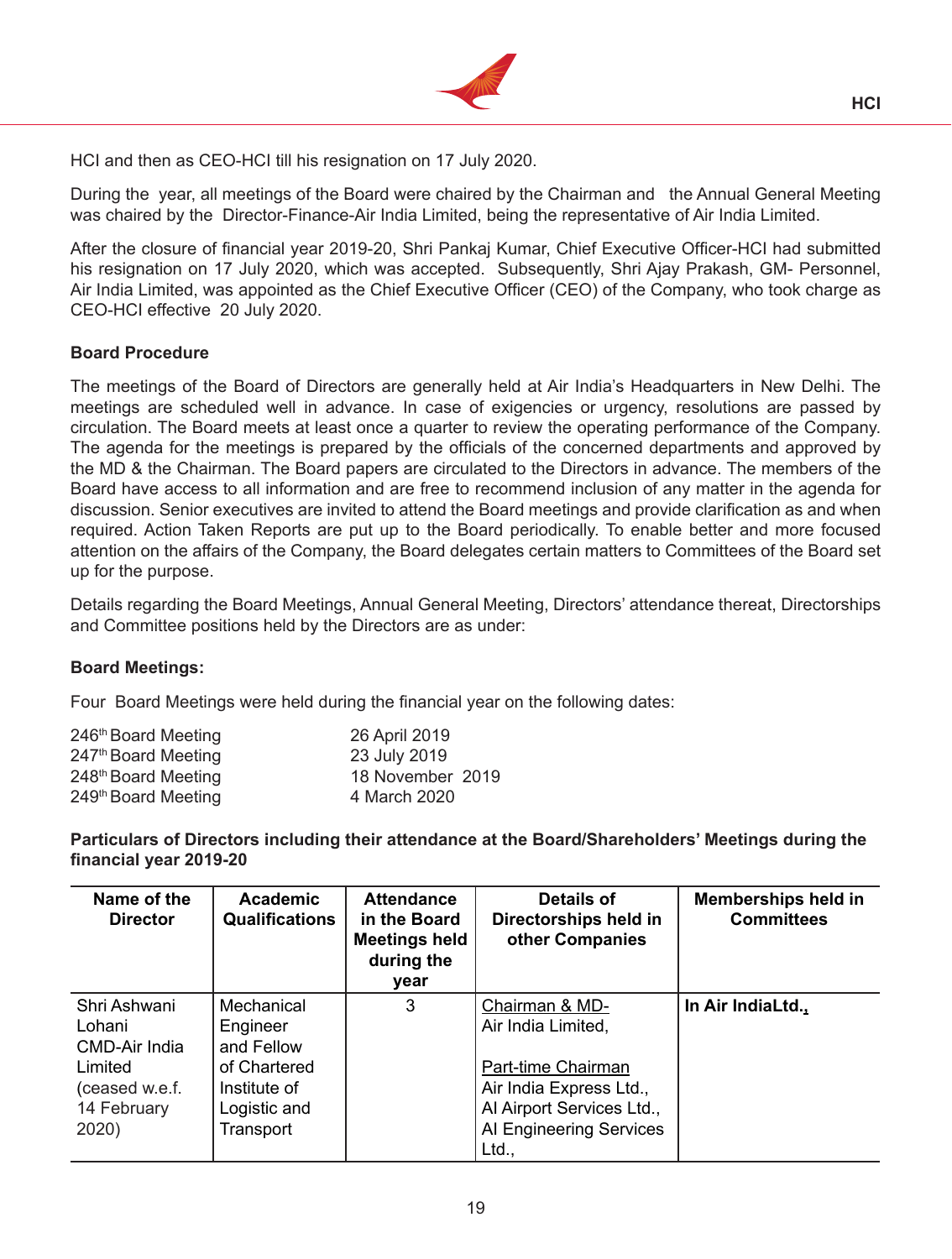HCI and then as CEO-HCI till his resignation on 17 July 2020.

During the year, all meetings of the Board were chaired by the Chairman and the Annual General Meeting was chaired by the Director-Finance-Air India Limited, being the representative of Air India Limited.

After the closure of financial year 2019-20, Shri Pankaj Kumar, Chief Executive Officer-HCI had submitted his resignation on 17 July 2020, which was accepted. Subsequently, Shri Ajay Prakash, GM- Personnel, Air India Limited, was appointed as the Chief Executive Officer (CEO) of the Company, who took charge as CEO-HCI effective 20 July 2020.

**Board Procedure**

The meetings of the Board of Directors are generally held at Air India's Headquarters in New Delhi. The meetings are scheduled well in advance. In case of exigencies or urgency, resolutions are passed by circulation. The Board meets at least once a quarter to review the operating performance of the Company. The agenda for the meetings is prepared by the officials of the concerned departments and approved by the MD & the Chairman. The Board papers are circulated to the Directors in advance. The members of the Board have access to all information and are free to recommend inclusion of any matter in the agenda for discussion. Senior executives are invited to attend the Board meetings and provide clarification as and when required. Action Taken Reports are put up to the Board periodically. To enable better and more focused attention on the affairs of the Company, the Board delegates certain matters to Committees of the Board set up for the purpose.

Details regarding the Board Meetings, Annual General Meeting, Directors' attendance thereat, Directorships and Committee positions held by the Directors are as under:

**Board Meetings:**

Four Board Meetings were held during the financial year on the following dates:

| | |
|---|---|
| 246th Board Meeting | 26 April 2019 |
| 247th Board Meeting | 23 July 2019 |
| 248th Board Meeting | 18 November 2019 |
| 249th Board Meeting | 4 March 2020 |

**Particulars of Directors including their attendance at the Board/Shareholders' Meetings during the financial year 2019-20**

| Name of the Director | Academic Qualifications | Attendance in the Board Meetings held during the year | Details of Directorships held in other Companies | Memberships held in Committees |
|---|---|---|---|---|
| Shri Ashwani Lohani CMD-Air India Limited (ceased w.e.f. 14 February 2020) | Mechanical Engineer and Fellow of Chartered Institute of Logistic and Transport | 3 | Chairman & MD- Air India Limited, <br><br> Part-time Chairman Air India Express Ltd., AI Airport Services Ltd., AI Engineering Services Ltd., | **In Air IndiaLtd.,** |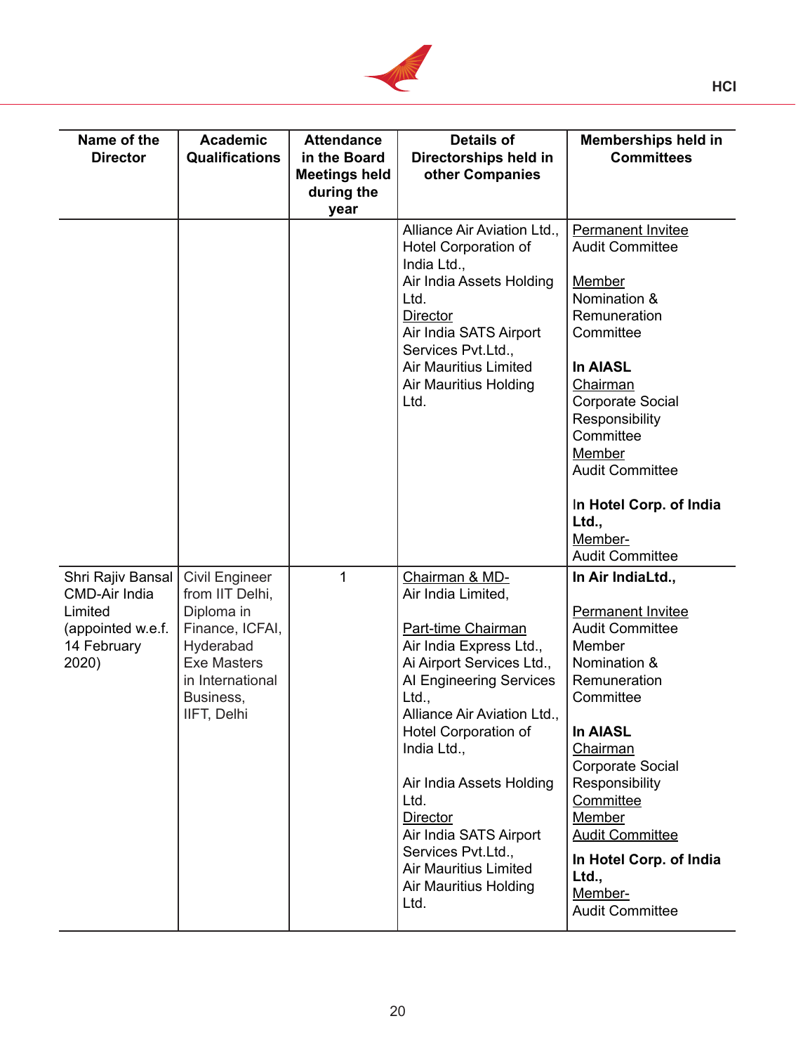| Name of the Director | Academic Qualifications | Attendance in the Board Meetings held during the year | Details of Directorships held in other Companies | Memberships held in Committees |
|---|---|---|---|---|
| | | | Alliance Air Aviation Ltd., Hotel Corporation of India Ltd., Air India Assets Holding Ltd. <br> Director <br> Air India SATS Airport Services Pvt.Ltd., Air Mauritius Limited Air Mauritius Holding Ltd. | Permanent Invitee <br> Audit Committee <br><br> Member <br> Nomination & Remuneration Committee <br><br> **In AIASL** <br> Chairman <br> Corporate Social Responsibility Committee <br> Member <br> Audit Committee <br><br> In **Hotel Corp. of India Ltd.,** <br> Member- <br> Audit Committee |
| Shri Rajiv Bansal CMD-Air India Limited (appointed w.e.f. 14 February 2020) | Civil Engineer from IIT Delhi, Diploma in Finance, ICFAI, Hyderabad Exe Masters in International Business, IIFT, Delhi | 1 | Chairman & MD- <br> Air India Limited, <br><br> Part-time Chairman <br> Air India Express Ltd., Ai Airport Services Ltd., AI Engineering Services Ltd., Alliance Air Aviation Ltd., Hotel Corporation of India Ltd., <br><br> Air India Assets Holding Ltd. <br> Director <br> Air India SATS Airport Services Pvt.Ltd., Air Mauritius Limited Air Mauritius Holding Ltd. | **In Air IndiaLtd.,** <br><br> Permanent Invitee <br> Audit Committee <br> Member <br> Nomination & Remuneration Committee <br><br> **In AIASL** <br> Chairman <br> Corporate Social Responsibility Committee <br> Member <br> Audit Committee <br><br> **In Hotel Corp. of India Ltd.,** <br> Member- <br> Audit Committee |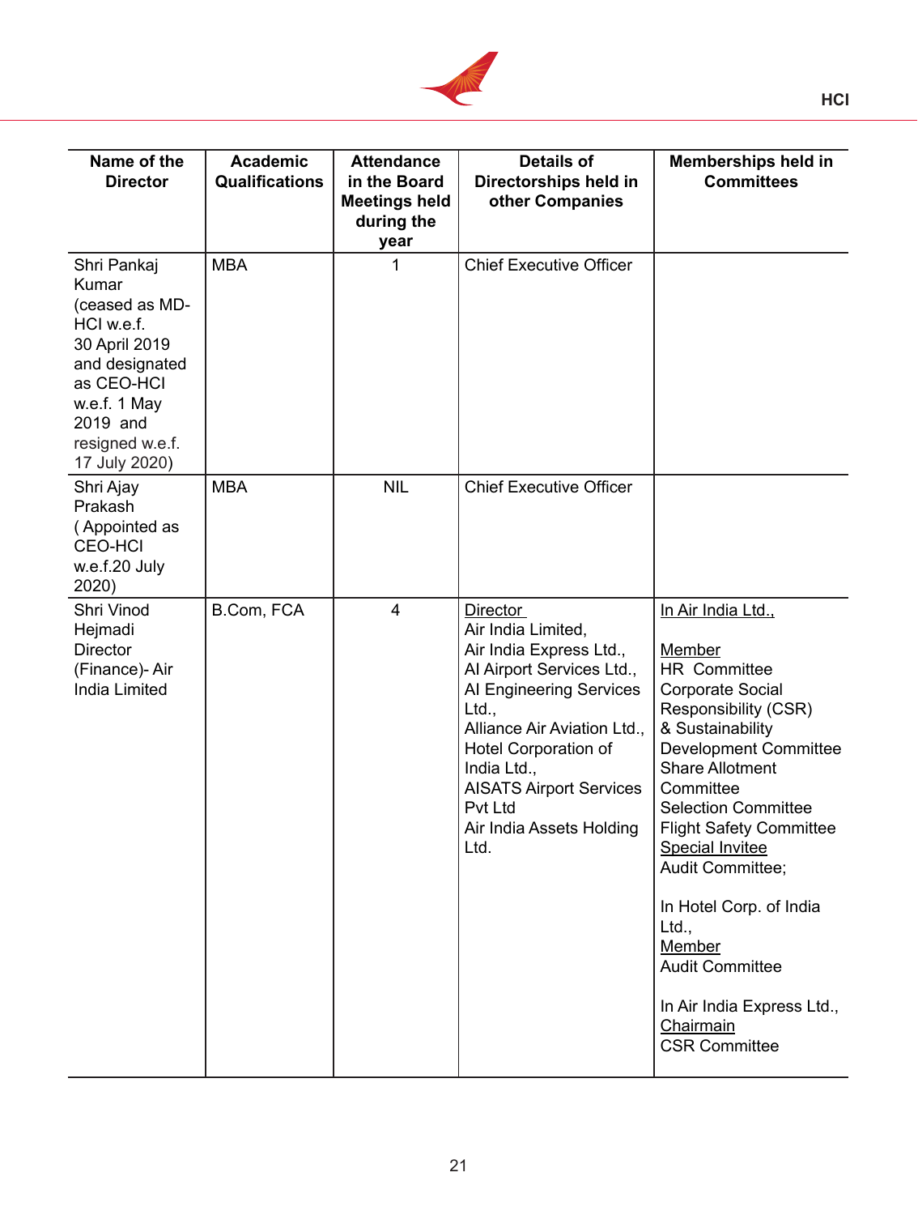| Name of the Director | Academic Qualifications | Attendance in the Board Meetings held during the year | Details of Directorships held in other Companies | Memberships held in Committees |
|---|---|---|---|---|
| Shri Pankaj Kumar (ceased as MD-HCI w.e.f. 30 April 2019 and designated as CEO-HCI w.e.f. 1 May 2019 and resigned w.e.f. 17 July 2020) | MBA | 1 | Chief Executive Officer | |
| Shri Ajay Prakash ( Appointed as CEO-HCI w.e.f.20 July 2020) | MBA | NIL | Chief Executive Officer | |
| Shri Vinod Hejmadi Director (Finance)- Air India Limited | B.Com, FCA | 4 | Director<br>Air India Limited,<br>Air India Express Ltd.,<br>AI Airport Services Ltd.,<br>AI Engineering Services Ltd.,<br>Alliance Air Aviation Ltd.,<br>Hotel Corporation of India Ltd.,<br>AISATS Airport Services Pvt Ltd<br>Air India Assets Holding Ltd. | In Air India Ltd.,<br><br>Member<br>HR Committee<br>Corporate Social Responsibility (CSR) & Sustainability Development Committee<br>Share Allotment Committee<br>Selection Committee<br>Flight Safety Committee<br>Special Invitee<br>Audit Committee;<br><br>In Hotel Corp. of India Ltd.,<br>Member<br>Audit Committee<br><br>In Air India Express Ltd.,<br>Chairmain<br>CSR Committee |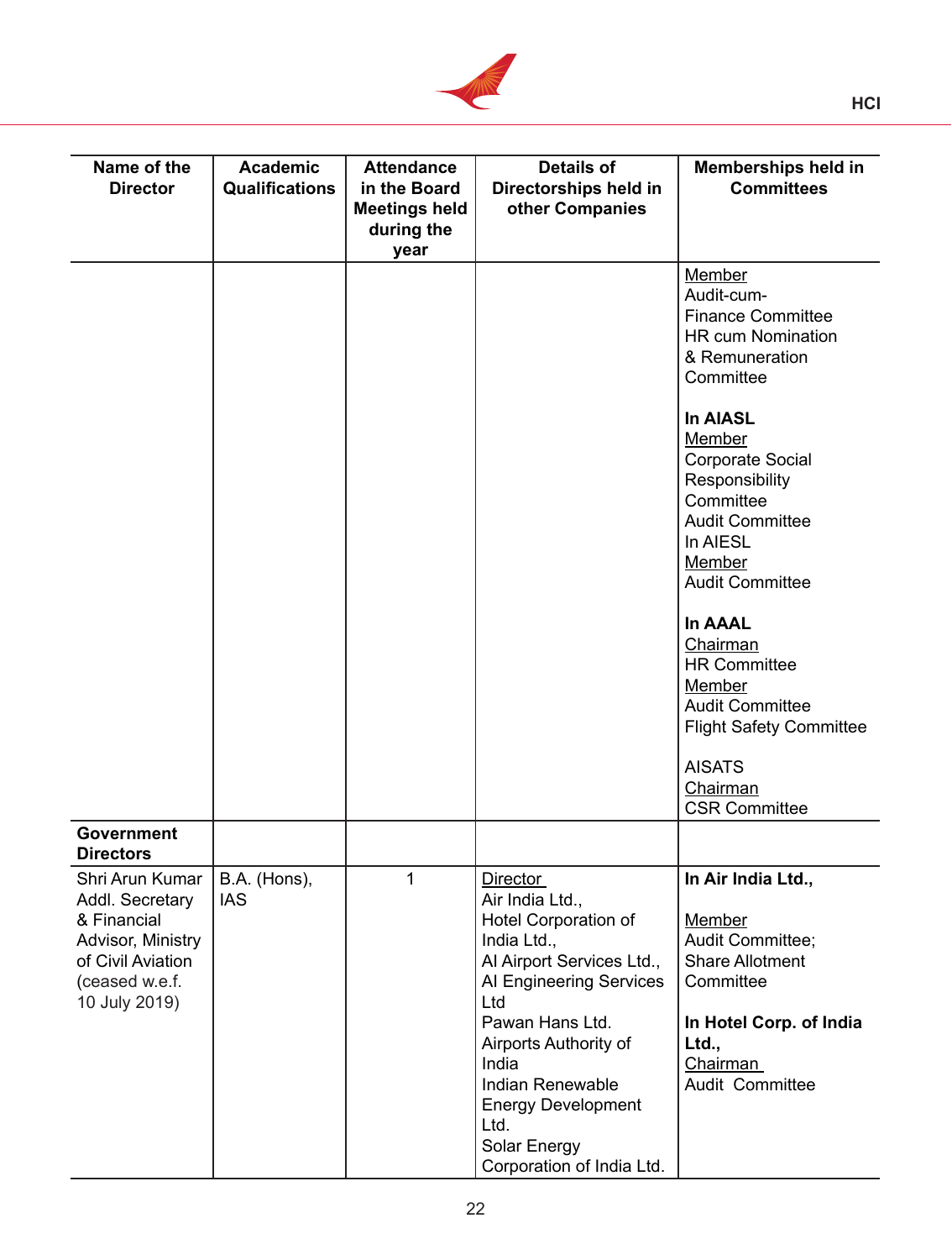| Name of the Director | Academic Qualifications | Attendance in the Board Meetings held during the year | Details of Directorships held in other Companies | Memberships held in Committees |
|---|---|---|---|---|
| | | | | Member<br>Audit-cum-Finance Committee<br>HR cum Nomination & Remuneration Committee<br><br>**In AIASL**<br>Member<br>Corporate Social Responsibility Committee<br>Audit Committee<br>In AIESL<br>Member<br>Audit Committee<br><br>**In AAAL**<br>Chairman<br>HR Committee<br>Member<br>Audit Committee<br>Flight Safety Committee<br><br>AISATS<br>Chairman<br>CSR Committee |
| **Government Directors** | | | | |
| Shri Arun Kumar Addl. Secretary & Financial Advisor, Ministry of Civil Aviation (ceased w.e.f. 10 July 2019) | B.A. (Hons), IAS | 1 | Director<br>Air India Ltd.,<br>Hotel Corporation of India Ltd.,<br>AI Airport Services Ltd.,<br>AI Engineering Services Ltd<br>Pawan Hans Ltd.<br>Airports Authority of India<br>Indian Renewable Energy Development Ltd.<br>Solar Energy Corporation of India Ltd. | **In Air India Ltd.,**<br><br>Member<br>Audit Committee;<br>Share Allotment Committee<br><br>**In Hotel Corp. of India Ltd.,**<br>Chairman<br>Audit Committee |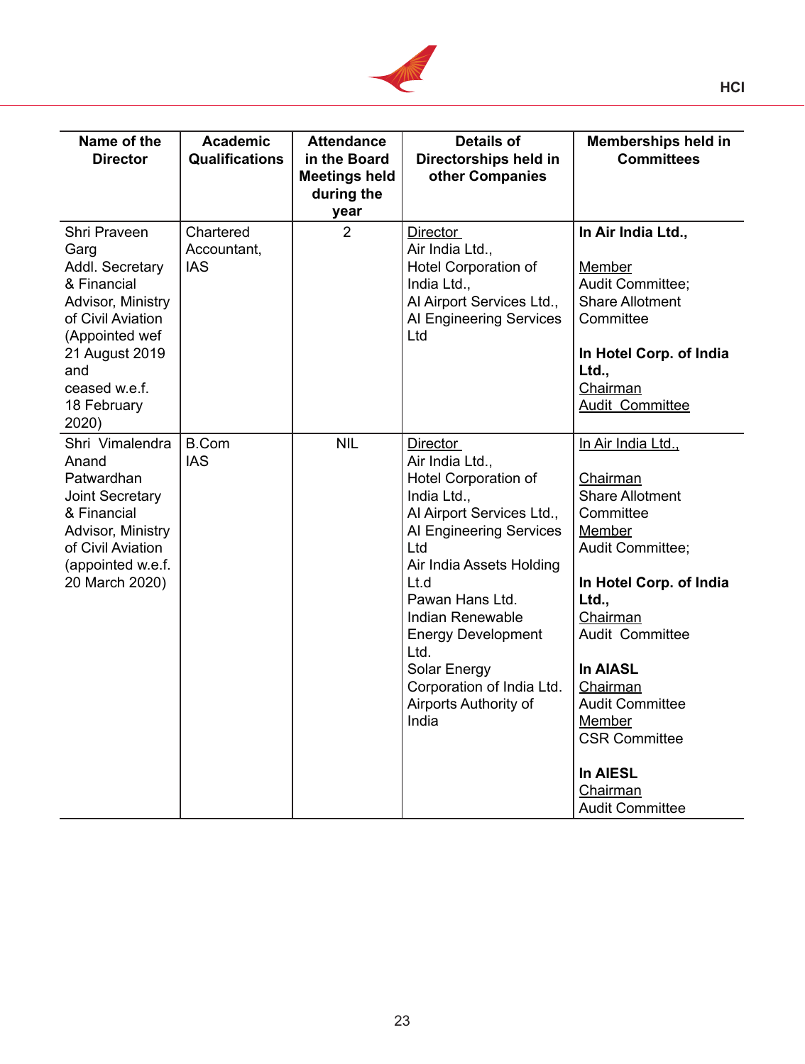| Name of the Director | Academic Qualifications | Attendance in the Board Meetings held during the year | Details of Directorships held in other Companies | Memberships held in Committees |
|---|---|---|---|---|
| Shri Praveen Garg Addl. Secretary & Financial Advisor, Ministry of Civil Aviation (Appointed wef 21 August 2019 and ceased w.e.f. 18 February 2020) | Chartered Accountant, IAS | 2 | Director<br>Air India Ltd.,<br>Hotel Corporation of India Ltd.,<br>AI Airport Services Ltd.,<br>AI Engineering Services Ltd | **In Air India Ltd.,**<br><br>Member<br>Audit Committee;<br>Share Allotment Committee<br><br>**In Hotel Corp. of India Ltd.,**<br>Chairman<br>Audit Committee |
| Shri Vimalendra Anand Patwardhan Joint Secretary & Financial Advisor, Ministry of Civil Aviation (appointed w.e.f. 20 March 2020) | B.Com<br>IAS | NIL | Director<br>Air India Ltd.,<br>Hotel Corporation of India Ltd.,<br>AI Airport Services Ltd.,<br>AI Engineering Services Ltd<br>Air India Assets Holding Lt.d<br>Pawan Hans Ltd.<br>Indian Renewable Energy Development Ltd.<br>Solar Energy Corporation of India Ltd.<br>Airports Authority of India | In Air India Ltd.,<br><br>Chairman<br>Share Allotment Committee<br>Member<br>Audit Committee;<br><br>**In Hotel Corp. of India Ltd.,**<br>Chairman<br>Audit Committee<br><br>**In AIASL**<br>Chairman<br>Audit Committee<br>Member<br>CSR Committee<br><br>**In AIESL**<br>Chairman<br>Audit Committee |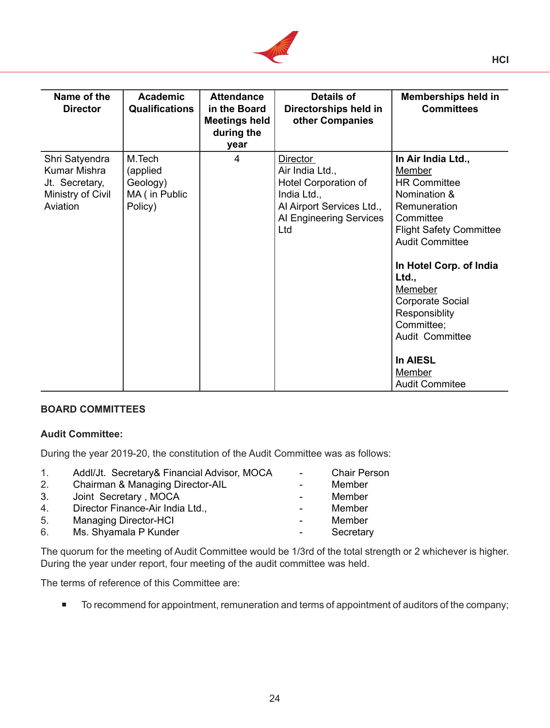| Name of the Director | Academic Qualifications | Attendance in the Board Meetings held during the year | Details of Directorships held in other Companies | Memberships held in Committees |
|---|---|---|---|---|
| Shri Satyendra Kumar Mishra Jt. Secretary, Ministry of Civil Aviation | M.Tech (applied Geology) MA ( in Public Policy) | 4 | Director<br>Air India Ltd.,<br>Hotel Corporation of India Ltd.,<br>AI Airport Services Ltd.,<br>AI Engineering Services Ltd | **In Air India Ltd.,**<br>Member<br>HR Committee<br>Nomination & Remuneration Committee<br>Flight Safety Committee<br>Audit Committee<br><br>**In Hotel Corp. of India Ltd.,**<br>Memeber<br>Corporate Social Responsiblity Committee;<br>Audit Committee<br><br>**In AIESL**<br>Member<br>Audit Commitee |

**BOARD COMMITTEES**

**Audit Committee:**

During the year 2019-20, the constitution of the Audit Committee was as follows:

1. Addl/Jt. Secretary& Financial Advisor, MOCA - Chair Person
2. Chairman & Managing Director-AIL - Member
3. Joint Secretary , MOCA - Member
4. Director Finance-Air India Ltd., - Member
5. Managing Director-HCI - Member
6. Ms. Shyamala P Kunder - Secretary

The quorum for the meeting of Audit Committee would be 1/3rd of the total strength or 2 whichever is higher. During the year under report, four meeting of the audit committee was held.

The terms of reference of this Committee are:

- To recommend for appointment, remuneration and terms of appointment of auditors of the company;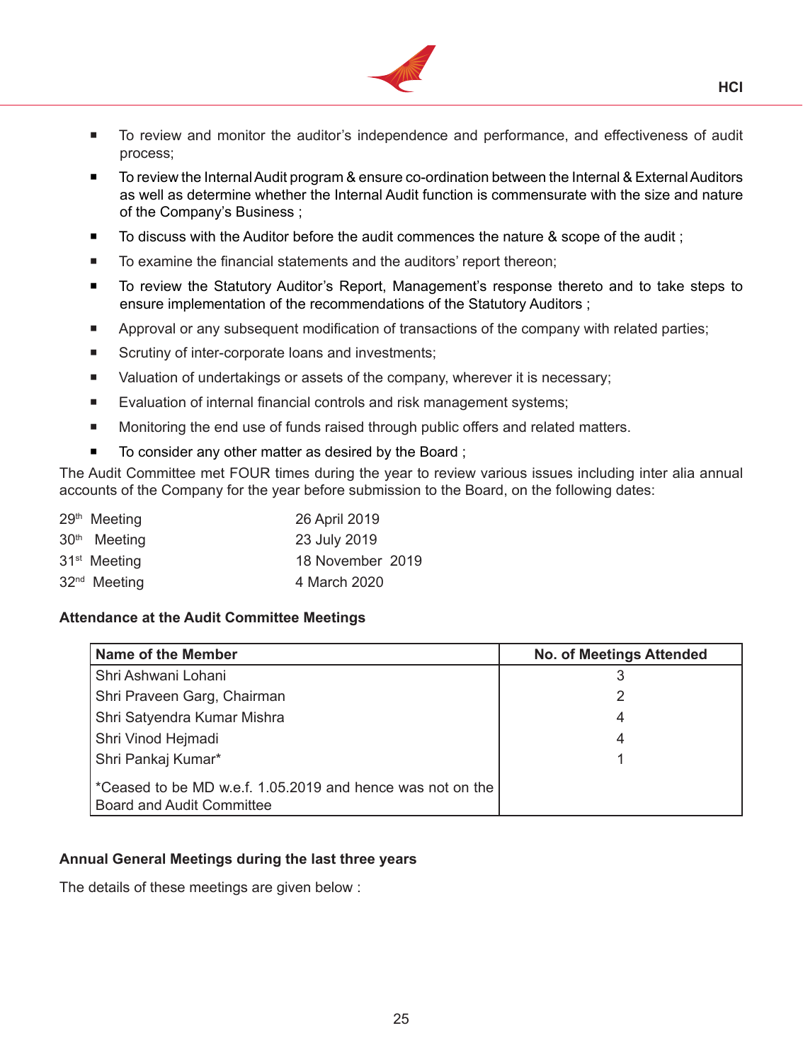- To review and monitor the auditor's independence and performance, and effectiveness of audit process;
- To review the Internal Audit program & ensure co-ordination between the Internal & External Auditors as well as determine whether the Internal Audit function is commensurate with the size and nature of the Company's Business ;
- To discuss with the Auditor before the audit commences the nature & scope of the audit ;
- To examine the financial statements and the auditors' report thereon;
- To review the Statutory Auditor's Report, Management's response thereto and to take steps to ensure implementation of the recommendations of the Statutory Auditors ;
- Approval or any subsequent modification of transactions of the company with related parties;
- Scrutiny of inter-corporate loans and investments;
- Valuation of undertakings or assets of the company, wherever it is necessary;
- Evaluation of internal financial controls and risk management systems;
- Monitoring the end use of funds raised through public offers and related matters.
- To consider any other matter as desired by the Board ;

The Audit Committee met FOUR times during the year to review various issues including inter alia annual accounts of the Company for the year before submission to the Board, on the following dates:

| | |
|---|---|
| 29th Meeting | 26 April 2019 |
| 30th Meeting | 23 July 2019 |
| 31st Meeting | 18 November 2019 |
| 32nd Meeting | 4 March 2020 |

**Attendance at the Audit Committee Meetings**

| Name of the Member | No. of Meetings Attended |
|---|---|
| Shri Ashwani Lohani | 3 |
| Shri Praveen Garg, Chairman | 2 |
| Shri Satyendra Kumar Mishra | 4 |
| Shri Vinod Hejmadi | 4 |
| Shri Pankaj Kumar* | 1 |
| *Ceased to be MD w.e.f. 1.05.2019 and hence was not on the Board and Audit Committee | |

**Annual General Meetings during the last three years**

The details of these meetings are given below :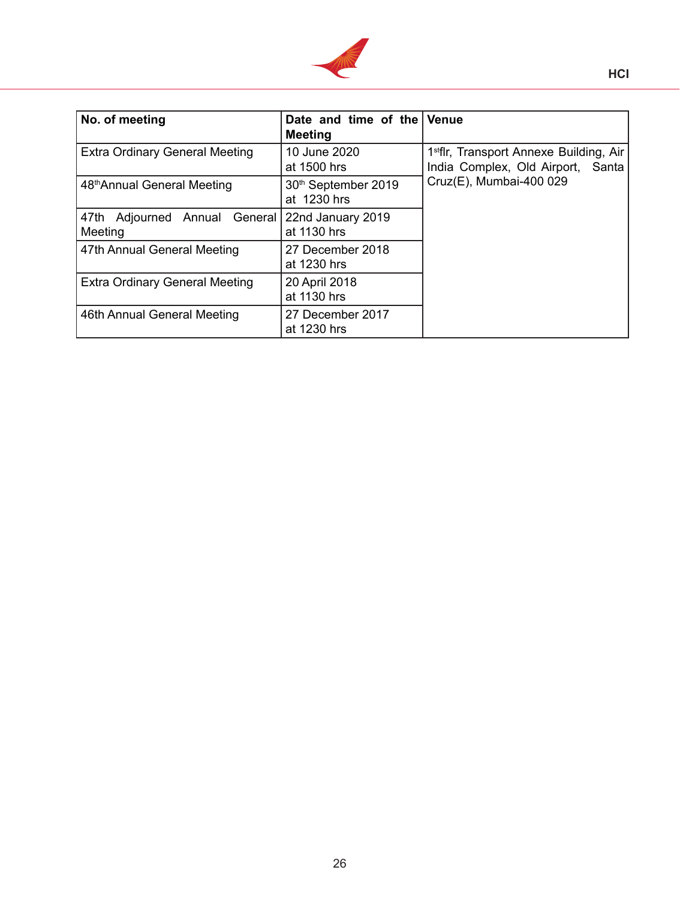| No. of meeting | Date and time of the Meeting | Venue |
|---|---|---|
| Extra Ordinary General Meeting | 10 June 2020 at 1500 hrs | 1st flr, Transport Annexe Building, Air India Complex, Old Airport, Santa Cruz(E), Mumbai-400 029 |
| 48th Annual General Meeting | 30th September 2019 at 1230 hrs | |
| 47th Adjourned Annual General Meeting | 22nd January 2019 at 1130 hrs | |
| 47th Annual General Meeting | 27 December 2018 at 1230 hrs | |
| Extra Ordinary General Meeting | 20 April 2018 at 1130 hrs | |
| 46th Annual General Meeting | 27 December 2017 at 1230 hrs | |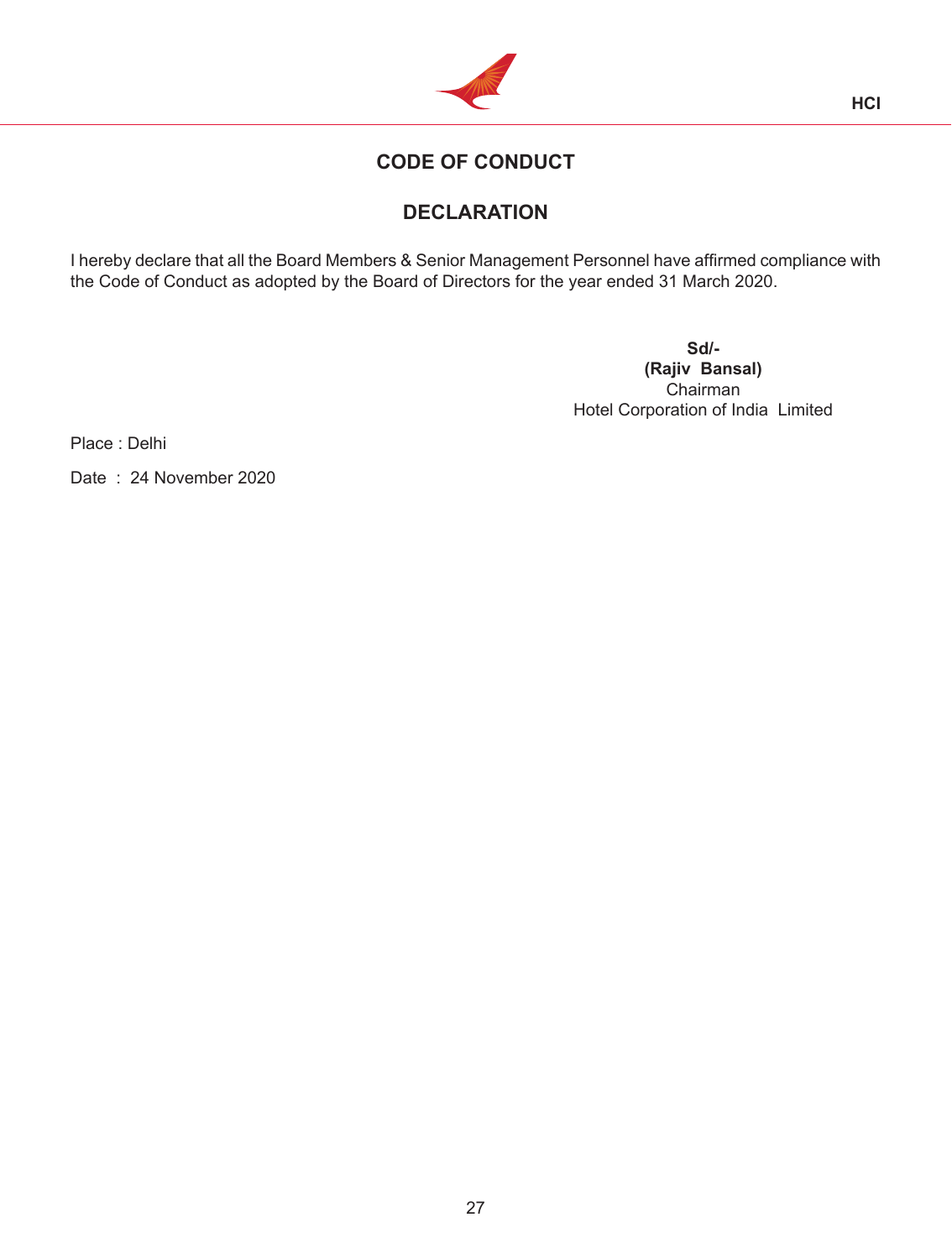# CODE OF CONDUCT

## DECLARATION

I hereby declare that all the Board Members & Senior Management Personnel have affirmed compliance with the Code of Conduct as adopted by the Board of Directors for the year ended 31 March 2020.

**Sd/-**
**(Rajiv Bansal)**
Chairman
Hotel Corporation of India Limited

Place : Delhi

Date : 24 November 2020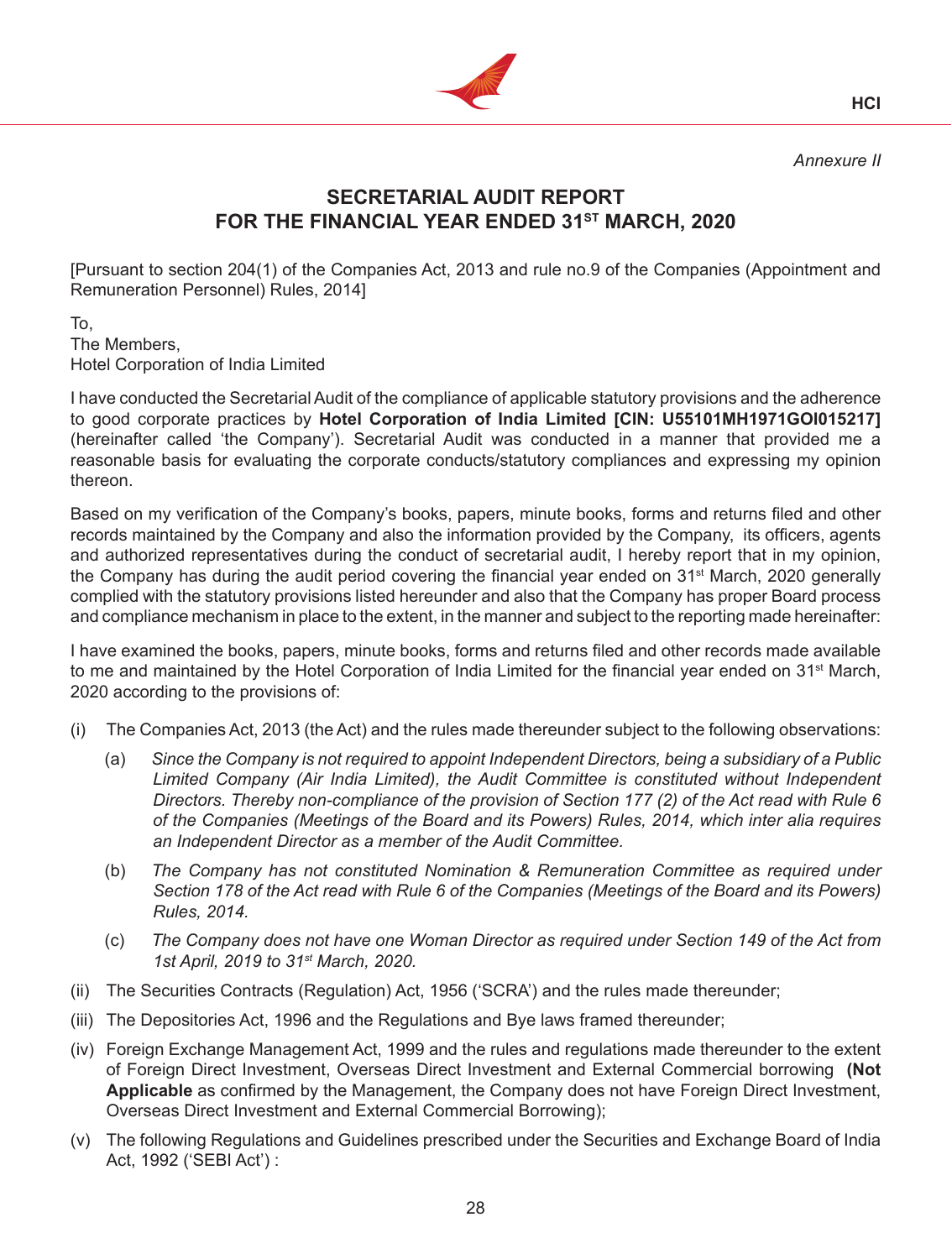*Annexure II*

## SECRETARIAL AUDIT REPORT
## FOR THE FINANCIAL YEAR ENDED 31ST MARCH, 2020

[Pursuant to section 204(1) of the Companies Act, 2013 and rule no.9 of the Companies (Appointment and Remuneration Personnel) Rules, 2014]

To,
The Members,
Hotel Corporation of India Limited

I have conducted the Secretarial Audit of the compliance of applicable statutory provisions and the adherence to good corporate practices by **Hotel Corporation of India Limited [CIN: U55101MH1971GOI015217]** (hereinafter called 'the Company'). Secretarial Audit was conducted in a manner that provided me a reasonable basis for evaluating the corporate conducts/statutory compliances and expressing my opinion thereon.

Based on my verification of the Company's books, papers, minute books, forms and returns filed and other records maintained by the Company and also the information provided by the Company, its officers, agents and authorized representatives during the conduct of secretarial audit, I hereby report that in my opinion, the Company has during the audit period covering the financial year ended on 31st March, 2020 generally complied with the statutory provisions listed hereunder and also that the Company has proper Board process and compliance mechanism in place to the extent, in the manner and subject to the reporting made hereinafter:

I have examined the books, papers, minute books, forms and returns filed and other records made available to me and maintained by the Hotel Corporation of India Limited for the financial year ended on 31st March, 2020 according to the provisions of:

(i) The Companies Act, 2013 (the Act) and the rules made thereunder subject to the following observations:

   (a) *Since the Company is not required to appoint Independent Directors, being a subsidiary of a Public Limited Company (Air India Limited), the Audit Committee is constituted without Independent Directors. Thereby non-compliance of the provision of Section 177 (2) of the Act read with Rule 6 of the Companies (Meetings of the Board and its Powers) Rules, 2014, which inter alia requires an Independent Director as a member of the Audit Committee.*

   (b) *The Company has not constituted Nomination & Remuneration Committee as required under Section 178 of the Act read with Rule 6 of the Companies (Meetings of the Board and its Powers) Rules, 2014.*

   (c) *The Company does not have one Woman Director as required under Section 149 of the Act from 1st April, 2019 to 31st March, 2020.*

(ii) The Securities Contracts (Regulation) Act, 1956 ('SCRA') and the rules made thereunder;

(iii) The Depositories Act, 1996 and the Regulations and Bye laws framed thereunder;

(iv) Foreign Exchange Management Act, 1999 and the rules and regulations made thereunder to the extent of Foreign Direct Investment, Overseas Direct Investment and External Commercial borrowing **(Not Applicable** as confirmed by the Management, the Company does not have Foreign Direct Investment, Overseas Direct Investment and External Commercial Borrowing);

(v) The following Regulations and Guidelines prescribed under the Securities and Exchange Board of India Act, 1992 ('SEBI Act') :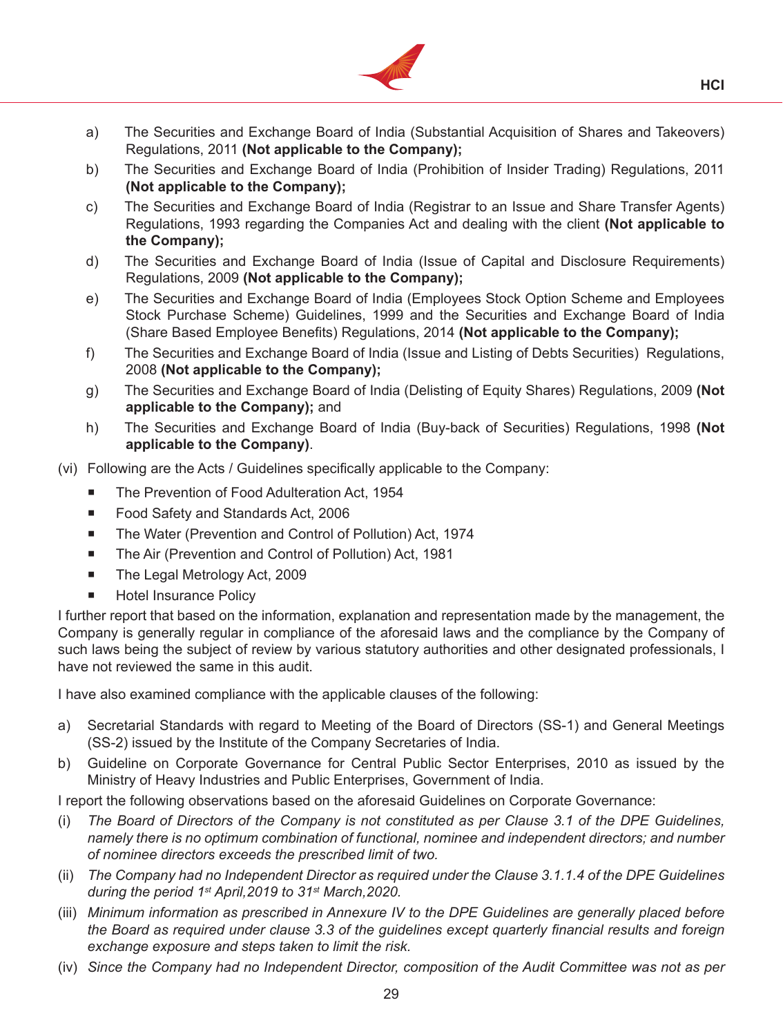a) The Securities and Exchange Board of India (Substantial Acquisition of Shares and Takeovers) Regulations, 2011 **(Not applicable to the Company);**

b) The Securities and Exchange Board of India (Prohibition of Insider Trading) Regulations, 2011 **(Not applicable to the Company);**

c) The Securities and Exchange Board of India (Registrar to an Issue and Share Transfer Agents) Regulations, 1993 regarding the Companies Act and dealing with the client **(Not applicable to the Company);**

d) The Securities and Exchange Board of India (Issue of Capital and Disclosure Requirements) Regulations, 2009 **(Not applicable to the Company);**

e) The Securities and Exchange Board of India (Employees Stock Option Scheme and Employees Stock Purchase Scheme) Guidelines, 1999 and the Securities and Exchange Board of India (Share Based Employee Benefits) Regulations, 2014 **(Not applicable to the Company);**

f) The Securities and Exchange Board of India (Issue and Listing of Debts Securities) Regulations, 2008 **(Not applicable to the Company);**

g) The Securities and Exchange Board of India (Delisting of Equity Shares) Regulations, 2009 **(Not applicable to the Company);** and

h) The Securities and Exchange Board of India (Buy-back of Securities) Regulations, 1998 **(Not applicable to the Company)**.

(vi) Following are the Acts / Guidelines specifically applicable to the Company:

- The Prevention of Food Adulteration Act, 1954
- Food Safety and Standards Act, 2006
- The Water (Prevention and Control of Pollution) Act, 1974
- The Air (Prevention and Control of Pollution) Act, 1981
- The Legal Metrology Act, 2009
- Hotel Insurance Policy

I further report that based on the information, explanation and representation made by the management, the Company is generally regular in compliance of the aforesaid laws and the compliance by the Company of such laws being the subject of review by various statutory authorities and other designated professionals, I have not reviewed the same in this audit.

I have also examined compliance with the applicable clauses of the following:

a) Secretarial Standards with regard to Meeting of the Board of Directors (SS-1) and General Meetings (SS-2) issued by the Institute of the Company Secretaries of India.

b) Guideline on Corporate Governance for Central Public Sector Enterprises, 2010 as issued by the Ministry of Heavy Industries and Public Enterprises, Government of India.

I report the following observations based on the aforesaid Guidelines on Corporate Governance:

(i) *The Board of Directors of the Company is not constituted as per Clause 3.1 of the DPE Guidelines, namely there is no optimum combination of functional, nominee and independent directors; and number of nominee directors exceeds the prescribed limit of two.*

(ii) *The Company had no Independent Director as required under the Clause 3.1.1.4 of the DPE Guidelines during the period 1st April,2019 to 31st March,2020.*

(iii) *Minimum information as prescribed in Annexure IV to the DPE Guidelines are generally placed before the Board as required under clause 3.3 of the guidelines except quarterly financial results and foreign exchange exposure and steps taken to limit the risk.*

(iv) *Since the Company had no Independent Director, composition of the Audit Committee was not as per*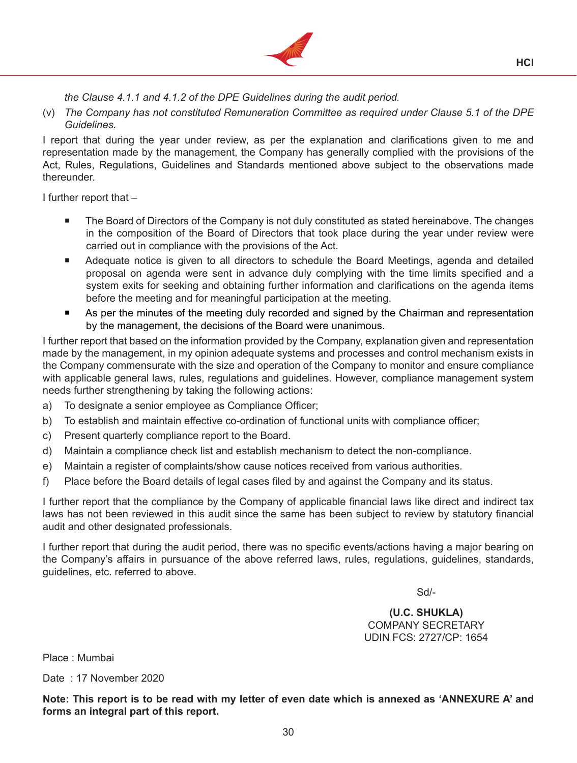*the Clause 4.1.1 and 4.1.2 of the DPE Guidelines during the audit period.*

(v) *The Company has not constituted Remuneration Committee as required under Clause 5.1 of the DPE Guidelines.*

I report that during the year under review, as per the explanation and clarifications given to me and representation made by the management, the Company has generally complied with the provisions of the Act, Rules, Regulations, Guidelines and Standards mentioned above subject to the observations made thereunder.

I further report that –

- The Board of Directors of the Company is not duly constituted as stated hereinabove. The changes in the composition of the Board of Directors that took place during the year under review were carried out in compliance with the provisions of the Act.
- Adequate notice is given to all directors to schedule the Board Meetings, agenda and detailed proposal on agenda were sent in advance duly complying with the time limits specified and a system exits for seeking and obtaining further information and clarifications on the agenda items before the meeting and for meaningful participation at the meeting.
- As per the minutes of the meeting duly recorded and signed by the Chairman and representation by the management, the decisions of the Board were unanimous.

I further report that based on the information provided by the Company, explanation given and representation made by the management, in my opinion adequate systems and processes and control mechanism exists in the Company commensurate with the size and operation of the Company to monitor and ensure compliance with applicable general laws, rules, regulations and guidelines. However, compliance management system needs further strengthening by taking the following actions:

a) To designate a senior employee as Compliance Officer;

b) To establish and maintain effective co-ordination of functional units with compliance officer;

c) Present quarterly compliance report to the Board.

d) Maintain a compliance check list and establish mechanism to detect the non-compliance.

e) Maintain a register of complaints/show cause notices received from various authorities.

f) Place before the Board details of legal cases filed by and against the Company and its status.

I further report that the compliance by the Company of applicable financial laws like direct and indirect tax laws has not been reviewed in this audit since the same has been subject to review by statutory financial audit and other designated professionals.

I further report that during the audit period, there was no specific events/actions having a major bearing on the Company's affairs in pursuance of the above referred laws, rules, regulations, guidelines, standards, guidelines, etc. referred to above.

Sd/-

**(U.C. SHUKLA)**
COMPANY SECRETARY
UDIN FCS: 2727/CP: 1654

Place : Mumbai

Date : 17 November 2020

**Note: This report is to be read with my letter of even date which is annexed as 'ANNEXURE A' and forms an integral part of this report.**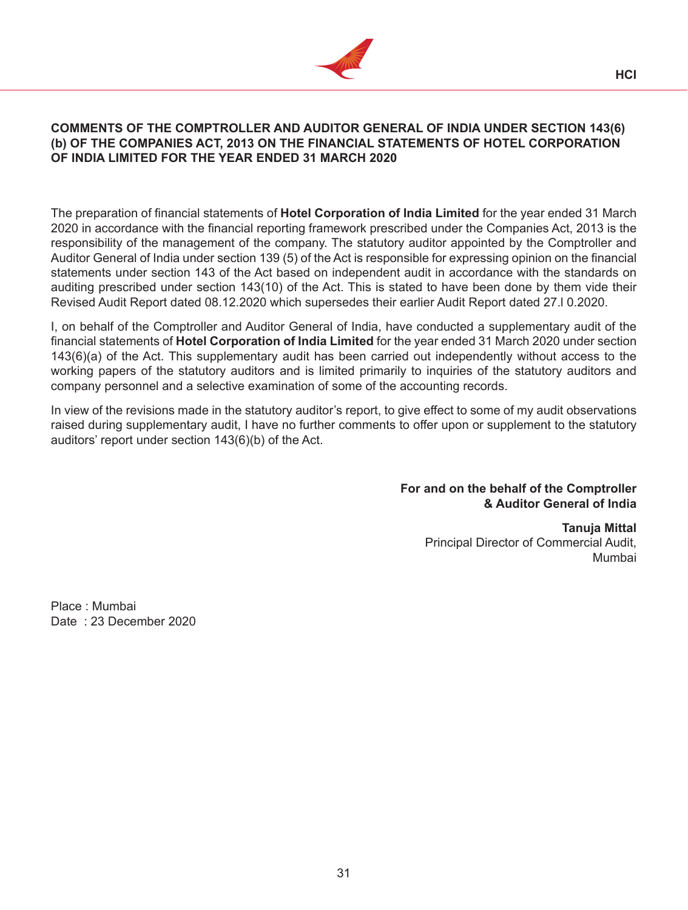## COMMENTS OF THE COMPTROLLER AND AUDITOR GENERAL OF INDIA UNDER SECTION 143(6) (b) OF THE COMPANIES ACT, 2013 ON THE FINANCIAL STATEMENTS OF HOTEL CORPORATION OF INDIA LIMITED FOR THE YEAR ENDED 31 MARCH 2020

The preparation of financial statements of **Hotel Corporation of India Limited** for the year ended 31 March 2020 in accordance with the financial reporting framework prescribed under the Companies Act, 2013 is the responsibility of the management of the company. The statutory auditor appointed by the Comptroller and Auditor General of India under section 139 (5) of the Act is responsible for expressing opinion on the financial statements under section 143 of the Act based on independent audit in accordance with the standards on auditing prescribed under section 143(10) of the Act. This is stated to have been done by them vide their Revised Audit Report dated 08.12.2020 which supersedes their earlier Audit Report dated 27.l 0.2020.

I, on behalf of the Comptroller and Auditor General of India, have conducted a supplementary audit of the financial statements of **Hotel Corporation of India Limited** for the year ended 31 March 2020 under section 143(6)(a) of the Act. This supplementary audit has been carried out independently without access to the working papers of the statutory auditors and is limited primarily to inquiries of the statutory auditors and company personnel and a selective examination of some of the accounting records.

In view of the revisions made in the statutory auditor's report, to give effect to some of my audit observations raised during supplementary audit, I have no further comments to offer upon or supplement to the statutory auditors' report under section 143(6)(b) of the Act.

**For and on the behalf of the Comptroller & Auditor General of India**

**Tanuja Mittal**
Principal Director of Commercial Audit,
Mumbai

Place : Mumbai
Date : 23 December 2020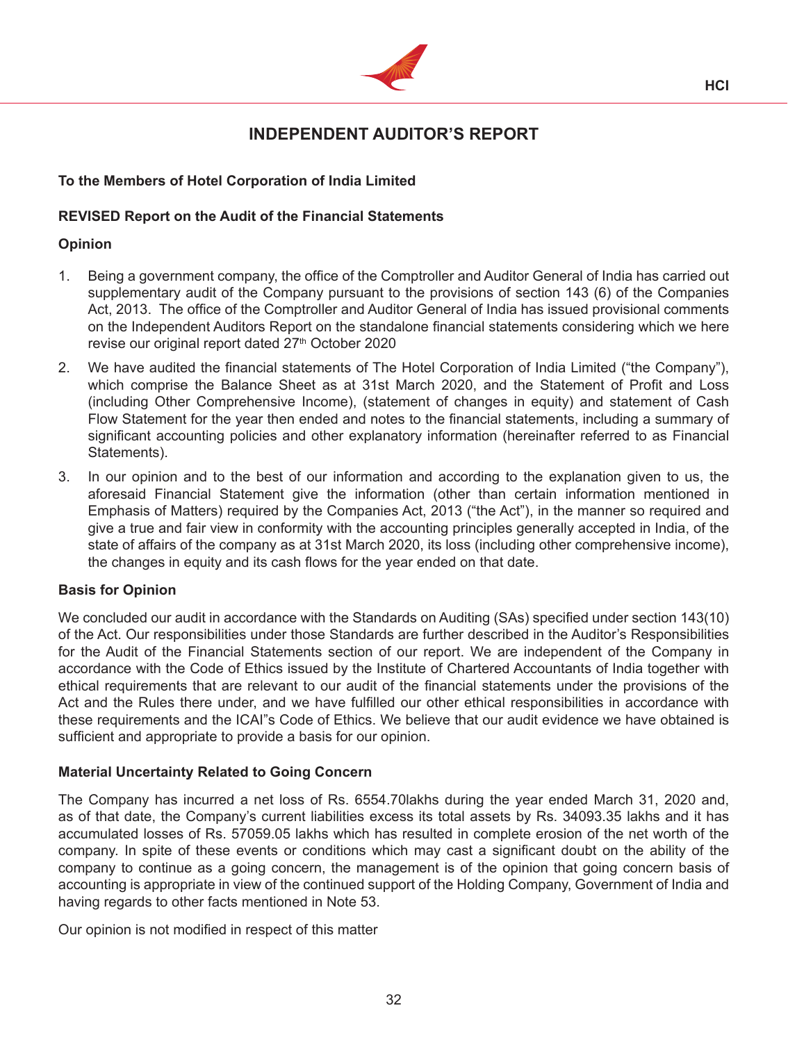# INDEPENDENT AUDITOR'S REPORT

**To the Members of Hotel Corporation of India Limited**

**REVISED Report on the Audit of the Financial Statements**

**Opinion**

1. Being a government company, the office of the Comptroller and Auditor General of India has carried out supplementary audit of the Company pursuant to the provisions of section 143 (6) of the Companies Act, 2013. The office of the Comptroller and Auditor General of India has issued provisional comments on the Independent Auditors Report on the standalone financial statements considering which we here revise our original report dated 27th October 2020

2. We have audited the financial statements of The Hotel Corporation of India Limited ("the Company"), which comprise the Balance Sheet as at 31st March 2020, and the Statement of Profit and Loss (including Other Comprehensive Income), (statement of changes in equity) and statement of Cash Flow Statement for the year then ended and notes to the financial statements, including a summary of significant accounting policies and other explanatory information (hereinafter referred to as Financial Statements).

3. In our opinion and to the best of our information and according to the explanation given to us, the aforesaid Financial Statement give the information (other than certain information mentioned in Emphasis of Matters) required by the Companies Act, 2013 ("the Act"), in the manner so required and give a true and fair view in conformity with the accounting principles generally accepted in India, of the state of affairs of the company as at 31st March 2020, its loss (including other comprehensive income), the changes in equity and its cash flows for the year ended on that date.

**Basis for Opinion**

We concluded our audit in accordance with the Standards on Auditing (SAs) specified under section 143(10) of the Act. Our responsibilities under those Standards are further described in the Auditor's Responsibilities for the Audit of the Financial Statements section of our report. We are independent of the Company in accordance with the Code of Ethics issued by the Institute of Chartered Accountants of India together with ethical requirements that are relevant to our audit of the financial statements under the provisions of the Act and the Rules there under, and we have fulfilled our other ethical responsibilities in accordance with these requirements and the ICAI"s Code of Ethics. We believe that our audit evidence we have obtained is sufficient and appropriate to provide a basis for our opinion.

**Material Uncertainty Related to Going Concern**

The Company has incurred a net loss of Rs. 6554.70lakhs during the year ended March 31, 2020 and, as of that date, the Company's current liabilities excess its total assets by Rs. 34093.35 lakhs and it has accumulated losses of Rs. 57059.05 lakhs which has resulted in complete erosion of the net worth of the company. In spite of these events or conditions which may cast a significant doubt on the ability of the company to continue as a going concern, the management is of the opinion that going concern basis of accounting is appropriate in view of the continued support of the Holding Company, Government of India and having regards to other facts mentioned in Note 53.

Our opinion is not modified in respect of this matter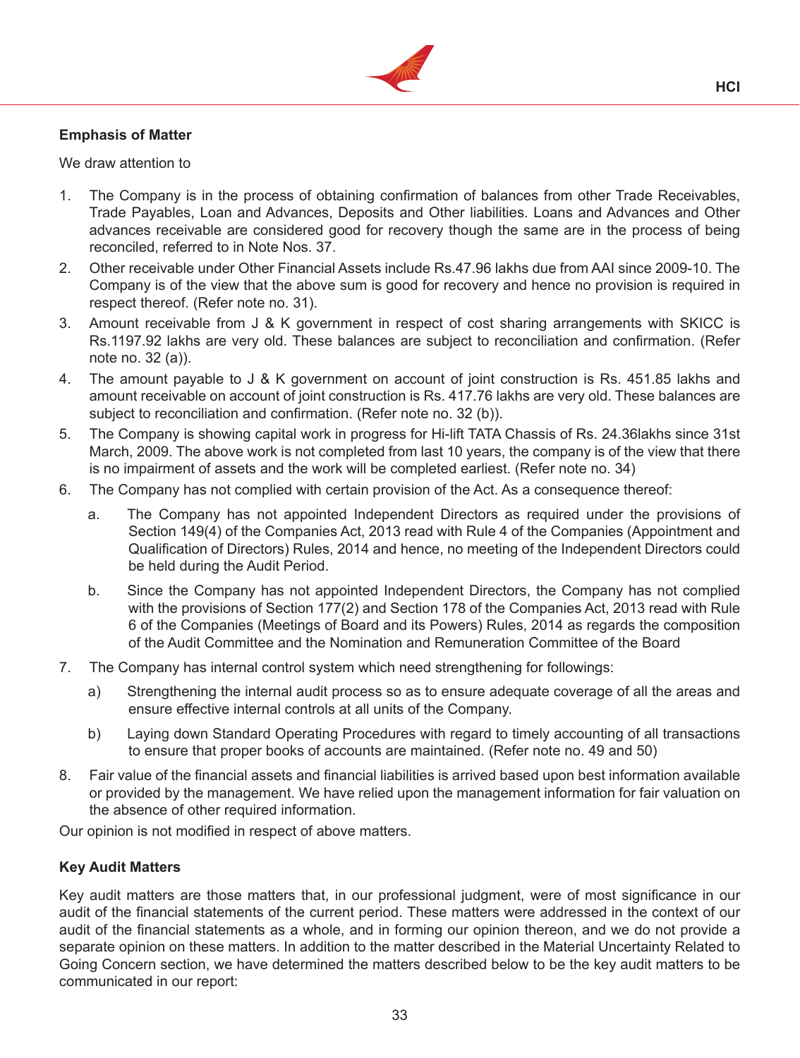### Emphasis of Matter

We draw attention to

1. The Company is in the process of obtaining confirmation of balances from other Trade Receivables, Trade Payables, Loan and Advances, Deposits and Other liabilities. Loans and Advances and Other advances receivable are considered good for recovery though the same are in the process of being reconciled, referred to in Note Nos. 37.
2. Other receivable under Other Financial Assets include Rs.47.96 lakhs due from AAI since 2009-10. The Company is of the view that the above sum is good for recovery and hence no provision is required in respect thereof. (Refer note no. 31).
3. Amount receivable from J & K government in respect of cost sharing arrangements with SKICC is Rs.1197.92 lakhs are very old. These balances are subject to reconciliation and confirmation. (Refer note no. 32 (a)).
4. The amount payable to J & K government on account of joint construction is Rs. 451.85 lakhs and amount receivable on account of joint construction is Rs. 417.76 lakhs are very old. These balances are subject to reconciliation and confirmation. (Refer note no. 32 (b)).
5. The Company is showing capital work in progress for Hi-lift TATA Chassis of Rs. 24.36lakhs since 31st March, 2009. The above work is not completed from last 10 years, the company is of the view that there is no impairment of assets and the work will be completed earliest. (Refer note no. 34)
6. The Company has not complied with certain provision of the Act. As a consequence thereof:
   a. The Company has not appointed Independent Directors as required under the provisions of Section 149(4) of the Companies Act, 2013 read with Rule 4 of the Companies (Appointment and Qualification of Directors) Rules, 2014 and hence, no meeting of the Independent Directors could be held during the Audit Period.
   b. Since the Company has not appointed Independent Directors, the Company has not complied with the provisions of Section 177(2) and Section 178 of the Companies Act, 2013 read with Rule 6 of the Companies (Meetings of Board and its Powers) Rules, 2014 as regards the composition of the Audit Committee and the Nomination and Remuneration Committee of the Board
7. The Company has internal control system which need strengthening for followings:
   a) Strengthening the internal audit process so as to ensure adequate coverage of all the areas and ensure effective internal controls at all units of the Company.
   b) Laying down Standard Operating Procedures with regard to timely accounting of all transactions to ensure that proper books of accounts are maintained. (Refer note no. 49 and 50)
8. Fair value of the financial assets and financial liabilities is arrived based upon best information available or provided by the management. We have relied upon the management information for fair valuation on the absence of other required information.

Our opinion is not modified in respect of above matters.

### Key Audit Matters

Key audit matters are those matters that, in our professional judgment, were of most significance in our audit of the financial statements of the current period. These matters were addressed in the context of our audit of the financial statements as a whole, and in forming our opinion thereon, and we do not provide a separate opinion on these matters. In addition to the matter described in the Material Uncertainty Related to Going Concern section, we have determined the matters described below to be the key audit matters to be communicated in our report: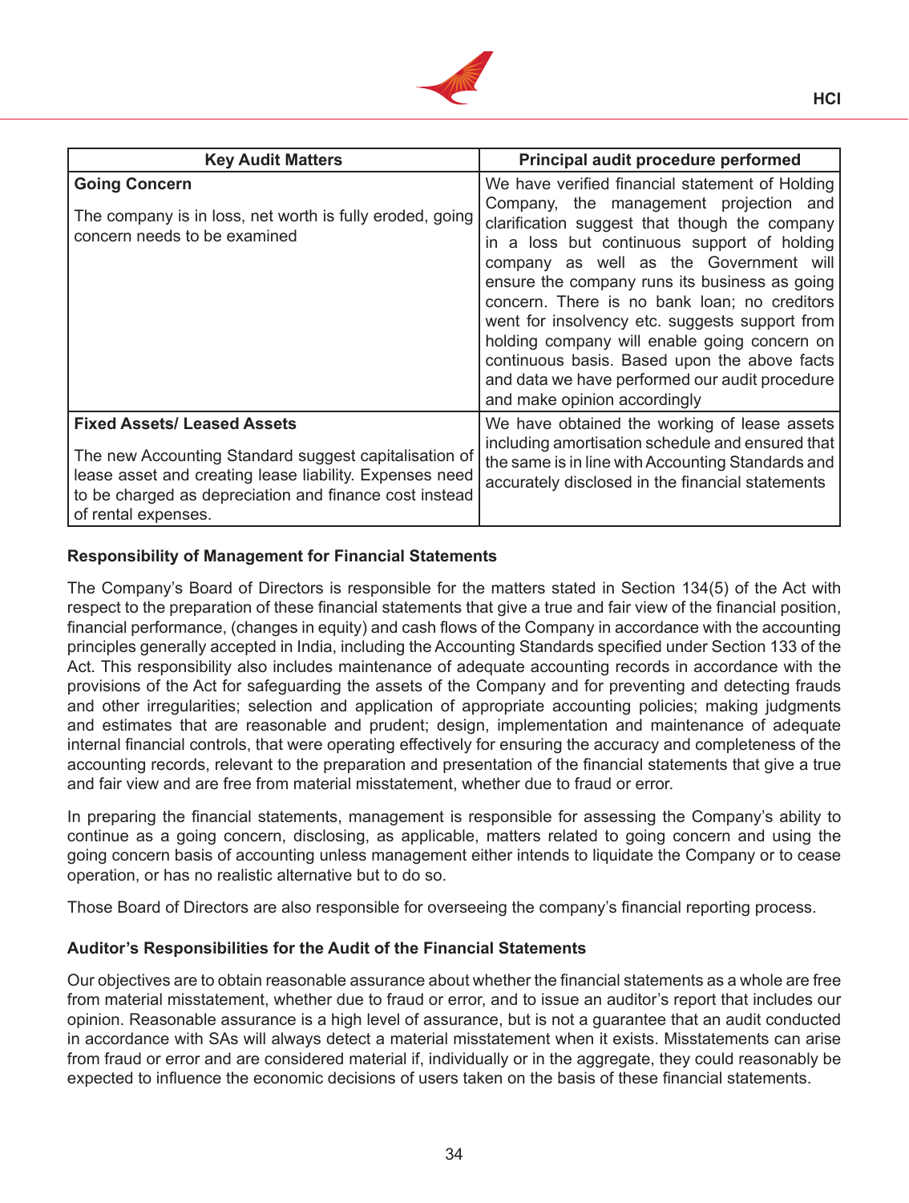| Key Audit Matters | Principal audit procedure performed |
|---|---|
| **Going Concern**<br><br>The company is in loss, net worth is fully eroded, going concern needs to be examined | We have verified financial statement of Holding Company, the management projection and clarification suggest that though the company in a loss but continuous support of holding company as well as the Government will ensure the company runs its business as going concern. There is no bank loan; no creditors went for insolvency etc. suggests support from holding company will enable going concern on continuous basis. Based upon the above facts and data we have performed our audit procedure and make opinion accordingly |
| **Fixed Assets/ Leased Assets**<br><br>The new Accounting Standard suggest capitalisation of lease asset and creating lease liability. Expenses need to be charged as depreciation and finance cost instead of rental expenses. | We have obtained the working of lease assets including amortisation schedule and ensured that the same is in line with Accounting Standards and accurately disclosed in the financial statements |

**Responsibility of Management for Financial Statements**

The Company's Board of Directors is responsible for the matters stated in Section 134(5) of the Act with respect to the preparation of these financial statements that give a true and fair view of the financial position, financial performance, (changes in equity) and cash flows of the Company in accordance with the accounting principles generally accepted in India, including the Accounting Standards specified under Section 133 of the Act. This responsibility also includes maintenance of adequate accounting records in accordance with the provisions of the Act for safeguarding the assets of the Company and for preventing and detecting frauds and other irregularities; selection and application of appropriate accounting policies; making judgments and estimates that are reasonable and prudent; design, implementation and maintenance of adequate internal financial controls, that were operating effectively for ensuring the accuracy and completeness of the accounting records, relevant to the preparation and presentation of the financial statements that give a true and fair view and are free from material misstatement, whether due to fraud or error.

In preparing the financial statements, management is responsible for assessing the Company's ability to continue as a going concern, disclosing, as applicable, matters related to going concern and using the going concern basis of accounting unless management either intends to liquidate the Company or to cease operation, or has no realistic alternative but to do so.

Those Board of Directors are also responsible for overseeing the company's financial reporting process.

**Auditor's Responsibilities for the Audit of the Financial Statements**

Our objectives are to obtain reasonable assurance about whether the financial statements as a whole are free from material misstatement, whether due to fraud or error, and to issue an auditor's report that includes our opinion. Reasonable assurance is a high level of assurance, but is not a guarantee that an audit conducted in accordance with SAs will always detect a material misstatement when it exists. Misstatements can arise from fraud or error and are considered material if, individually or in the aggregate, they could reasonably be expected to influence the economic decisions of users taken on the basis of these financial statements.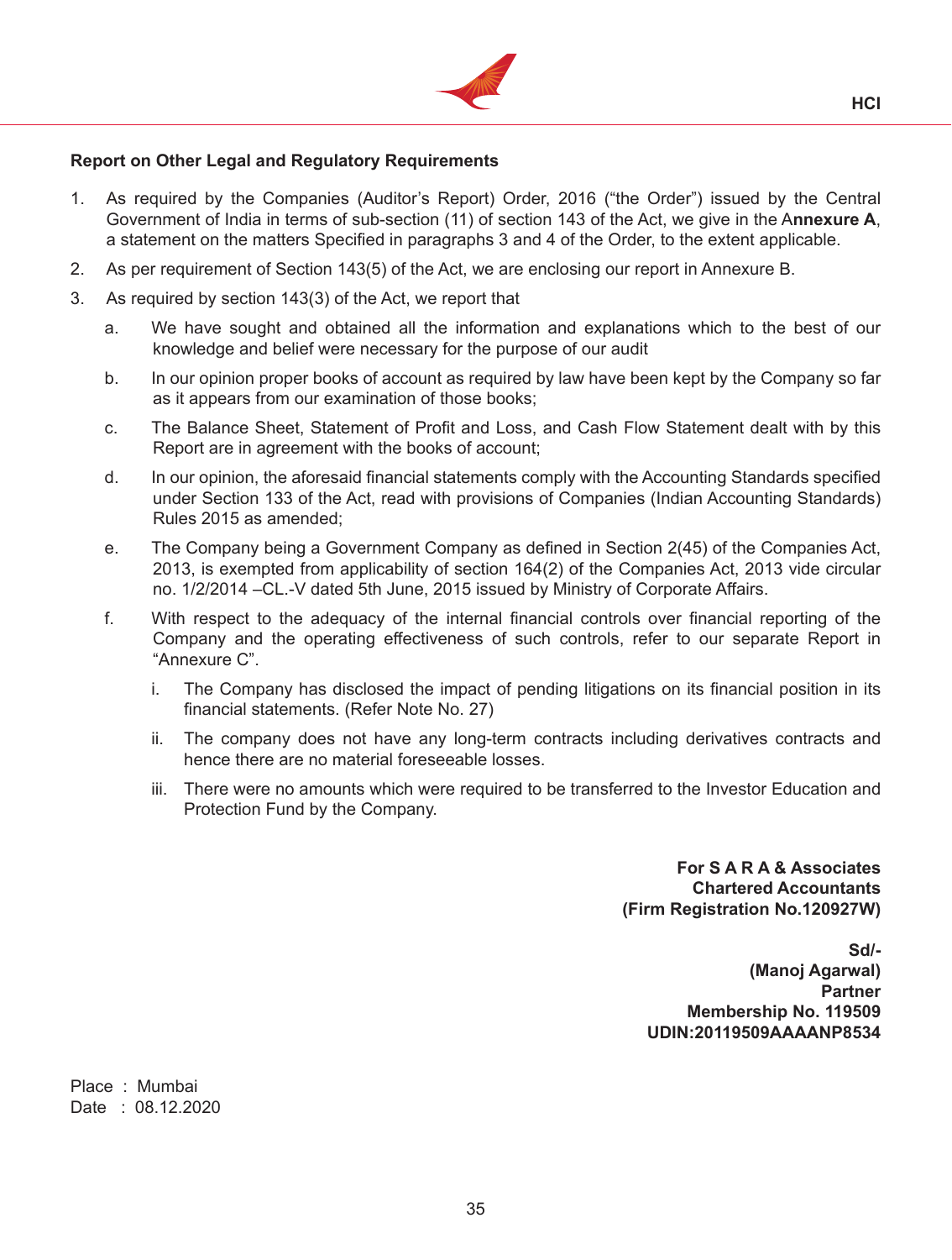**Report on Other Legal and Regulatory Requirements**

1. As required by the Companies (Auditor's Report) Order, 2016 ("the Order") issued by the Central Government of India in terms of sub-section (11) of section 143 of the Act, we give in the A**nnexure A**, a statement on the matters Specified in paragraphs 3 and 4 of the Order, to the extent applicable.
2. As per requirement of Section 143(5) of the Act, we are enclosing our report in Annexure B.
3. As required by section 143(3) of the Act, we report that
   a. We have sought and obtained all the information and explanations which to the best of our knowledge and belief were necessary for the purpose of our audit
   b. In our opinion proper books of account as required by law have been kept by the Company so far as it appears from our examination of those books;
   c. The Balance Sheet, Statement of Profit and Loss, and Cash Flow Statement dealt with by this Report are in agreement with the books of account;
   d. In our opinion, the aforesaid financial statements comply with the Accounting Standards specified under Section 133 of the Act, read with provisions of Companies (Indian Accounting Standards) Rules 2015 as amended;
   e. The Company being a Government Company as defined in Section 2(45) of the Companies Act, 2013, is exempted from applicability of section 164(2) of the Companies Act, 2013 vide circular no. 1/2/2014 –CL.-V dated 5th June, 2015 issued by Ministry of Corporate Affairs.
   f. With respect to the adequacy of the internal financial controls over financial reporting of the Company and the operating effectiveness of such controls, refer to our separate Report in "Annexure C".
      i. The Company has disclosed the impact of pending litigations on its financial position in its financial statements. (Refer Note No. 27)
      ii. The company does not have any long-term contracts including derivatives contracts and hence there are no material foreseeable losses.
      iii. There were no amounts which were required to be transferred to the Investor Education and Protection Fund by the Company.

**For S A R A & Associates**
**Chartered Accountants**
**(Firm Registration No.120927W)**

**Sd/-**
**(Manoj Agarwal)**
**Partner**
**Membership No. 119509**
**UDIN:20119509AAAANP8534**

Place : Mumbai
Date : 08.12.2020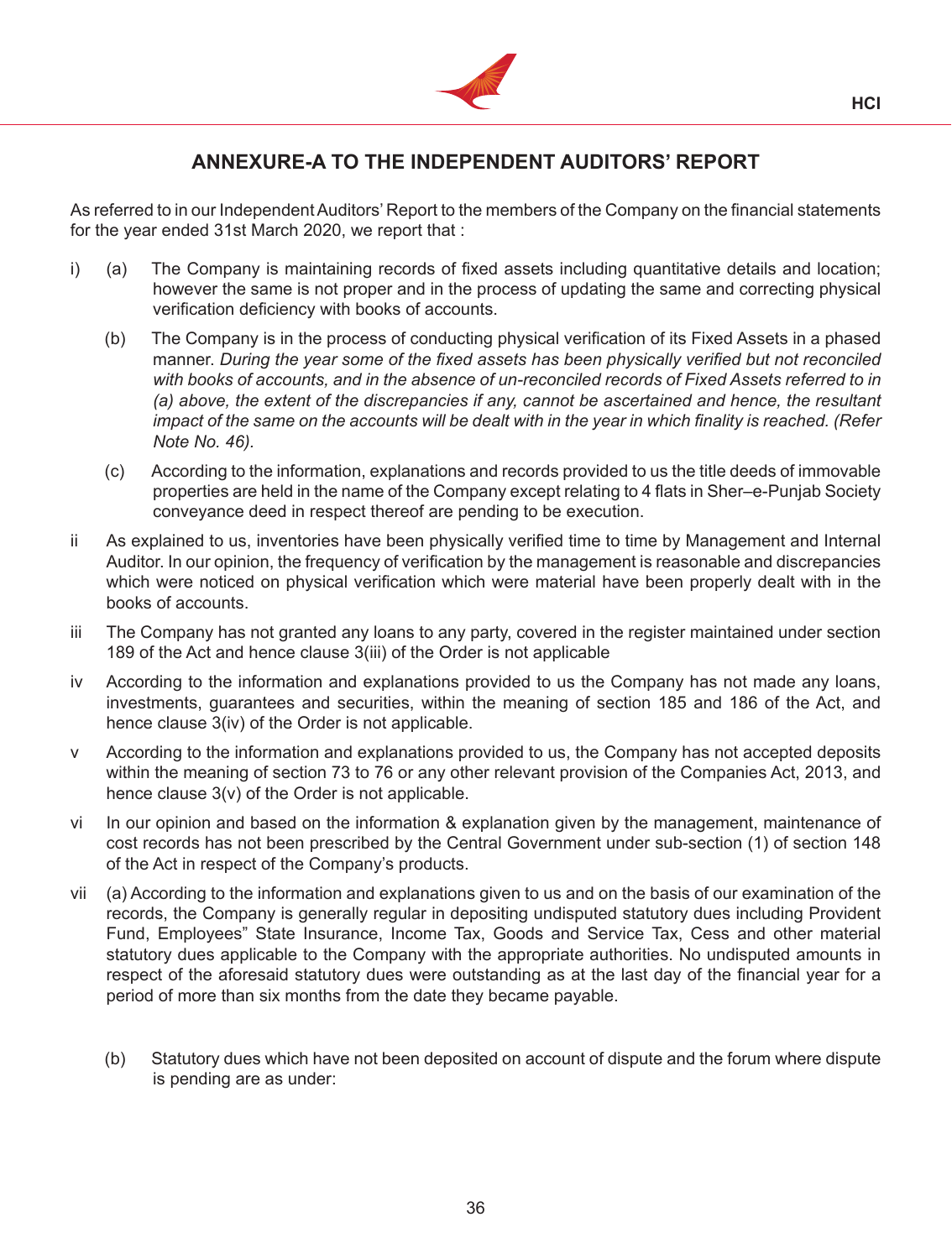## ANNEXURE-A TO THE INDEPENDENT AUDITORS' REPORT

As referred to in our Independent Auditors' Report to the members of the Company on the financial statements for the year ended 31st March 2020, we report that :

i) (a) The Company is maintaining records of fixed assets including quantitative details and location; however the same is not proper and in the process of updating the same and correcting physical verification deficiency with books of accounts.

(b) The Company is in the process of conducting physical verification of its Fixed Assets in a phased manner. *During the year some of the fixed assets has been physically verified but not reconciled with books of accounts, and in the absence of un-reconciled records of Fixed Assets referred to in (a) above, the extent of the discrepancies if any, cannot be ascertained and hence, the resultant impact of the same on the accounts will be dealt with in the year in which finality is reached. (Refer Note No. 46).*

(c) According to the information, explanations and records provided to us the title deeds of immovable properties are held in the name of the Company except relating to 4 flats in Sher–e-Punjab Society conveyance deed in respect thereof are pending to be execution.

ii As explained to us, inventories have been physically verified time to time by Management and Internal Auditor. In our opinion, the frequency of verification by the management is reasonable and discrepancies which were noticed on physical verification which were material have been properly dealt with in the books of accounts.

iii The Company has not granted any loans to any party, covered in the register maintained under section 189 of the Act and hence clause 3(iii) of the Order is not applicable

iv According to the information and explanations provided to us the Company has not made any loans, investments, guarantees and securities, within the meaning of section 185 and 186 of the Act, and hence clause 3(iv) of the Order is not applicable.

v According to the information and explanations provided to us, the Company has not accepted deposits within the meaning of section 73 to 76 or any other relevant provision of the Companies Act, 2013, and hence clause 3(v) of the Order is not applicable.

vi In our opinion and based on the information & explanation given by the management, maintenance of cost records has not been prescribed by the Central Government under sub-section (1) of section 148 of the Act in respect of the Company's products.

vii (a) According to the information and explanations given to us and on the basis of our examination of the records, the Company is generally regular in depositing undisputed statutory dues including Provident Fund, Employees" State Insurance, Income Tax, Goods and Service Tax, Cess and other material statutory dues applicable to the Company with the appropriate authorities. No undisputed amounts in respect of the aforesaid statutory dues were outstanding as at the last day of the financial year for a period of more than six months from the date they became payable.

(b) Statutory dues which have not been deposited on account of dispute and the forum where dispute is pending are as under: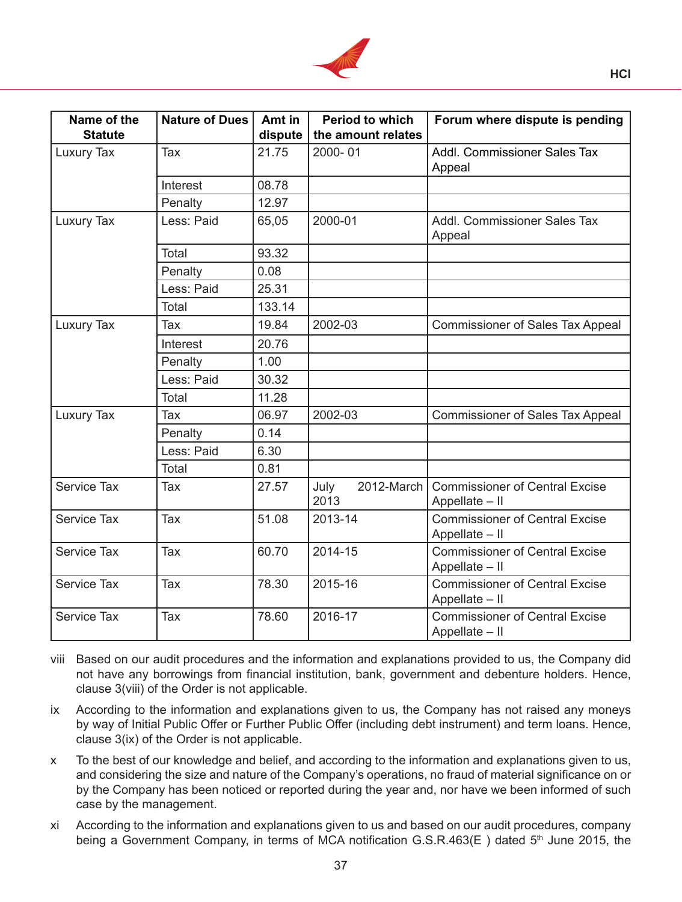| Name of the Statute | Nature of Dues | Amt in dispute | Period to which the amount relates | Forum where dispute is pending |
|---|---|---|---|---|
| Luxury Tax | Tax | 21.75 | 2000- 01 | Addl. Commissioner Sales Tax Appeal |
| | Interest | 08.78 | | |
| | Penalty | 12.97 | | |
| Luxury Tax | Less: Paid | 65,05 | 2000-01 | Addl. Commissioner Sales Tax Appeal |
| | Total | 93.32 | | |
| | Penalty | 0.08 | | |
| | Less: Paid | 25.31 | | |
| | Total | 133.14 | | |
| Luxury Tax | Tax | 19.84 | 2002-03 | Commissioner of Sales Tax Appeal |
| | Interest | 20.76 | | |
| | Penalty | 1.00 | | |
| | Less: Paid | 30.32 | | |
| | Total | 11.28 | | |
| Luxury Tax | Tax | 06.97 | 2002-03 | Commissioner of Sales Tax Appeal |
| | Penalty | 0.14 | | |
| | Less: Paid | 6.30 | | |
| | Total | 0.81 | | |
| Service Tax | Tax | 27.57 | July 2012-March 2013 | Commissioner of Central Excise Appellate – II |
| Service Tax | Tax | 51.08 | 2013-14 | Commissioner of Central Excise Appellate – II |
| Service Tax | Tax | 60.70 | 2014-15 | Commissioner of Central Excise Appellate – II |
| Service Tax | Tax | 78.30 | 2015-16 | Commissioner of Central Excise Appellate – II |
| Service Tax | Tax | 78.60 | 2016-17 | Commissioner of Central Excise Appellate – II |

viii Based on our audit procedures and the information and explanations provided to us, the Company did not have any borrowings from financial institution, bank, government and debenture holders. Hence, clause 3(viii) of the Order is not applicable.

ix According to the information and explanations given to us, the Company has not raised any moneys by way of Initial Public Offer or Further Public Offer (including debt instrument) and term loans. Hence, clause 3(ix) of the Order is not applicable.

x To the best of our knowledge and belief, and according to the information and explanations given to us, and considering the size and nature of the Company's operations, no fraud of material significance on or by the Company has been noticed or reported during the year and, nor have we been informed of such case by the management.

xi According to the information and explanations given to us and based on our audit procedures, company being a Government Company, in terms of MCA notification G.S.R.463(E ) dated 5th June 2015, the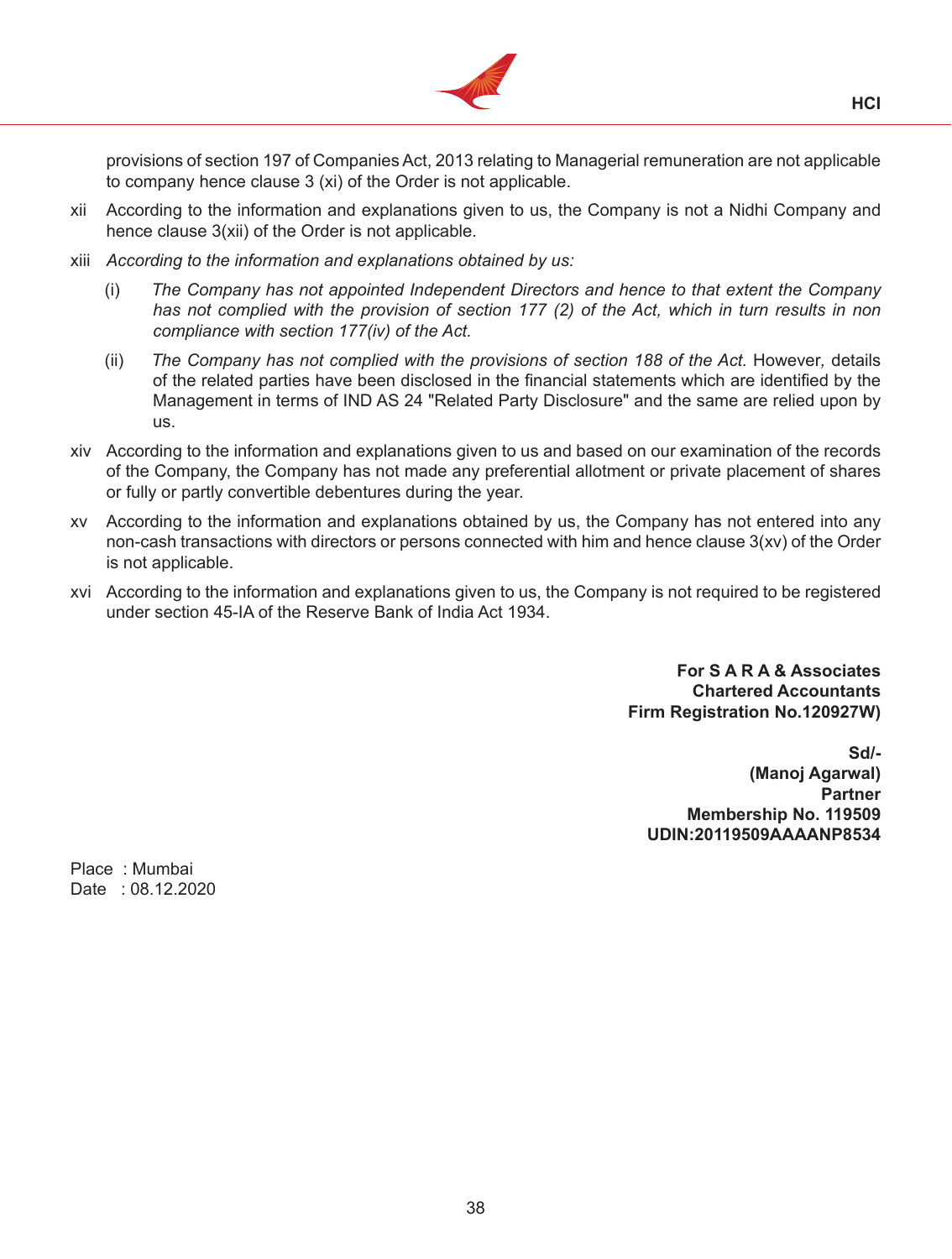provisions of section 197 of Companies Act, 2013 relating to Managerial remuneration are not applicable to company hence clause 3 (xi) of the Order is not applicable.

xii According to the information and explanations given to us, the Company is not a Nidhi Company and hence clause 3(xii) of the Order is not applicable.

xiii *According to the information and explanations obtained by us:*

(i) *The Company has not appointed Independent Directors and hence to that extent the Company has not complied with the provision of section 177 (2) of the Act, which in turn results in non compliance with section 177(iv) of the Act.*

(ii) *The Company has not complied with the provisions of section 188 of the Act.* However, details of the related parties have been disclosed in the financial statements which are identified by the Management in terms of IND AS 24 "Related Party Disclosure" and the same are relied upon by us.

xiv According to the information and explanations given to us and based on our examination of the records of the Company, the Company has not made any preferential allotment or private placement of shares or fully or partly convertible debentures during the year.

xv According to the information and explanations obtained by us, the Company has not entered into any non-cash transactions with directors or persons connected with him and hence clause 3(xv) of the Order is not applicable.

xvi According to the information and explanations given to us, the Company is not required to be registered under section 45-IA of the Reserve Bank of India Act 1934.

**For S A R A & Associates**
**Chartered Accountants**
**Firm Registration No.120927W)**

**Sd/-**
**(Manoj Agarwal)**
**Partner**
**Membership No. 119509**
**UDIN:20119509AAAANP8534**

Place : Mumbai
Date : 08.12.2020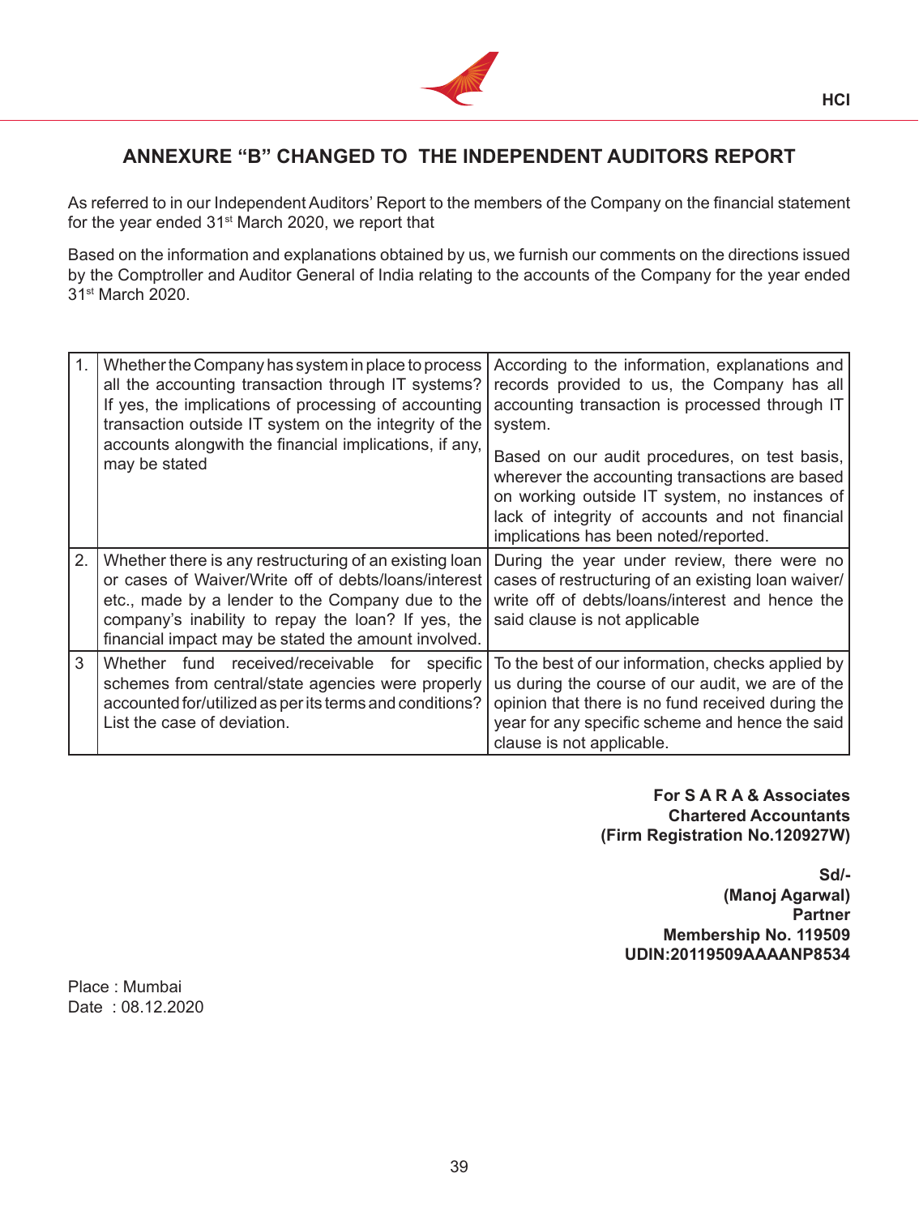## ANNEXURE "B" CHANGED TO THE INDEPENDENT AUDITORS REPORT

As referred to in our Independent Auditors' Report to the members of the Company on the financial statement for the year ended 31st March 2020, we report that

Based on the information and explanations obtained by us, we furnish our comments on the directions issued by the Comptroller and Auditor General of India relating to the accounts of the Company for the year ended 31st March 2020.

| | | |
|---|---|---|
| 1. | Whether the Company has system in place to process all the accounting transaction through IT systems? If yes, the implications of processing of accounting transaction outside IT system on the integrity of the accounts alongwith the financial implications, if any, may be stated | According to the information, explanations and records provided to us, the Company has all accounting transaction is processed through IT system.<br><br>Based on our audit procedures, on test basis, wherever the accounting transactions are based on working outside IT system, no instances of lack of integrity of accounts and not financial implications has been noted/reported. |
| 2. | Whether there is any restructuring of an existing loan or cases of Waiver/Write off of debts/loans/interest etc., made by a lender to the Company due to the company's inability to repay the loan? If yes, the financial impact may be stated the amount involved. | During the year under review, there were no cases of restructuring of an existing loan waiver/write off of debts/loans/interest and hence the said clause is not applicable |
| 3 | Whether fund received/receivable for specific schemes from central/state agencies were properly accounted for/utilized as per its terms and conditions? List the case of deviation. | To the best of our information, checks applied by us during the course of our audit, we are of the opinion that there is no fund received during the year for any specific scheme and hence the said clause is not applicable. |

**For S A R A & Associates**
**Chartered Accountants**
**(Firm Registration No.120927W)**

**Sd/-**
**(Manoj Agarwal)**
**Partner**
**Membership No. 119509**
**UDIN:20119509AAAANP8534**

Place : Mumbai
Date : 08.12.2020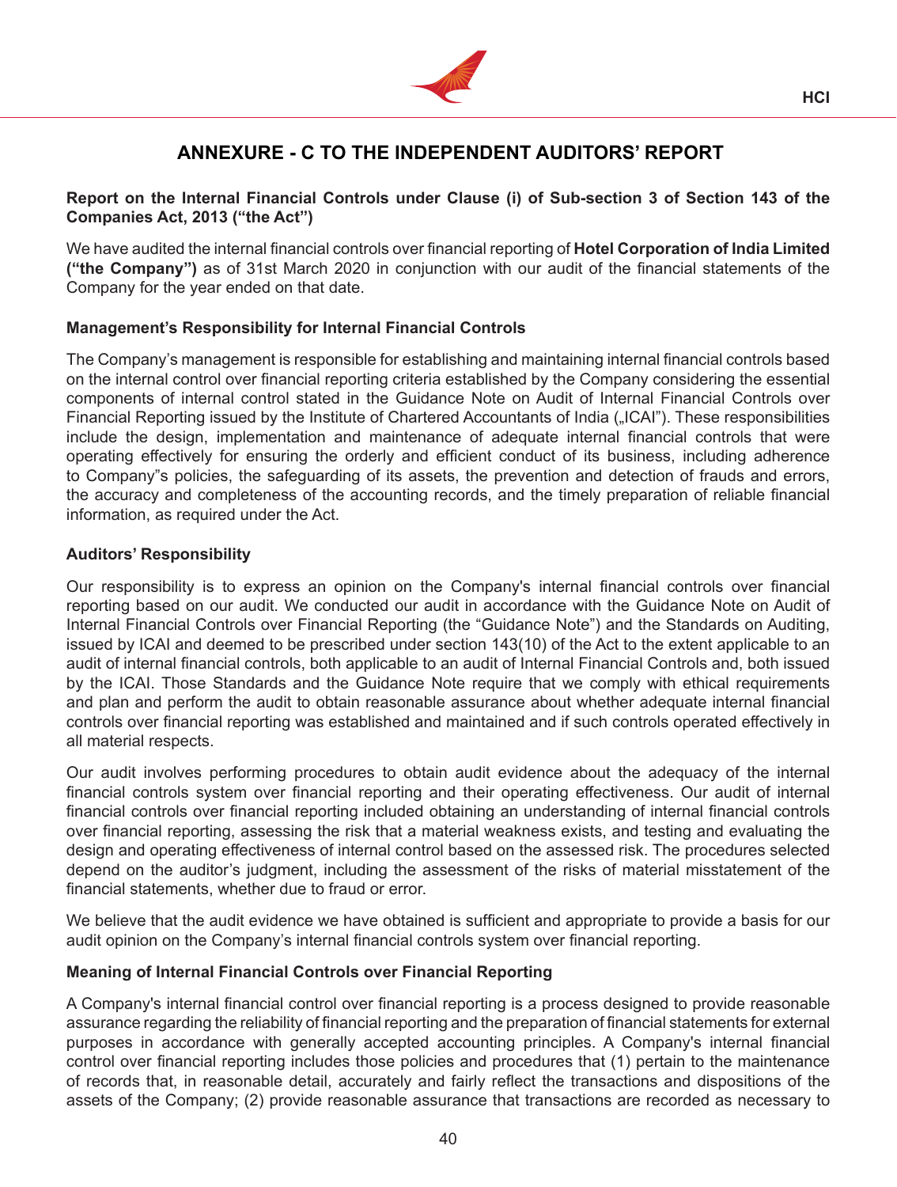# ANNEXURE - C TO THE INDEPENDENT AUDITORS' REPORT

**Report on the Internal Financial Controls under Clause (i) of Sub-section 3 of Section 143 of the Companies Act, 2013 ("the Act")**

We have audited the internal financial controls over financial reporting of **Hotel Corporation of India Limited ("the Company")** as of 31st March 2020 in conjunction with our audit of the financial statements of the Company for the year ended on that date.

**Management's Responsibility for Internal Financial Controls**

The Company's management is responsible for establishing and maintaining internal financial controls based on the internal control over financial reporting criteria established by the Company considering the essential components of internal control stated in the Guidance Note on Audit of Internal Financial Controls over Financial Reporting issued by the Institute of Chartered Accountants of India („ICAI"). These responsibilities include the design, implementation and maintenance of adequate internal financial controls that were operating effectively for ensuring the orderly and efficient conduct of its business, including adherence to Company"s policies, the safeguarding of its assets, the prevention and detection of frauds and errors, the accuracy and completeness of the accounting records, and the timely preparation of reliable financial information, as required under the Act.

**Auditors' Responsibility**

Our responsibility is to express an opinion on the Company's internal financial controls over financial reporting based on our audit. We conducted our audit in accordance with the Guidance Note on Audit of Internal Financial Controls over Financial Reporting (the "Guidance Note") and the Standards on Auditing, issued by ICAI and deemed to be prescribed under section 143(10) of the Act to the extent applicable to an audit of internal financial controls, both applicable to an audit of Internal Financial Controls and, both issued by the ICAI. Those Standards and the Guidance Note require that we comply with ethical requirements and plan and perform the audit to obtain reasonable assurance about whether adequate internal financial controls over financial reporting was established and maintained and if such controls operated effectively in all material respects.

Our audit involves performing procedures to obtain audit evidence about the adequacy of the internal financial controls system over financial reporting and their operating effectiveness. Our audit of internal financial controls over financial reporting included obtaining an understanding of internal financial controls over financial reporting, assessing the risk that a material weakness exists, and testing and evaluating the design and operating effectiveness of internal control based on the assessed risk. The procedures selected depend on the auditor's judgment, including the assessment of the risks of material misstatement of the financial statements, whether due to fraud or error.

We believe that the audit evidence we have obtained is sufficient and appropriate to provide a basis for our audit opinion on the Company's internal financial controls system over financial reporting.

**Meaning of Internal Financial Controls over Financial Reporting**

A Company's internal financial control over financial reporting is a process designed to provide reasonable assurance regarding the reliability of financial reporting and the preparation of financial statements for external purposes in accordance with generally accepted accounting principles. A Company's internal financial control over financial reporting includes those policies and procedures that (1) pertain to the maintenance of records that, in reasonable detail, accurately and fairly reflect the transactions and dispositions of the assets of the Company; (2) provide reasonable assurance that transactions are recorded as necessary to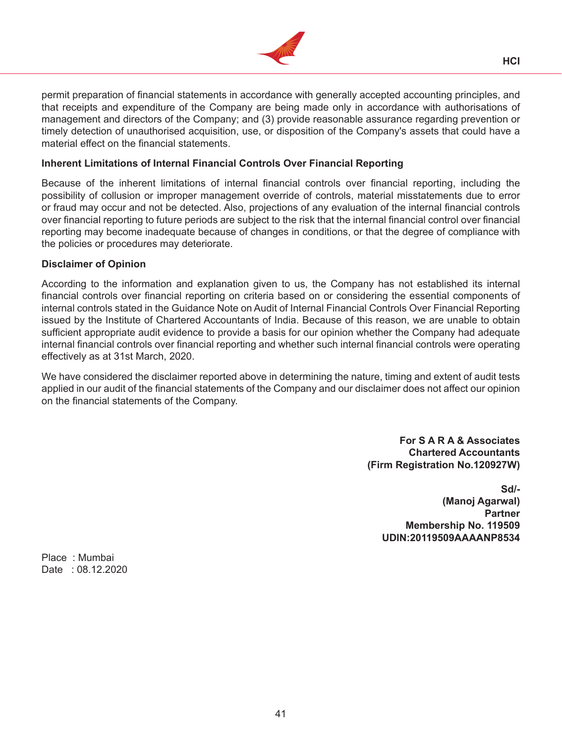permit preparation of financial statements in accordance with generally accepted accounting principles, and that receipts and expenditure of the Company are being made only in accordance with authorisations of management and directors of the Company; and (3) provide reasonable assurance regarding prevention or timely detection of unauthorised acquisition, use, or disposition of the Company's assets that could have a material effect on the financial statements.

**Inherent Limitations of Internal Financial Controls Over Financial Reporting**

Because of the inherent limitations of internal financial controls over financial reporting, including the possibility of collusion or improper management override of controls, material misstatements due to error or fraud may occur and not be detected. Also, projections of any evaluation of the internal financial controls over financial reporting to future periods are subject to the risk that the internal financial control over financial reporting may become inadequate because of changes in conditions, or that the degree of compliance with the policies or procedures may deteriorate.

**Disclaimer of Opinion**

According to the information and explanation given to us, the Company has not established its internal financial controls over financial reporting on criteria based on or considering the essential components of internal controls stated in the Guidance Note on Audit of Internal Financial Controls Over Financial Reporting issued by the Institute of Chartered Accountants of India. Because of this reason, we are unable to obtain sufficient appropriate audit evidence to provide a basis for our opinion whether the Company had adequate internal financial controls over financial reporting and whether such internal financial controls were operating effectively as at 31st March, 2020.

We have considered the disclaimer reported above in determining the nature, timing and extent of audit tests applied in our audit of the financial statements of the Company and our disclaimer does not affect our opinion on the financial statements of the Company.

**For S A R A & Associates**
**Chartered Accountants**
**(Firm Registration No.120927W)**

**Sd/-**
**(Manoj Agarwal)**
**Partner**
**Membership No. 119509**
**UDIN:20119509AAAANP8534**

Place : Mumbai
Date : 08.12.2020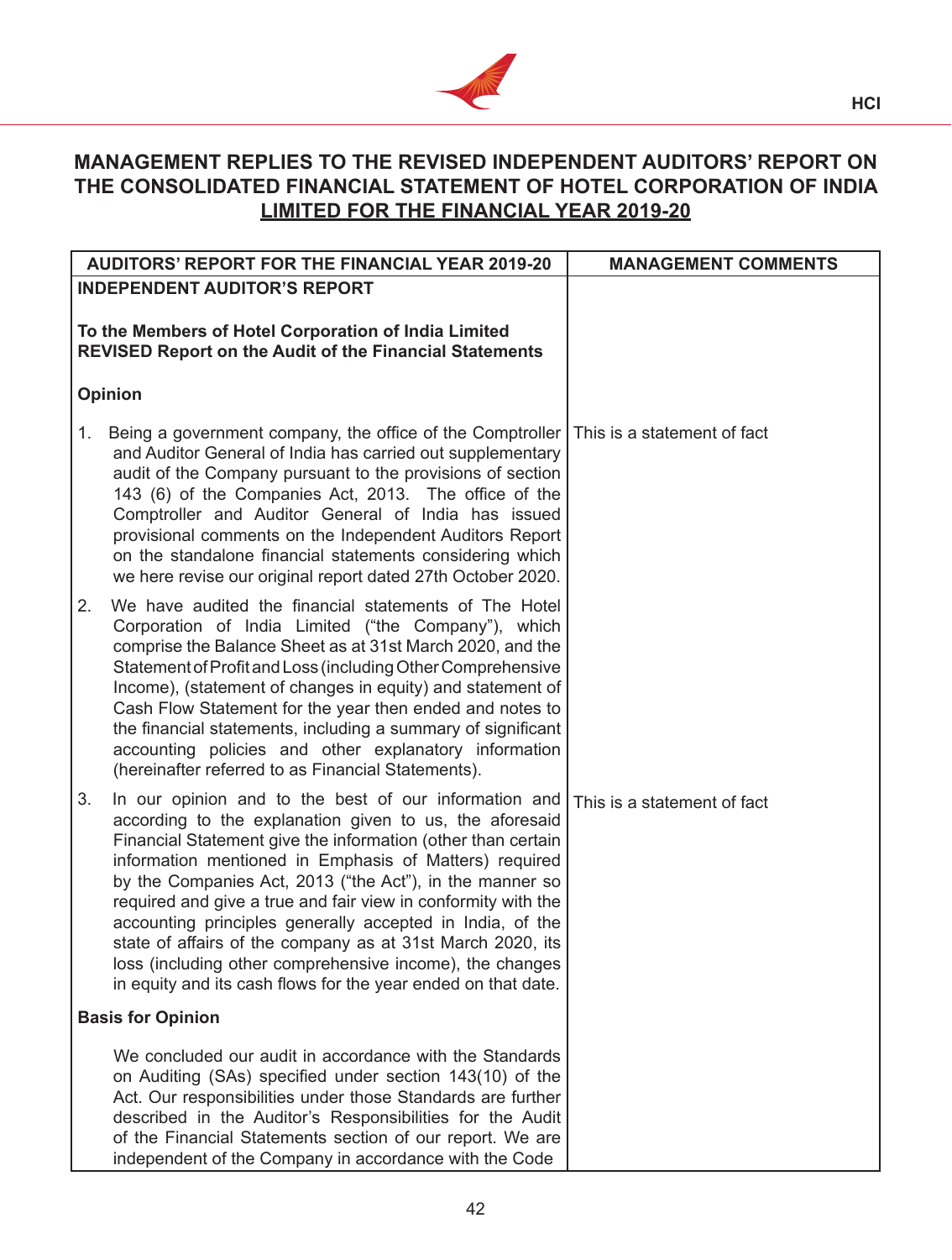# MANAGEMENT REPLIES TO THE REVISED INDEPENDENT AUDITORS' REPORT ON THE CONSOLIDATED FINANCIAL STATEMENT OF HOTEL CORPORATION OF INDIA LIMITED FOR THE FINANCIAL YEAR 2019-20

| AUDITORS' REPORT FOR THE FINANCIAL YEAR 2019-20 | MANAGEMENT COMMENTS |
|---|---|
| **INDEPENDENT AUDITOR'S REPORT**<br><br>**To the Members of Hotel Corporation of India Limited**<br>**REVISED Report on the Audit of the Financial Statements**<br><br>**Opinion** | |
| 1. Being a government company, the office of the Comptroller and Auditor General of India has carried out supplementary audit of the Company pursuant to the provisions of section 143 (6) of the Companies Act, 2013. The office of the Comptroller and Auditor General of India has issued provisional comments on the Independent Auditors Report on the standalone financial statements considering which we here revise our original report dated 27th October 2020. | This is a statement of fact |
| 2. We have audited the financial statements of The Hotel Corporation of India Limited ("the Company"), which comprise the Balance Sheet as at 31st March 2020, and the Statement of Profit and Loss (including Other Comprehensive Income), (statement of changes in equity) and statement of Cash Flow Statement for the year then ended and notes to the financial statements, including a summary of significant accounting policies and other explanatory information (hereinafter referred to as Financial Statements). | |
| 3. In our opinion and to the best of our information and according to the explanation given to us, the aforesaid Financial Statement give the information (other than certain information mentioned in Emphasis of Matters) required by the Companies Act, 2013 ("the Act"), in the manner so required and give a true and fair view in conformity with the accounting principles generally accepted in India, of the state of affairs of the company as at 31st March 2020, its loss (including other comprehensive income), the changes in equity and its cash flows for the year ended on that date. | This is a statement of fact |
| **Basis for Opinion**<br><br>We concluded our audit in accordance with the Standards on Auditing (SAs) specified under section 143(10) of the Act. Our responsibilities under those Standards are further described in the Auditor's Responsibilities for the Audit of the Financial Statements section of our report. We are independent of the Company in accordance with the Code | |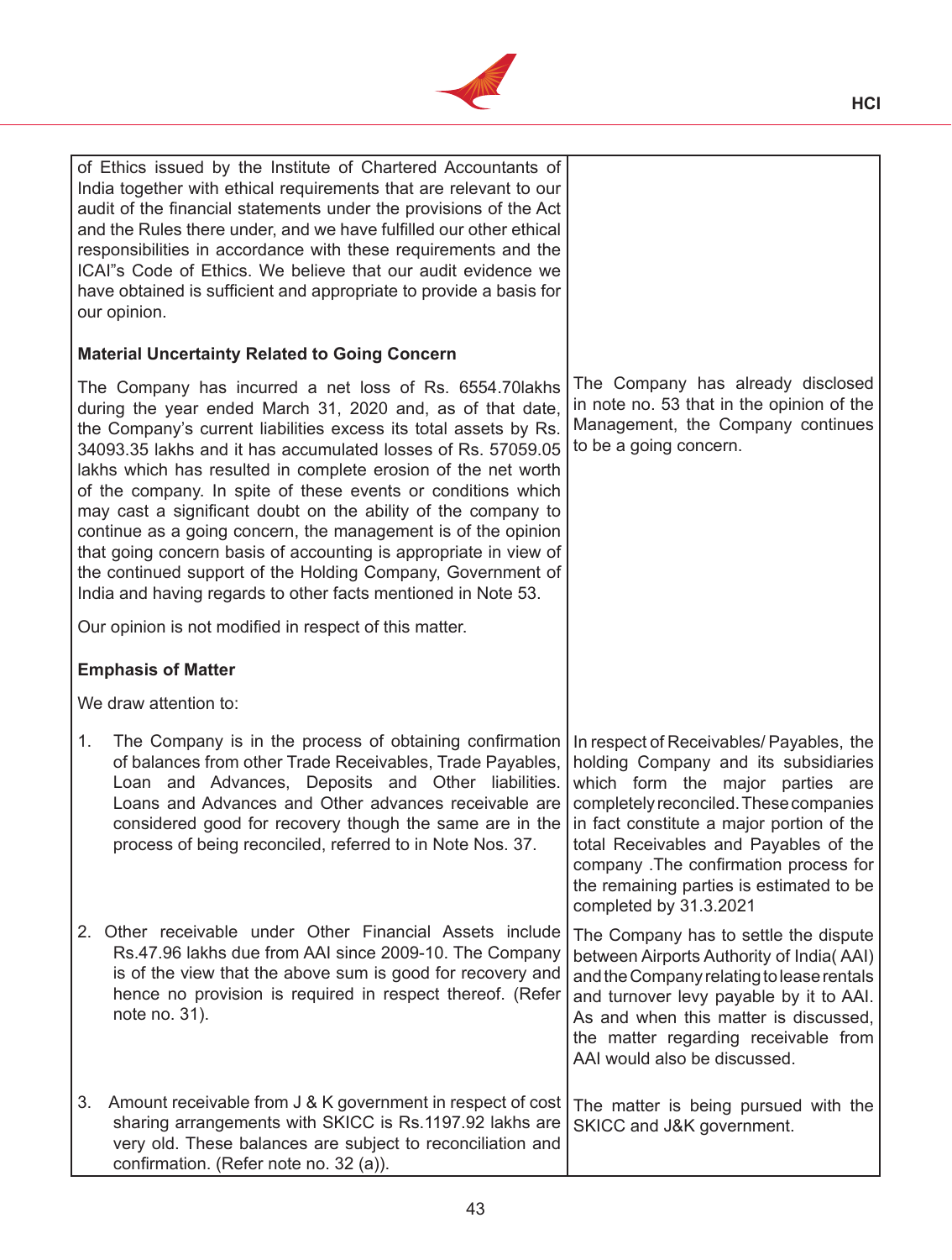| | |
|---|---|
| of Ethics issued by the Institute of Chartered Accountants of India together with ethical requirements that are relevant to our audit of the financial statements under the provisions of the Act and the Rules there under, and we have fulfilled our other ethical responsibilities in accordance with these requirements and the ICAI"s Code of Ethics. We believe that our audit evidence we have obtained is sufficient and appropriate to provide a basis for our opinion. | |
| **Material Uncertainty Related to Going Concern** | |
| The Company has incurred a net loss of Rs. 6554.70lakhs during the year ended March 31, 2020 and, as of that date, the Company's current liabilities excess its total assets by Rs. 34093.35 lakhs and it has accumulated losses of Rs. 57059.05 lakhs which has resulted in complete erosion of the net worth of the company. In spite of these events or conditions which may cast a significant doubt on the ability of the company to continue as a going concern, the management is of the opinion that going concern basis of accounting is appropriate in view of the continued support of the Holding Company, Government of India and having regards to other facts mentioned in Note 53. Our opinion is not modified in respect of this matter. | The Company has already disclosed in note no. 53 that in the opinion of the Management, the Company continues to be a going concern. |
| **Emphasis of Matter** We draw attention to: | |
| 1. The Company is in the process of obtaining confirmation of balances from other Trade Receivables, Trade Payables, Loan and Advances, Deposits and Other liabilities. Loans and Advances and Other advances receivable are considered good for recovery though the same are in the process of being reconciled, referred to in Note Nos. 37. | In respect of Receivables/ Payables, the holding Company and its subsidiaries which form the major parties are completely reconciled. These companies in fact constitute a major portion of the total Receivables and Payables of the company .The confirmation process for the remaining parties is estimated to be completed by 31.3.2021 |
| 2. Other receivable under Other Financial Assets include Rs.47.96 lakhs due from AAI since 2009-10. The Company is of the view that the above sum is good for recovery and hence no provision is required in respect thereof. (Refer note no. 31). | The Company has to settle the dispute between Airports Authority of India( AAI) and the Company relating to lease rentals and turnover levy payable by it to AAI. As and when this matter is discussed, the matter regarding receivable from AAI would also be discussed. |
| 3. Amount receivable from J & K government in respect of cost sharing arrangements with SKICC is Rs.1197.92 lakhs are very old. These balances are subject to reconciliation and confirmation. (Refer note no. 32 (a)). | The matter is being pursued with the SKICC and J&K government. |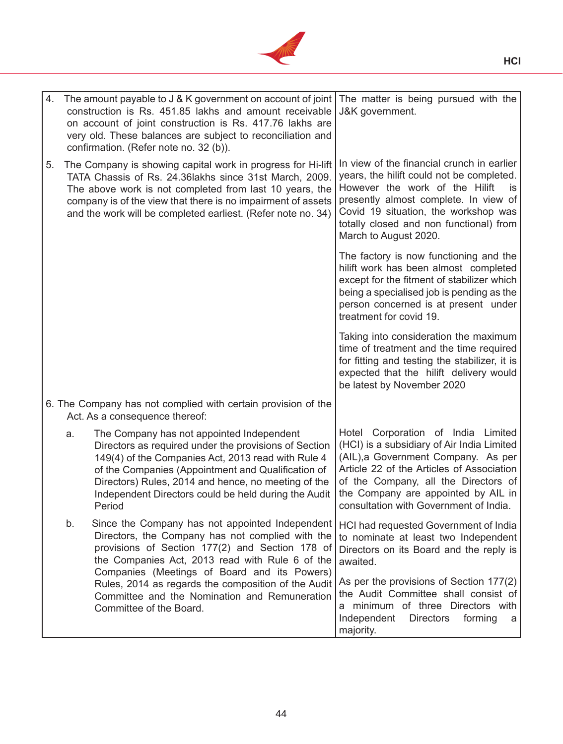| | |
|---|---|
| 4. The amount payable to J & K government on account of joint construction is Rs. 451.85 lakhs and amount receivable on account of joint construction is Rs. 417.76 lakhs are very old. These balances are subject to reconciliation and confirmation. (Refer note no. 32 (b)). | The matter is being pursued with the J&K government. |
| 5. The Company is showing capital work in progress for Hi-lift TATA Chassis of Rs. 24.36lakhs since 31st March, 2009. The above work is not completed from last 10 years, the company is of the view that there is no impairment of assets and the work will be completed earliest. (Refer note no. 34) | In view of the financial crunch in earlier years, the hilift could not be completed. However the work of the Hilift is presently almost complete. In view of Covid 19 situation, the workshop was totally closed and non functional) from March to August 2020.<br><br>The factory is now functioning and the hilift work has been almost completed except for the fitment of stabilizer which being a specialised job is pending as the person concerned is at present under treatment for covid 19.<br><br>Taking into consideration the maximum time of treatment and the time required for fitting and testing the stabilizer, it is expected that the hilift delivery would be latest by November 2020 |
| 6. The Company has not complied with certain provision of the Act. As a consequence thereof: | |
| a. The Company has not appointed Independent Directors as required under the provisions of Section 149(4) of the Companies Act, 2013 read with Rule 4 of the Companies (Appointment and Qualification of Directors) Rules, 2014 and hence, no meeting of the Independent Directors could be held during the Audit Period | Hotel Corporation of India Limited (HCI) is a subsidiary of Air India Limited (AIL),a Government Company. As per Article 22 of the Articles of Association of the Company, all the Directors of the Company are appointed by AIL in consultation with Government of India. |
| b. Since the Company has not appointed Independent Directors, the Company has not complied with the provisions of Section 177(2) and Section 178 of the Companies Act, 2013 read with Rule 6 of the Companies (Meetings of Board and its Powers) Rules, 2014 as regards the composition of the Audit Committee and the Nomination and Remuneration Committee of the Board. | HCI had requested Government of India to nominate at least two Independent Directors on its Board and the reply is awaited.<br><br>As per the provisions of Section 177(2) the Audit Committee shall consist of a minimum of three Directors with Independent Directors forming a majority. |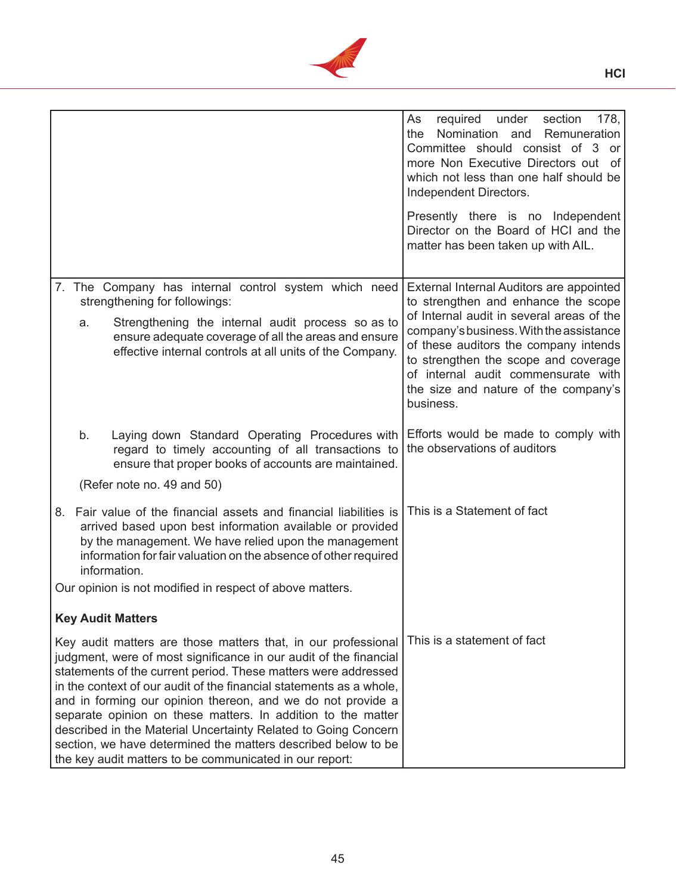| | |
|---|---|
| | As required under section 178, the Nomination and Remuneration Committee should consist of 3 or more Non Executive Directors out of which not less than one half should be Independent Directors.<br><br>Presently there is no Independent Director on the Board of HCI and the matter has been taken up with AIL. |
| 7. The Company has internal control system which need strengthening for followings:<br><br>a. Strengthening the internal audit process so as to ensure adequate coverage of all the areas and ensure effective internal controls at all units of the Company. | External Internal Auditors are appointed to strengthen and enhance the scope of Internal audit in several areas of the company's business. With the assistance of these auditors the company intends to strengthen the scope and coverage of internal audit commensurate with the size and nature of the company's business. |
| b. Laying down Standard Operating Procedures with regard to timely accounting of all transactions to ensure that proper books of accounts are maintained.<br><br>(Refer note no. 49 and 50) | Efforts would be made to comply with the observations of auditors |
| 8. Fair value of the financial assets and financial liabilities is arrived based upon best information available or provided by the management. We have relied upon the management information for fair valuation on the absence of other required information.<br><br>Our opinion is not modified in respect of above matters.<br><br>**Key Audit Matters** | This is a Statement of fact |
| Key audit matters are those matters that, in our professional judgment, were of most significance in our audit of the financial statements of the current period. These matters were addressed in the context of our audit of the financial statements as a whole, and in forming our opinion thereon, and we do not provide a separate opinion on these matters. In addition to the matter described in the Material Uncertainty Related to Going Concern section, we have determined the matters described below to be the key audit matters to be communicated in our report: | This is a statement of fact |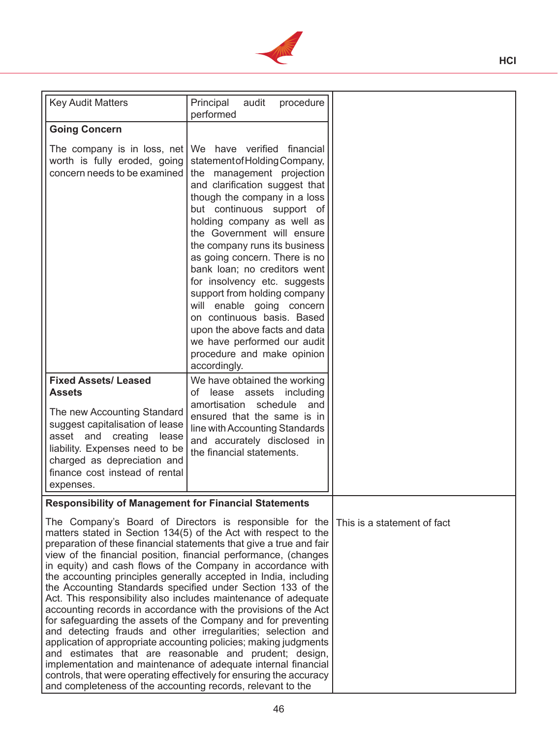| | |
|---|---|
| **Key Audit Matters / Principal audit procedure performed** | |

| Key Audit Matters | Principal audit procedure performed |
|---|---|
| **Going Concern**<br><br>The company is in loss, net worth is fully eroded, going concern needs to be examined | We have verified financial statement of Holding Company, the management projection and clarification suggest that though the company in a loss but continuous support of holding company as well as the Government will ensure the company runs its business as going concern. There is no bank loan; no creditors went for insolvency etc. suggests support from holding company will enable going concern on continuous basis. Based upon the above facts and data we have performed our audit procedure and make opinion accordingly. |
| **Fixed Assets/ Leased Assets**<br><br>The new Accounting Standard suggest capitalisation of lease asset and creating lease liability. Expenses need to be charged as depreciation and finance cost instead of rental expenses. | We have obtained the working of lease assets including amortisation schedule and ensured that the same is in line with Accounting Standards and accurately disclosed in the financial statements. |

| | |
|---|---|
| **Responsibility of Management for Financial Statements**<br><br>The Company's Board of Directors is responsible for the matters stated in Section 134(5) of the Act with respect to the preparation of these financial statements that give a true and fair view of the financial position, financial performance, (changes in equity) and cash flows of the Company in accordance with the accounting principles generally accepted in India, including the Accounting Standards specified under Section 133 of the Act. This responsibility also includes maintenance of adequate accounting records in accordance with the provisions of the Act for safeguarding the assets of the Company and for preventing and detecting frauds and other irregularities; selection and application of appropriate accounting policies; making judgments and estimates that are reasonable and prudent; design, implementation and maintenance of adequate internal financial controls, that were operating effectively for ensuring the accuracy and completeness of the accounting records, relevant to the | This is a statement of fact |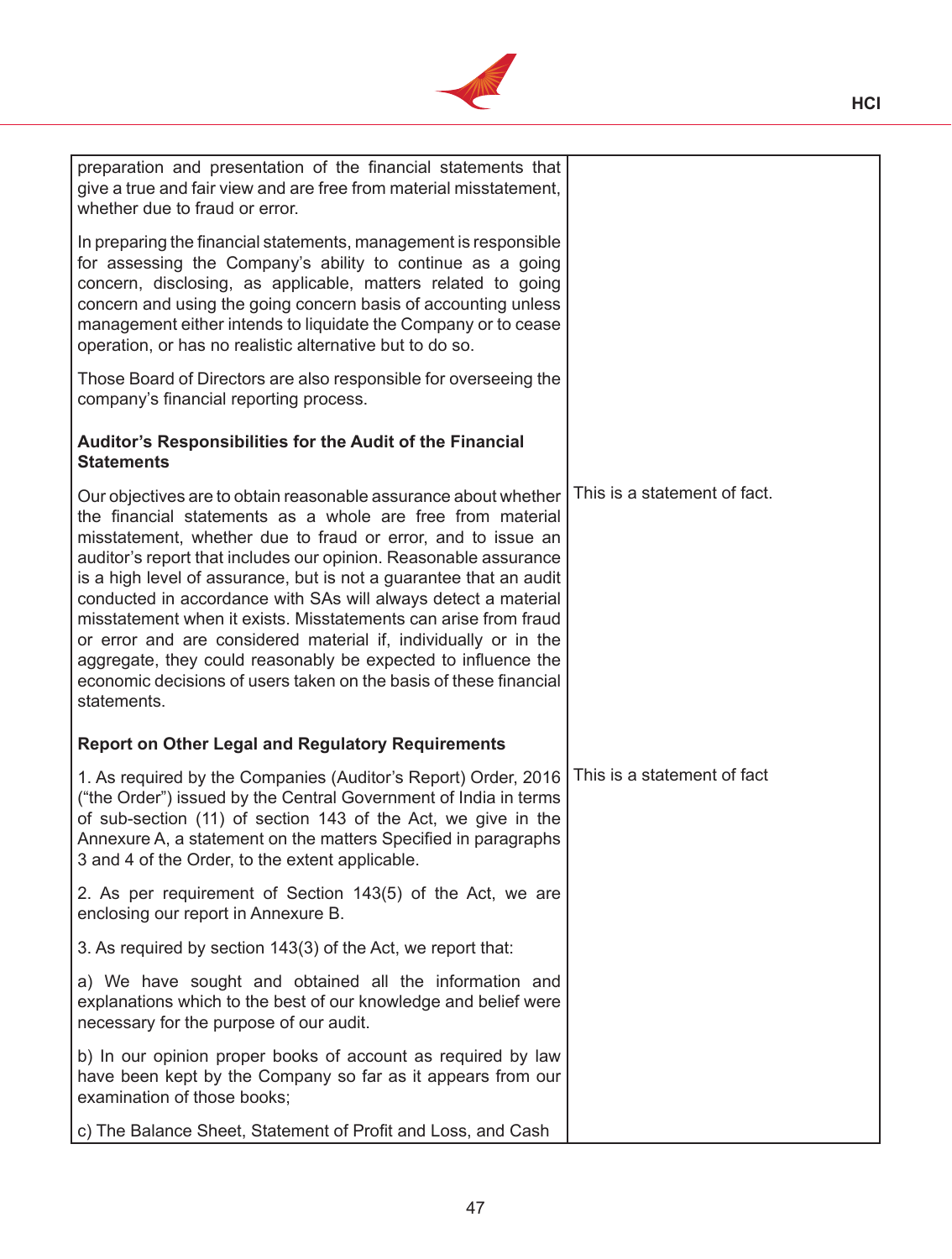| | |
|---|---|
| preparation and presentation of the financial statements that give a true and fair view and are free from material misstatement, whether due to fraud or error.<br><br>In preparing the financial statements, management is responsible for assessing the Company's ability to continue as a going concern, disclosing, as applicable, matters related to going concern and using the going concern basis of accounting unless management either intends to liquidate the Company or to cease operation, or has no realistic alternative but to do so.<br><br>Those Board of Directors are also responsible for overseeing the company's financial reporting process. | |
| **Auditor's Responsibilities for the Audit of the Financial Statements** | |
| Our objectives are to obtain reasonable assurance about whether the financial statements as a whole are free from material misstatement, whether due to fraud or error, and to issue an auditor's report that includes our opinion. Reasonable assurance is a high level of assurance, but is not a guarantee that an audit conducted in accordance with SAs will always detect a material misstatement when it exists. Misstatements can arise from fraud or error and are considered material if, individually or in the aggregate, they could reasonably be expected to influence the economic decisions of users taken on the basis of these financial statements. | This is a statement of fact. |
| **Report on Other Legal and Regulatory Requirements** | |
| 1. As required by the Companies (Auditor's Report) Order, 2016 ("the Order") issued by the Central Government of India in terms of sub-section (11) of section 143 of the Act, we give in the Annexure A, a statement on the matters Specified in paragraphs 3 and 4 of the Order, to the extent applicable.<br><br>2. As per requirement of Section 143(5) of the Act, we are enclosing our report in Annexure B.<br><br>3. As required by section 143(3) of the Act, we report that:<br><br>a) We have sought and obtained all the information and explanations which to the best of our knowledge and belief were necessary for the purpose of our audit.<br><br>b) In our opinion proper books of account as required by law have been kept by the Company so far as it appears from our examination of those books;<br><br>c) The Balance Sheet, Statement of Profit and Loss, and Cash | This is a statement of fact |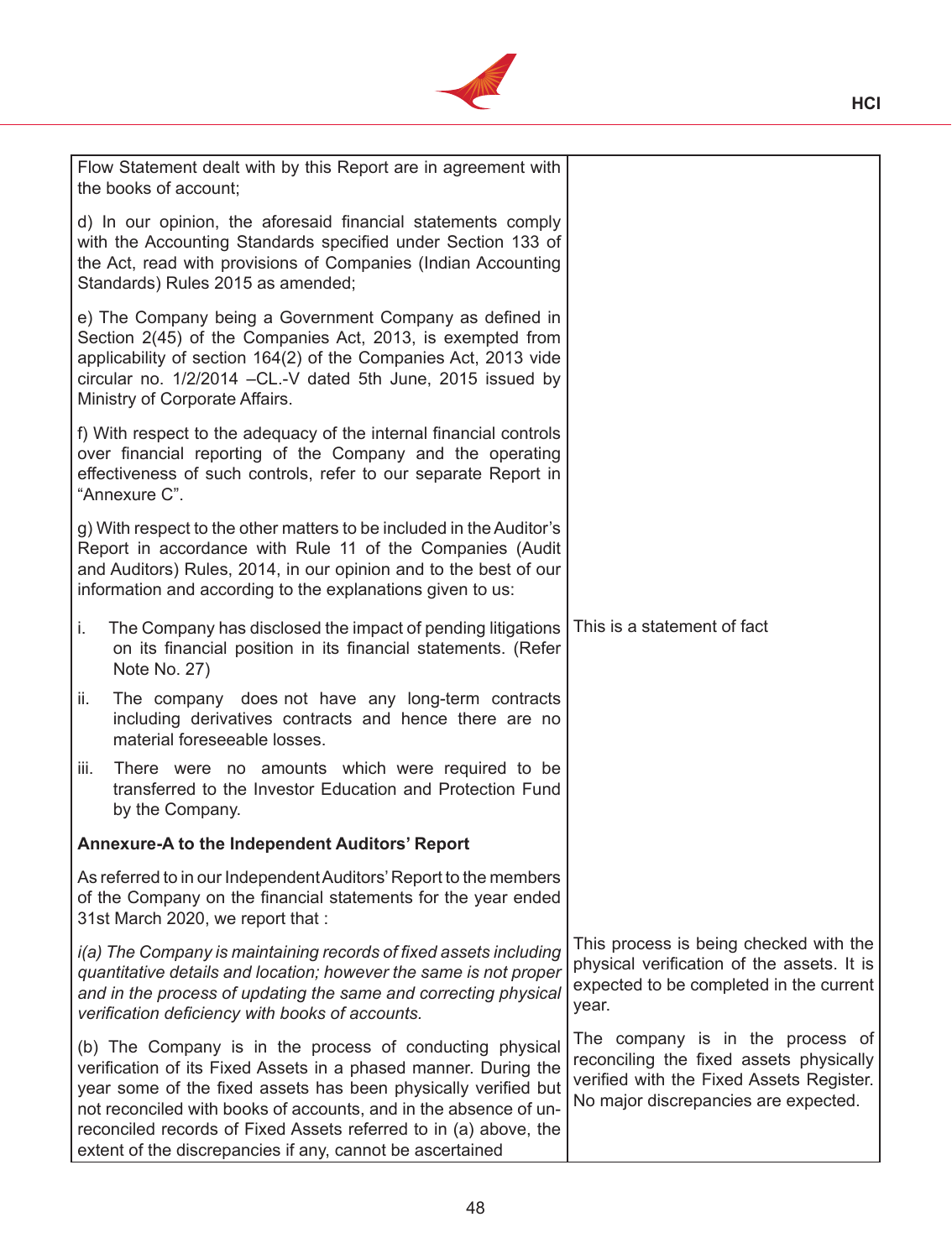| | |
|---|---|
| Flow Statement dealt with by this Report are in agreement with the books of account; | |
| d) In our opinion, the aforesaid financial statements comply with the Accounting Standards specified under Section 133 of the Act, read with provisions of Companies (Indian Accounting Standards) Rules 2015 as amended; | |
| e) The Company being a Government Company as defined in Section 2(45) of the Companies Act, 2013, is exempted from applicability of section 164(2) of the Companies Act, 2013 vide circular no. 1/2/2014 –CL.-V dated 5th June, 2015 issued by Ministry of Corporate Affairs. | |
| f) With respect to the adequacy of the internal financial controls over financial reporting of the Company and the operating effectiveness of such controls, refer to our separate Report in "Annexure C". | |
| g) With respect to the other matters to be included in the Auditor's Report in accordance with Rule 11 of the Companies (Audit and Auditors) Rules, 2014, in our opinion and to the best of our information and according to the explanations given to us: | |
| i. The Company has disclosed the impact of pending litigations on its financial position in its financial statements. (Refer Note No. 27) | This is a statement of fact |
| ii. The company does not have any long-term contracts including derivatives contracts and hence there are no material foreseeable losses. | |
| iii. There were no amounts which were required to be transferred to the Investor Education and Protection Fund by the Company. | |
| **Annexure-A to the Independent Auditors' Report** | |
| As referred to in our Independent Auditors' Report to the members of the Company on the financial statements for the year ended 31st March 2020, we report that : | |
| *i(a) The Company is maintaining records of fixed assets including quantitative details and location; however the same is not proper and in the process of updating the same and correcting physical verification deficiency with books of accounts.* | This process is being checked with the physical verification of the assets. It is expected to be completed in the current year. |
| (b) The Company is in the process of conducting physical verification of its Fixed Assets in a phased manner. During the year some of the fixed assets has been physically verified but not reconciled with books of accounts, and in the absence of un-reconciled records of Fixed Assets referred to in (a) above, the extent of the discrepancies if any, cannot be ascertained | The company is in the process of reconciling the fixed assets physically verified with the Fixed Assets Register. No major discrepancies are expected. |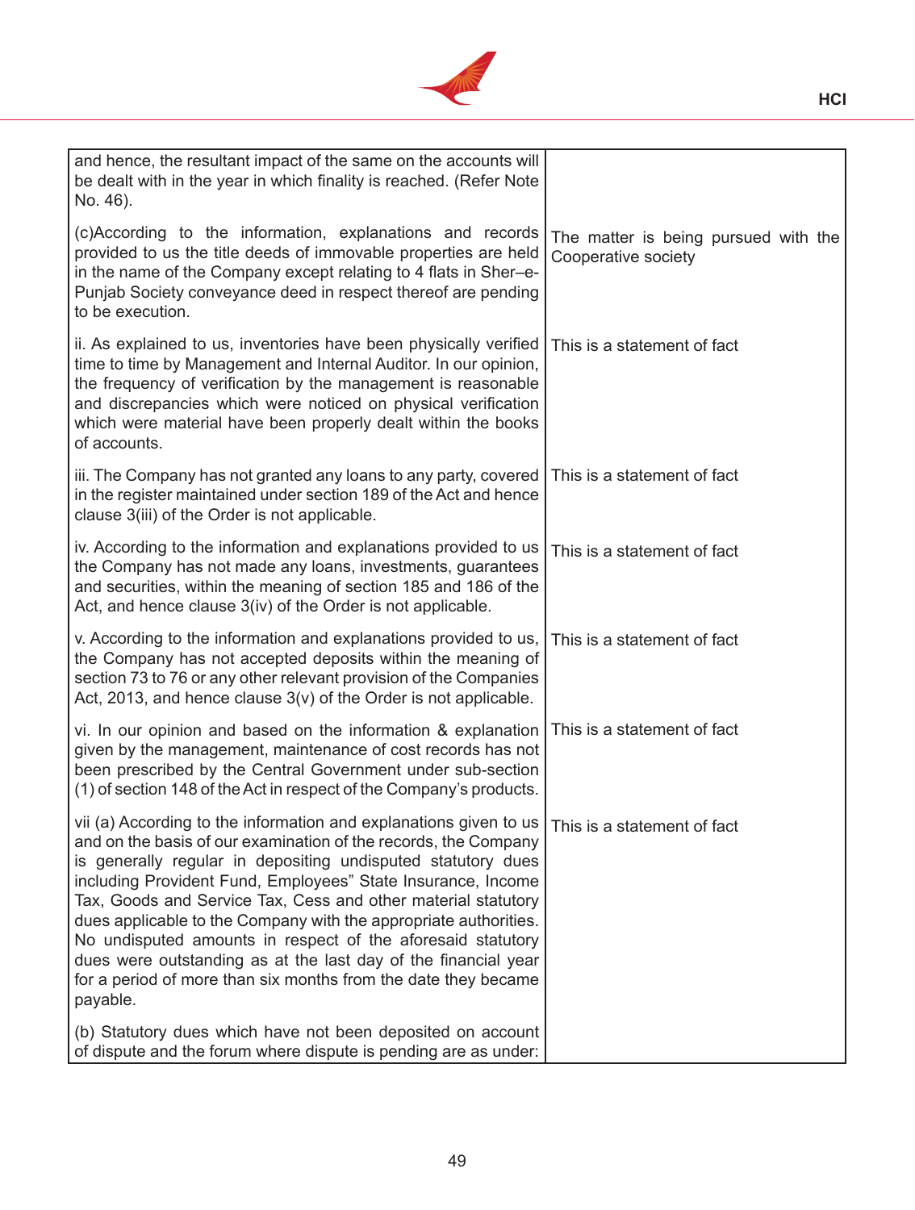| | |
|---|---|
| and hence, the resultant impact of the same on the accounts will be dealt with in the year in which finality is reached. (Refer Note No. 46). | |
| (c)According to the information, explanations and records provided to us the title deeds of immovable properties are held in the name of the Company except relating to 4 flats in Sher–e-Punjab Society conveyance deed in respect thereof are pending to be execution. | The matter is being pursued with the Cooperative society |
| ii. As explained to us, inventories have been physically verified time to time by Management and Internal Auditor. In our opinion, the frequency of verification by the management is reasonable and discrepancies which were noticed on physical verification which were material have been properly dealt within the books of accounts. | This is a statement of fact |
| iii. The Company has not granted any loans to any party, covered in the register maintained under section 189 of the Act and hence clause 3(iii) of the Order is not applicable. | This is a statement of fact |
| iv. According to the information and explanations provided to us the Company has not made any loans, investments, guarantees and securities, within the meaning of section 185 and 186 of the Act, and hence clause 3(iv) of the Order is not applicable. | This is a statement of fact |
| v. According to the information and explanations provided to us, the Company has not accepted deposits within the meaning of section 73 to 76 or any other relevant provision of the Companies Act, 2013, and hence clause 3(v) of the Order is not applicable. | This is a statement of fact |
| vi. In our opinion and based on the information & explanation given by the management, maintenance of cost records has not been prescribed by the Central Government under sub-section (1) of section 148 of the Act in respect of the Company's products. | This is a statement of fact |
| vii (a) According to the information and explanations given to us and on the basis of our examination of the records, the Company is generally regular in depositing undisputed statutory dues including Provident Fund, Employees" State Insurance, Income Tax, Goods and Service Tax, Cess and other material statutory dues applicable to the Company with the appropriate authorities. No undisputed amounts in respect of the aforesaid statutory dues were outstanding as at the last day of the financial year for a period of more than six months from the date they became payable. | This is a statement of fact |
| (b) Statutory dues which have not been deposited on account of dispute and the forum where dispute is pending are as under: | |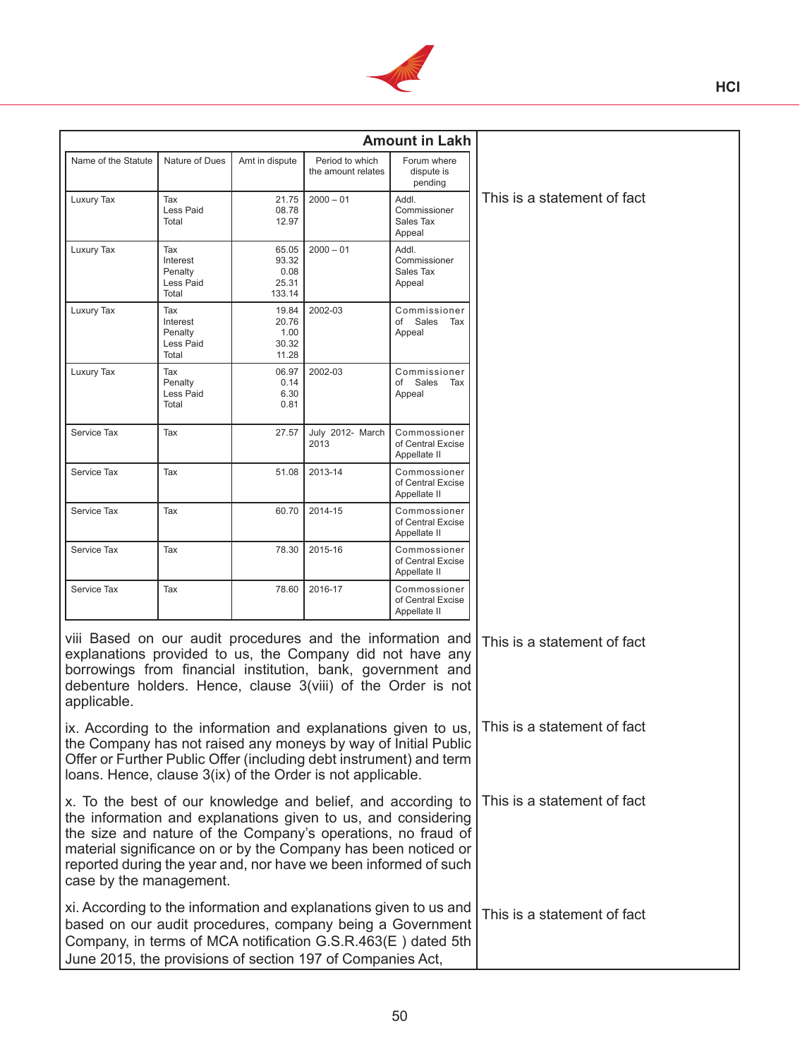| Amount in Lakh | | | | | |
|---|---|---|---|---|---|
| Name of the Statute | Nature of Dues | Amt in dispute | Period to which the amount relates | Forum where dispute is pending | |
| Luxury Tax | Tax<br>Less Paid<br>Total | 21.75<br>08.78<br>12.97 | 2000 – 01 | Addl. Commissioner Sales Tax Appeal | This is a statement of fact |
| Luxury Tax | Tax<br>Interest<br>Penalty<br>Less Paid<br>Total | 65.05<br>93.32<br>0.08<br>25.31<br>133.14 | 2000 – 01 | Addl. Commissioner Sales Tax Appeal | |
| Luxury Tax | Tax<br>Interest<br>Penalty<br>Less Paid<br>Total | 19.84<br>20.76<br>1.00<br>30.32<br>11.28 | 2002-03 | Commissioner of Sales Tax Appeal | |
| Luxury Tax | Tax<br>Penalty<br>Less Paid<br>Total | 06.97<br>0.14<br>6.30<br>0.81 | 2002-03 | Commissioner of Sales Tax Appeal | |
| Service Tax | Tax | 27.57 | July 2012- March 2013 | Commossioner of Central Excise Appellate II | |
| Service Tax | Tax | 51.08 | 2013-14 | Commossioner of Central Excise Appellate II | |
| Service Tax | Tax | 60.70 | 2014-15 | Commossioner of Central Excise Appellate II | |
| Service Tax | Tax | 78.30 | 2015-16 | Commossioner of Central Excise Appellate II | |
| Service Tax | Tax | 78.60 | 2016-17 | Commossioner of Central Excise Appellate II | |

| | |
|---|---|
| viii Based on our audit procedures and the information and explanations provided to us, the Company did not have any borrowings from financial institution, bank, government and debenture holders. Hence, clause 3(viii) of the Order is not applicable. | This is a statement of fact |
| ix. According to the information and explanations given to us, the Company has not raised any moneys by way of Initial Public Offer or Further Public Offer (including debt instrument) and term loans. Hence, clause 3(ix) of the Order is not applicable. | This is a statement of fact |
| x. To the best of our knowledge and belief, and according to the information and explanations given to us, and considering the size and nature of the Company's operations, no fraud of material significance on or by the Company has been noticed or reported during the year and, nor have we been informed of such case by the management. | This is a statement of fact |
| xi. According to the information and explanations given to us and based on our audit procedures, company being a Government Company, in terms of MCA notification G.S.R.463(E ) dated 5th June 2015, the provisions of section 197 of Companies Act, | This is a statement of fact |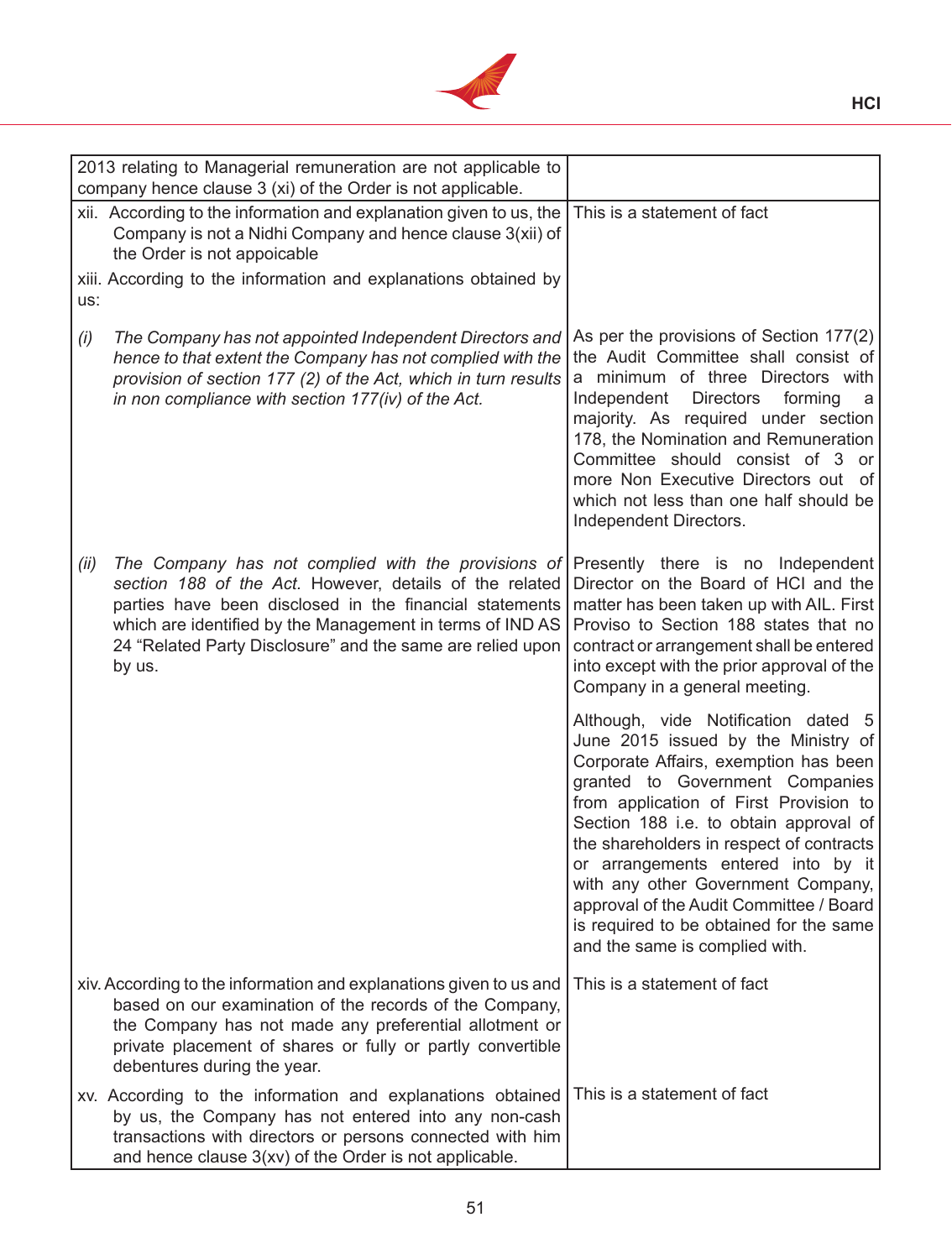| | |
|---|---|
| 2013 relating to Managerial remuneration are not applicable to company hence clause 3 (xi) of the Order is not applicable. | |
| xii. According to the information and explanation given to us, the Company is not a Nidhi Company and hence clause 3(xii) of the Order is not appoicable<br><br>xiii. According to the information and explanations obtained by us: | This is a statement of fact |
| (i) *The Company has not appointed Independent Directors and hence to that extent the Company has not complied with the provision of section 177 (2) of the Act, which in turn results in non compliance with section 177(iv) of the Act.* | As per the provisions of Section 177(2) the Audit Committee shall consist of a minimum of three Directors with Independent Directors forming a majority. As required under section 178, the Nomination and Remuneration Committee should consist of 3 or more Non Executive Directors out of which not less than one half should be Independent Directors. |
| (ii) *The Company has not complied with the provisions of section 188 of the Act.* However, details of the related parties have been disclosed in the financial statements which are identified by the Management in terms of IND AS 24 "Related Party Disclosure" and the same are relied upon by us. | Presently there is no Independent Director on the Board of HCI and the matter has been taken up with AIL. First Proviso to Section 188 states that no contract or arrangement shall be entered into except with the prior approval of the Company in a general meeting.<br><br>Although, vide Notification dated 5 June 2015 issued by the Ministry of Corporate Affairs, exemption has been granted to Government Companies from application of First Provision to Section 188 i.e. to obtain approval of the shareholders in respect of contracts or arrangements entered into by it with any other Government Company, approval of the Audit Committee / Board is required to be obtained for the same and the same is complied with. |
| xiv. According to the information and explanations given to us and based on our examination of the records of the Company, the Company has not made any preferential allotment or private placement of shares or fully or partly convertible debentures during the year. | This is a statement of fact |
| xv. According to the information and explanations obtained by us, the Company has not entered into any non-cash transactions with directors or persons connected with him and hence clause 3(xv) of the Order is not applicable. | This is a statement of fact |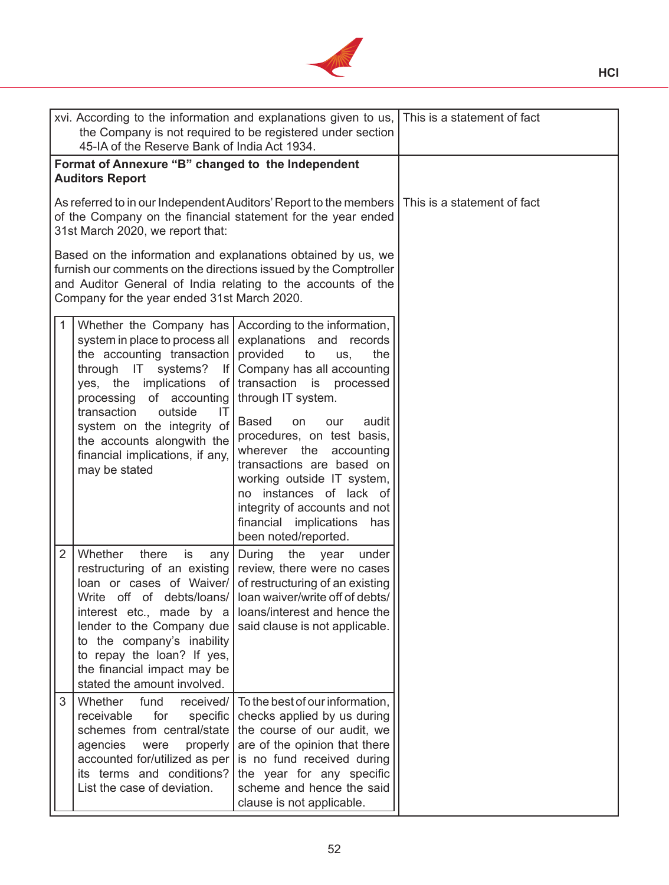| | |
|---|---|
| xvi. According to the information and explanations given to us, the Company is not required to be registered under section 45-IA of the Reserve Bank of India Act 1934. | This is a statement of fact |
| **Format of Annexure "B" changed to the Independent Auditors Report**<br><br>As referred to in our Independent Auditors' Report to the members of the Company on the financial statement for the year ended 31st March 2020, we report that:<br><br>Based on the information and explanations obtained by us, we furnish our comments on the directions issued by the Comptroller and Auditor General of India relating to the accounts of the Company for the year ended 31st March 2020. | This is a statement of fact |

| | | |
|---|---|---|
| 1 | Whether the Company has system in place to process all the accounting transaction through IT systems? If yes, the implications of processing of accounting transaction outside IT system on the integrity of the accounts alongwith the financial implications, if any, may be stated | According to the information, explanations and records provided to us, the Company has all accounting transaction is processed through IT system.<br><br>Based on our audit procedures, on test basis, wherever the accounting transactions are based on working outside IT system, no instances of lack of integrity of accounts and not financial implications has been noted/reported. |
| 2 | Whether there is any restructuring of an existing loan or cases of Waiver/ Write off of debts/loans/ interest etc., made by a lender to the Company due to the company's inability to repay the loan? If yes, the financial impact may be stated the amount involved. | During the year under review, there were no cases of restructuring of an existing loan waiver/write off of debts/ loans/interest and hence the said clause is not applicable. |
| 3 | Whether fund received/ receivable for specific schemes from central/state agencies were properly accounted for/utilized as per its terms and conditions? List the case of deviation. | To the best of our information, checks applied by us during the course of our audit, we are of the opinion that there is no fund received during the year for any specific scheme and hence the said clause is not applicable. |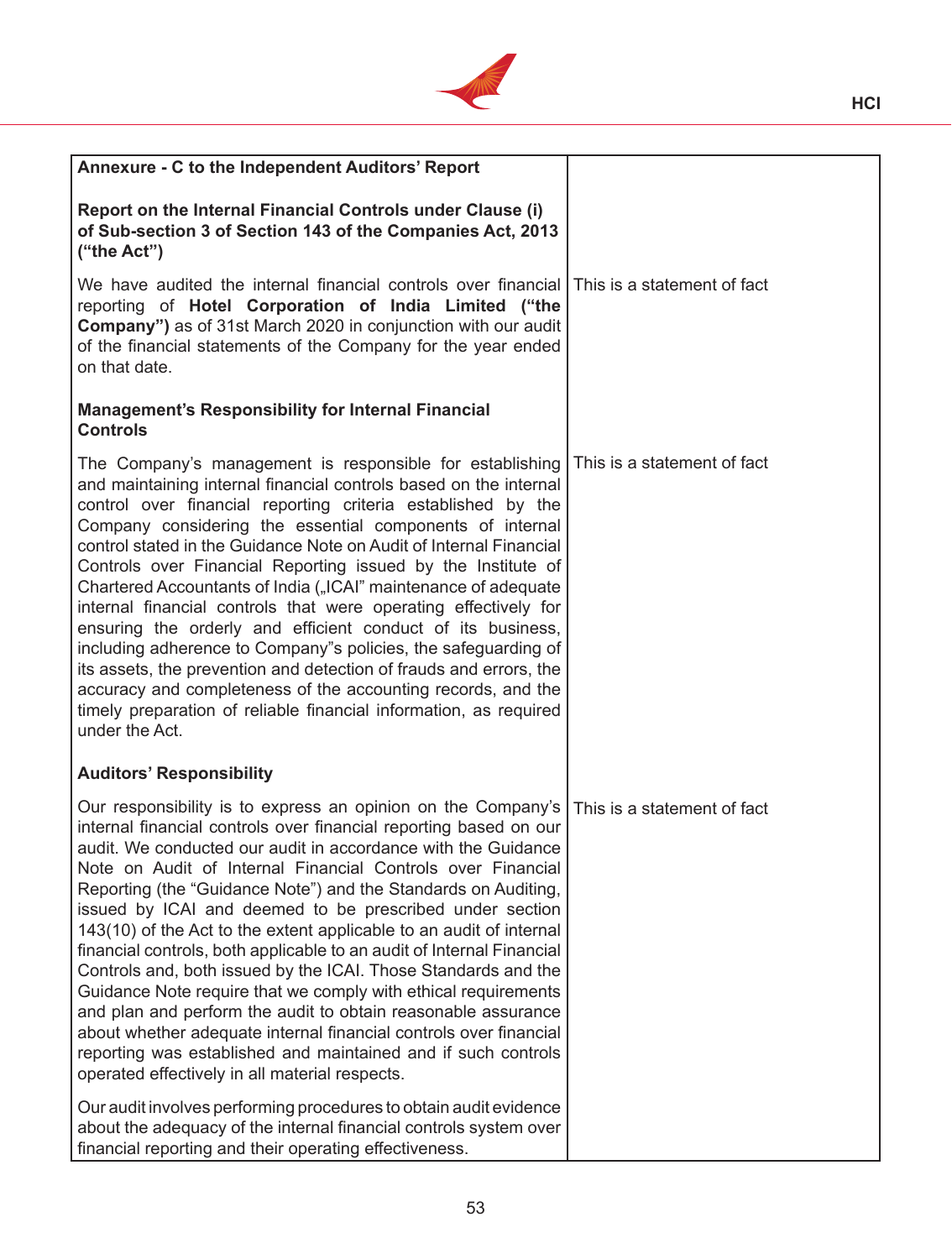| Annexure - C to the Independent Auditors' Report | |
|---|---|
| **Report on the Internal Financial Controls under Clause (i) of Sub-section 3 of Section 143 of the Companies Act, 2013 ("the Act")** | |
| We have audited the internal financial controls over financial reporting of **Hotel Corporation of India Limited ("the Company")** as of 31st March 2020 in conjunction with our audit of the financial statements of the Company for the year ended on that date. | This is a statement of fact |
| **Management's Responsibility for Internal Financial Controls** | |
| The Company's management is responsible for establishing and maintaining internal financial controls based on the internal control over financial reporting criteria established by the Company considering the essential components of internal control stated in the Guidance Note on Audit of Internal Financial Controls over Financial Reporting issued by the Institute of Chartered Accountants of India („ICAI" maintenance of adequate internal financial controls that were operating effectively for ensuring the orderly and efficient conduct of its business, including adherence to Company"s policies, the safeguarding of its assets, the prevention and detection of frauds and errors, the accuracy and completeness of the accounting records, and the timely preparation of reliable financial information, as required under the Act. | This is a statement of fact |
| **Auditors' Responsibility** | |
| Our responsibility is to express an opinion on the Company's internal financial controls over financial reporting based on our audit. We conducted our audit in accordance with the Guidance Note on Audit of Internal Financial Controls over Financial Reporting (the "Guidance Note") and the Standards on Auditing, issued by ICAI and deemed to be prescribed under section 143(10) of the Act to the extent applicable to an audit of internal financial controls, both applicable to an audit of Internal Financial Controls and, both issued by the ICAI. Those Standards and the Guidance Note require that we comply with ethical requirements and plan and perform the audit to obtain reasonable assurance about whether adequate internal financial controls over financial reporting was established and maintained and if such controls operated effectively in all material respects. | This is a statement of fact |
| Our audit involves performing procedures to obtain audit evidence about the adequacy of the internal financial controls system over financial reporting and their operating effectiveness. | |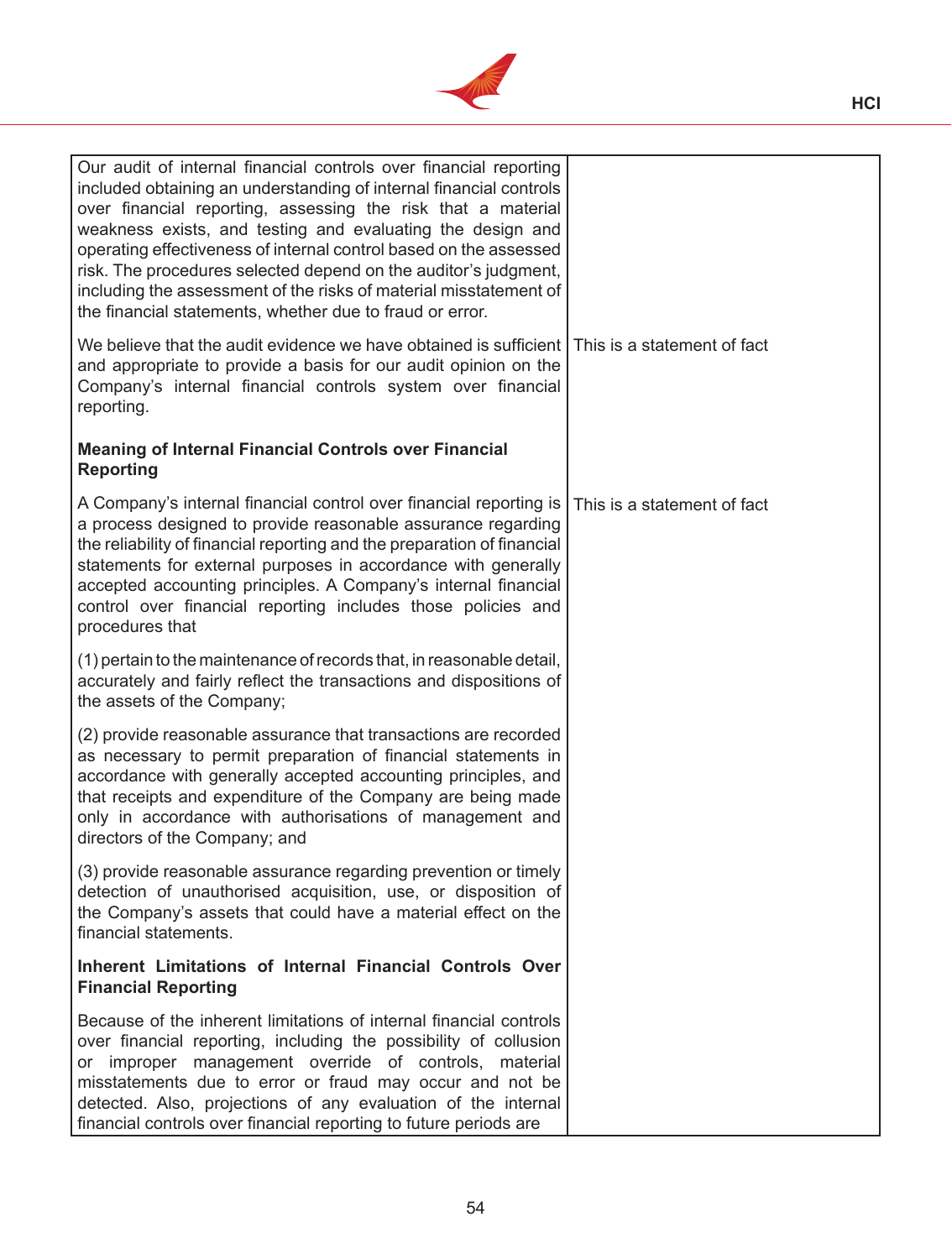| | |
|---|---|
| Our audit of internal financial controls over financial reporting included obtaining an understanding of internal financial controls over financial reporting, assessing the risk that a material weakness exists, and testing and evaluating the design and operating effectiveness of internal control based on the assessed risk. The procedures selected depend on the auditor's judgment, including the assessment of the risks of material misstatement of the financial statements, whether due to fraud or error. | |
| We believe that the audit evidence we have obtained is sufficient and appropriate to provide a basis for our audit opinion on the Company's internal financial controls system over financial reporting. | This is a statement of fact |
| **Meaning of Internal Financial Controls over Financial Reporting** | |
| A Company's internal financial control over financial reporting is a process designed to provide reasonable assurance regarding the reliability of financial reporting and the preparation of financial statements for external purposes in accordance with generally accepted accounting principles. A Company's internal financial control over financial reporting includes those policies and procedures that | This is a statement of fact |
| (1) pertain to the maintenance of records that, in reasonable detail, accurately and fairly reflect the transactions and dispositions of the assets of the Company; | |
| (2) provide reasonable assurance that transactions are recorded as necessary to permit preparation of financial statements in accordance with generally accepted accounting principles, and that receipts and expenditure of the Company are being made only in accordance with authorisations of management and directors of the Company; and | |
| (3) provide reasonable assurance regarding prevention or timely detection of unauthorised acquisition, use, or disposition of the Company's assets that could have a material effect on the financial statements. | |
| **Inherent Limitations of Internal Financial Controls Over Financial Reporting** | |
| Because of the inherent limitations of internal financial controls over financial reporting, including the possibility of collusion or improper management override of controls, material misstatements due to error or fraud may occur and not be detected. Also, projections of any evaluation of the internal financial controls over financial reporting to future periods are | |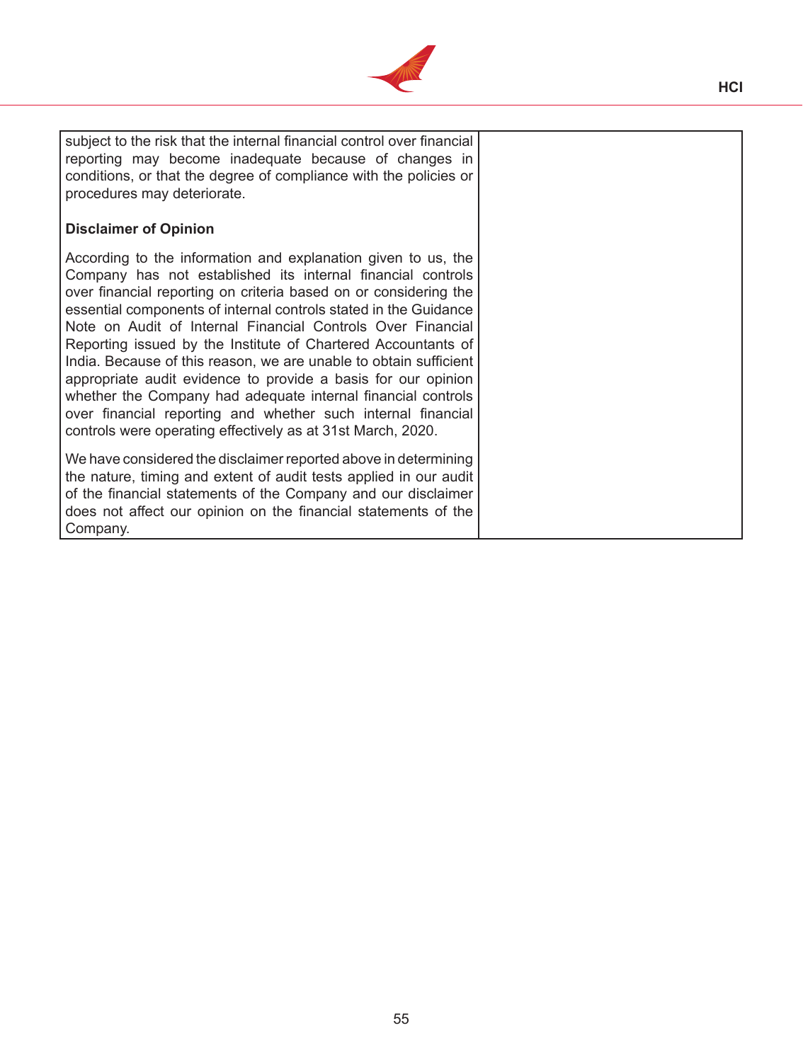| | |
|---|---|
| subject to the risk that the internal financial control over financial reporting may become inadequate because of changes in conditions, or that the degree of compliance with the policies or procedures may deteriorate.<br><br>**Disclaimer of Opinion**<br><br>According to the information and explanation given to us, the Company has not established its internal financial controls over financial reporting on criteria based on or considering the essential components of internal controls stated in the Guidance Note on Audit of Internal Financial Controls Over Financial Reporting issued by the Institute of Chartered Accountants of India. Because of this reason, we are unable to obtain sufficient appropriate audit evidence to provide a basis for our opinion whether the Company had adequate internal financial controls over financial reporting and whether such internal financial controls were operating effectively as at 31st March, 2020.<br><br>We have considered the disclaimer reported above in determining the nature, timing and extent of audit tests applied in our audit of the financial statements of the Company and our disclaimer does not affect our opinion on the financial statements of the Company. | |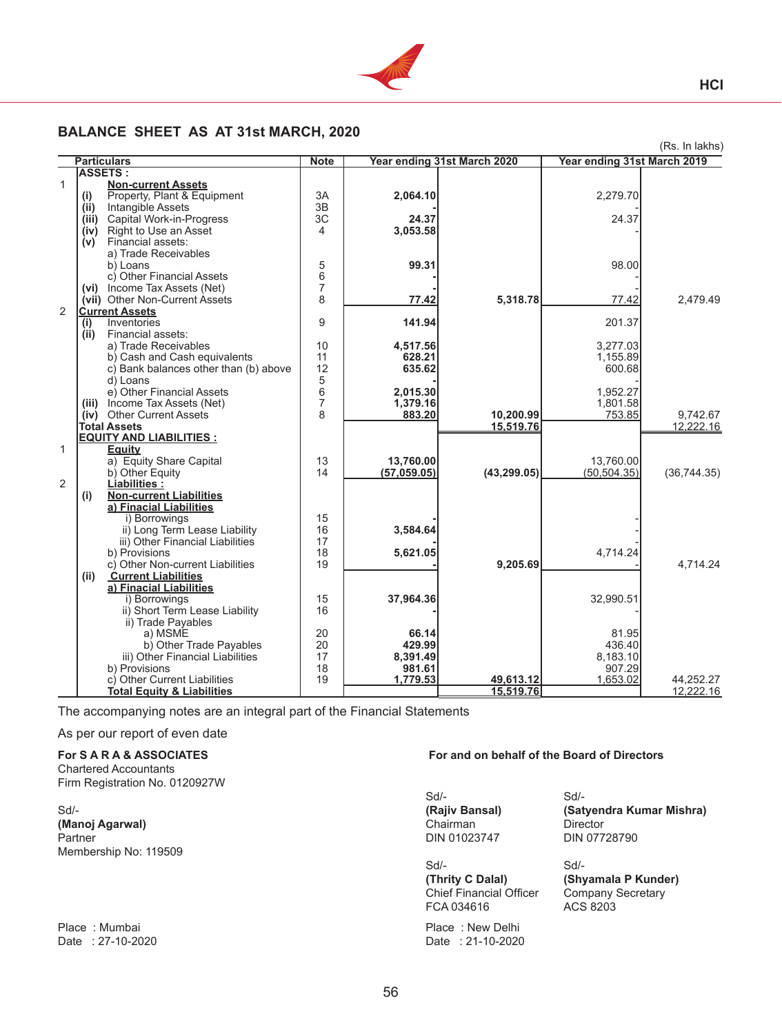## BALANCE SHEET AS AT 31st MARCH, 2020

(Rs. In lakhs)

| | Particulars | Note | Year ending 31st March 2020 | | Year ending 31st March 2019 | |
|---|---|---|---|---|---|---|
| | **ASSETS :** | | | | | |
| 1 | **Non-current Assets** | | | | | |
| | **(i)** Property, Plant & Equipment | 3A | **2,064.10** | | 2,279.70 | |
| | **(ii)** Intangible Assets | 3B | **-** | | - | |
| | **(iii)** Capital Work-in-Progress | 3C | **24.37** | | 24.37 | |
| | **(iv)** Right to Use an Asset | 4 | **3,053.58** | | - | |
| | **(v)** Financial assets: | | | | | |
| | a) Trade Receivables | | | | | |
| | b) Loans | 5 | **99.31** | | 98.00 | |
| | c) Other Financial Assets | 6 | **-** | | - | |
| | **(vi)** Income Tax Assets (Net) | 7 | **-** | | - | |
| | **(vii)** Other Non-Current Assets | 8 | **77.42** | **5,318.78** | 77.42 | 2,479.49 |
| 2 | **Current Assets** | | | | | |
| | **(i)** Inventories | 9 | **141.94** | | 201.37 | |
| | **(ii)** Financial assets: | | | | | |
| | a) Trade Receivables | 10 | **4,517.56** | | 3,277.03 | |
| | b) Cash and Cash equivalents | 11 | **628.21** | | 1,155.89 | |
| | c) Bank balances other than (b) above | 12 | **635.62** | | 600.68 | |
| | d) Loans | 5 | **-** | | - | |
| | e) Other Financial Assets | 6 | **2,015.30** | | 1,952.27 | |
| | **(iii)** Income Tax Assets (Net) | 7 | **1,379.16** | | 1,801.58 | |
| | **(iv)** Other Current Assets | 8 | **883.20** | **10,200.99** | 753.85 | 9,742.67 |
| | **Total Assets** | | | **15,519.76** | | 12,222.16 |
| | **EQUITY AND LIABILITIES :** | | | | | |
| 1 | **Equity** | | | | | |
| | a) Equity Share Capital | 13 | **13,760.00** | | 13,760.00 | |
| | b) Other Equity | 14 | **(57,059.05)** | **(43,299.05)** | (50,504.35) | (36,744.35) |
| 2 | **Liabilities :** | | | | | |
| | **(i)** **Non-current Liabilities** | | | | | |
| | **a) Finacial Liabilities** | | | | | |
| | i) Borrowings | 15 | **-** | | - | |
| | ii) Long Term Lease Liability | 16 | **3,584.64** | | - | |
| | iii) Other Financial Liabilities | 17 | **-** | | - | |
| | b) Provisions | 18 | **5,621.05** | | 4,714.24 | |
| | c) Other Non-current Liabilities | 19 | **-** | **9,205.69** | - | 4,714.24 |
| | **(ii)** **Current Liabilities** | | | | | |
| | **a) Finacial Liabilities** | | | | | |
| | i) Borrowings | 15 | **37,964.36** | | 32,990.51 | |
| | ii) Short Term Lease Liability | 16 | **-** | | - | |
| | ii) Trade Payables | | | | | |
| | a) MSME | 20 | **66.14** | | 81.95 | |
| | b) Other Trade Payables | 20 | **429.99** | | 436.40 | |
| | iii) Other Financial Liabilities | 17 | **8,391.49** | | 8,183.10 | |
| | b) Provisions | 18 | **981.61** | | 907.29 | |
| | c) Other Current Liabilities | 19 | **1,779.53** | **49,613.12** | 1,653.02 | 44,252.27 |
| | **Total Equity & Liabilities** | | | **15,519.76** | | 12,222.16 |

The accompanying notes are an integral part of the Financial Statements

As per our report of even date

**For S A R A & ASSOCIATES**
Chartered Accountants
Firm Registration No. 0120927W

Sd/-
**(Manoj Agarwal)**
Partner
Membership No: 119509

Place : Mumbai
Date : 27-10-2020

**For and on behalf of the Board of Directors**

Sd/-
**(Rajiv Bansal)**
Chairman
DIN 01023747

Sd/-
**(Satyendra Kumar Mishra)**
Director
DIN 07728790

Sd/-
**(Thrity C Dalal)**
Chief Financial Officer
FCA 034616

Sd/-
**(Shyamala P Kunder)**
Company Secretary
ACS 8203

Place : New Delhi
Date : 21-10-2020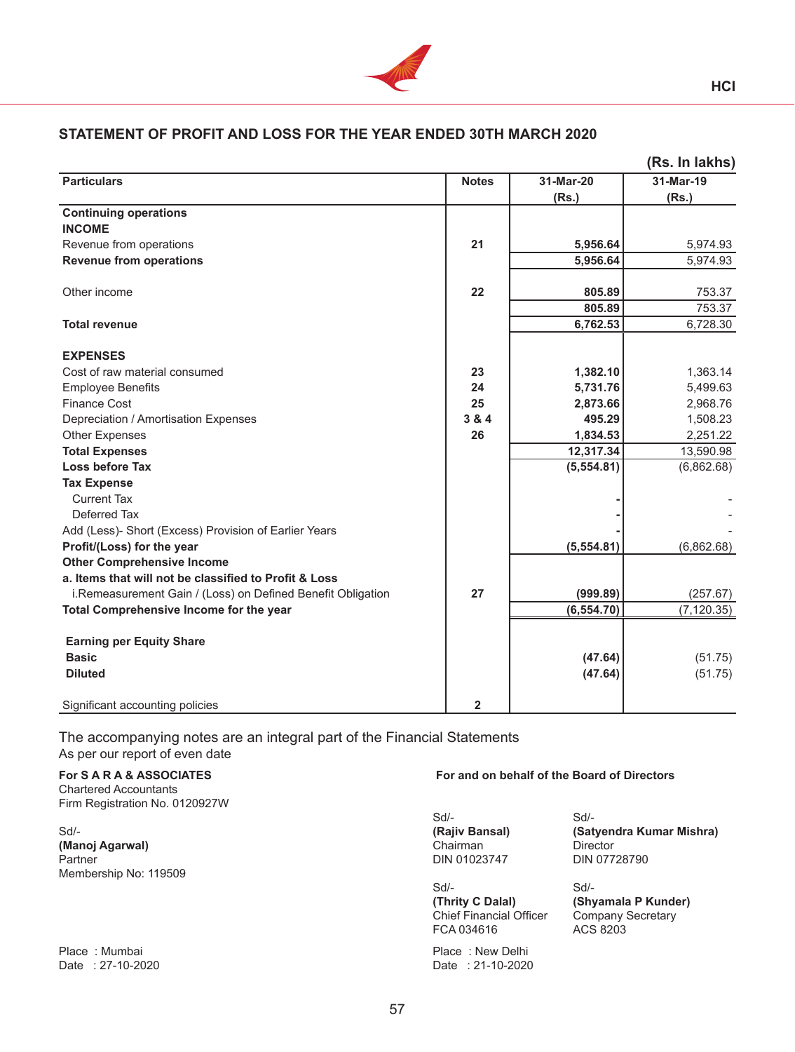## STATEMENT OF PROFIT AND LOSS FOR THE YEAR ENDED 30TH MARCH 2020

(Rs. In lakhs)

| Particulars | Notes | 31-Mar-20 (Rs.) | 31-Mar-19 (Rs.) |
|---|---|---|---|
| **Continuing operations** | | | |
| **INCOME** | | | |
| Revenue from operations | 21 | 5,956.64 | 5,974.93 |
| **Revenue from operations** | | 5,956.64 | 5,974.93 |
| Other income | 22 | 805.89 | 753.37 |
| | | 805.89 | 753.37 |
| **Total revenue** | | 6,762.53 | 6,728.30 |
| **EXPENSES** | | | |
| Cost of raw material consumed | 23 | 1,382.10 | 1,363.14 |
| Employee Benefits | 24 | 5,731.76 | 5,499.63 |
| Finance Cost | 25 | 2,873.66 | 2,968.76 |
| Depreciation / Amortisation Expenses | 3 & 4 | 495.29 | 1,508.23 |
| Other Expenses | 26 | 1,834.53 | 2,251.22 |
| **Total Expenses** | | 12,317.34 | 13,590.98 |
| **Loss before Tax** | | (5,554.81) | (6,862.68) |
| **Tax Expense** | | | |
| Current Tax | | - | - |
| Deferred Tax | | - | - |
| Add (Less)- Short (Excess) Provision of Earlier Years | | - | - |
| **Profit/(Loss) for the year** | | (5,554.81) | (6,862.68) |
| **Other Comprehensive Income** | | | |
| **a. Items that will not be classified to Profit & Loss** | | | |
| i.Remeasurement Gain / (Loss) on Defined Benefit Obligation | 27 | (999.89) | (257.67) |
| **Total Comprehensive Income for the year** | | (6,554.70) | (7,120.35) |
| **Earning per Equity Share** | | | |
| **Basic** | | (47.64) | (51.75) |
| **Diluted** | | (47.64) | (51.75) |
| Significant accounting policies | 2 | | |

The accompanying notes are an integral part of the Financial Statements
As per our report of even date

**For S A R A & ASSOCIATES**
Chartered Accountants
Firm Registration No. 0120927W

Sd/-
**(Manoj Agarwal)**
Partner
Membership No: 119509

Place : Mumbai
Date : 27-10-2020

**For and on behalf of the Board of Directors**

Sd/-
**(Rajiv Bansal)**
Chairman
DIN 01023747

Sd/-
**(Satyendra Kumar Mishra)**
Director
DIN 07728790

Sd/-
**(Thrity C Dalal)**
Chief Financial Officer
FCA 034616

Sd/-
**(Shyamala P Kunder)**
Company Secretary
ACS 8203

Place : New Delhi
Date : 21-10-2020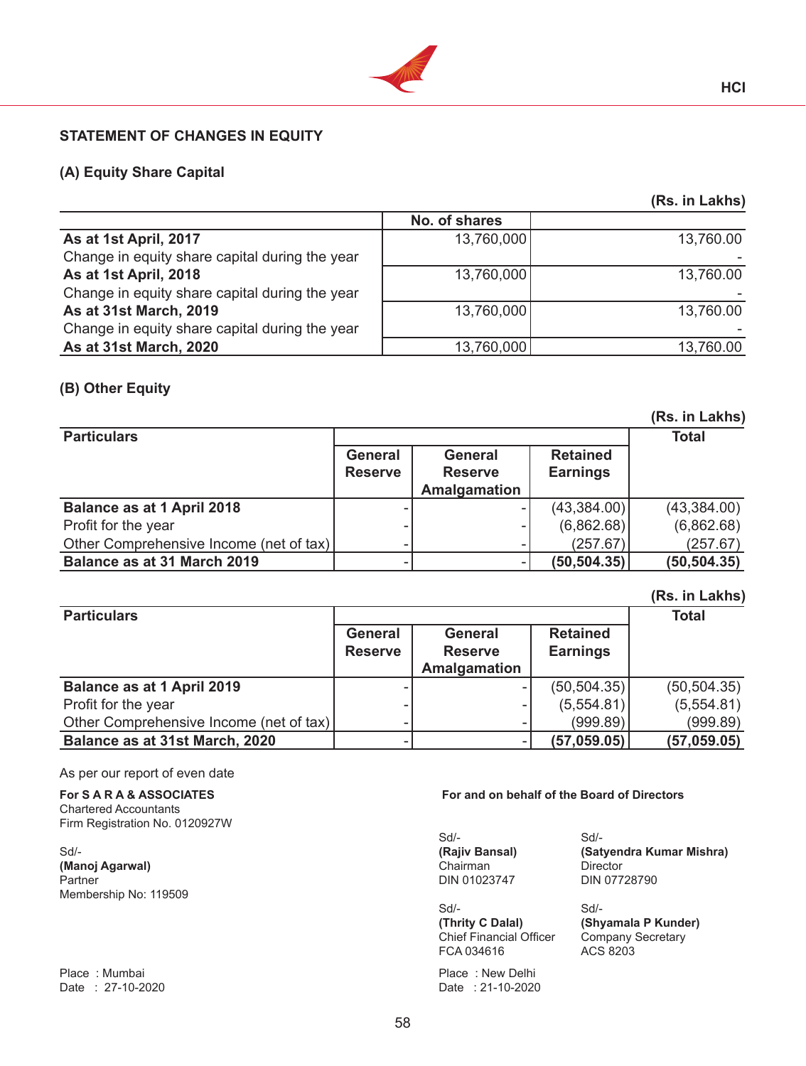## STATEMENT OF CHANGES IN EQUITY

### (A) Equity Share Capital

(Rs. in Lakhs)

| | No. of shares | |
|---|---|---|
| **As at 1st April, 2017** | 13,760,000 | 13,760.00 |
| Change in equity share capital during the year | | - |
| **As at 1st April, 2018** | 13,760,000 | 13,760.00 |
| Change in equity share capital during the year | | - |
| **As at 31st March, 2019** | 13,760,000 | 13,760.00 |
| Change in equity share capital during the year | | - |
| **As at 31st March, 2020** | 13,760,000 | 13,760.00 |

### (B) Other Equity

(Rs. in Lakhs)

| Particulars | General Reserve | General Reserve Amalgamation | Retained Earnings | Total |
|---|---|---|---|---|
| **Balance as at 1 April 2018** | - | - | (43,384.00) | (43,384.00) |
| Profit for the year | - | - | (6,862.68) | (6,862.68) |
| Other Comprehensive Income (net of tax) | - | - | (257.67) | (257.67) |
| **Balance as at 31 March 2019** | - | - | **(50,504.35)** | **(50,504.35)** |

(Rs. in Lakhs)

| Particulars | General Reserve | General Reserve Amalgamation | Retained Earnings | Total |
|---|---|---|---|---|
| **Balance as at 1 April 2019** | - | - | (50,504.35) | (50,504.35) |
| Profit for the year | - | - | (5,554.81) | (5,554.81) |
| Other Comprehensive Income (net of tax) | - | - | (999.89) | (999.89) |
| **Balance as at 31st March, 2020** | - | - | **(57,059.05)** | **(57,059.05)** |

As per our report of even date

**For S A R A & ASSOCIATES**
Chartered Accountants
Firm Registration No. 0120927W

Sd/-
**(Manoj Agarwal)**
Partner
Membership No: 119509

Place : Mumbai
Date : 27-10-2020

**For and on behalf of the Board of Directors**

Sd/-
**(Rajiv Bansal)**
Chairman
DIN 01023747

Sd/-
**(Satyendra Kumar Mishra)**
Director
DIN 07728790

Sd/-
**(Thrity C Dalal)**
Chief Financial Officer
FCA 034616

Sd/-
**(Shyamala P Kunder)**
Company Secretary
ACS 8203

Place : New Delhi
Date : 21-10-2020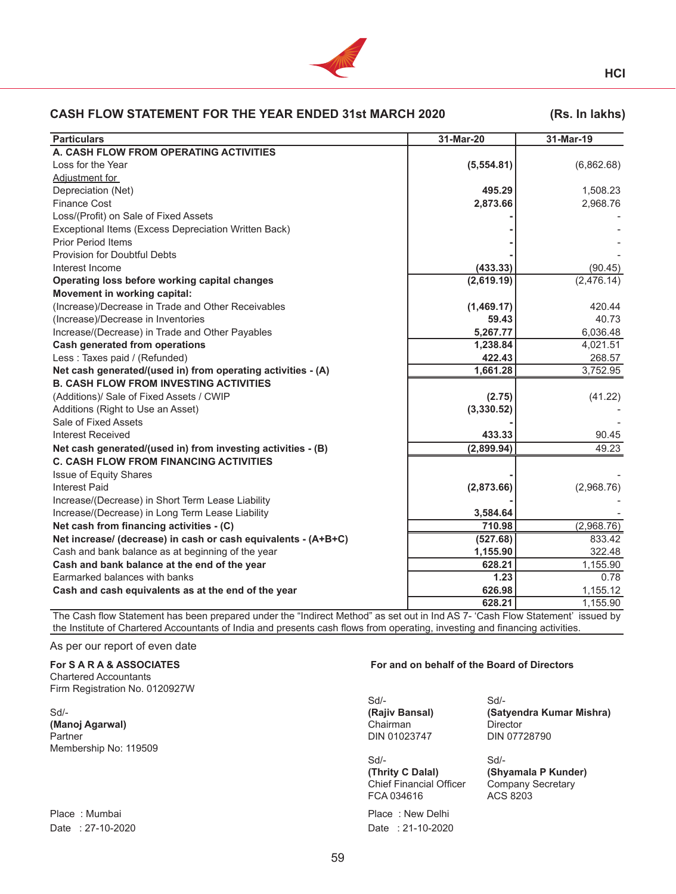## CASH FLOW STATEMENT FOR THE YEAR ENDED 31st MARCH 2020

(Rs. In lakhs)

| Particulars | 31-Mar-20 | 31-Mar-19 |
|---|---|---|
| **A. CASH FLOW FROM OPERATING ACTIVITIES** | | |
| Loss for the Year | **(5,554.81)** | (6,862.68) |
| Adjustment for | | |
| Depreciation (Net) | **495.29** | 1,508.23 |
| Finance Cost | **2,873.66** | 2,968.76 |
| Loss/(Profit) on Sale of Fixed Assets | **-** | - |
| Exceptional Items (Excess Depreciation Written Back) | **-** | - |
| Prior Period Items | **-** | - |
| Provision for Doubtful Debts | **-** | - |
| Interest Income | **(433.33)** | (90.45) |
| **Operating loss before working capital changes** | **(2,619.19)** | (2,476.14) |
| **Movement in working capital:** | | |
| (Increase)/Decrease in Trade and Other Receivables | **(1,469.17)** | 420.44 |
| (Increase)/Decrease in Inventories | **59.43** | 40.73 |
| Increase/(Decrease) in Trade and Other Payables | **5,267.77** | 6,036.48 |
| **Cash generated from operations** | **1,238.84** | 4,021.51 |
| Less : Taxes paid / (Refunded) | **422.43** | 268.57 |
| **Net cash generated/(used in) from operating activities - (A)** | **1,661.28** | 3,752.95 |
| **B. CASH FLOW FROM INVESTING ACTIVITIES** | | |
| (Additions)/ Sale of Fixed Assets / CWIP | **(2.75)** | (41.22) |
| Additions (Right to Use an Asset) | **(3,330.52)** | - |
| Sale of Fixed Assets | **-** | - |
| Interest Received | **433.33** | 90.45 |
| **Net cash generated/(used in) from investing activities - (B)** | **(2,899.94)** | 49.23 |
| **C. CASH FLOW FROM FINANCING ACTIVITIES** | | |
| Issue of Equity Shares | **-** | - |
| Interest Paid | **(2,873.66)** | (2,968.76) |
| Increase/(Decrease) in Short Term Lease Liability | **-** | - |
| Increase/(Decrease) in Long Term Lease Liability | **3,584.64** | - |
| **Net cash from financing activities - (C)** | **710.98** | (2,968.76) |
| **Net increase/ (decrease) in cash or cash equivalents - (A+B+C)** | **(527.68)** | 833.42 |
| Cash and bank balance as at beginning of the year | **1,155.90** | 322.48 |
| **Cash and bank balance at the end of the year** | **628.21** | 1,155.90 |
| Earmarked balances with banks | **1.23** | 0.78 |
| **Cash and cash equivalents as at the end of the year** | **626.98** | 1,155.12 |
| | **628.21** | 1,155.90 |

The Cash flow Statement has been prepared under the "Indirect Method" as set out in Ind AS 7- 'Cash Flow Statement' issued by the Institute of Chartered Accountants of India and presents cash flows from operating, investing and financing activities.

As per our report of even date

**For S A R A & ASSOCIATES**
Chartered Accountants
Firm Registration No. 0120927W

Sd/-
**(Manoj Agarwal)**
Partner
Membership No: 119509

Place : Mumbai
Date : 27-10-2020

**For and on behalf of the Board of Directors**

Sd/-
**(Rajiv Bansal)**
Chairman
DIN 01023747

Sd/-
**(Satyendra Kumar Mishra)**
Director
DIN 07728790

Sd/-
**(Thrity C Dalal)**
Chief Financial Officer
FCA 034616

Sd/-
**(Shyamala P Kunder)**
Company Secretary
ACS 8203

Place : New Delhi
Date : 21-10-2020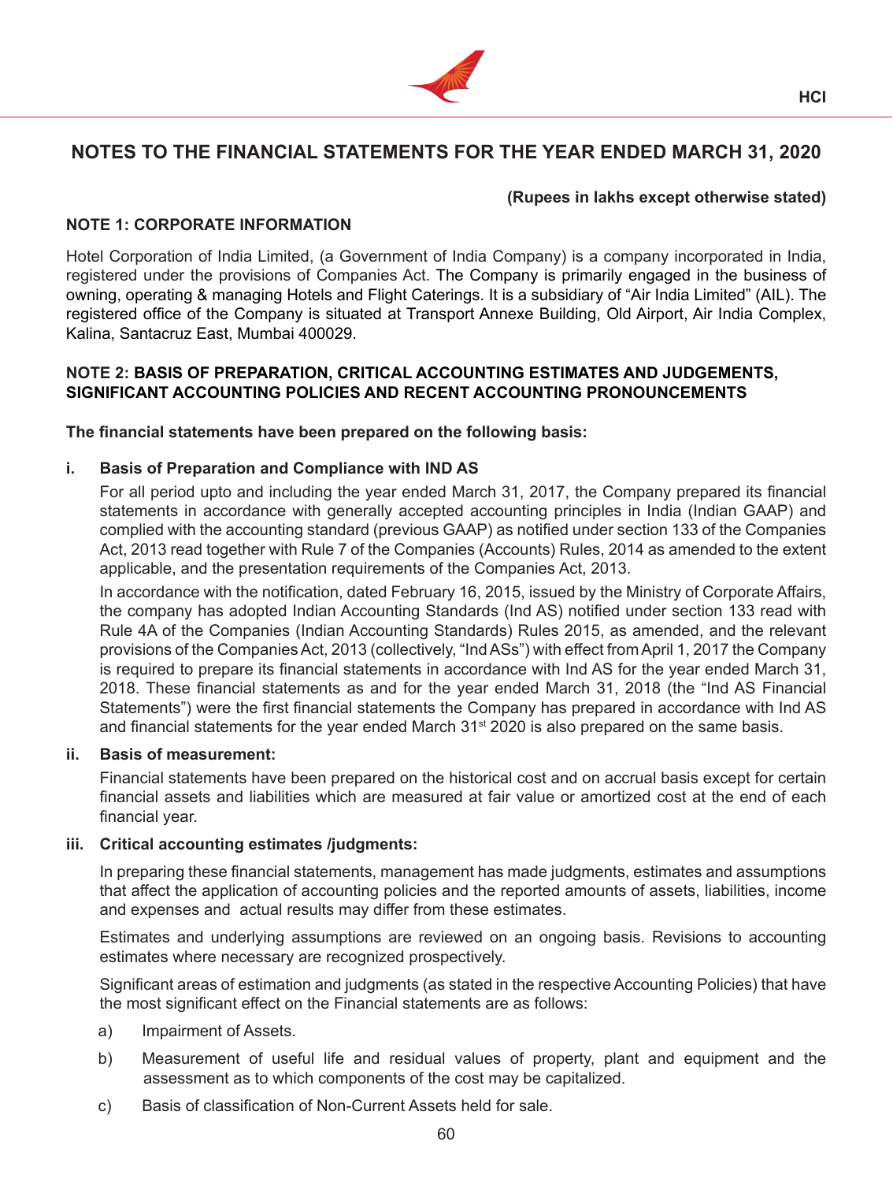# NOTES TO THE FINANCIAL STATEMENTS FOR THE YEAR ENDED MARCH 31, 2020

**(Rupees in lakhs except otherwise stated)**

## NOTE 1: CORPORATE INFORMATION

Hotel Corporation of India Limited, (a Government of India Company) is a company incorporated in India, registered under the provisions of Companies Act. The Company is primarily engaged in the business of owning, operating & managing Hotels and Flight Caterings. It is a subsidiary of "Air India Limited" (AIL). The registered office of the Company is situated at Transport Annexe Building, Old Airport, Air India Complex, Kalina, Santacruz East, Mumbai 400029.

## NOTE 2: BASIS OF PREPARATION, CRITICAL ACCOUNTING ESTIMATES AND JUDGEMENTS, SIGNIFICANT ACCOUNTING POLICIES AND RECENT ACCOUNTING PRONOUNCEMENTS

**The financial statements have been prepared on the following basis:**

### i. Basis of Preparation and Compliance with IND AS

For all period upto and including the year ended March 31, 2017, the Company prepared its financial statements in accordance with generally accepted accounting principles in India (Indian GAAP) and complied with the accounting standard (previous GAAP) as notified under section 133 of the Companies Act, 2013 read together with Rule 7 of the Companies (Accounts) Rules, 2014 as amended to the extent applicable, and the presentation requirements of the Companies Act, 2013.

In accordance with the notification, dated February 16, 2015, issued by the Ministry of Corporate Affairs, the company has adopted Indian Accounting Standards (Ind AS) notified under section 133 read with Rule 4A of the Companies (Indian Accounting Standards) Rules 2015, as amended, and the relevant provisions of the Companies Act, 2013 (collectively, "Ind ASs") with effect from April 1, 2017 the Company is required to prepare its financial statements in accordance with Ind AS for the year ended March 31, 2018. These financial statements as and for the year ended March 31, 2018 (the "Ind AS Financial Statements") were the first financial statements the Company has prepared in accordance with Ind AS and financial statements for the year ended March 31st 2020 is also prepared on the same basis.

### ii. Basis of measurement:

Financial statements have been prepared on the historical cost and on accrual basis except for certain financial assets and liabilities which are measured at fair value or amortized cost at the end of each financial year.

### iii. Critical accounting estimates /judgments:

In preparing these financial statements, management has made judgments, estimates and assumptions that affect the application of accounting policies and the reported amounts of assets, liabilities, income and expenses and actual results may differ from these estimates.

Estimates and underlying assumptions are reviewed on an ongoing basis. Revisions to accounting estimates where necessary are recognized prospectively.

Significant areas of estimation and judgments (as stated in the respective Accounting Policies) that have the most significant effect on the Financial statements are as follows:

a) Impairment of Assets.

b) Measurement of useful life and residual values of property, plant and equipment and the assessment as to which components of the cost may be capitalized.

c) Basis of classification of Non-Current Assets held for sale.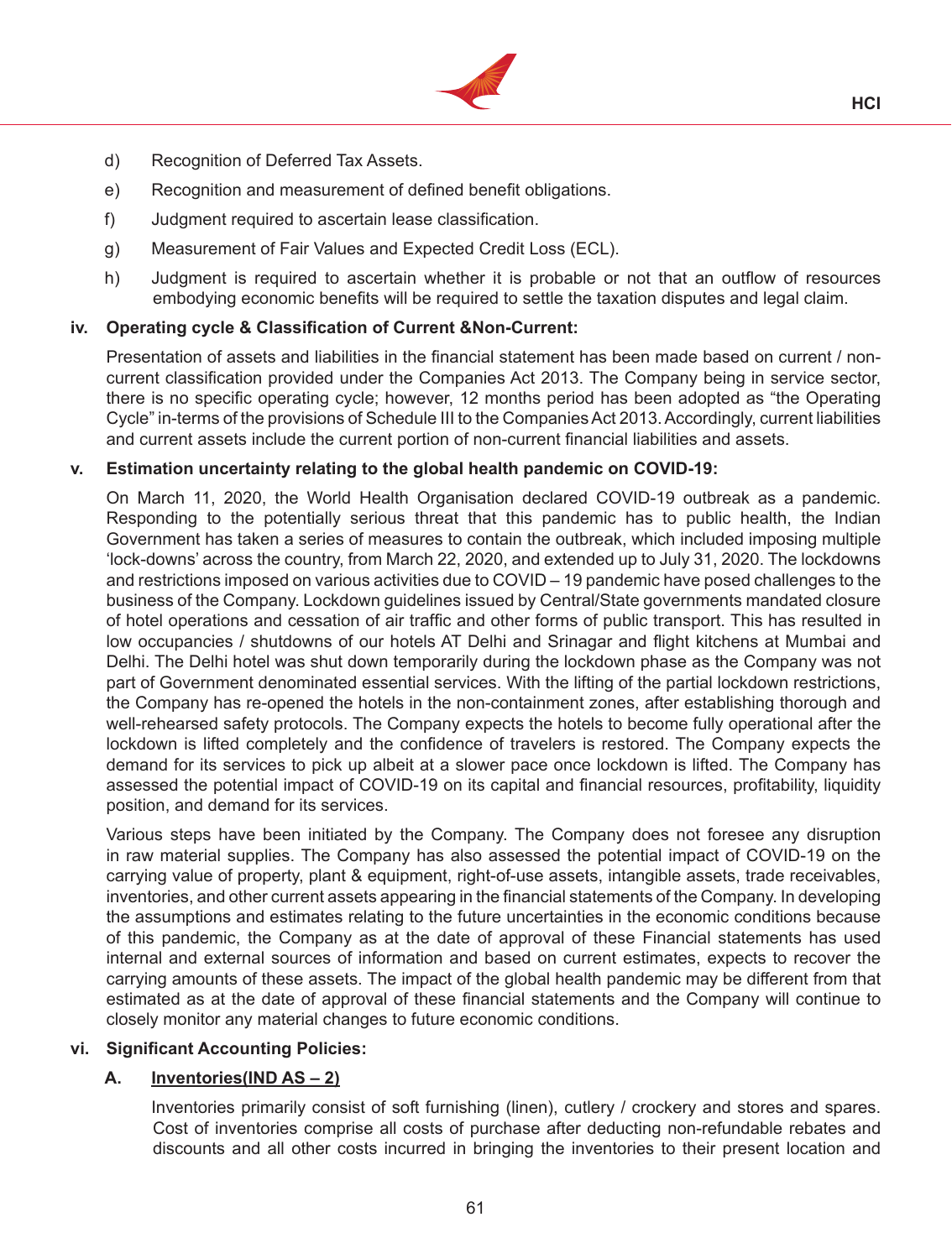d) Recognition of Deferred Tax Assets.

e) Recognition and measurement of defined benefit obligations.

f) Judgment required to ascertain lease classification.

g) Measurement of Fair Values and Expected Credit Loss (ECL).

h) Judgment is required to ascertain whether it is probable or not that an outflow of resources embodying economic benefits will be required to settle the taxation disputes and legal claim.

**iv. Operating cycle & Classification of Current &Non-Current:**

Presentation of assets and liabilities in the financial statement has been made based on current / non-current classification provided under the Companies Act 2013. The Company being in service sector, there is no specific operating cycle; however, 12 months period has been adopted as "the Operating Cycle" in-terms of the provisions of Schedule III to the Companies Act 2013. Accordingly, current liabilities and current assets include the current portion of non-current financial liabilities and assets.

**v. Estimation uncertainty relating to the global health pandemic on COVID-19:**

On March 11, 2020, the World Health Organisation declared COVID-19 outbreak as a pandemic. Responding to the potentially serious threat that this pandemic has to public health, the Indian Government has taken a series of measures to contain the outbreak, which included imposing multiple 'lock-downs' across the country, from March 22, 2020, and extended up to July 31, 2020. The lockdowns and restrictions imposed on various activities due to COVID – 19 pandemic have posed challenges to the business of the Company. Lockdown guidelines issued by Central/State governments mandated closure of hotel operations and cessation of air traffic and other forms of public transport. This has resulted in low occupancies / shutdowns of our hotels AT Delhi and Srinagar and flight kitchens at Mumbai and Delhi. The Delhi hotel was shut down temporarily during the lockdown phase as the Company was not part of Government denominated essential services. With the lifting of the partial lockdown restrictions, the Company has re-opened the hotels in the non-containment zones, after establishing thorough and well-rehearsed safety protocols. The Company expects the hotels to become fully operational after the lockdown is lifted completely and the confidence of travelers is restored. The Company expects the demand for its services to pick up albeit at a slower pace once lockdown is lifted. The Company has assessed the potential impact of COVID-19 on its capital and financial resources, profitability, liquidity position, and demand for its services.

Various steps have been initiated by the Company. The Company does not foresee any disruption in raw material supplies. The Company has also assessed the potential impact of COVID-19 on the carrying value of property, plant & equipment, right-of-use assets, intangible assets, trade receivables, inventories, and other current assets appearing in the financial statements of the Company. In developing the assumptions and estimates relating to the future uncertainties in the economic conditions because of this pandemic, the Company as at the date of approval of these Financial statements has used internal and external sources of information and based on current estimates, expects to recover the carrying amounts of these assets. The impact of the global health pandemic may be different from that estimated as at the date of approval of these financial statements and the Company will continue to closely monitor any material changes to future economic conditions.

**vi. Significant Accounting Policies:**

**A. Inventories(IND AS – 2)**

Inventories primarily consist of soft furnishing (linen), cutlery / crockery and stores and spares. Cost of inventories comprise all costs of purchase after deducting non-refundable rebates and discounts and all other costs incurred in bringing the inventories to their present location and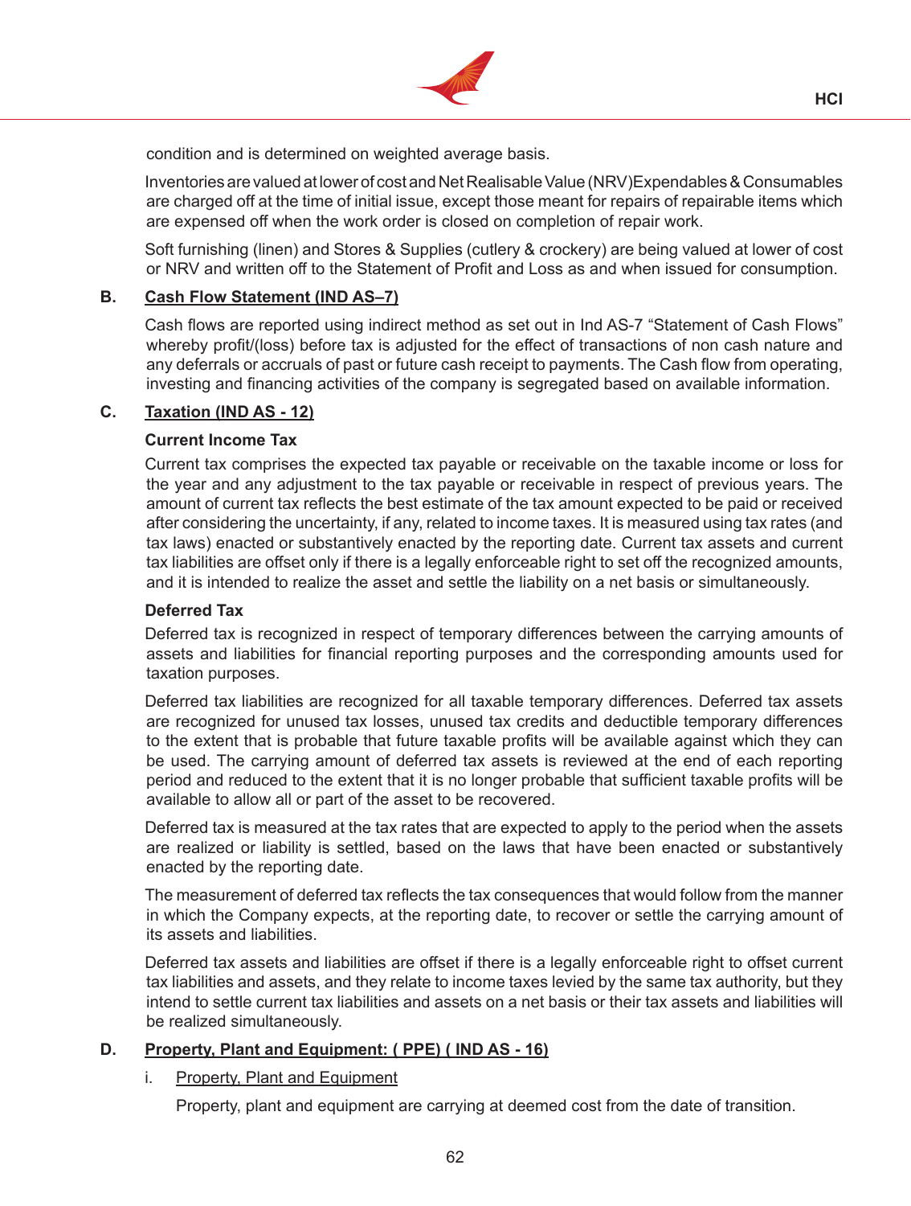condition and is determined on weighted average basis.

Inventories are valued at lower of cost and Net Realisable Value (NRV)Expendables & Consumables are charged off at the time of initial issue, except those meant for repairs of repairable items which are expensed off when the work order is closed on completion of repair work.

Soft furnishing (linen) and Stores & Supplies (cutlery & crockery) are being valued at lower of cost or NRV and written off to the Statement of Profit and Loss as and when issued for consumption.

## B. Cash Flow Statement (IND AS–7)

Cash flows are reported using indirect method as set out in Ind AS-7 "Statement of Cash Flows" whereby profit/(loss) before tax is adjusted for the effect of transactions of non cash nature and any deferrals or accruals of past or future cash receipt to payments. The Cash flow from operating, investing and financing activities of the company is segregated based on available information.

## C. Taxation (IND AS - 12)

**Current Income Tax**

Current tax comprises the expected tax payable or receivable on the taxable income or loss for the year and any adjustment to the tax payable or receivable in respect of previous years. The amount of current tax reflects the best estimate of the tax amount expected to be paid or received after considering the uncertainty, if any, related to income taxes. It is measured using tax rates (and tax laws) enacted or substantively enacted by the reporting date. Current tax assets and current tax liabilities are offset only if there is a legally enforceable right to set off the recognized amounts, and it is intended to realize the asset and settle the liability on a net basis or simultaneously.

**Deferred Tax**

Deferred tax is recognized in respect of temporary differences between the carrying amounts of assets and liabilities for financial reporting purposes and the corresponding amounts used for taxation purposes.

Deferred tax liabilities are recognized for all taxable temporary differences. Deferred tax assets are recognized for unused tax losses, unused tax credits and deductible temporary differences to the extent that is probable that future taxable profits will be available against which they can be used. The carrying amount of deferred tax assets is reviewed at the end of each reporting period and reduced to the extent that it is no longer probable that sufficient taxable profits will be available to allow all or part of the asset to be recovered.

Deferred tax is measured at the tax rates that are expected to apply to the period when the assets are realized or liability is settled, based on the laws that have been enacted or substantively enacted by the reporting date.

The measurement of deferred tax reflects the tax consequences that would follow from the manner in which the Company expects, at the reporting date, to recover or settle the carrying amount of its assets and liabilities.

Deferred tax assets and liabilities are offset if there is a legally enforceable right to offset current tax liabilities and assets, and they relate to income taxes levied by the same tax authority, but they intend to settle current tax liabilities and assets on a net basis or their tax assets and liabilities will be realized simultaneously.

## D. Property, Plant and Equipment: ( PPE) ( IND AS - 16)

i. Property, Plant and Equipment

Property, plant and equipment are carrying at deemed cost from the date of transition.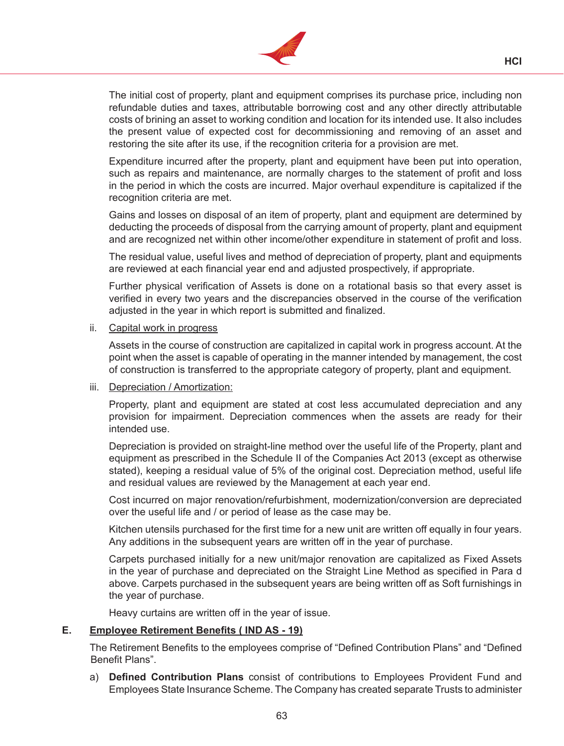The initial cost of property, plant and equipment comprises its purchase price, including non refundable duties and taxes, attributable borrowing cost and any other directly attributable costs of brining an asset to working condition and location for its intended use. It also includes the present value of expected cost for decommissioning and removing of an asset and restoring the site after its use, if the recognition criteria for a provision are met.

Expenditure incurred after the property, plant and equipment have been put into operation, such as repairs and maintenance, are normally charges to the statement of profit and loss in the period in which the costs are incurred. Major overhaul expenditure is capitalized if the recognition criteria are met.

Gains and losses on disposal of an item of property, plant and equipment are determined by deducting the proceeds of disposal from the carrying amount of property, plant and equipment and are recognized net within other income/other expenditure in statement of profit and loss.

The residual value, useful lives and method of depreciation of property, plant and equipments are reviewed at each financial year end and adjusted prospectively, if appropriate.

Further physical verification of Assets is done on a rotational basis so that every asset is verified in every two years and the discrepancies observed in the course of the verification adjusted in the year in which report is submitted and finalized.

ii. Capital work in progress

Assets in the course of construction are capitalized in capital work in progress account. At the point when the asset is capable of operating in the manner intended by management, the cost of construction is transferred to the appropriate category of property, plant and equipment.

iii. Depreciation / Amortization:

Property, plant and equipment are stated at cost less accumulated depreciation and any provision for impairment. Depreciation commences when the assets are ready for their intended use.

Depreciation is provided on straight-line method over the useful life of the Property, plant and equipment as prescribed in the Schedule II of the Companies Act 2013 (except as otherwise stated), keeping a residual value of 5% of the original cost. Depreciation method, useful life and residual values are reviewed by the Management at each year end.

Cost incurred on major renovation/refurbishment, modernization/conversion are depreciated over the useful life and / or period of lease as the case may be.

Kitchen utensils purchased for the first time for a new unit are written off equally in four years. Any additions in the subsequent years are written off in the year of purchase.

Carpets purchased initially for a new unit/major renovation are capitalized as Fixed Assets in the year of purchase and depreciated on the Straight Line Method as specified in Para d above. Carpets purchased in the subsequent years are being written off as Soft furnishings in the year of purchase.

Heavy curtains are written off in the year of issue.

## E. Employee Retirement Benefits ( IND AS - 19)

The Retirement Benefits to the employees comprise of “Defined Contribution Plans” and “Defined Benefit Plans”.

a) **Defined Contribution Plans** consist of contributions to Employees Provident Fund and Employees State Insurance Scheme. The Company has created separate Trusts to administer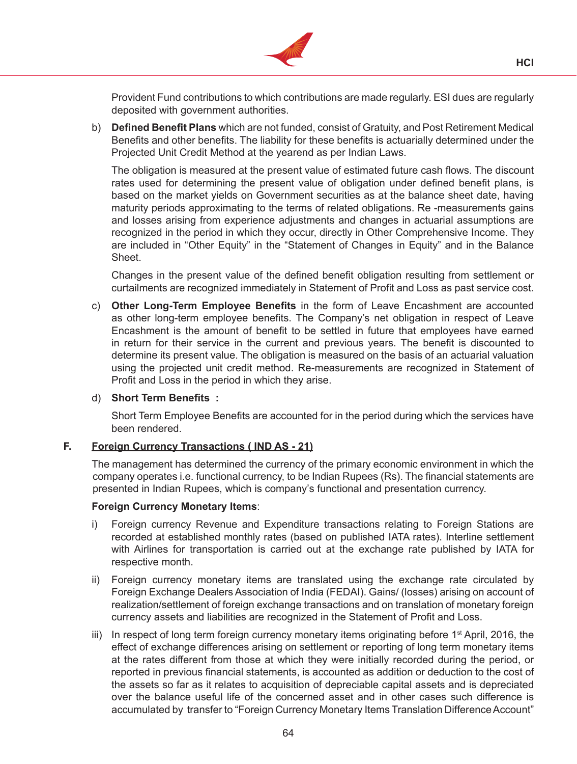Provident Fund contributions to which contributions are made regularly. ESI dues are regularly deposited with government authorities.

b) **Defined Benefit Plans** which are not funded, consist of Gratuity, and Post Retirement Medical Benefits and other benefits. The liability for these benefits is actuarially determined under the Projected Unit Credit Method at the yearend as per Indian Laws.

The obligation is measured at the present value of estimated future cash flows. The discount rates used for determining the present value of obligation under defined benefit plans, is based on the market yields on Government securities as at the balance sheet date, having maturity periods approximating to the terms of related obligations. Re -measurements gains and losses arising from experience adjustments and changes in actuarial assumptions are recognized in the period in which they occur, directly in Other Comprehensive Income. They are included in "Other Equity" in the "Statement of Changes in Equity" and in the Balance Sheet.

Changes in the present value of the defined benefit obligation resulting from settlement or curtailments are recognized immediately in Statement of Profit and Loss as past service cost.

c) **Other Long-Term Employee Benefits** in the form of Leave Encashment are accounted as other long-term employee benefits. The Company's net obligation in respect of Leave Encashment is the amount of benefit to be settled in future that employees have earned in return for their service in the current and previous years. The benefit is discounted to determine its present value. The obligation is measured on the basis of an actuarial valuation using the projected unit credit method. Re-measurements are recognized in Statement of Profit and Loss in the period in which they arise.

d) **Short Term Benefits :**

Short Term Employee Benefits are accounted for in the period during which the services have been rendered.

**F. <u>Foreign Currency Transactions ( IND AS - 21)</u>**

The management has determined the currency of the primary economic environment in which the company operates i.e. functional currency, to be Indian Rupees (Rs). The financial statements are presented in Indian Rupees, which is company's functional and presentation currency.

**Foreign Currency Monetary Items**:

i) Foreign currency Revenue and Expenditure transactions relating to Foreign Stations are recorded at established monthly rates (based on published IATA rates). Interline settlement with Airlines for transportation is carried out at the exchange rate published by IATA for respective month.

ii) Foreign currency monetary items are translated using the exchange rate circulated by Foreign Exchange Dealers Association of India (FEDAI). Gains/ (losses) arising on account of realization/settlement of foreign exchange transactions and on translation of monetary foreign currency assets and liabilities are recognized in the Statement of Profit and Loss.

iii) In respect of long term foreign currency monetary items originating before 1st April, 2016, the effect of exchange differences arising on settlement or reporting of long term monetary items at the rates different from those at which they were initially recorded during the period, or reported in previous financial statements, is accounted as addition or deduction to the cost of the assets so far as it relates to acquisition of depreciable capital assets and is depreciated over the balance useful life of the concerned asset and in other cases such difference is accumulated by transfer to "Foreign Currency Monetary Items Translation Difference Account"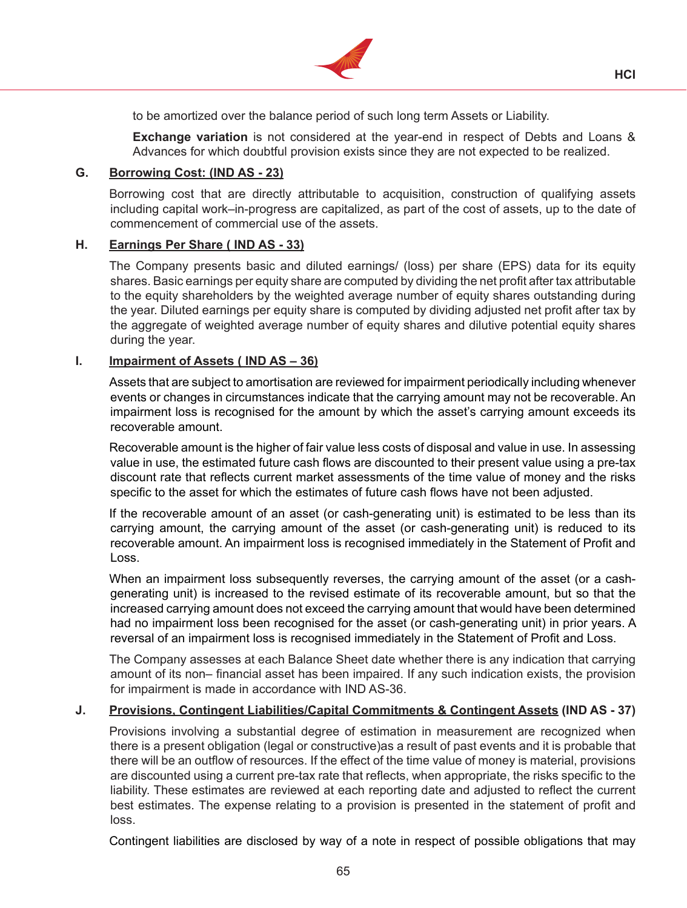to be amortized over the balance period of such long term Assets or Liability.

**Exchange variation** is not considered at the year-end in respect of Debts and Loans & Advances for which doubtful provision exists since they are not expected to be realized.

### G. Borrowing Cost: (IND AS - 23)

Borrowing cost that are directly attributable to acquisition, construction of qualifying assets including capital work–in-progress are capitalized, as part of the cost of assets, up to the date of commencement of commercial use of the assets.

### H. Earnings Per Share ( IND AS - 33)

The Company presents basic and diluted earnings/ (loss) per share (EPS) data for its equity shares. Basic earnings per equity share are computed by dividing the net profit after tax attributable to the equity shareholders by the weighted average number of equity shares outstanding during the year. Diluted earnings per equity share is computed by dividing adjusted net profit after tax by the aggregate of weighted average number of equity shares and dilutive potential equity shares during the year.

### I. Impairment of Assets ( IND AS – 36)

Assets that are subject to amortisation are reviewed for impairment periodically including whenever events or changes in circumstances indicate that the carrying amount may not be recoverable. An impairment loss is recognised for the amount by which the asset's carrying amount exceeds its recoverable amount.

Recoverable amount is the higher of fair value less costs of disposal and value in use. In assessing value in use, the estimated future cash flows are discounted to their present value using a pre-tax discount rate that reflects current market assessments of the time value of money and the risks specific to the asset for which the estimates of future cash flows have not been adjusted.

If the recoverable amount of an asset (or cash-generating unit) is estimated to be less than its carrying amount, the carrying amount of the asset (or cash-generating unit) is reduced to its recoverable amount. An impairment loss is recognised immediately in the Statement of Profit and Loss.

When an impairment loss subsequently reverses, the carrying amount of the asset (or a cash-generating unit) is increased to the revised estimate of its recoverable amount, but so that the increased carrying amount does not exceed the carrying amount that would have been determined had no impairment loss been recognised for the asset (or cash-generating unit) in prior years. A reversal of an impairment loss is recognised immediately in the Statement of Profit and Loss.

The Company assesses at each Balance Sheet date whether there is any indication that carrying amount of its non– financial asset has been impaired. If any such indication exists, the provision for impairment is made in accordance with IND AS-36.

### J. Provisions, Contingent Liabilities/Capital Commitments & Contingent Assets (IND AS - 37)

Provisions involving a substantial degree of estimation in measurement are recognized when there is a present obligation (legal or constructive)as a result of past events and it is probable that there will be an outflow of resources. If the effect of the time value of money is material, provisions are discounted using a current pre-tax rate that reflects, when appropriate, the risks specific to the liability. These estimates are reviewed at each reporting date and adjusted to reflect the current best estimates. The expense relating to a provision is presented in the statement of profit and loss.

Contingent liabilities are disclosed by way of a note in respect of possible obligations that may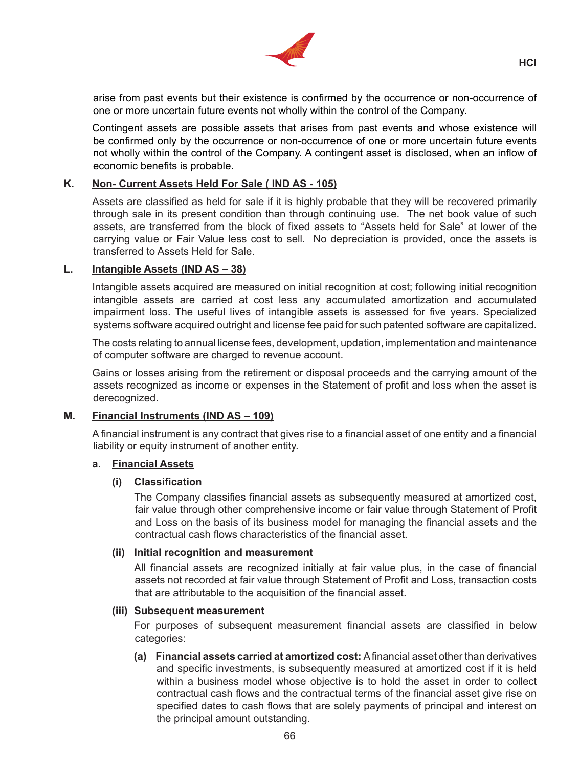arise from past events but their existence is confirmed by the occurrence or non-occurrence of one or more uncertain future events not wholly within the control of the Company.

Contingent assets are possible assets that arises from past events and whose existence will be confirmed only by the occurrence or non-occurrence of one or more uncertain future events not wholly within the control of the Company. A contingent asset is disclosed, when an inflow of economic benefits is probable.

**K. <u>Non- Current Assets Held For Sale ( IND AS - 105)</u>**

Assets are classified as held for sale if it is highly probable that they will be recovered primarily through sale in its present condition than through continuing use. The net book value of such assets, are transferred from the block of fixed assets to "Assets held for Sale" at lower of the carrying value or Fair Value less cost to sell. No depreciation is provided, once the assets is transferred to Assets Held for Sale.

**L. <u>Intangible Assets (IND AS – 38)</u>**

Intangible assets acquired are measured on initial recognition at cost; following initial recognition intangible assets are carried at cost less any accumulated amortization and accumulated impairment loss. The useful lives of intangible assets is assessed for five years. Specialized systems software acquired outright and license fee paid for such patented software are capitalized.

The costs relating to annual license fees, development, updation, implementation and maintenance of computer software are charged to revenue account.

Gains or losses arising from the retirement or disposal proceeds and the carrying amount of the assets recognized as income or expenses in the Statement of profit and loss when the asset is derecognized.

**M. <u>Financial Instruments (IND AS – 109)</u>**

A financial instrument is any contract that gives rise to a financial asset of one entity and a financial liability or equity instrument of another entity.

**a. <u>Financial Assets</u>**

**(i) Classification**

The Company classifies financial assets as subsequently measured at amortized cost, fair value through other comprehensive income or fair value through Statement of Profit and Loss on the basis of its business model for managing the financial assets and the contractual cash flows characteristics of the financial asset.

**(ii) Initial recognition and measurement**

All financial assets are recognized initially at fair value plus, in the case of financial assets not recorded at fair value through Statement of Profit and Loss, transaction costs that are attributable to the acquisition of the financial asset.

**(iii) Subsequent measurement**

For purposes of subsequent measurement financial assets are classified in below categories:

**(a) Financial assets carried at amortized cost:** A financial asset other than derivatives and specific investments, is subsequently measured at amortized cost if it is held within a business model whose objective is to hold the asset in order to collect contractual cash flows and the contractual terms of the financial asset give rise on specified dates to cash flows that are solely payments of principal and interest on the principal amount outstanding.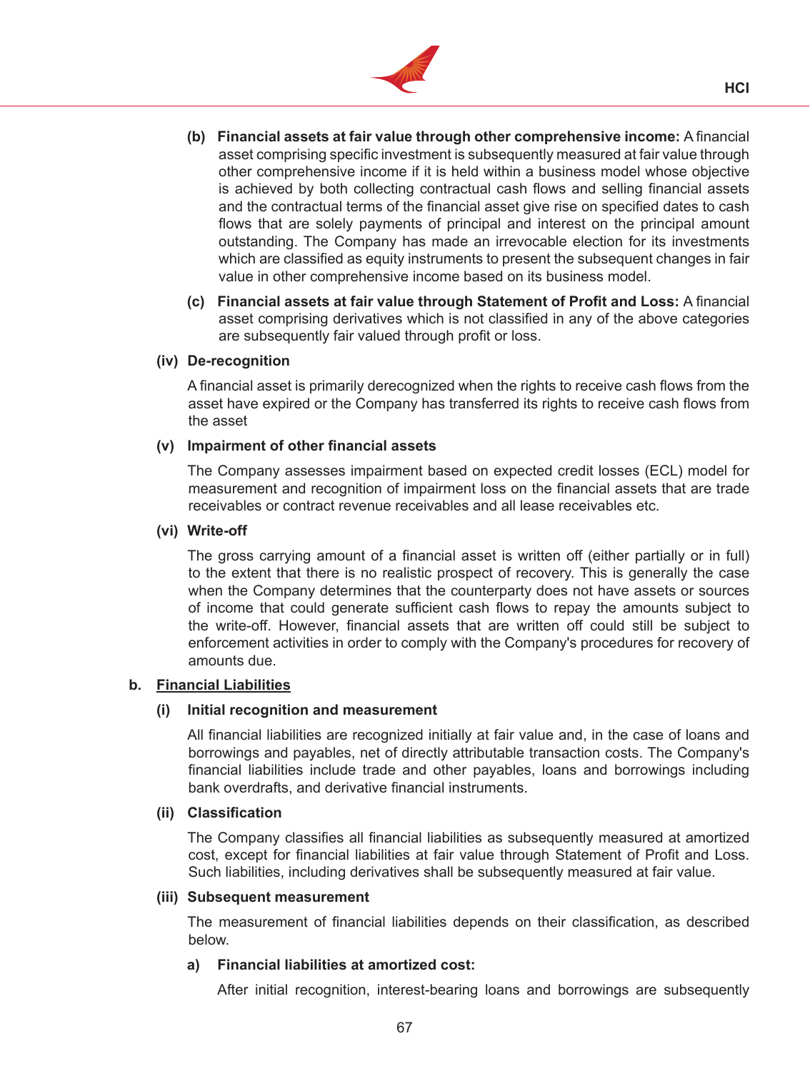**(b) Financial assets at fair value through other comprehensive income:** A financial asset comprising specific investment is subsequently measured at fair value through other comprehensive income if it is held within a business model whose objective is achieved by both collecting contractual cash flows and selling financial assets and the contractual terms of the financial asset give rise on specified dates to cash flows that are solely payments of principal and interest on the principal amount outstanding. The Company has made an irrevocable election for its investments which are classified as equity instruments to present the subsequent changes in fair value in other comprehensive income based on its business model.

**(c) Financial assets at fair value through Statement of Profit and Loss:** A financial asset comprising derivatives which is not classified in any of the above categories are subsequently fair valued through profit or loss.

**(iv) De-recognition**

A financial asset is primarily derecognized when the rights to receive cash flows from the asset have expired or the Company has transferred its rights to receive cash flows from the asset

**(v) Impairment of other financial assets**

The Company assesses impairment based on expected credit losses (ECL) model for measurement and recognition of impairment loss on the financial assets that are trade receivables or contract revenue receivables and all lease receivables etc.

**(vi) Write-off**

The gross carrying amount of a financial asset is written off (either partially or in full) to the extent that there is no realistic prospect of recovery. This is generally the case when the Company determines that the counterparty does not have assets or sources of income that could generate sufficient cash flows to repay the amounts subject to the write-off. However, financial assets that are written off could still be subject to enforcement activities in order to comply with the Company's procedures for recovery of amounts due.

**b. <u>Financial Liabilities</u>**

**(i) Initial recognition and measurement**

All financial liabilities are recognized initially at fair value and, in the case of loans and borrowings and payables, net of directly attributable transaction costs. The Company's financial liabilities include trade and other payables, loans and borrowings including bank overdrafts, and derivative financial instruments.

**(ii) Classification**

The Company classifies all financial liabilities as subsequently measured at amortized cost, except for financial liabilities at fair value through Statement of Profit and Loss. Such liabilities, including derivatives shall be subsequently measured at fair value.

**(iii) Subsequent measurement**

The measurement of financial liabilities depends on their classification, as described below.

**a) Financial liabilities at amortized cost:**

After initial recognition, interest-bearing loans and borrowings are subsequently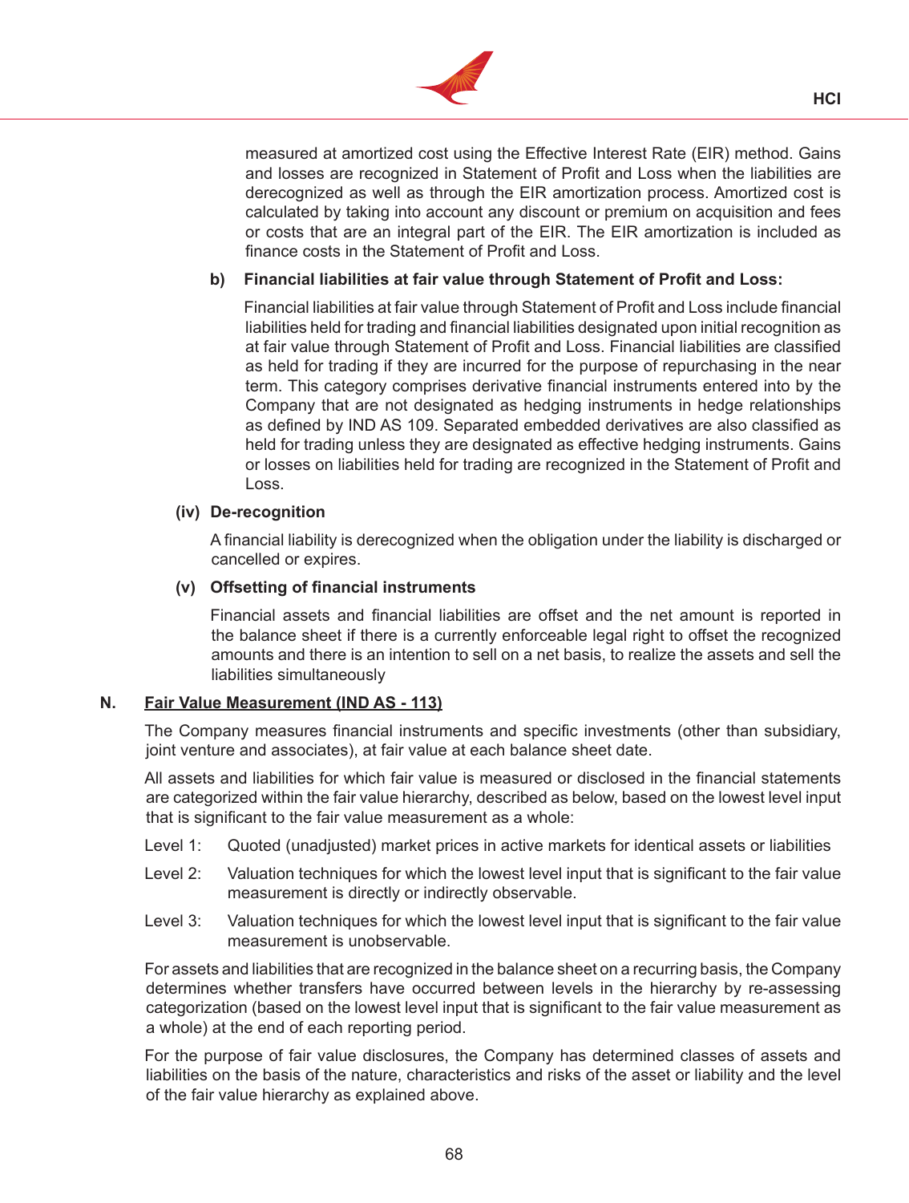measured at amortized cost using the Effective Interest Rate (EIR) method. Gains and losses are recognized in Statement of Profit and Loss when the liabilities are derecognized as well as through the EIR amortization process. Amortized cost is calculated by taking into account any discount or premium on acquisition and fees or costs that are an integral part of the EIR. The EIR amortization is included as finance costs in the Statement of Profit and Loss.

**b) Financial liabilities at fair value through Statement of Profit and Loss:**

Financial liabilities at fair value through Statement of Profit and Loss include financial liabilities held for trading and financial liabilities designated upon initial recognition as at fair value through Statement of Profit and Loss. Financial liabilities are classified as held for trading if they are incurred for the purpose of repurchasing in the near term. This category comprises derivative financial instruments entered into by the Company that are not designated as hedging instruments in hedge relationships as defined by IND AS 109. Separated embedded derivatives are also classified as held for trading unless they are designated as effective hedging instruments. Gains or losses on liabilities held for trading are recognized in the Statement of Profit and Loss.

**(iv) De-recognition**

A financial liability is derecognized when the obligation under the liability is discharged or cancelled or expires.

**(v) Offsetting of financial instruments**

Financial assets and financial liabilities are offset and the net amount is reported in the balance sheet if there is a currently enforceable legal right to offset the recognized amounts and there is an intention to sell on a net basis, to realize the assets and sell the liabilities simultaneously

## N. Fair Value Measurement (IND AS - 113)

The Company measures financial instruments and specific investments (other than subsidiary, joint venture and associates), at fair value at each balance sheet date.

All assets and liabilities for which fair value is measured or disclosed in the financial statements are categorized within the fair value hierarchy, described as below, based on the lowest level input that is significant to the fair value measurement as a whole:

Level 1: Quoted (unadjusted) market prices in active markets for identical assets or liabilities

Level 2: Valuation techniques for which the lowest level input that is significant to the fair value measurement is directly or indirectly observable.

Level 3: Valuation techniques for which the lowest level input that is significant to the fair value measurement is unobservable.

For assets and liabilities that are recognized in the balance sheet on a recurring basis, the Company determines whether transfers have occurred between levels in the hierarchy by re-assessing categorization (based on the lowest level input that is significant to the fair value measurement as a whole) at the end of each reporting period.

For the purpose of fair value disclosures, the Company has determined classes of assets and liabilities on the basis of the nature, characteristics and risks of the asset or liability and the level of the fair value hierarchy as explained above.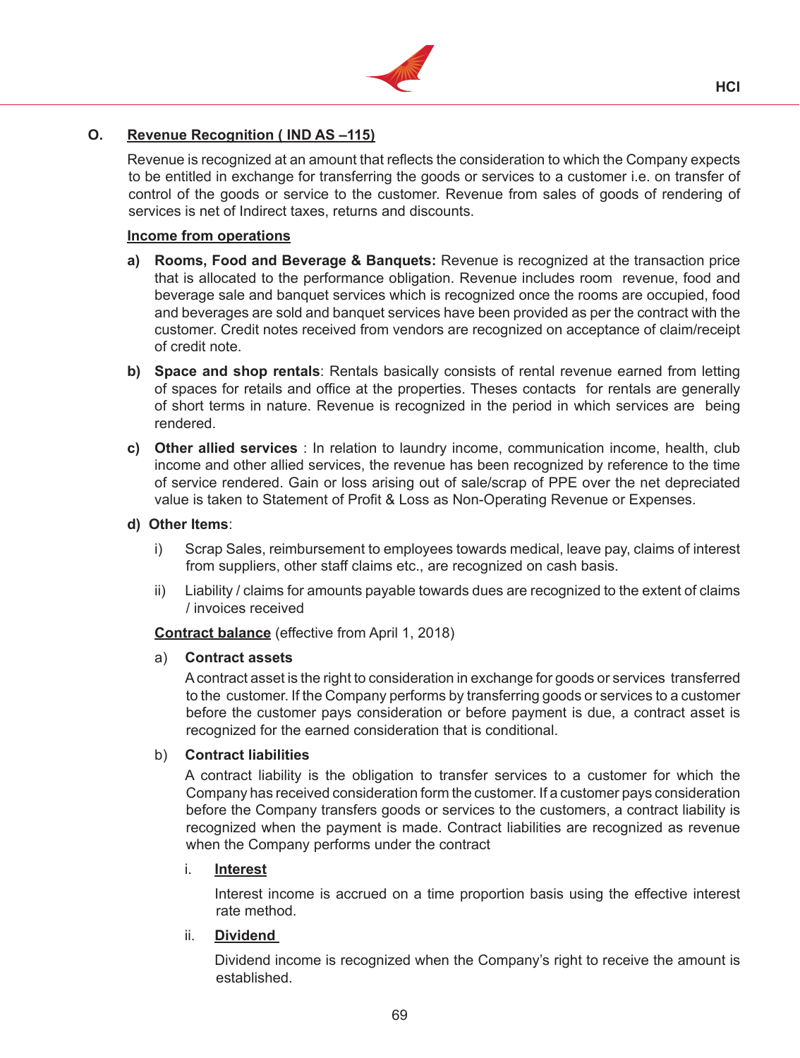## O. Revenue Recognition ( IND AS –115)

Revenue is recognized at an amount that reflects the consideration to which the Company expects to be entitled in exchange for transferring the goods or services to a customer i.e. on transfer of control of the goods or service to the customer. Revenue from sales of goods of rendering of services is net of Indirect taxes, returns and discounts.

**Income from operations**

a) **Rooms, Food and Beverage & Banquets:** Revenue is recognized at the transaction price that is allocated to the performance obligation. Revenue includes room revenue, food and beverage sale and banquet services which is recognized once the rooms are occupied, food and beverages are sold and banquet services have been provided as per the contract with the customer. Credit notes received from vendors are recognized on acceptance of claim/receipt of credit note.

b) **Space and shop rentals**: Rentals basically consists of rental revenue earned from letting of spaces for retails and office at the properties. Theses contacts for rentals are generally of short terms in nature. Revenue is recognized in the period in which services are being rendered.

c) **Other allied services** : In relation to laundry income, communication income, health, club income and other allied services, the revenue has been recognized by reference to the time of service rendered. Gain or loss arising out of sale/scrap of PPE over the net depreciated value is taken to Statement of Profit & Loss as Non-Operating Revenue or Expenses.

d) **Other Items**:

i) Scrap Sales, reimbursement to employees towards medical, leave pay, claims of interest from suppliers, other staff claims etc., are recognized on cash basis.

ii) Liability / claims for amounts payable towards dues are recognized to the extent of claims / invoices received

**Contract balance** (effective from April 1, 2018)

a) **Contract assets**

A contract asset is the right to consideration in exchange for goods or services transferred to the customer. If the Company performs by transferring goods or services to a customer before the customer pays consideration or before payment is due, a contract asset is recognized for the earned consideration that is conditional.

b) **Contract liabilities**

A contract liability is the obligation to transfer services to a customer for which the Company has received consideration form the customer. If a customer pays consideration before the Company transfers goods or services to the customers, a contract liability is recognized when the payment is made. Contract liabilities are recognized as revenue when the Company performs under the contract

i. **Interest**

Interest income is accrued on a time proportion basis using the effective interest rate method.

ii. **Dividend**

Dividend income is recognized when the Company's right to receive the amount is established.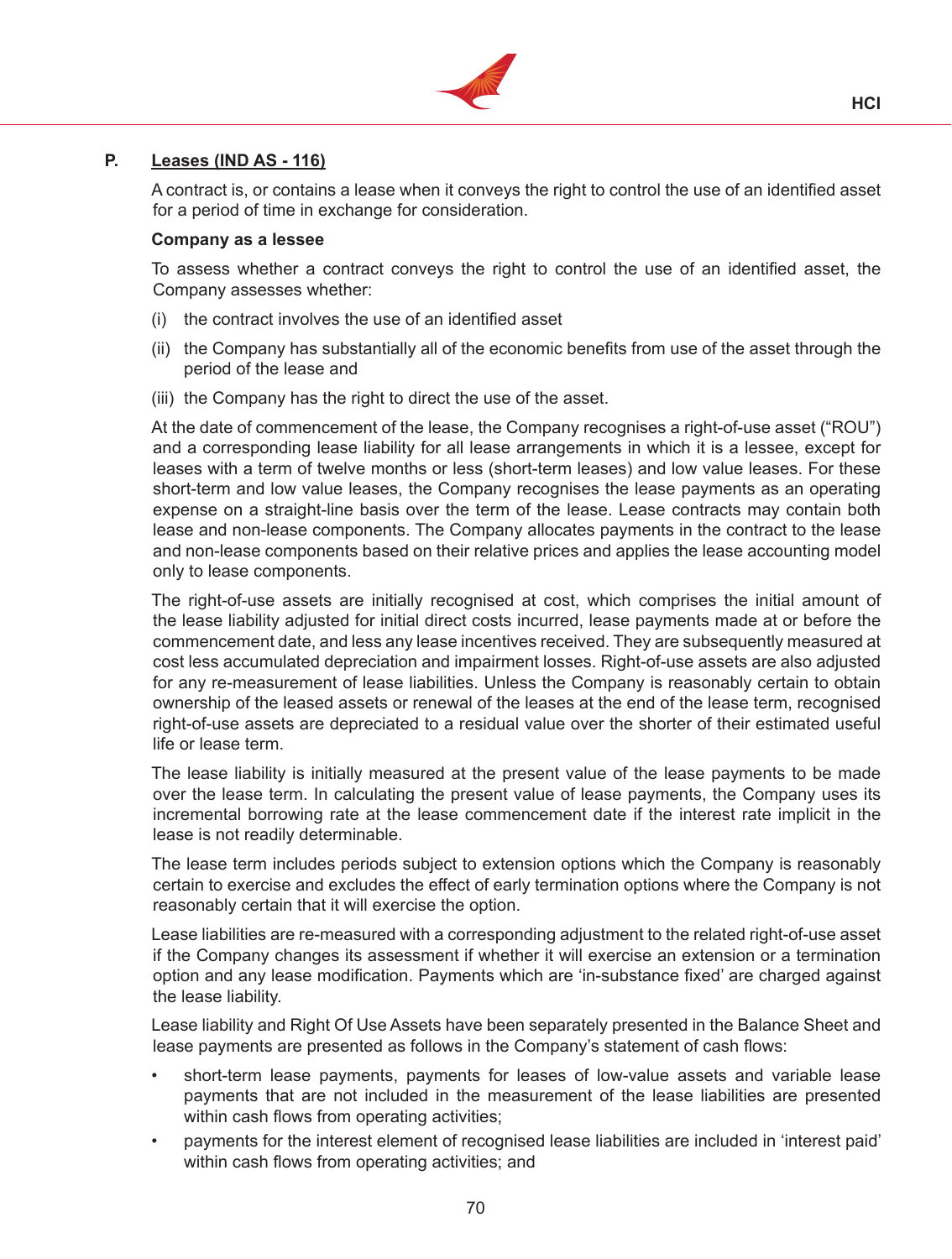## P. Leases (IND AS - 116)

A contract is, or contains a lease when it conveys the right to control the use of an identified asset for a period of time in exchange for consideration.

**Company as a lessee**

To assess whether a contract conveys the right to control the use of an identified asset, the Company assesses whether:

(i) the contract involves the use of an identified asset

(ii) the Company has substantially all of the economic benefits from use of the asset through the period of the lease and

(iii) the Company has the right to direct the use of the asset.

At the date of commencement of the lease, the Company recognises a right-of-use asset ("ROU") and a corresponding lease liability for all lease arrangements in which it is a lessee, except for leases with a term of twelve months or less (short-term leases) and low value leases. For these short-term and low value leases, the Company recognises the lease payments as an operating expense on a straight-line basis over the term of the lease. Lease contracts may contain both lease and non-lease components. The Company allocates payments in the contract to the lease and non-lease components based on their relative prices and applies the lease accounting model only to lease components.

The right-of-use assets are initially recognised at cost, which comprises the initial amount of the lease liability adjusted for initial direct costs incurred, lease payments made at or before the commencement date, and less any lease incentives received. They are subsequently measured at cost less accumulated depreciation and impairment losses. Right-of-use assets are also adjusted for any re-measurement of lease liabilities. Unless the Company is reasonably certain to obtain ownership of the leased assets or renewal of the leases at the end of the lease term, recognised right-of-use assets are depreciated to a residual value over the shorter of their estimated useful life or lease term.

The lease liability is initially measured at the present value of the lease payments to be made over the lease term. In calculating the present value of lease payments, the Company uses its incremental borrowing rate at the lease commencement date if the interest rate implicit in the lease is not readily determinable.

The lease term includes periods subject to extension options which the Company is reasonably certain to exercise and excludes the effect of early termination options where the Company is not reasonably certain that it will exercise the option.

Lease liabilities are re-measured with a corresponding adjustment to the related right-of-use asset if the Company changes its assessment if whether it will exercise an extension or a termination option and any lease modification. Payments which are 'in-substance fixed' are charged against the lease liability.

Lease liability and Right Of Use Assets have been separately presented in the Balance Sheet and lease payments are presented as follows in the Company's statement of cash flows:

- short-term lease payments, payments for leases of low-value assets and variable lease payments that are not included in the measurement of the lease liabilities are presented within cash flows from operating activities;
- payments for the interest element of recognised lease liabilities are included in 'interest paid' within cash flows from operating activities; and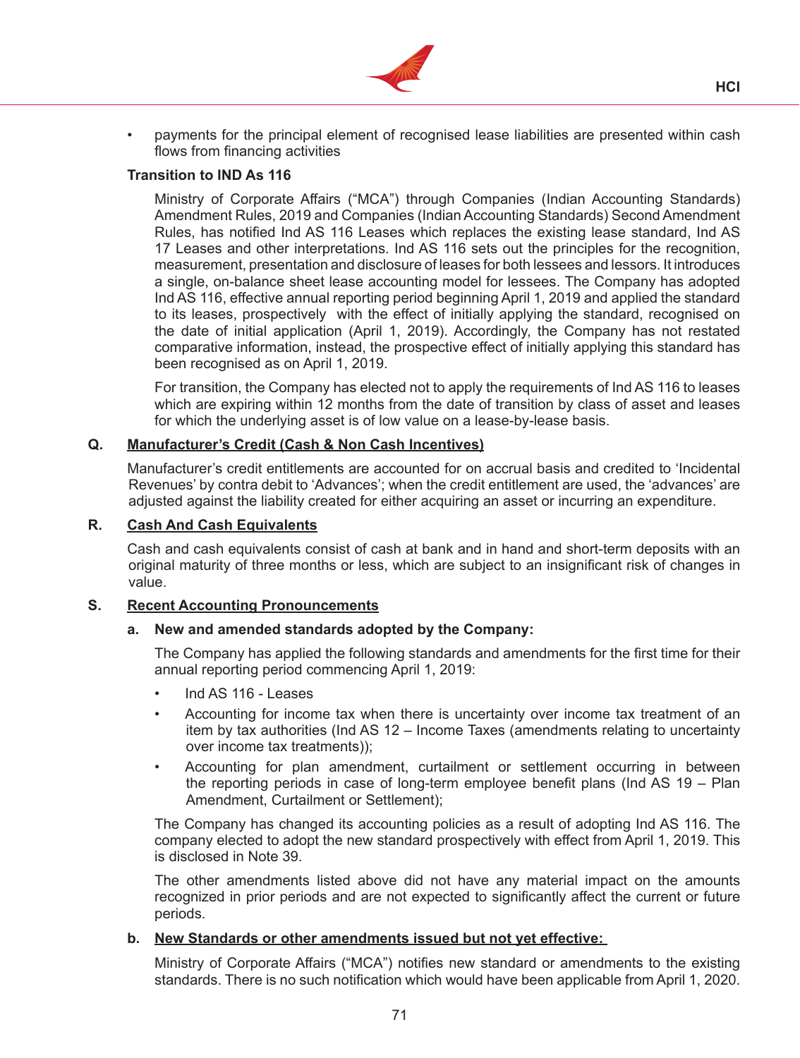- payments for the principal element of recognised lease liabilities are presented within cash flows from financing activities

**Transition to IND As 116**

Ministry of Corporate Affairs ("MCA") through Companies (Indian Accounting Standards) Amendment Rules, 2019 and Companies (Indian Accounting Standards) Second Amendment Rules, has notified Ind AS 116 Leases which replaces the existing lease standard, Ind AS 17 Leases and other interpretations. Ind AS 116 sets out the principles for the recognition, measurement, presentation and disclosure of leases for both lessees and lessors. It introduces a single, on-balance sheet lease accounting model for lessees. The Company has adopted Ind AS 116, effective annual reporting period beginning April 1, 2019 and applied the standard to its leases, prospectively with the effect of initially applying the standard, recognised on the date of initial application (April 1, 2019). Accordingly, the Company has not restated comparative information, instead, the prospective effect of initially applying this standard has been recognised as on April 1, 2019.

For transition, the Company has elected not to apply the requirements of Ind AS 116 to leases which are expiring within 12 months from the date of transition by class of asset and leases for which the underlying asset is of low value on a lease-by-lease basis.

**Q. Manufacturer's Credit (Cash & Non Cash Incentives)**

Manufacturer's credit entitlements are accounted for on accrual basis and credited to 'Incidental Revenues' by contra debit to 'Advances'; when the credit entitlement are used, the 'advances' are adjusted against the liability created for either acquiring an asset or incurring an expenditure.

**R. Cash And Cash Equivalents**

Cash and cash equivalents consist of cash at bank and in hand and short-term deposits with an original maturity of three months or less, which are subject to an insignificant risk of changes in value.

**S. Recent Accounting Pronouncements**

**a. New and amended standards adopted by the Company:**

The Company has applied the following standards and amendments for the first time for their annual reporting period commencing April 1, 2019:

- Ind AS 116 - Leases
- Accounting for income tax when there is uncertainty over income tax treatment of an item by tax authorities (Ind AS 12 – Income Taxes (amendments relating to uncertainty over income tax treatments));
- Accounting for plan amendment, curtailment or settlement occurring in between the reporting periods in case of long-term employee benefit plans (Ind AS 19 – Plan Amendment, Curtailment or Settlement);

The Company has changed its accounting policies as a result of adopting Ind AS 116. The company elected to adopt the new standard prospectively with effect from April 1, 2019. This is disclosed in Note 39.

The other amendments listed above did not have any material impact on the amounts recognized in prior periods and are not expected to significantly affect the current or future periods.

**b. New Standards or other amendments issued but not yet effective:**

Ministry of Corporate Affairs ("MCA") notifies new standard or amendments to the existing standards. There is no such notification which would have been applicable from April 1, 2020.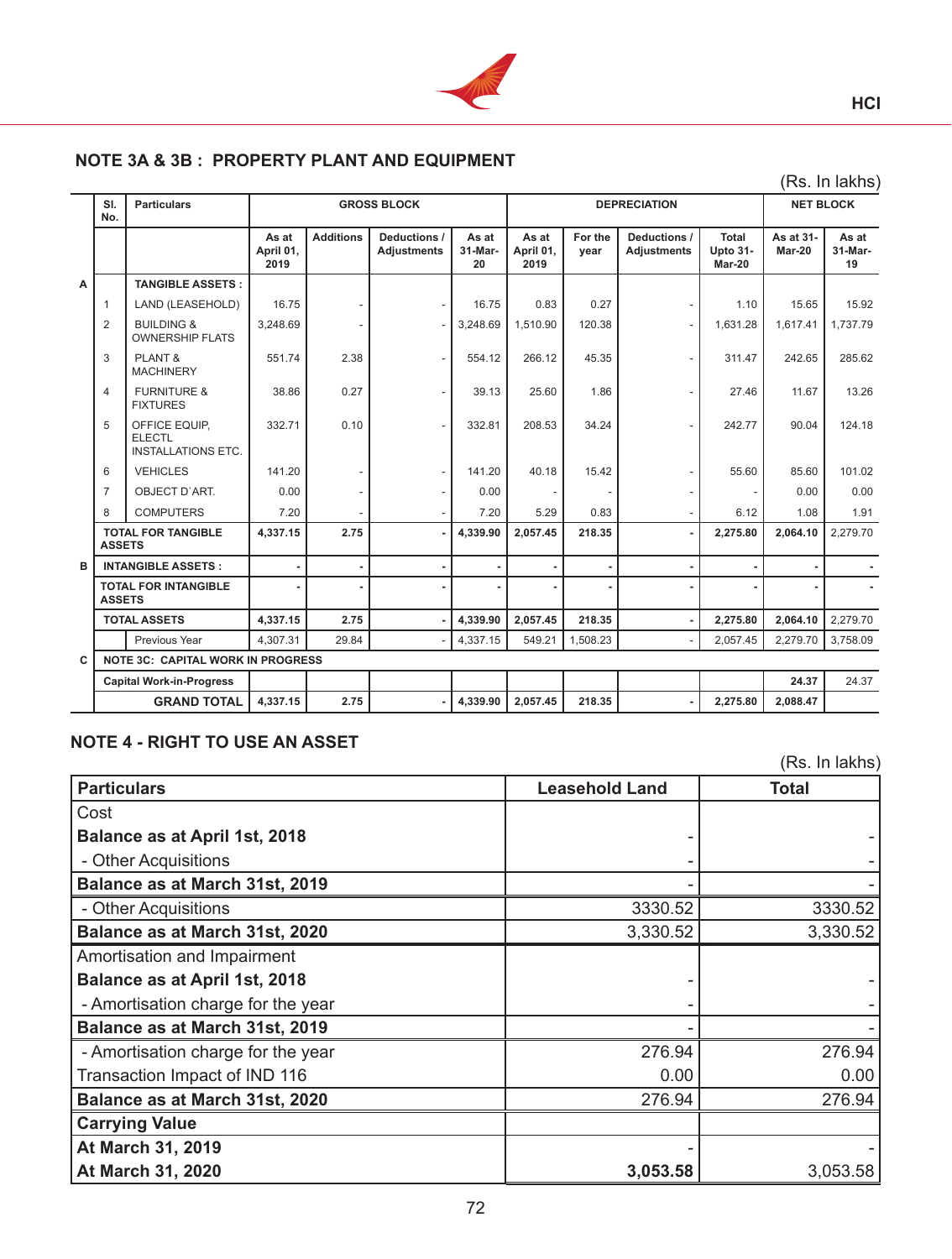## NOTE 3A & 3B : PROPERTY PLANT AND EQUIPMENT

(Rs. In lakhs)

| | Sl. No. | Particulars | GROSS BLOCK | | | | DEPRECIATION | | | | NET BLOCK | |
|---|---|---|---|---|---|---|---|---|---|---|---|---|
| | | | As at April 01, 2019 | Additions | Deductions / Adjustments | As at 31-Mar-20 | As at April 01, 2019 | For the year | Deductions / Adjustments | Total Upto 31-Mar-20 | As at 31-Mar-20 | As at 31-Mar-19 |
| A | | TANGIBLE ASSETS : | | | | | | | | | | |
| | 1 | LAND (LEASEHOLD) | 16.75 | - | - | 16.75 | 0.83 | 0.27 | - | 1.10 | 15.65 | 15.92 |
| | 2 | BUILDING & OWNERSHIP FLATS | 3,248.69 | - | - | 3,248.69 | 1,510.90 | 120.38 | - | 1,631.28 | 1,617.41 | 1,737.79 |
| | 3 | PLANT & MACHINERY | 551.74 | 2.38 | - | 554.12 | 266.12 | 45.35 | - | 311.47 | 242.65 | 285.62 |
| | 4 | FURNITURE & FIXTURES | 38.86 | 0.27 | - | 39.13 | 25.60 | 1.86 | - | 27.46 | 11.67 | 13.26 |
| | 5 | OFFICE EQUIP, ELECTL INSTALLATIONS ETC. | 332.71 | 0.10 | - | 332.81 | 208.53 | 34.24 | - | 242.77 | 90.04 | 124.18 |
| | 6 | VEHICLES | 141.20 | - | - | 141.20 | 40.18 | 15.42 | - | 55.60 | 85.60 | 101.02 |
| | 7 | OBJECT D`ART. | 0.00 | - | - | 0.00 | - | - | - | - | 0.00 | 0.00 |
| | 8 | COMPUTERS | 7.20 | - | - | 7.20 | 5.29 | 0.83 | - | 6.12 | 1.08 | 1.91 |
| | | **TOTAL FOR TANGIBLE ASSETS** | **4,337.15** | **2.75** | **-** | **4,339.90** | **2,057.45** | **218.35** | **-** | **2,275.80** | **2,064.10** | 2,279.70 |
| B | | **INTANGIBLE ASSETS :** | - | - | - | - | - | - | - | - | - | - |
| | | **TOTAL FOR INTANGIBLE ASSETS** | - | - | - | - | - | - | - | - | - | - |
| | | **TOTAL ASSETS** | **4,337.15** | **2.75** | **-** | **4,339.90** | **2,057.45** | **218.35** | **-** | **2,275.80** | **2,064.10** | 2,279.70 |
| | | Previous Year | 4,307.31 | 29.84 | - | 4,337.15 | 549.21 | 1,508.23 | - | 2,057.45 | 2,279.70 | 3,758.09 |
| C | | **NOTE 3C: CAPITAL WORK IN PROGRESS** | | | | | | | | | | |
| | | **Capital Work-in-Progress** | | | | | | | | | **24.37** | 24.37 |
| | | **GRAND TOTAL** | **4,337.15** | **2.75** | **-** | **4,339.90** | **2,057.45** | **218.35** | **-** | **2,275.80** | **2,088.47** | |

## NOTE 4 - RIGHT TO USE AN ASSET

(Rs. In lakhs)

| Particulars | Leasehold Land | Total |
|---|---|---|
| Cost | | |
| **Balance as at April 1st, 2018** | - | - |
| - Other Acquisitions | - | - |
| **Balance as at March 31st, 2019** | - | - |
| - Other Acquisitions | 3330.52 | 3330.52 |
| **Balance as at March 31st, 2020** | 3,330.52 | 3,330.52 |
| Amortisation and Impairment | | |
| **Balance as at April 1st, 2018** | - | - |
| - Amortisation charge for the year | - | - |
| **Balance as at March 31st, 2019** | - | - |
| - Amortisation charge for the year | 276.94 | 276.94 |
| Transaction Impact of IND 116 | 0.00 | 0.00 |
| **Balance as at March 31st, 2020** | 276.94 | 276.94 |
| **Carrying Value** | | |
| **At March 31, 2019** | - | - |
| **At March 31, 2020** | **3,053.58** | 3,053.58 |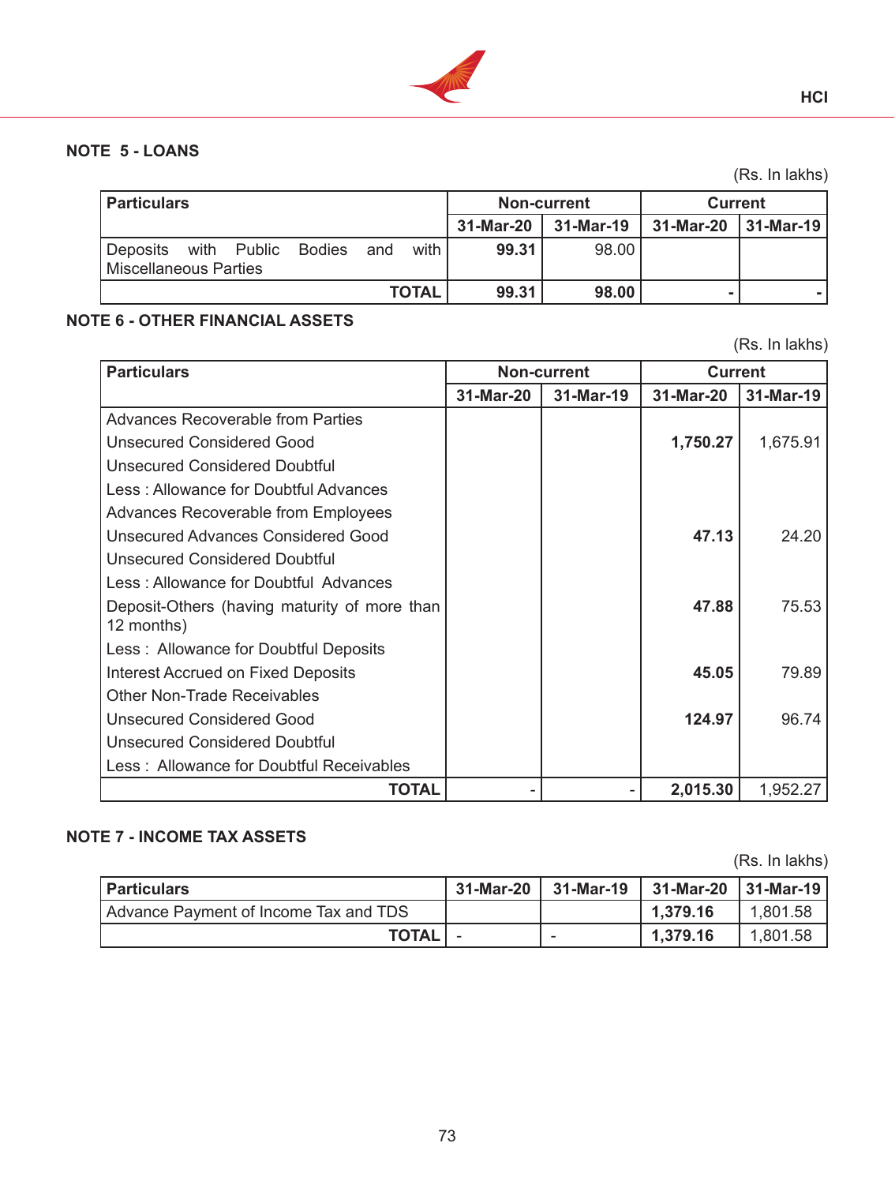## NOTE 5 - LOANS

(Rs. In lakhs)

| Particulars | Non-current | | Current | |
|---|---|---|---|---|
| | 31-Mar-20 | 31-Mar-19 | 31-Mar-20 | 31-Mar-19 |
| Deposits with Public Bodies and with Miscellaneous Parties | **99.31** | 98.00 | | |
| **TOTAL** | **99.31** | **98.00** | **-** | **-** |

## NOTE 6 - OTHER FINANCIAL ASSETS

(Rs. In lakhs)

| Particulars | Non-current | | Current | |
|---|---|---|---|---|
| | 31-Mar-20 | 31-Mar-19 | 31-Mar-20 | 31-Mar-19 |
| Advances Recoverable from Parties | | | | |
| Unsecured Considered Good | | | **1,750.27** | 1,675.91 |
| Unsecured Considered Doubtful | | | | |
| Less : Allowance for Doubtful Advances | | | | |
| Advances Recoverable from Employees | | | | |
| Unsecured Advances Considered Good | | | **47.13** | 24.20 |
| Unsecured Considered Doubtful | | | | |
| Less : Allowance for Doubtful Advances | | | | |
| Deposit-Others (having maturity of more than 12 months) | | | **47.88** | 75.53 |
| Less : Allowance for Doubtful Deposits | | | | |
| Interest Accrued on Fixed Deposits | | | **45.05** | 79.89 |
| Other Non-Trade Receivables | | | | |
| Unsecured Considered Good | | | **124.97** | 96.74 |
| Unsecured Considered Doubtful | | | | |
| Less : Allowance for Doubtful Receivables | | | | |
| **TOTAL** | - | - | **2,015.30** | 1,952.27 |

## NOTE 7 - INCOME TAX ASSETS

(Rs. In lakhs)

| Particulars | 31-Mar-20 | 31-Mar-19 | 31-Mar-20 | 31-Mar-19 |
|---|---|---|---|---|
| Advance Payment of Income Tax and TDS | | | **1,379.16** | 1,801.58 |
| **TOTAL** | - | - | **1,379.16** | 1,801.58 |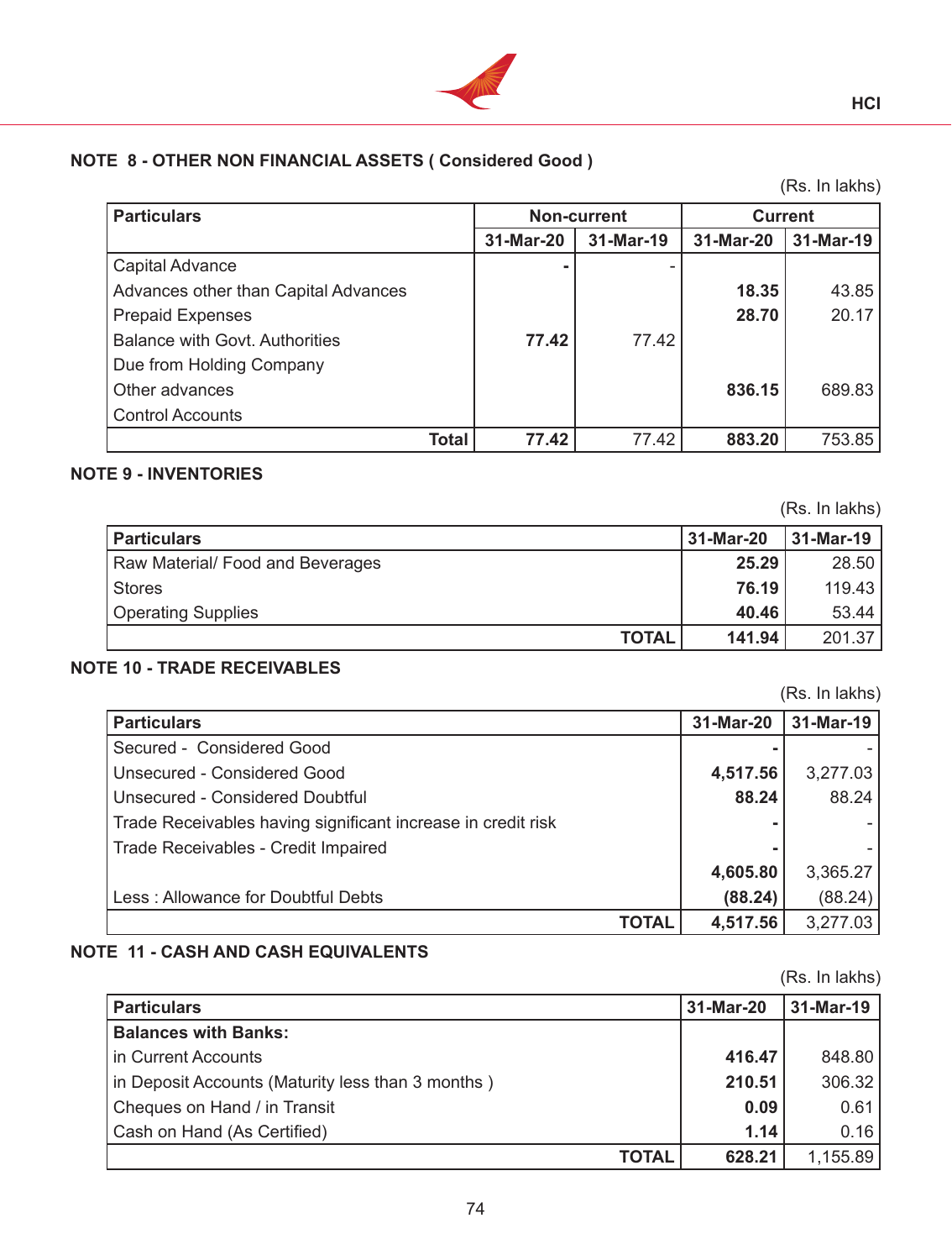## NOTE 8 - OTHER NON FINANCIAL ASSETS ( Considered Good )

(Rs. In lakhs)

| Particulars | Non-current | | Current | |
|---|---|---|---|---|
| | 31-Mar-20 | 31-Mar-19 | 31-Mar-20 | 31-Mar-19 |
| Capital Advance | **-** | - | | |
| Advances other than Capital Advances | | | **18.35** | 43.85 |
| Prepaid Expenses | | | **28.70** | 20.17 |
| Balance with Govt. Authorities | **77.42** | 77.42 | | |
| Due from Holding Company | | | | |
| Other advances | | | **836.15** | 689.83 |
| Control Accounts | | | | |
| **Total** | **77.42** | 77.42 | **883.20** | 753.85 |

## NOTE 9 - INVENTORIES

(Rs. In lakhs)

| Particulars | 31-Mar-20 | 31-Mar-19 |
|---|---|---|
| Raw Material/ Food and Beverages | **25.29** | 28.50 |
| Stores | **76.19** | 119.43 |
| Operating Supplies | **40.46** | 53.44 |
| **TOTAL** | **141.94** | 201.37 |

## NOTE 10 - TRADE RECEIVABLES

(Rs. In lakhs)

| Particulars | 31-Mar-20 | 31-Mar-19 |
|---|---|---|
| Secured - Considered Good | **-** | - |
| Unsecured - Considered Good | **4,517.56** | 3,277.03 |
| Unsecured - Considered Doubtful | **88.24** | 88.24 |
| Trade Receivables having significant increase in credit risk | **-** | - |
| Trade Receivables - Credit Impaired | **-** | - |
| | **4,605.80** | 3,365.27 |
| Less : Allowance for Doubtful Debts | **(88.24)** | (88.24) |
| **TOTAL** | **4,517.56** | 3,277.03 |

## NOTE 11 - CASH AND CASH EQUIVALENTS

(Rs. In lakhs)

| Particulars | 31-Mar-20 | 31-Mar-19 |
|---|---|---|
| **Balances with Banks:** | | |
| in Current Accounts | **416.47** | 848.80 |
| in Deposit Accounts (Maturity less than 3 months ) | **210.51** | 306.32 |
| Cheques on Hand / in Transit | **0.09** | 0.61 |
| Cash on Hand (As Certified) | **1.14** | 0.16 |
| **TOTAL** | **628.21** | 1,155.89 |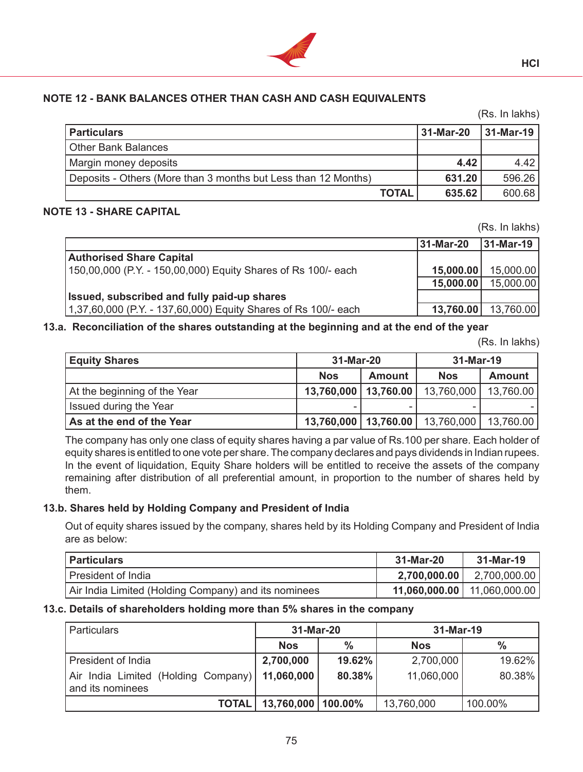## NOTE 12 - BANK BALANCES OTHER THAN CASH AND CASH EQUIVALENTS

(Rs. In lakhs)

| Particulars | 31-Mar-20 | 31-Mar-19 |
|---|---|---|
| Other Bank Balances | | |
| Margin money deposits | **4.42** | 4.42 |
| Deposits - Others (More than 3 months but Less than 12 Months) | **631.20** | 596.26 |
| **TOTAL** | **635.62** | 600.68 |

## NOTE 13 - SHARE CAPITAL

(Rs. In lakhs)

| | 31-Mar-20 | 31-Mar-19 |
|---|---|---|
| **Authorised Share Capital** | | |
| 150,00,000 (P.Y. - 150,00,000) Equity Shares of Rs 100/- each | **15,000.00** | 15,000.00 |
| | **15,000.00** | 15,000.00 |
| **Issued, subscribed and fully paid-up shares** | | |
| 1,37,60,000 (P.Y. - 137,60,000) Equity Shares of Rs 100/- each | **13,760.00** | 13,760.00 |

### 13.a. Reconciliation of the shares outstanding at the beginning and at the end of the year

(Rs. In lakhs)

| Equity Shares | 31-Mar-20 | | 31-Mar-19 | |
|---|---|---|---|---|
| | Nos | Amount | Nos | Amount |
| At the beginning of the Year | **13,760,000** | **13,760.00** | 13,760,000 | 13,760.00 |
| Issued during the Year | - | - | - | - |
| **As at the end of the Year** | **13,760,000** | **13,760.00** | 13,760,000 | 13,760.00 |

The company has only one class of equity shares having a par value of Rs.100 per share. Each holder of equity shares is entitled to one vote per share. The company declares and pays dividends in Indian rupees. In the event of liquidation, Equity Share holders will be entitled to receive the assets of the company remaining after distribution of all preferential amount, in proportion to the number of shares held by them.

### 13.b. Shares held by Holding Company and President of India

Out of equity shares issued by the company, shares held by its Holding Company and President of India are as below:

| Particulars | 31-Mar-20 | 31-Mar-19 |
|---|---|---|
| President of India | **2,700,000.00** | 2,700,000.00 |
| Air India Limited (Holding Company) and its nominees | **11,060,000.00** | 11,060,000.00 |

### 13.c. Details of shareholders holding more than 5% shares in the company

| Particulars | 31-Mar-20 | | 31-Mar-19 | |
|---|---|---|---|---|
| | Nos | % | Nos | % |
| President of India | **2,700,000** | **19.62%** | 2,700,000 | 19.62% |
| Air India Limited (Holding Company) and its nominees | **11,060,000** | **80.38%** | 11,060,000 | 80.38% |
| **TOTAL** | **13,760,000** | **100.00%** | 13,760,000 | 100.00% |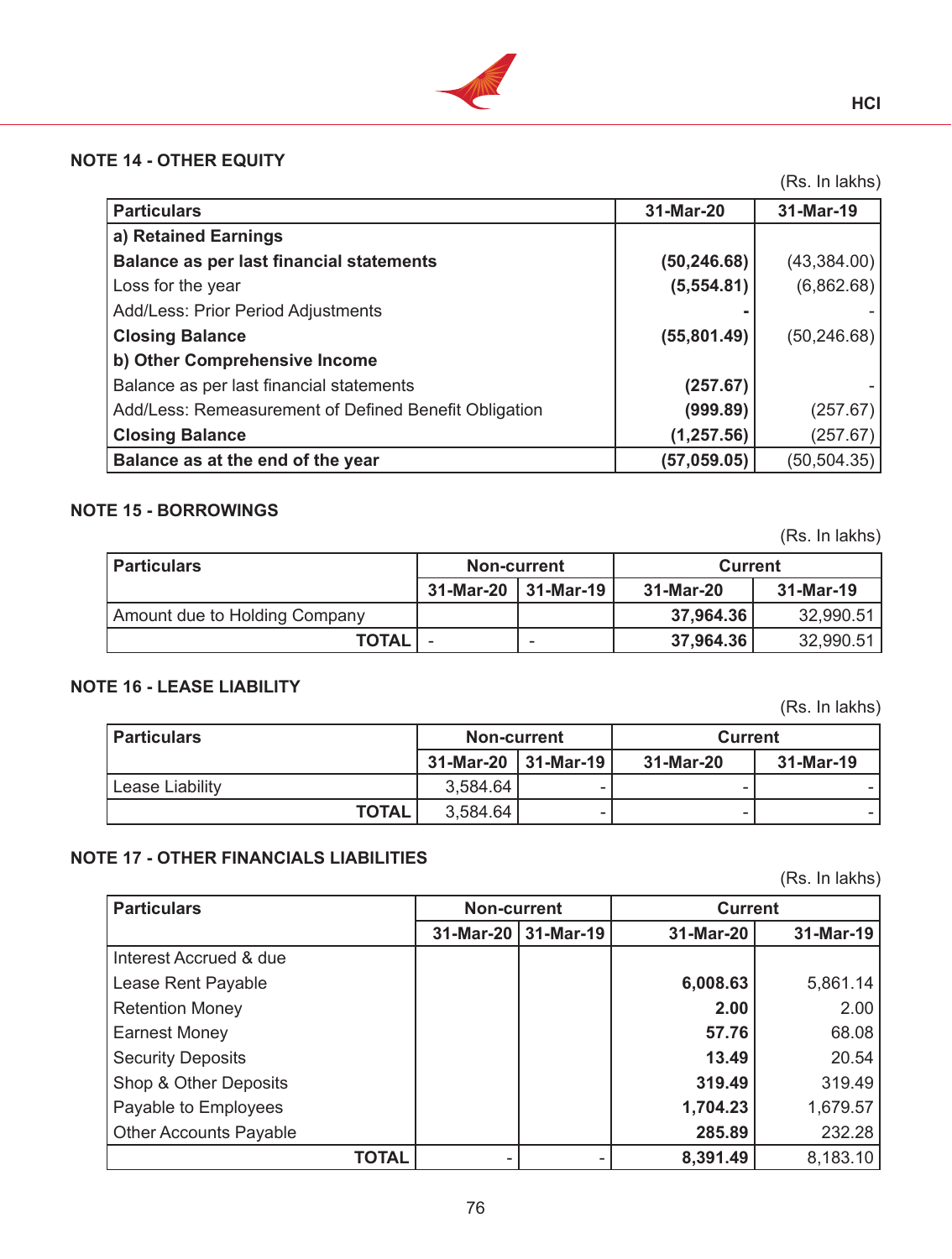## NOTE 14 - OTHER EQUITY

(Rs. In lakhs)

| Particulars | 31-Mar-20 | 31-Mar-19 |
|---|---|---|
| **a) Retained Earnings** | | |
| **Balance as per last financial statements** | **(50,246.68)** | (43,384.00) |
| Loss for the year | **(5,554.81)** | (6,862.68) |
| Add/Less: Prior Period Adjustments | **-** | - |
| **Closing Balance** | **(55,801.49)** | (50,246.68) |
| **b) Other Comprehensive Income** | | |
| Balance as per last financial statements | **(257.67)** | - |
| Add/Less: Remeasurement of Defined Benefit Obligation | **(999.89)** | (257.67) |
| **Closing Balance** | **(1,257.56)** | (257.67) |
| **Balance as at the end of the year** | **(57,059.05)** | (50,504.35) |

## NOTE 15 - BORROWINGS

(Rs. In lakhs)

| Particulars | Non-current | | Current | |
|---|---|---|---|---|
| | 31-Mar-20 | 31-Mar-19 | 31-Mar-20 | 31-Mar-19 |
| Amount due to Holding Company | | | **37,964.36** | 32,990.51 |
| **TOTAL** | - | - | **37,964.36** | 32,990.51 |

## NOTE 16 - LEASE LIABILITY

(Rs. In lakhs)

| Particulars | Non-current | | Current | |
|---|---|---|---|---|
| | 31-Mar-20 | 31-Mar-19 | 31-Mar-20 | 31-Mar-19 |
| Lease Liability | 3,584.64 | - | - | - |
| **TOTAL** | 3,584.64 | - | - | - |

## NOTE 17 - OTHER FINANCIALS LIABILITIES

(Rs. In lakhs)

| Particulars | Non-current | | Current | |
|---|---|---|---|---|
| | 31-Mar-20 | 31-Mar-19 | 31-Mar-20 | 31-Mar-19 |
| Interest Accrued & due | | | | |
| Lease Rent Payable | | | **6,008.63** | 5,861.14 |
| Retention Money | | | **2.00** | 2.00 |
| Earnest Money | | | **57.76** | 68.08 |
| Security Deposits | | | **13.49** | 20.54 |
| Shop & Other Deposits | | | **319.49** | 319.49 |
| Payable to Employees | | | **1,704.23** | 1,679.57 |
| Other Accounts Payable | | | **285.89** | 232.28 |
| **TOTAL** | - | - | **8,391.49** | 8,183.10 |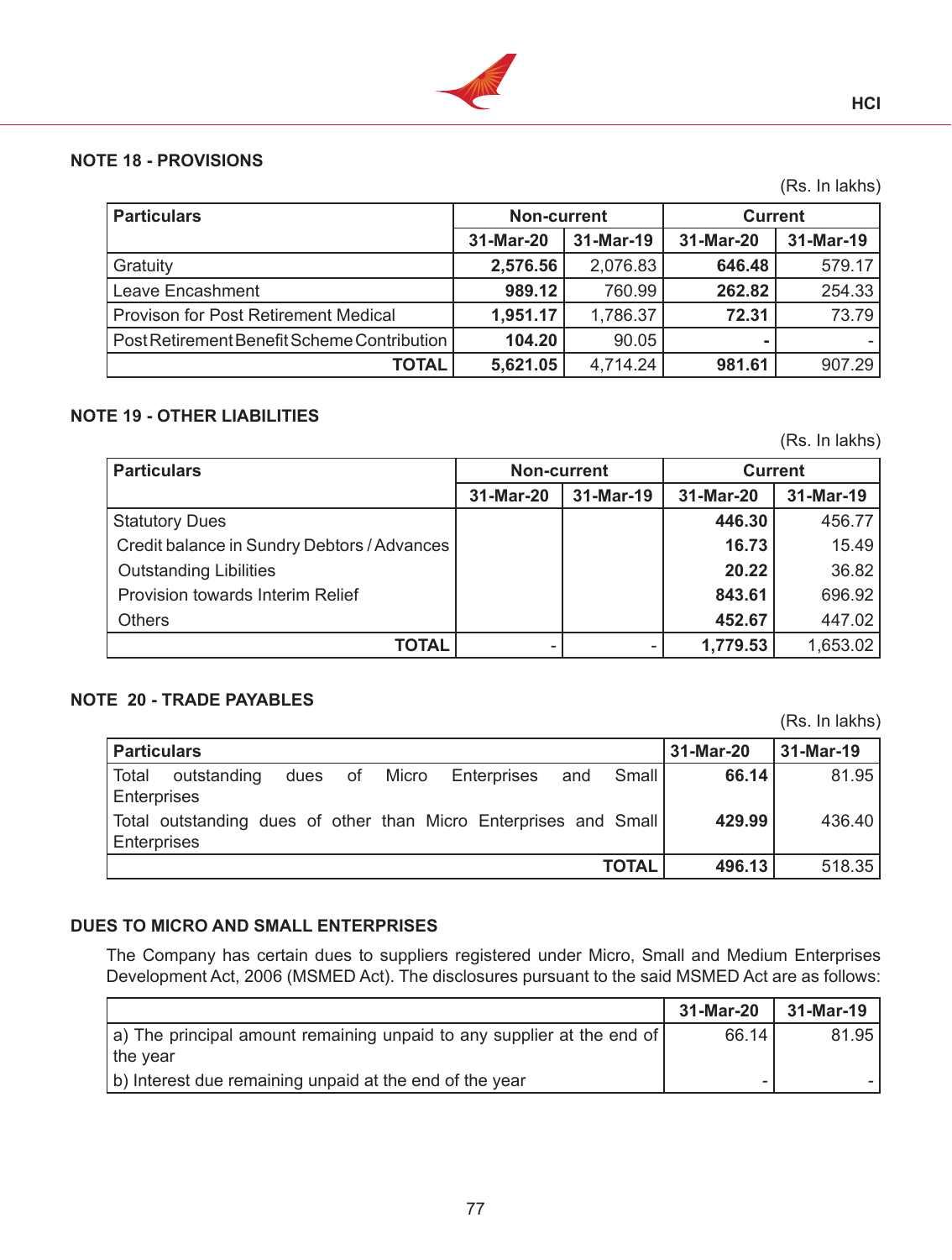### NOTE 18 - PROVISIONS

(Rs. In lakhs)

| Particulars | Non-current | | Current | |
|---|---|---|---|---|
| | 31-Mar-20 | 31-Mar-19 | 31-Mar-20 | 31-Mar-19 |
| Gratuity | **2,576.56** | 2,076.83 | **646.48** | 579.17 |
| Leave Encashment | **989.12** | 760.99 | **262.82** | 254.33 |
| Provison for Post Retirement Medical | **1,951.17** | 1,786.37 | **72.31** | 73.79 |
| Post Retirement Benefit Scheme Contribution | **104.20** | 90.05 | **-** | - |
| **TOTAL** | **5,621.05** | 4,714.24 | **981.61** | 907.29 |

### NOTE 19 - OTHER LIABILITIES

(Rs. In lakhs)

| Particulars | Non-current | | Current | |
|---|---|---|---|---|
| | 31-Mar-20 | 31-Mar-19 | 31-Mar-20 | 31-Mar-19 |
| Statutory Dues | | | **446.30** | 456.77 |
| Credit balance in Sundry Debtors / Advances | | | **16.73** | 15.49 |
| Outstanding Libilities | | | **20.22** | 36.82 |
| Provision towards Interim Relief | | | **843.61** | 696.92 |
| Others | | | **452.67** | 447.02 |
| **TOTAL** | - | - | **1,779.53** | 1,653.02 |

### NOTE 20 - TRADE PAYABLES

(Rs. In lakhs)

| Particulars | 31-Mar-20 | 31-Mar-19 |
|---|---|---|
| Total outstanding dues of Micro Enterprises and Small Enterprises | **66.14** | 81.95 |
| Total outstanding dues of other than Micro Enterprises and Small Enterprises | **429.99** | 436.40 |
| **TOTAL** | **496.13** | 518.35 |

### DUES TO MICRO AND SMALL ENTERPRISES

The Company has certain dues to suppliers registered under Micro, Small and Medium Enterprises Development Act, 2006 (MSMED Act). The disclosures pursuant to the said MSMED Act are as follows:

| | 31-Mar-20 | 31-Mar-19 |
|---|---|---|
| a) The principal amount remaining unpaid to any supplier at the end of the year | 66.14 | 81.95 |
| b) Interest due remaining unpaid at the end of the year | - | - |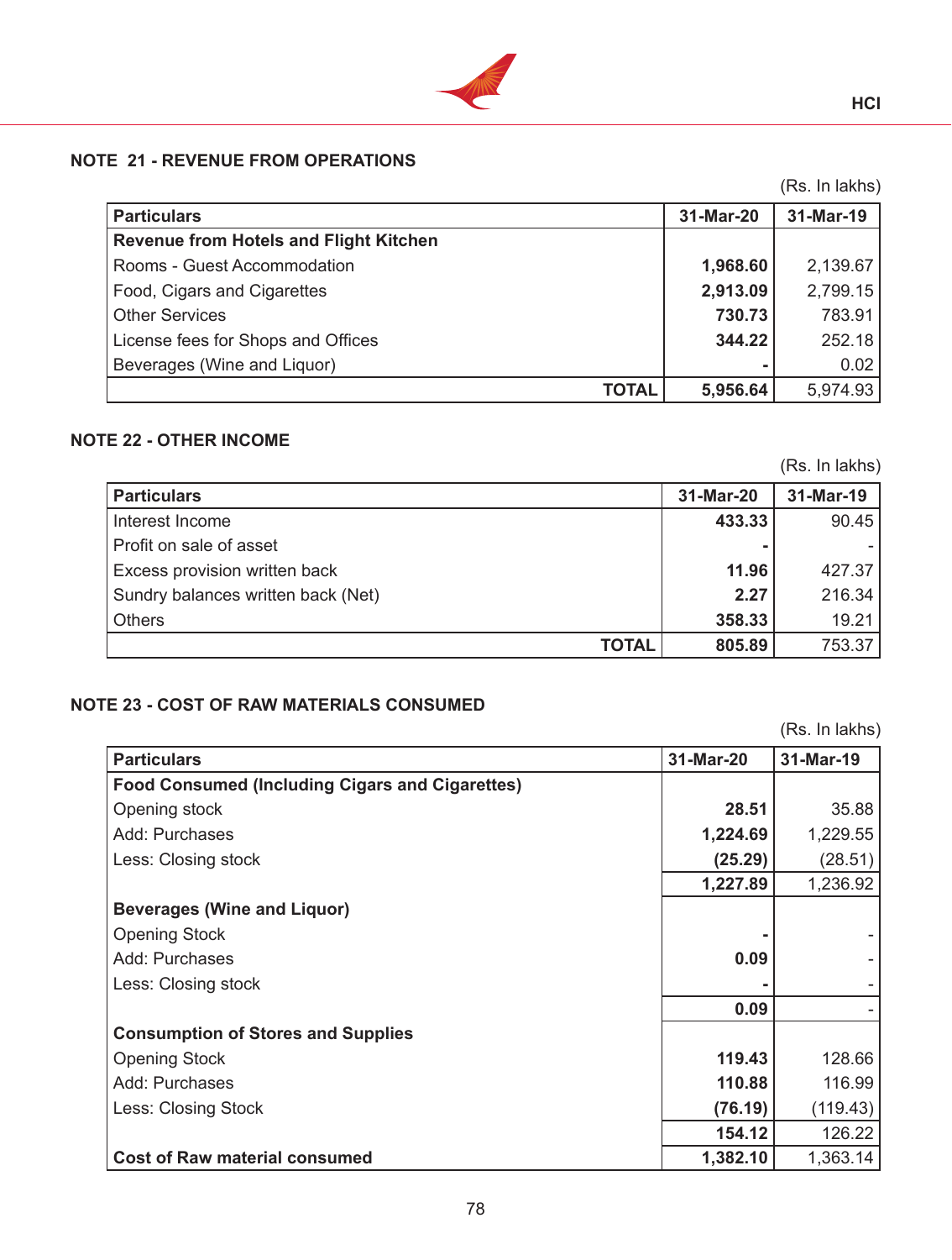## NOTE 21 - REVENUE FROM OPERATIONS

(Rs. In lakhs)

| Particulars | 31-Mar-20 | 31-Mar-19 |
|---|---|---|
| **Revenue from Hotels and Flight Kitchen** | | |
| Rooms - Guest Accommodation | **1,968.60** | 2,139.67 |
| Food, Cigars and Cigarettes | **2,913.09** | 2,799.15 |
| Other Services | **730.73** | 783.91 |
| License fees for Shops and Offices | **344.22** | 252.18 |
| Beverages (Wine and Liquor) | **-** | 0.02 |
| **TOTAL** | **5,956.64** | 5,974.93 |

## NOTE 22 - OTHER INCOME

(Rs. In lakhs)

| Particulars | 31-Mar-20 | 31-Mar-19 |
|---|---|---|
| Interest Income | **433.33** | 90.45 |
| Profit on sale of asset | **-** | - |
| Excess provision written back | **11.96** | 427.37 |
| Sundry balances written back (Net) | **2.27** | 216.34 |
| Others | **358.33** | 19.21 |
| **TOTAL** | **805.89** | 753.37 |

## NOTE 23 - COST OF RAW MATERIALS CONSUMED

(Rs. In lakhs)

| Particulars | 31-Mar-20 | 31-Mar-19 |
|---|---|---|
| **Food Consumed (Including Cigars and Cigarettes)** | | |
| Opening stock | **28.51** | 35.88 |
| Add: Purchases | **1,224.69** | 1,229.55 |
| Less: Closing stock | **(25.29)** | (28.51) |
| | **1,227.89** | 1,236.92 |
| **Beverages (Wine and Liquor)** | | |
| Opening Stock | **-** | - |
| Add: Purchases | **0.09** | - |
| Less: Closing stock | **-** | - |
| | **0.09** | - |
| **Consumption of Stores and Supplies** | | |
| Opening Stock | **119.43** | 128.66 |
| Add: Purchases | **110.88** | 116.99 |
| Less: Closing Stock | **(76.19)** | (119.43) |
| | **154.12** | 126.22 |
| **Cost of Raw material consumed** | **1,382.10** | 1,363.14 |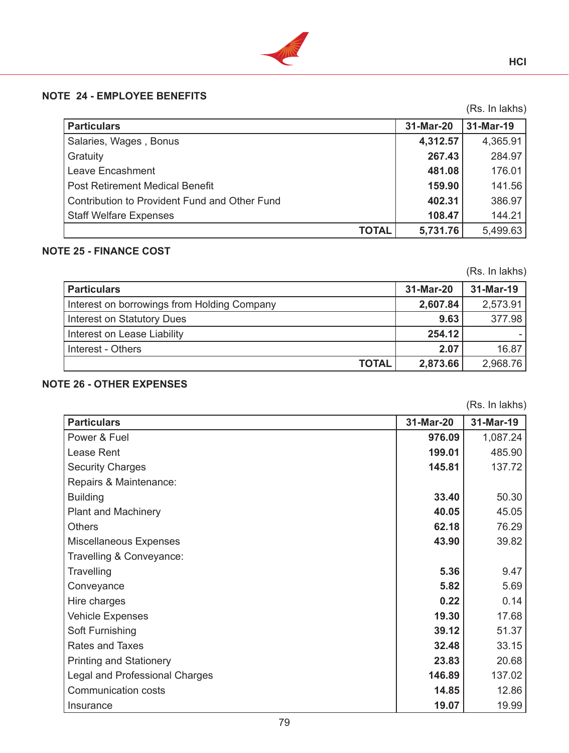### NOTE 24 - EMPLOYEE BENEFITS

(Rs. In lakhs)

| Particulars | 31-Mar-20 | 31-Mar-19 |
|---|---|---|
| Salaries, Wages , Bonus | **4,312.57** | 4,365.91 |
| Gratuity | **267.43** | 284.97 |
| Leave Encashment | **481.08** | 176.01 |
| Post Retirement Medical Benefit | **159.90** | 141.56 |
| Contribution to Provident Fund and Other Fund | **402.31** | 386.97 |
| Staff Welfare Expenses | **108.47** | 144.21 |
| **TOTAL** | **5,731.76** | 5,499.63 |

### NOTE 25 - FINANCE COST

(Rs. In lakhs)

| Particulars | 31-Mar-20 | 31-Mar-19 |
|---|---|---|
| Interest on borrowings from Holding Company | **2,607.84** | 2,573.91 |
| Interest on Statutory Dues | **9.63** | 377.98 |
| Interest on Lease Liability | **254.12** | - |
| Interest - Others | **2.07** | 16.87 |
| **TOTAL** | **2,873.66** | 2,968.76 |

### NOTE 26 - OTHER EXPENSES

(Rs. In lakhs)

| Particulars | 31-Mar-20 | 31-Mar-19 |
|---|---|---|
| Power & Fuel | **976.09** | 1,087.24 |
| Lease Rent | **199.01** | 485.90 |
| Security Charges | **145.81** | 137.72 |
| Repairs & Maintenance: | | |
| Building | **33.40** | 50.30 |
| Plant and Machinery | **40.05** | 45.05 |
| Others | **62.18** | 76.29 |
| Miscellaneous Expenses | **43.90** | 39.82 |
| Travelling & Conveyance: | | |
| Travelling | **5.36** | 9.47 |
| Conveyance | **5.82** | 5.69 |
| Hire charges | **0.22** | 0.14 |
| Vehicle Expenses | **19.30** | 17.68 |
| Soft Furnishing | **39.12** | 51.37 |
| Rates and Taxes | **32.48** | 33.15 |
| Printing and Stationery | **23.83** | 20.68 |
| Legal and Professional Charges | **146.89** | 137.02 |
| Communication costs | **14.85** | 12.86 |
| Insurance | **19.07** | 19.99 |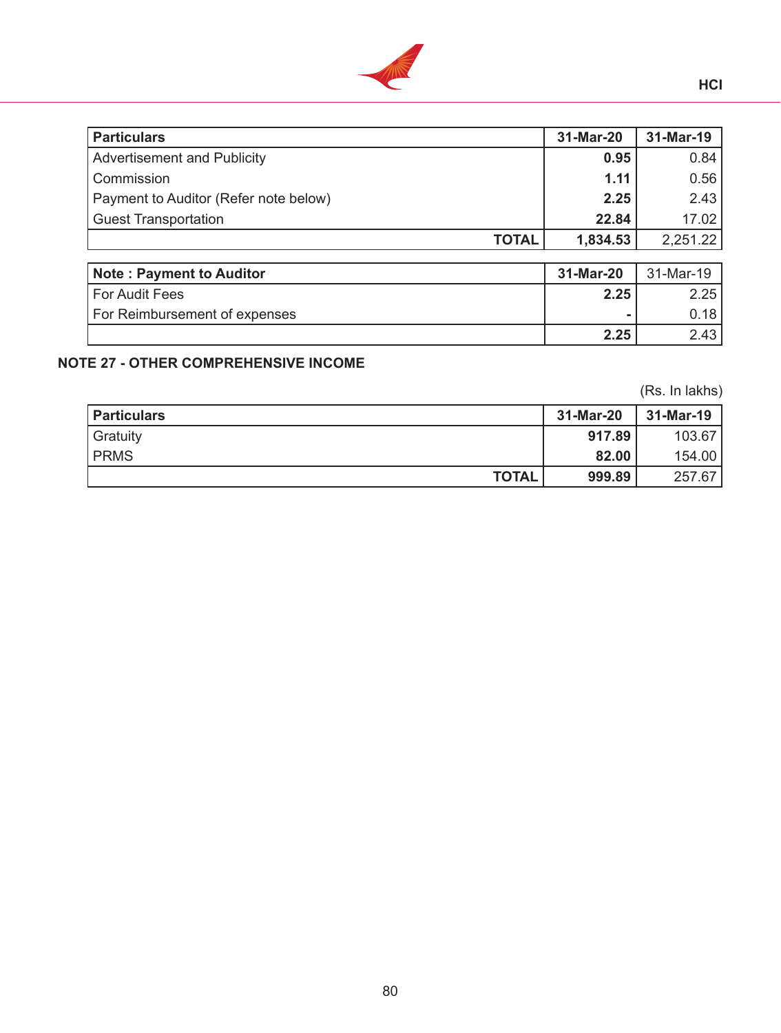| Particulars | 31-Mar-20 | 31-Mar-19 |
|---|---|---|
| Advertisement and Publicity | **0.95** | 0.84 |
| Commission | **1.11** | 0.56 |
| Payment to Auditor (Refer note below) | **2.25** | 2.43 |
| Guest Transportation | **22.84** | 17.02 |
| **TOTAL** | **1,834.53** | 2,251.22 |

| Note : Payment to Auditor | 31-Mar-20 | 31-Mar-19 |
|---|---|---|
| For Audit Fees | **2.25** | 2.25 |
| For Reimbursement of expenses | **-** | 0.18 |
| | **2.25** | 2.43 |

## NOTE 27 - OTHER COMPREHENSIVE INCOME

(Rs. In lakhs)

| Particulars | 31-Mar-20 | 31-Mar-19 |
|---|---|---|
| Gratuity | **917.89** | 103.67 |
| PRMS | **82.00** | 154.00 |
| **TOTAL** | **999.89** | 257.67 |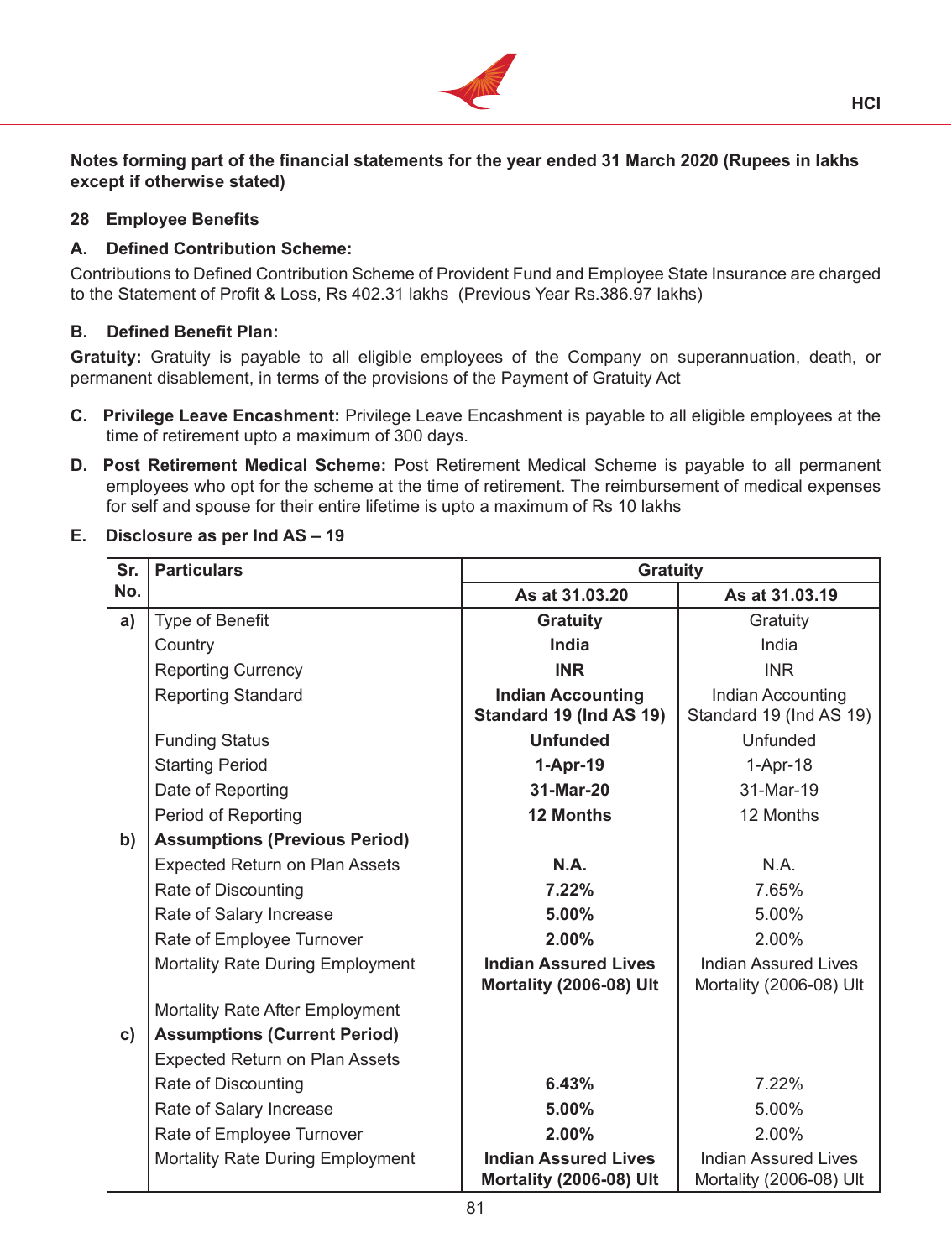**Notes forming part of the financial statements for the year ended 31 March 2020 (Rupees in lakhs except if otherwise stated)**

## 28 Employee Benefits

### A. Defined Contribution Scheme:

Contributions to Defined Contribution Scheme of Provident Fund and Employee State Insurance are charged to the Statement of Profit & Loss, Rs 402.31 lakhs (Previous Year Rs.386.97 lakhs)

### B. Defined Benefit Plan:

**Gratuity:** Gratuity is payable to all eligible employees of the Company on superannuation, death, or permanent disablement, in terms of the provisions of the Payment of Gratuity Act

**C. Privilege Leave Encashment:** Privilege Leave Encashment is payable to all eligible employees at the time of retirement upto a maximum of 300 days.

**D. Post Retirement Medical Scheme:** Post Retirement Medical Scheme is payable to all permanent employees who opt for the scheme at the time of retirement. The reimbursement of medical expenses for self and spouse for their entire lifetime is upto a maximum of Rs 10 lakhs

### E. Disclosure as per Ind AS – 19

| Sr. No. | Particulars | Gratuity | |
|---|---|---|---|
| | | **As at 31.03.20** | **As at 31.03.19** |
| **a)** | Type of Benefit | **Gratuity** | Gratuity |
| | Country | **India** | India |
| | Reporting Currency | **INR** | INR |
| | Reporting Standard | **Indian Accounting Standard 19 (Ind AS 19)** | Indian Accounting Standard 19 (Ind AS 19) |
| | Funding Status | **Unfunded** | Unfunded |
| | Starting Period | **1-Apr-19** | 1-Apr-18 |
| | Date of Reporting | **31-Mar-20** | 31-Mar-19 |
| | Period of Reporting | **12 Months** | 12 Months |
| **b)** | **Assumptions (Previous Period)** | | |
| | Expected Return on Plan Assets | **N.A.** | N.A. |
| | Rate of Discounting | **7.22%** | 7.65% |
| | Rate of Salary Increase | **5.00%** | 5.00% |
| | Rate of Employee Turnover | **2.00%** | 2.00% |
| | Mortality Rate During Employment | **Indian Assured Lives Mortality (2006-08) Ult** | Indian Assured Lives Mortality (2006-08) Ult |
| | Mortality Rate After Employment | | |
| **c)** | **Assumptions (Current Period)** | | |
| | Expected Return on Plan Assets | | |
| | Rate of Discounting | **6.43%** | 7.22% |
| | Rate of Salary Increase | **5.00%** | 5.00% |
| | Rate of Employee Turnover | **2.00%** | 2.00% |
| | Mortality Rate During Employment | **Indian Assured Lives Mortality (2006-08) Ult** | Indian Assured Lives Mortality (2006-08) Ult |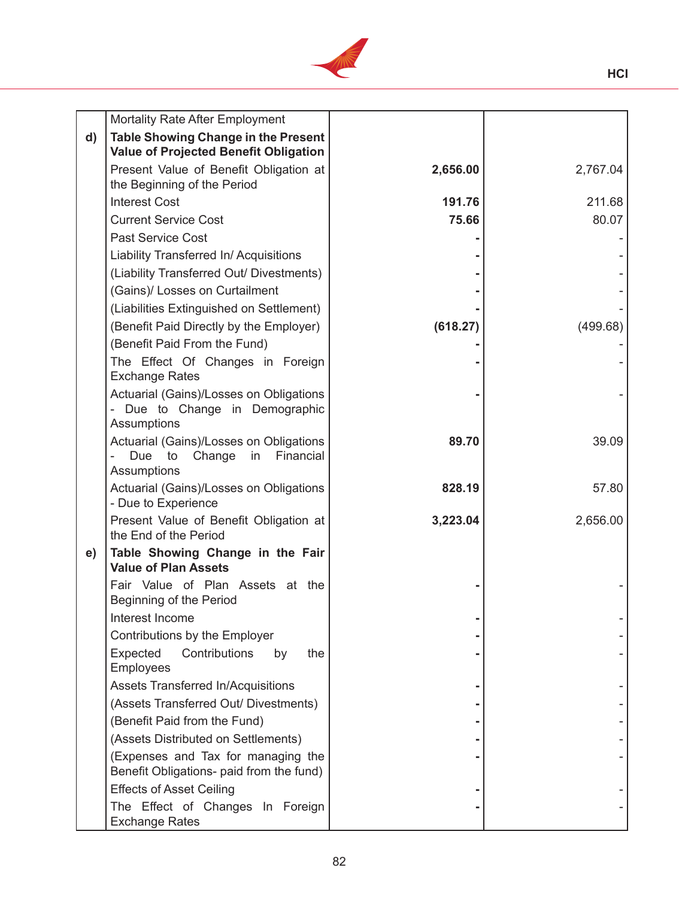| | | | |
|---|---|---|---|
| | Mortality Rate After Employment | | |
| d) | **Table Showing Change in the Present Value of Projected Benefit Obligation** | | |
| | Present Value of Benefit Obligation at the Beginning of the Period | **2,656.00** | 2,767.04 |
| | Interest Cost | **191.76** | 211.68 |
| | Current Service Cost | **75.66** | 80.07 |
| | Past Service Cost | **-** | - |
| | Liability Transferred In/ Acquisitions | **-** | - |
| | (Liability Transferred Out/ Divestments) | **-** | - |
| | (Gains)/ Losses on Curtailment | **-** | - |
| | (Liabilities Extinguished on Settlement) | **-** | - |
| | (Benefit Paid Directly by the Employer) | **(618.27)** | (499.68) |
| | (Benefit Paid From the Fund) | **-** | - |
| | The Effect Of Changes in Foreign Exchange Rates | **-** | - |
| | Actuarial (Gains)/Losses on Obligations - Due to Change in Demographic Assumptions | **-** | - |
| | Actuarial (Gains)/Losses on Obligations - Due to Change in Financial Assumptions | **89.70** | 39.09 |
| | Actuarial (Gains)/Losses on Obligations - Due to Experience | **828.19** | 57.80 |
| | Present Value of Benefit Obligation at the End of the Period | **3,223.04** | 2,656.00 |
| e) | **Table Showing Change in the Fair Value of Plan Assets** | | |
| | Fair Value of Plan Assets at the Beginning of the Period | **-** | - |
| | Interest Income | **-** | - |
| | Contributions by the Employer | **-** | - |
| | Expected Contributions by the Employees | **-** | - |
| | Assets Transferred In/Acquisitions | **-** | - |
| | (Assets Transferred Out/ Divestments) | **-** | - |
| | (Benefit Paid from the Fund) | **-** | - |
| | (Assets Distributed on Settlements) | **-** | - |
| | (Expenses and Tax for managing the Benefit Obligations- paid from the fund) | **-** | - |
| | Effects of Asset Ceiling | **-** | - |
| | The Effect of Changes In Foreign Exchange Rates | **-** | - |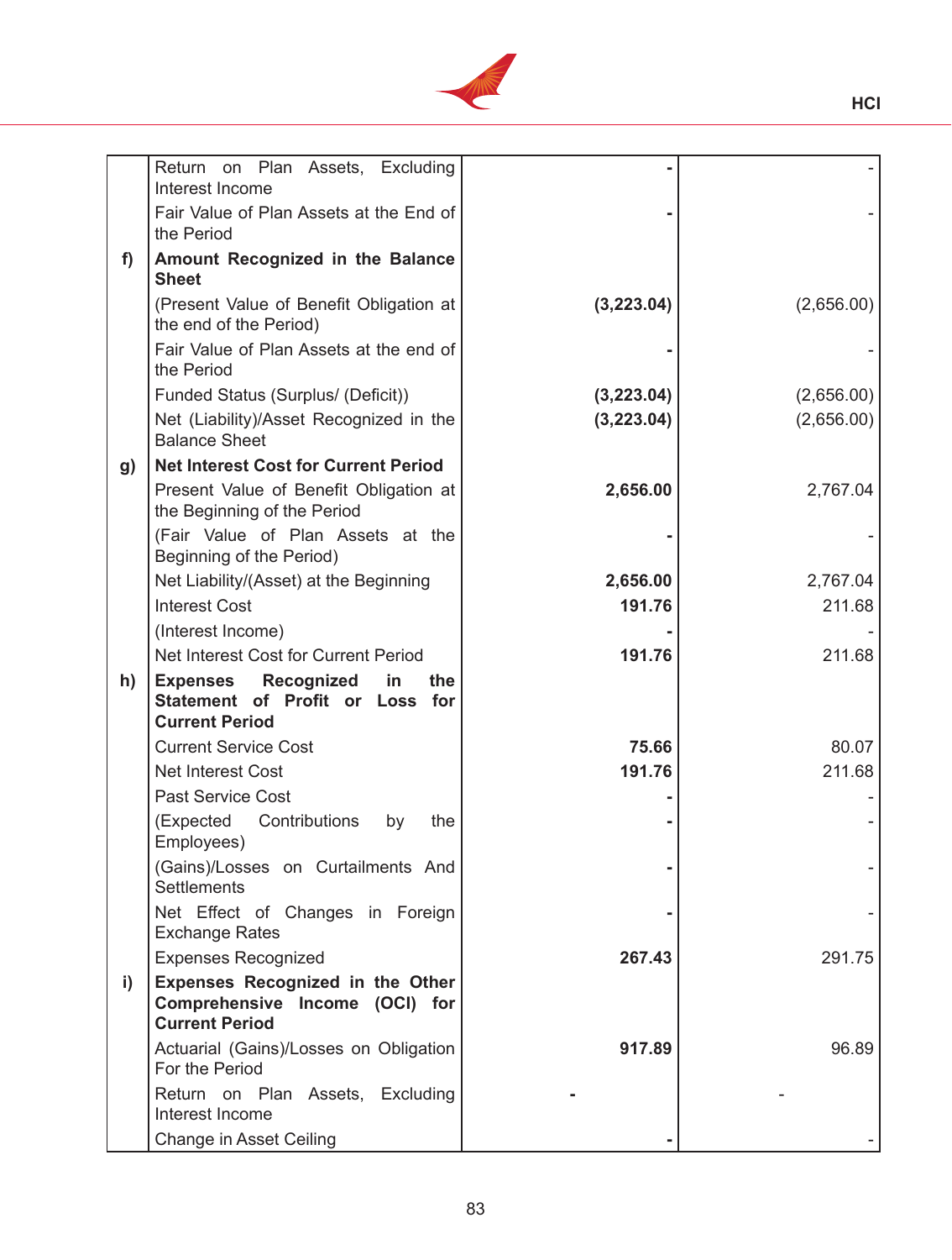| | | | |
|---|---|---|---|
| | Return on Plan Assets, Excluding Interest Income | - | - |
| | Fair Value of Plan Assets at the End of the Period | - | - |
| f) | **Amount Recognized in the Balance Sheet** | | |
| | (Present Value of Benefit Obligation at the end of the Period) | **(3,223.04)** | (2,656.00) |
| | Fair Value of Plan Assets at the end of the Period | - | - |
| | Funded Status (Surplus/ (Deficit)) | **(3,223.04)** | (2,656.00) |
| | Net (Liability)/Asset Recognized in the Balance Sheet | **(3,223.04)** | (2,656.00) |
| g) | **Net Interest Cost for Current Period** | | |
| | Present Value of Benefit Obligation at the Beginning of the Period | **2,656.00** | 2,767.04 |
| | (Fair Value of Plan Assets at the Beginning of the Period) | - | - |
| | Net Liability/(Asset) at the Beginning | **2,656.00** | 2,767.04 |
| | Interest Cost | **191.76** | 211.68 |
| | (Interest Income) | - | - |
| | Net Interest Cost for Current Period | **191.76** | 211.68 |
| h) | **Expenses Recognized in the Statement of Profit or Loss for Current Period** | | |
| | Current Service Cost | **75.66** | 80.07 |
| | Net Interest Cost | **191.76** | 211.68 |
| | Past Service Cost | - | - |
| | (Expected Contributions by the Employees) | - | - |
| | (Gains)/Losses on Curtailments And Settlements | - | - |
| | Net Effect of Changes in Foreign Exchange Rates | - | - |
| | Expenses Recognized | **267.43** | 291.75 |
| i) | **Expenses Recognized in the Other Comprehensive Income (OCI) for Current Period** | | |
| | Actuarial (Gains)/Losses on Obligation For the Period | **917.89** | 96.89 |
| | Return on Plan Assets, Excluding Interest Income | - | - |
| | Change in Asset Ceiling | - | - |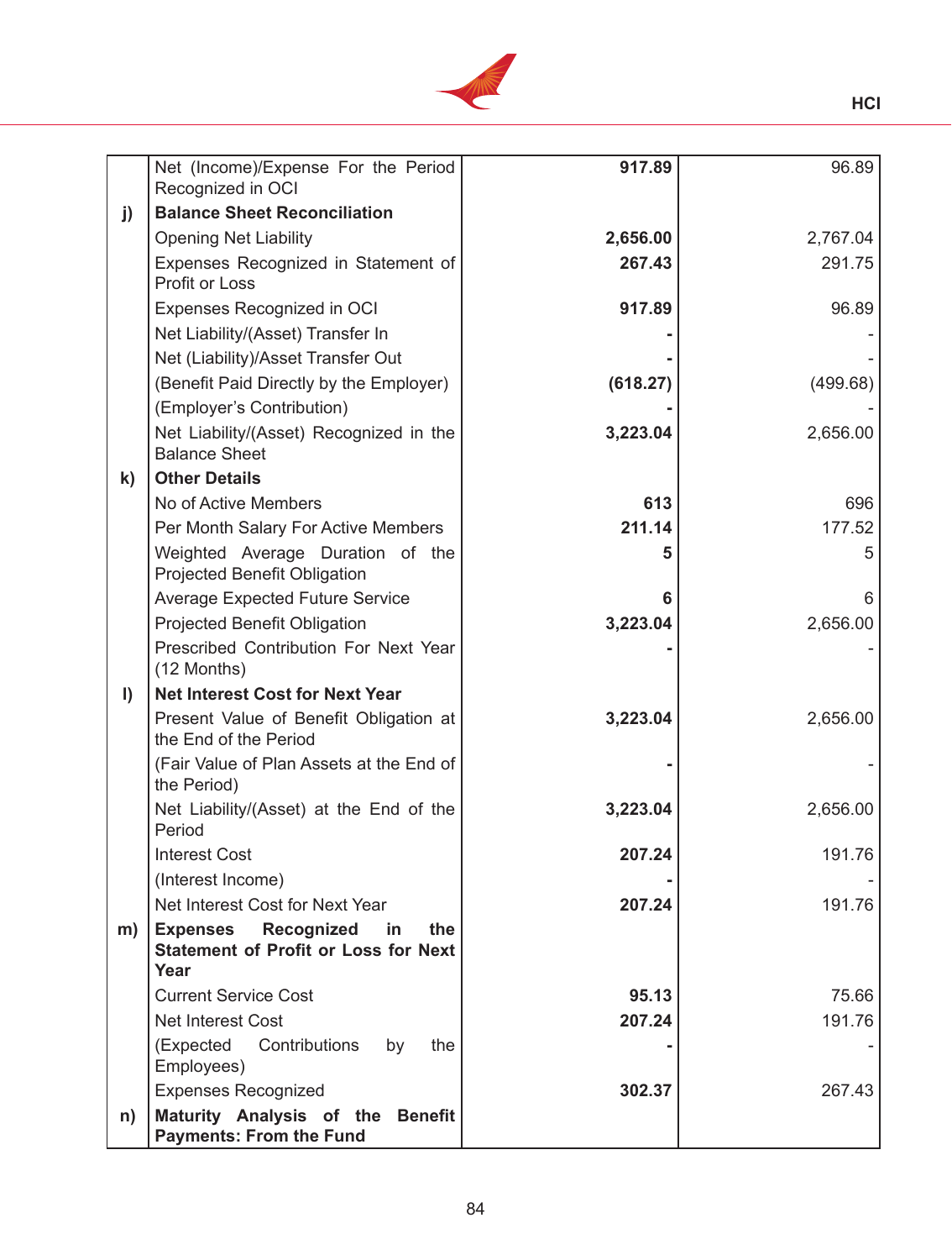|  |  |  |  |
|---|---|---|---|
|  | Net (Income)/Expense For the Period Recognized in OCI | **917.89** | 96.89 |
| j) | **Balance Sheet Reconciliation** |  |  |
|  | Opening Net Liability | **2,656.00** | 2,767.04 |
|  | Expenses Recognized in Statement of Profit or Loss | **267.43** | 291.75 |
|  | Expenses Recognized in OCI | **917.89** | 96.89 |
|  | Net Liability/(Asset) Transfer In | **-** | - |
|  | Net (Liability)/Asset Transfer Out | **-** | - |
|  | (Benefit Paid Directly by the Employer) | **(618.27)** | (499.68) |
|  | (Employer's Contribution) | **-** | - |
|  | Net Liability/(Asset) Recognized in the Balance Sheet | **3,223.04** | 2,656.00 |
| k) | **Other Details** |  |  |
|  | No of Active Members | **613** | 696 |
|  | Per Month Salary For Active Members | **211.14** | 177.52 |
|  | Weighted Average Duration of the Projected Benefit Obligation | **5** | 5 |
|  | Average Expected Future Service | **6** | 6 |
|  | Projected Benefit Obligation | **3,223.04** | 2,656.00 |
|  | Prescribed Contribution For Next Year (12 Months) | **-** | - |
| l) | **Net Interest Cost for Next Year** |  |  |
|  | Present Value of Benefit Obligation at the End of the Period | **3,223.04** | 2,656.00 |
|  | (Fair Value of Plan Assets at the End of the Period) | **-** | - |
|  | Net Liability/(Asset) at the End of the Period | **3,223.04** | 2,656.00 |
|  | Interest Cost | **207.24** | 191.76 |
|  | (Interest Income) | **-** | - |
|  | Net Interest Cost for Next Year | **207.24** | 191.76 |
| m) | **Expenses Recognized in the Statement of Profit or Loss for Next Year** |  |  |
|  | Current Service Cost | **95.13** | 75.66 |
|  | Net Interest Cost | **207.24** | 191.76 |
|  | (Expected Contributions by the Employees) | **-** | - |
|  | Expenses Recognized | **302.37** | 267.43 |
| n) | **Maturity Analysis of the Benefit Payments: From the Fund** |  |  |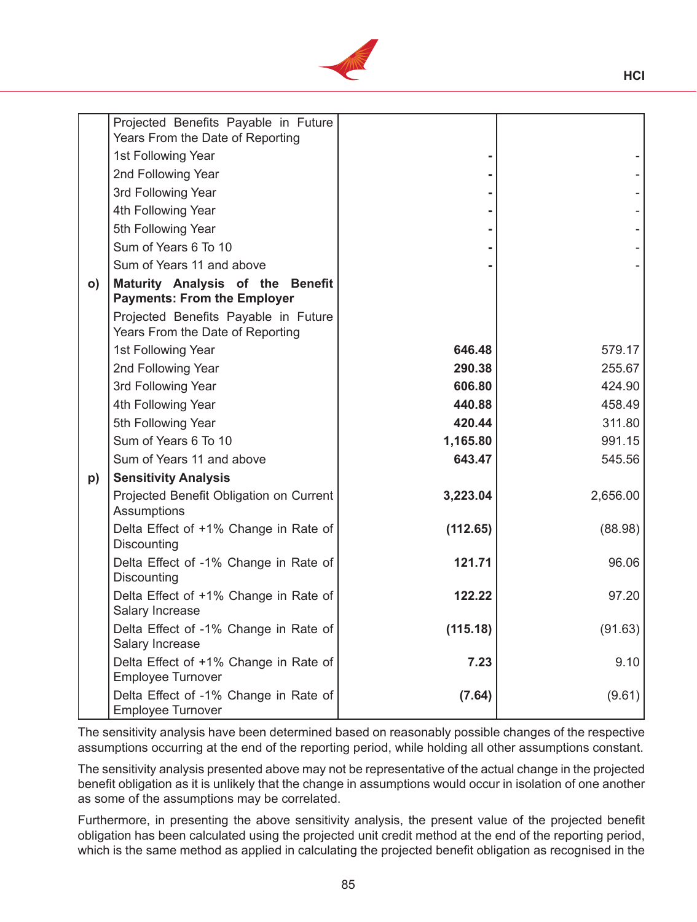| | | | |
|---|---|---|---|
| | Projected Benefits Payable in Future Years From the Date of Reporting | | |
| | 1st Following Year | **-** | - |
| | 2nd Following Year | **-** | - |
| | 3rd Following Year | **-** | - |
| | 4th Following Year | **-** | - |
| | 5th Following Year | **-** | - |
| | Sum of Years 6 To 10 | **-** | - |
| | Sum of Years 11 and above | **-** | - |
| **o)** | **Maturity Analysis of the Benefit Payments: From the Employer** | | |
| | Projected Benefits Payable in Future Years From the Date of Reporting | | |
| | 1st Following Year | **646.48** | 579.17 |
| | 2nd Following Year | **290.38** | 255.67 |
| | 3rd Following Year | **606.80** | 424.90 |
| | 4th Following Year | **440.88** | 458.49 |
| | 5th Following Year | **420.44** | 311.80 |
| | Sum of Years 6 To 10 | **1,165.80** | 991.15 |
| | Sum of Years 11 and above | **643.47** | 545.56 |
| **p)** | **Sensitivity Analysis** | | |
| | Projected Benefit Obligation on Current Assumptions | **3,223.04** | 2,656.00 |
| | Delta Effect of +1% Change in Rate of Discounting | **(112.65)** | (88.98) |
| | Delta Effect of -1% Change in Rate of Discounting | **121.71** | 96.06 |
| | Delta Effect of +1% Change in Rate of Salary Increase | **122.22** | 97.20 |
| | Delta Effect of -1% Change in Rate of Salary Increase | **(115.18)** | (91.63) |
| | Delta Effect of +1% Change in Rate of Employee Turnover | **7.23** | 9.10 |
| | Delta Effect of -1% Change in Rate of Employee Turnover | **(7.64)** | (9.61) |

The sensitivity analysis have been determined based on reasonably possible changes of the respective assumptions occurring at the end of the reporting period, while holding all other assumptions constant.

The sensitivity analysis presented above may not be representative of the actual change in the projected benefit obligation as it is unlikely that the change in assumptions would occur in isolation of one another as some of the assumptions may be correlated.

Furthermore, in presenting the above sensitivity analysis, the present value of the projected benefit obligation has been calculated using the projected unit credit method at the end of the reporting period, which is the same method as applied in calculating the projected benefit obligation as recognised in the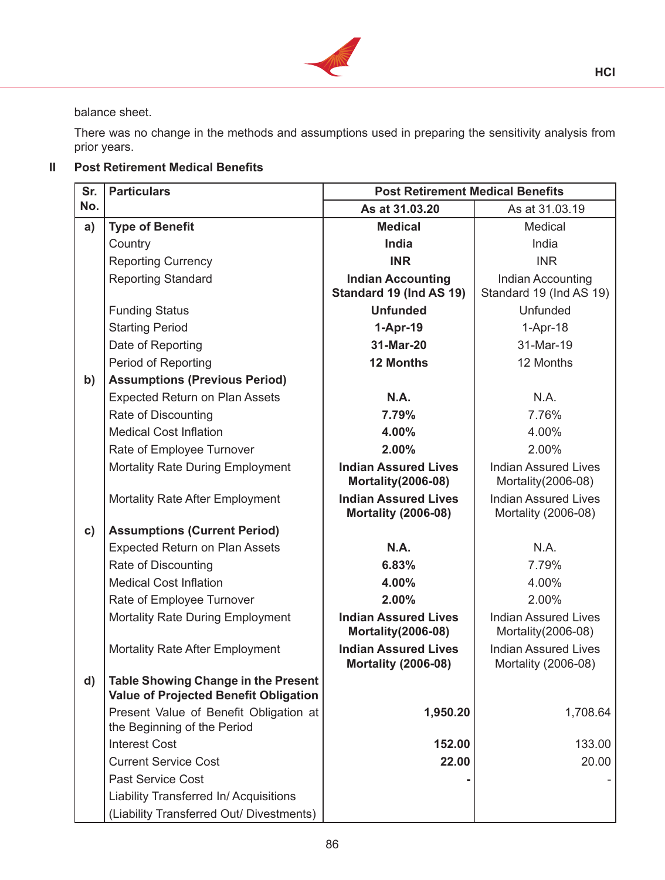balance sheet.

There was no change in the methods and assumptions used in preparing the sensitivity analysis from prior years.

**II Post Retirement Medical Benefits**

| Sr. No. | Particulars | Post Retirement Medical Benefits | |
|---|---|---|---|
| | | **As at 31.03.20** | As at 31.03.19 |
| **a)** | **Type of Benefit** | **Medical** | Medical |
| | Country | **India** | India |
| | Reporting Currency | **INR** | INR |
| | Reporting Standard | **Indian Accounting Standard 19 (Ind AS 19)** | Indian Accounting Standard 19 (Ind AS 19) |
| | Funding Status | **Unfunded** | Unfunded |
| | Starting Period | **1-Apr-19** | 1-Apr-18 |
| | Date of Reporting | **31-Mar-20** | 31-Mar-19 |
| | Period of Reporting | **12 Months** | 12 Months |
| **b)** | **Assumptions (Previous Period)** | | |
| | Expected Return on Plan Assets | **N.A.** | N.A. |
| | Rate of Discounting | **7.79%** | 7.76% |
| | Medical Cost Inflation | **4.00%** | 4.00% |
| | Rate of Employee Turnover | **2.00%** | 2.00% |
| | Mortality Rate During Employment | **Indian Assured Lives Mortality(2006-08)** | Indian Assured Lives Mortality(2006-08) |
| | Mortality Rate After Employment | **Indian Assured Lives Mortality (2006-08)** | Indian Assured Lives Mortality (2006-08) |
| **c)** | **Assumptions (Current Period)** | | |
| | Expected Return on Plan Assets | **N.A.** | N.A. |
| | Rate of Discounting | **6.83%** | 7.79% |
| | Medical Cost Inflation | **4.00%** | 4.00% |
| | Rate of Employee Turnover | **2.00%** | 2.00% |
| | Mortality Rate During Employment | **Indian Assured Lives Mortality(2006-08)** | Indian Assured Lives Mortality(2006-08) |
| | Mortality Rate After Employment | **Indian Assured Lives Mortality (2006-08)** | Indian Assured Lives Mortality (2006-08) |
| **d)** | **Table Showing Change in the Present Value of Projected Benefit Obligation** | | |
| | Present Value of Benefit Obligation at the Beginning of the Period | **1,950.20** | 1,708.64 |
| | Interest Cost | **152.00** | 133.00 |
| | Current Service Cost | **22.00** | 20.00 |
| | Past Service Cost | **-** | - |
| | Liability Transferred In/ Acquisitions | | |
| | (Liability Transferred Out/ Divestments) | | |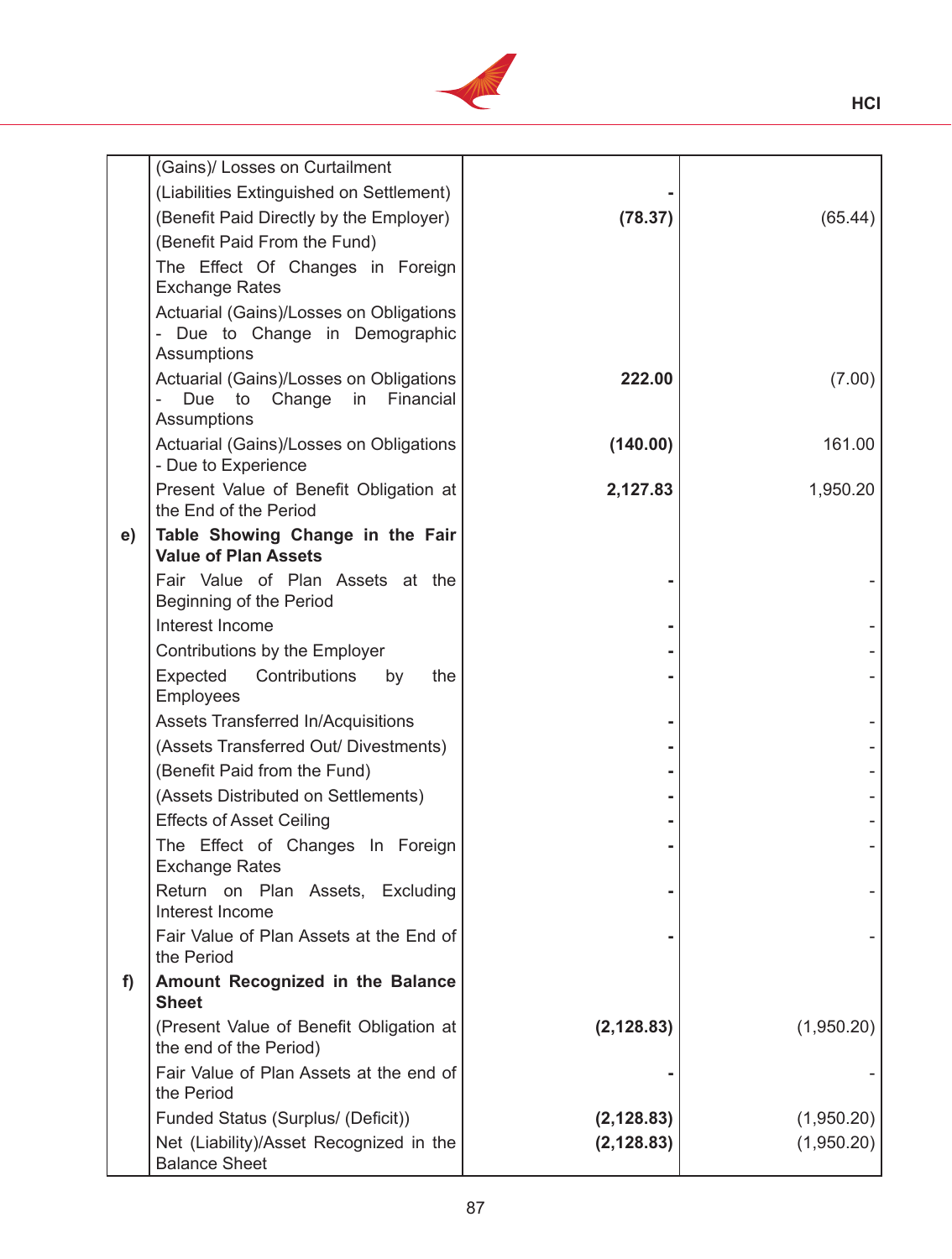| | | | |
|---|---|---|---|
| | (Gains)/ Losses on Curtailment | | |
| | (Liabilities Extinguished on Settlement) | **-** | |
| | (Benefit Paid Directly by the Employer) | **(78.37)** | (65.44) |
| | (Benefit Paid From the Fund) | | |
| | The Effect Of Changes in Foreign Exchange Rates | | |
| | Actuarial (Gains)/Losses on Obligations - Due to Change in Demographic Assumptions | | |
| | Actuarial (Gains)/Losses on Obligations - Due to Change in Financial Assumptions | **222.00** | (7.00) |
| | Actuarial (Gains)/Losses on Obligations - Due to Experience | **(140.00)** | 161.00 |
| | Present Value of Benefit Obligation at the End of the Period | **2,127.83** | 1,950.20 |
| **e)** | **Table Showing Change in the Fair Value of Plan Assets** | | |
| | Fair Value of Plan Assets at the Beginning of the Period | **-** | - |
| | Interest Income | **-** | - |
| | Contributions by the Employer | **-** | - |
| | Expected Contributions by the Employees | **-** | - |
| | Assets Transferred In/Acquisitions | **-** | - |
| | (Assets Transferred Out/ Divestments) | **-** | - |
| | (Benefit Paid from the Fund) | **-** | - |
| | (Assets Distributed on Settlements) | **-** | - |
| | Effects of Asset Ceiling | **-** | - |
| | The Effect of Changes In Foreign Exchange Rates | **-** | - |
| | Return on Plan Assets, Excluding Interest Income | **-** | - |
| | Fair Value of Plan Assets at the End of the Period | **-** | - |
| **f)** | **Amount Recognized in the Balance Sheet** | | |
| | (Present Value of Benefit Obligation at the end of the Period) | **(2,128.83)** | (1,950.20) |
| | Fair Value of Plan Assets at the end of the Period | **-** | - |
| | Funded Status (Surplus/ (Deficit)) | **(2,128.83)** | (1,950.20) |
| | Net (Liability)/Asset Recognized in the Balance Sheet | **(2,128.83)** | (1,950.20) |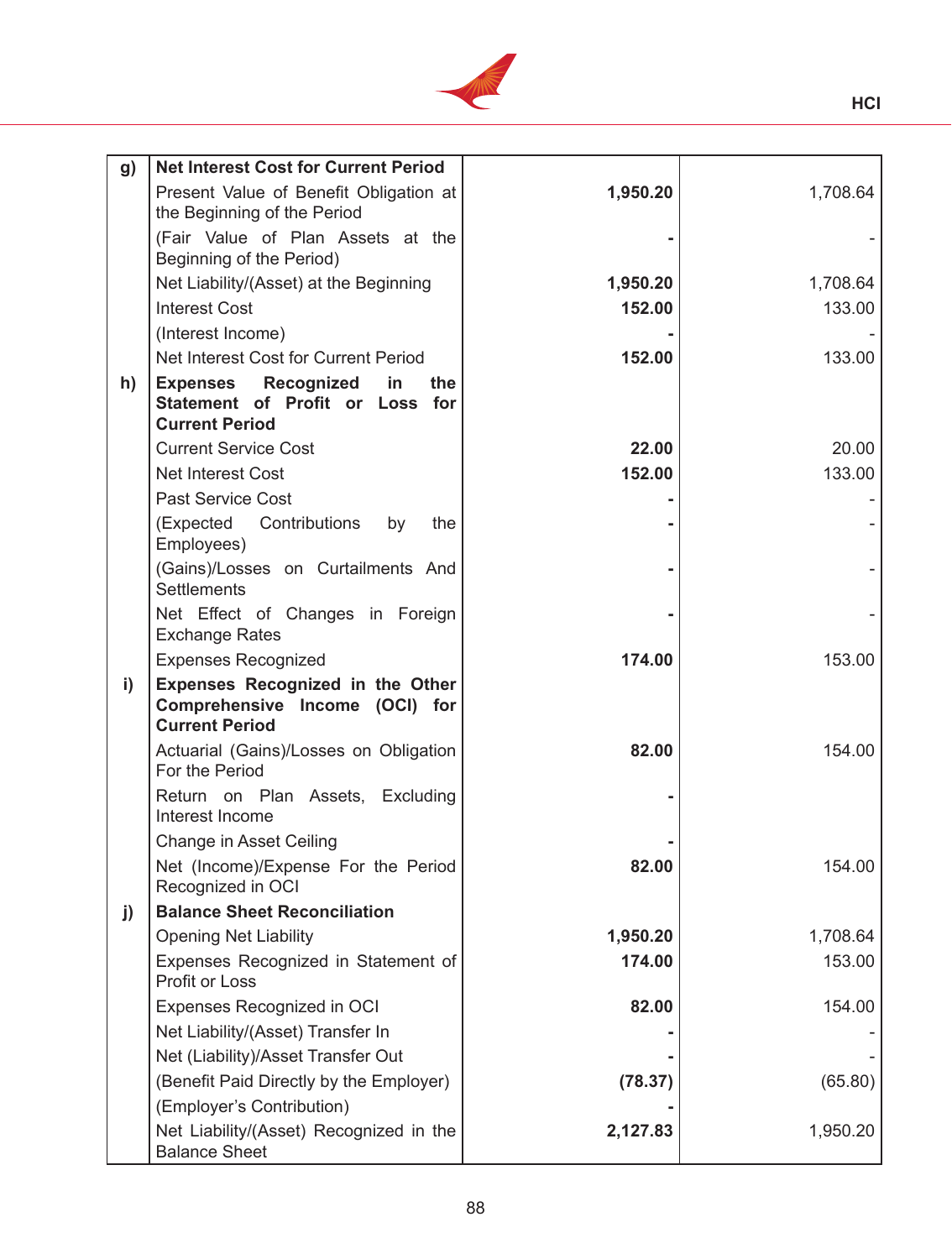| | | | |
|---|---|---|---|
| g) | **Net Interest Cost for Current Period** | | |
| | Present Value of Benefit Obligation at the Beginning of the Period | **1,950.20** | 1,708.64 |
| | (Fair Value of Plan Assets at the Beginning of the Period) | **-** | - |
| | Net Liability/(Asset) at the Beginning | **1,950.20** | 1,708.64 |
| | Interest Cost | **152.00** | 133.00 |
| | (Interest Income) | **-** | - |
| | Net Interest Cost for Current Period | **152.00** | 133.00 |
| h) | **Expenses Recognized in the Statement of Profit or Loss for Current Period** | | |
| | Current Service Cost | **22.00** | 20.00 |
| | Net Interest Cost | **152.00** | 133.00 |
| | Past Service Cost | **-** | - |
| | (Expected Contributions by the Employees) | **-** | - |
| | (Gains)/Losses on Curtailments And Settlements | **-** | - |
| | Net Effect of Changes in Foreign Exchange Rates | **-** | - |
| | Expenses Recognized | **174.00** | 153.00 |
| i) | **Expenses Recognized in the Other Comprehensive Income (OCI) for Current Period** | | |
| | Actuarial (Gains)/Losses on Obligation For the Period | **82.00** | 154.00 |
| | Return on Plan Assets, Excluding Interest Income | **-** | |
| | Change in Asset Ceiling | **-** | |
| | Net (Income)/Expense For the Period Recognized in OCI | **82.00** | 154.00 |
| j) | **Balance Sheet Reconciliation** | | |
| | Opening Net Liability | **1,950.20** | 1,708.64 |
| | Expenses Recognized in Statement of Profit or Loss | **174.00** | 153.00 |
| | Expenses Recognized in OCI | **82.00** | 154.00 |
| | Net Liability/(Asset) Transfer In | **-** | - |
| | Net (Liability)/Asset Transfer Out | **-** | - |
| | (Benefit Paid Directly by the Employer) | **(78.37)** | (65.80) |
| | (Employer's Contribution) | **-** | |
| | Net Liability/(Asset) Recognized in the Balance Sheet | **2,127.83** | 1,950.20 |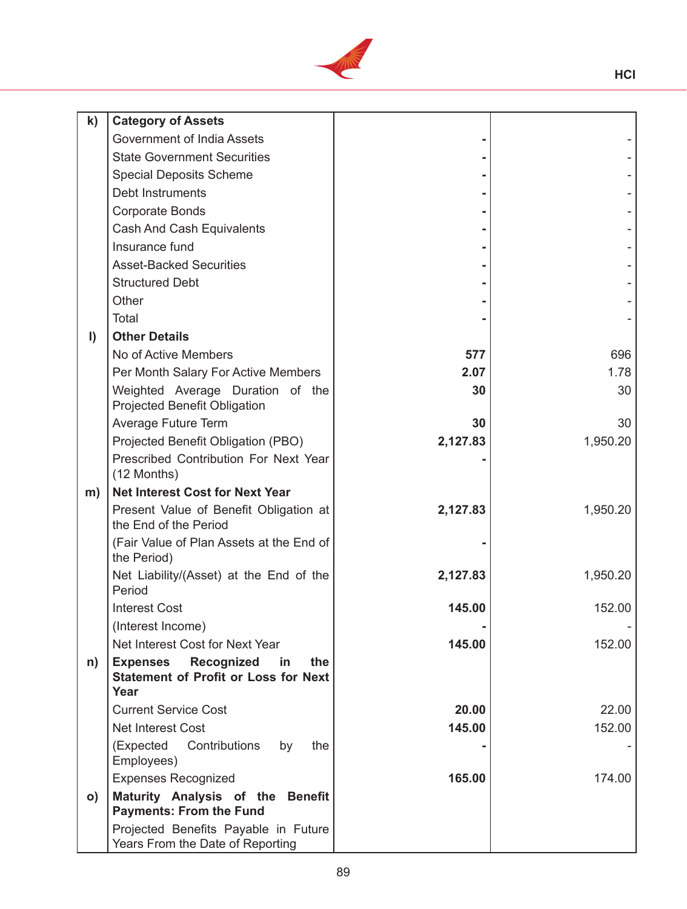| | | | |
|---|---|---|---|
| k) | **Category of Assets** | | |
| | Government of India Assets | **-** | - |
| | State Government Securities | **-** | - |
| | Special Deposits Scheme | **-** | - |
| | Debt Instruments | **-** | - |
| | Corporate Bonds | **-** | - |
| | Cash And Cash Equivalents | **-** | - |
| | Insurance fund | **-** | - |
| | Asset-Backed Securities | **-** | - |
| | Structured Debt | **-** | - |
| | Other | **-** | - |
| | Total | **-** | - |
| l) | **Other Details** | | |
| | No of Active Members | **577** | 696 |
| | Per Month Salary For Active Members | **2.07** | 1.78 |
| | Weighted Average Duration of the Projected Benefit Obligation | **30** | 30 |
| | Average Future Term | **30** | 30 |
| | Projected Benefit Obligation (PBO) | **2,127.83** | 1,950.20 |
| | Prescribed Contribution For Next Year (12 Months) | **-** | |
| m) | **Net Interest Cost for Next Year** | | |
| | Present Value of Benefit Obligation at the End of the Period | **2,127.83** | 1,950.20 |
| | (Fair Value of Plan Assets at the End of the Period) | **-** | |
| | Net Liability/(Asset) at the End of the Period | **2,127.83** | 1,950.20 |
| | Interest Cost | **145.00** | 152.00 |
| | (Interest Income) | **-** | - |
| | Net Interest Cost for Next Year | **145.00** | 152.00 |
| n) | **Expenses Recognized in the Statement of Profit or Loss for Next Year** | | |
| | Current Service Cost | **20.00** | 22.00 |
| | Net Interest Cost | **145.00** | 152.00 |
| | (Expected Contributions by the Employees) | **-** | - |
| | Expenses Recognized | **165.00** | 174.00 |
| o) | **Maturity Analysis of the Benefit Payments: From the Fund** | | |
| | Projected Benefits Payable in Future Years From the Date of Reporting | | |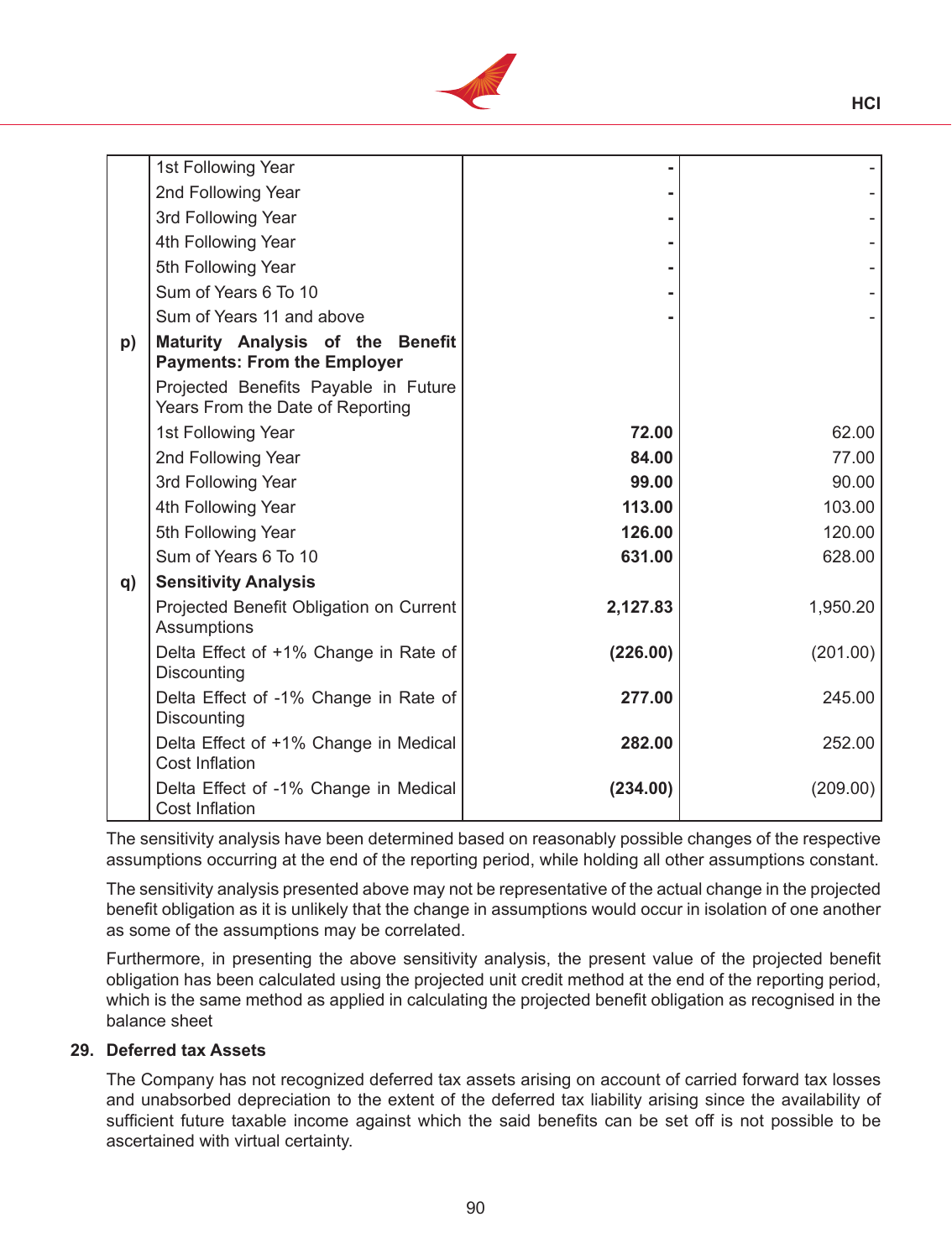| | | | |
|---|---|---|---|
| | 1st Following Year | **-** | - |
| | 2nd Following Year | **-** | - |
| | 3rd Following Year | **-** | - |
| | 4th Following Year | **-** | - |
| | 5th Following Year | **-** | - |
| | Sum of Years 6 To 10 | **-** | - |
| | Sum of Years 11 and above | **-** | - |
| **p)** | **Maturity Analysis of the Benefit Payments: From the Employer** | | |
| | Projected Benefits Payable in Future Years From the Date of Reporting | | |
| | 1st Following Year | **72.00** | 62.00 |
| | 2nd Following Year | **84.00** | 77.00 |
| | 3rd Following Year | **99.00** | 90.00 |
| | 4th Following Year | **113.00** | 103.00 |
| | 5th Following Year | **126.00** | 120.00 |
| | Sum of Years 6 To 10 | **631.00** | 628.00 |
| **q)** | **Sensitivity Analysis** | | |
| | Projected Benefit Obligation on Current Assumptions | **2,127.83** | 1,950.20 |
| | Delta Effect of +1% Change in Rate of Discounting | **(226.00)** | (201.00) |
| | Delta Effect of -1% Change in Rate of Discounting | **277.00** | 245.00 |
| | Delta Effect of +1% Change in Medical Cost Inflation | **282.00** | 252.00 |
| | Delta Effect of -1% Change in Medical Cost Inflation | **(234.00)** | (209.00) |

The sensitivity analysis have been determined based on reasonably possible changes of the respective assumptions occurring at the end of the reporting period, while holding all other assumptions constant.

The sensitivity analysis presented above may not be representative of the actual change in the projected benefit obligation as it is unlikely that the change in assumptions would occur in isolation of one another as some of the assumptions may be correlated.

Furthermore, in presenting the above sensitivity analysis, the present value of the projected benefit obligation has been calculated using the projected unit credit method at the end of the reporting period, which is the same method as applied in calculating the projected benefit obligation as recognised in the balance sheet

## 29. Deferred tax Assets

The Company has not recognized deferred tax assets arising on account of carried forward tax losses and unabsorbed depreciation to the extent of the deferred tax liability arising since the availability of sufficient future taxable income against which the said benefits can be set off is not possible to be ascertained with virtual certainty.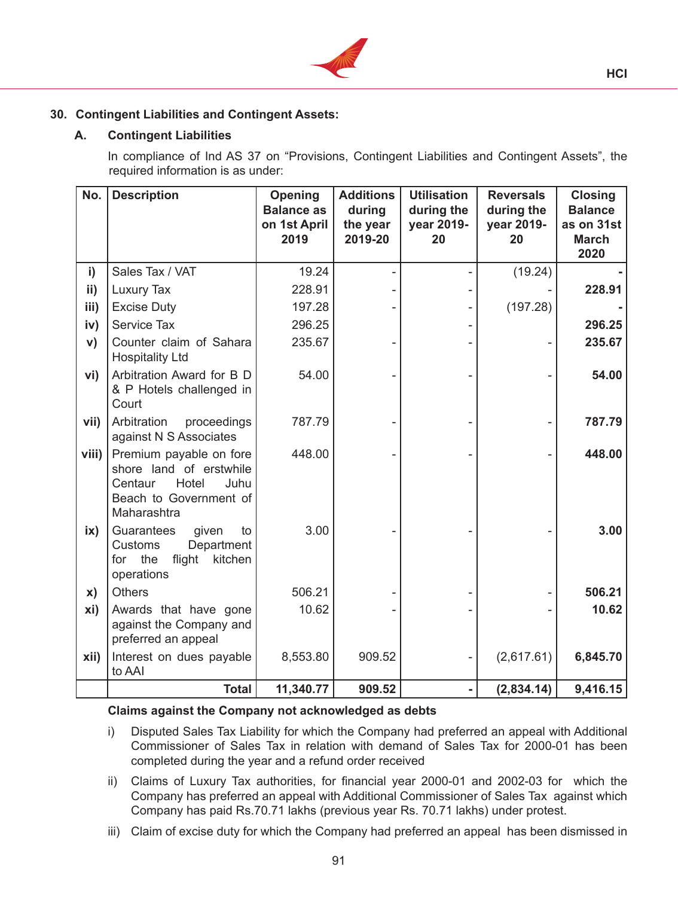## 30. Contingent Liabilities and Contingent Assets:

### A. Contingent Liabilities

In compliance of Ind AS 37 on "Provisions, Contingent Liabilities and Contingent Assets", the required information is as under:

| No. | Description | Opening Balance as on 1st April 2019 | Additions during the year 2019-20 | Utilisation during the year 2019-20 | Reversals during the year 2019-20 | Closing Balance as on 31st March 2020 |
|---|---|---|---|---|---|---|
| i) | Sales Tax / VAT | 19.24 | - | - | (19.24) | **-** |
| ii) | Luxury Tax | 228.91 | - | - | - | **228.91** |
| iii) | Excise Duty | 197.28 | - | - | (197.28) | **-** |
| iv) | Service Tax | 296.25 | | - | | **296.25** |
| v) | Counter claim of Sahara Hospitality Ltd | 235.67 | - | - | - | **235.67** |
| vi) | Arbitration Award for B D & P Hotels challenged in Court | 54.00 | - | - | - | **54.00** |
| vii) | Arbitration proceedings against N S Associates | 787.79 | - | - | - | **787.79** |
| viii) | Premium payable on fore shore land of erstwhile Centaur Hotel Juhu Beach to Government of Maharashtra | 448.00 | - | - | - | **448.00** |
| ix) | Guarantees given to Customs Department for the flight kitchen operations | 3.00 | - | - | - | **3.00** |
| x) | Others | 506.21 | - | - | - | **506.21** |
| xi) | Awards that have gone against the Company and preferred an appeal | 10.62 | - | - | - | **10.62** |
| xii) | Interest on dues payable to AAI | 8,553.80 | 909.52 | - | (2,617.61) | **6,845.70** |
| | **Total** | **11,340.77** | **909.52** | **-** | **(2,834.14)** | **9,416.15** |

**Claims against the Company not acknowledged as debts**

i) Disputed Sales Tax Liability for which the Company had preferred an appeal with Additional Commissioner of Sales Tax in relation with demand of Sales Tax for 2000-01 has been completed during the year and a refund order received

ii) Claims of Luxury Tax authorities, for financial year 2000-01 and 2002-03 for which the Company has preferred an appeal with Additional Commissioner of Sales Tax against which Company has paid Rs.70.71 lakhs (previous year Rs. 70.71 lakhs) under protest.

iii) Claim of excise duty for which the Company had preferred an appeal has been dismissed in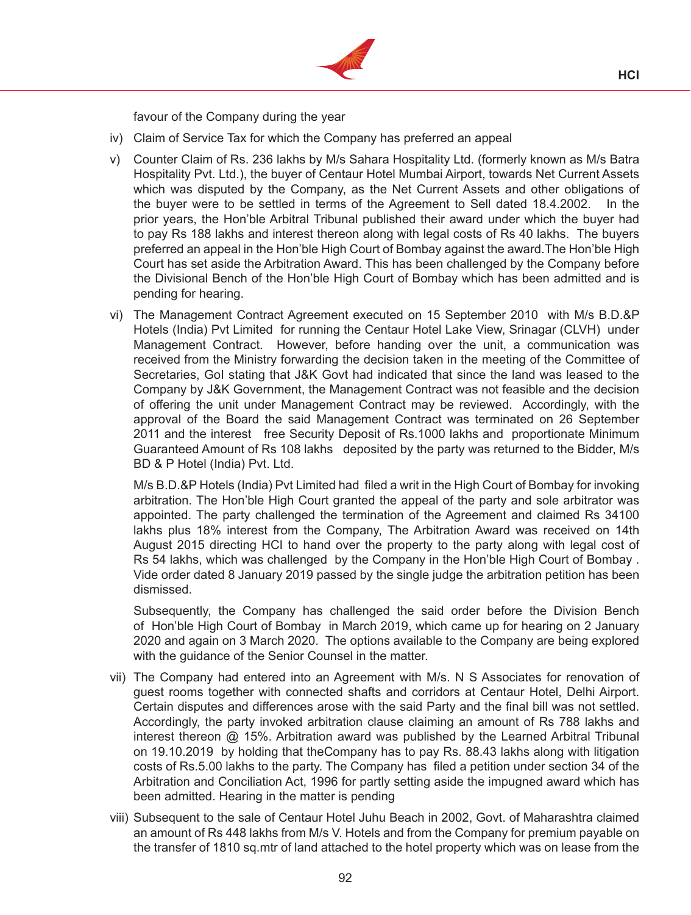favour of the Company during the year

iv) Claim of Service Tax for which the Company has preferred an appeal

v) Counter Claim of Rs. 236 lakhs by M/s Sahara Hospitality Ltd. (formerly known as M/s Batra Hospitality Pvt. Ltd.), the buyer of Centaur Hotel Mumbai Airport, towards Net Current Assets which was disputed by the Company, as the Net Current Assets and other obligations of the buyer were to be settled in terms of the Agreement to Sell dated 18.4.2002. In the prior years, the Hon'ble Arbitral Tribunal published their award under which the buyer had to pay Rs 188 lakhs and interest thereon along with legal costs of Rs 40 lakhs. The buyers preferred an appeal in the Hon'ble High Court of Bombay against the award.The Hon'ble High Court has set aside the Arbitration Award. This has been challenged by the Company before the Divisional Bench of the Hon'ble High Court of Bombay which has been admitted and is pending for hearing.

vi) The Management Contract Agreement executed on 15 September 2010 with M/s B.D.&P Hotels (India) Pvt Limited for running the Centaur Hotel Lake View, Srinagar (CLVH) under Management Contract. However, before handing over the unit, a communication was received from the Ministry forwarding the decision taken in the meeting of the Committee of Secretaries, GoI stating that J&K Govt had indicated that since the land was leased to the Company by J&K Government, the Management Contract was not feasible and the decision of offering the unit under Management Contract may be reviewed. Accordingly, with the approval of the Board the said Management Contract was terminated on 26 September 2011 and the interest free Security Deposit of Rs.1000 lakhs and proportionate Minimum Guaranteed Amount of Rs 108 lakhs deposited by the party was returned to the Bidder, M/s BD & P Hotel (India) Pvt. Ltd.

M/s B.D.&P Hotels (India) Pvt Limited had filed a writ in the High Court of Bombay for invoking arbitration. The Hon'ble High Court granted the appeal of the party and sole arbitrator was appointed. The party challenged the termination of the Agreement and claimed Rs 34100 lakhs plus 18% interest from the Company, The Arbitration Award was received on 14th August 2015 directing HCI to hand over the property to the party along with legal cost of Rs 54 lakhs, which was challenged by the Company in the Hon'ble High Court of Bombay . Vide order dated 8 January 2019 passed by the single judge the arbitration petition has been dismissed.

Subsequently, the Company has challenged the said order before the Division Bench of Hon'ble High Court of Bombay in March 2019, which came up for hearing on 2 January 2020 and again on 3 March 2020. The options available to the Company are being explored with the guidance of the Senior Counsel in the matter.

vii) The Company had entered into an Agreement with M/s. N S Associates for renovation of guest rooms together with connected shafts and corridors at Centaur Hotel, Delhi Airport. Certain disputes and differences arose with the said Party and the final bill was not settled. Accordingly, the party invoked arbitration clause claiming an amount of Rs 788 lakhs and interest thereon @ 15%. Arbitration award was published by the Learned Arbitral Tribunal on 19.10.2019 by holding that theCompany has to pay Rs. 88.43 lakhs along with litigation costs of Rs.5.00 lakhs to the party. The Company has filed a petition under section 34 of the Arbitration and Conciliation Act, 1996 for partly setting aside the impugned award which has been admitted. Hearing in the matter is pending

viii) Subsequent to the sale of Centaur Hotel Juhu Beach in 2002, Govt. of Maharashtra claimed an amount of Rs 448 lakhs from M/s V. Hotels and from the Company for premium payable on the transfer of 1810 sq.mtr of land attached to the hotel property which was on lease from the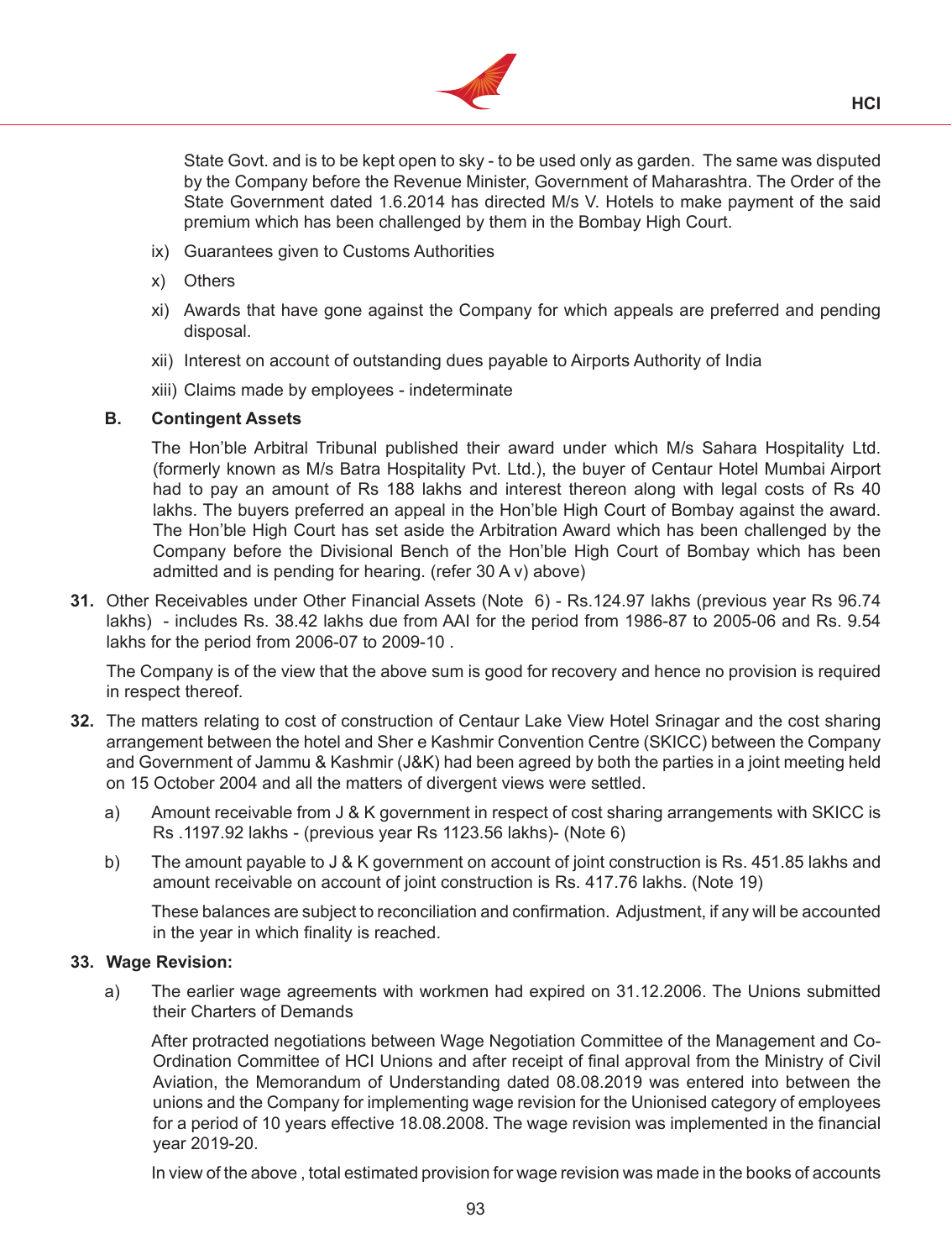State Govt. and is to be kept open to sky - to be used only as garden. The same was disputed by the Company before the Revenue Minister, Government of Maharashtra. The Order of the State Government dated 1.6.2014 has directed M/s V. Hotels to make payment of the said premium which has been challenged by them in the Bombay High Court.

ix) Guarantees given to Customs Authorities

x) Others

xi) Awards that have gone against the Company for which appeals are preferred and pending disposal.

xii) Interest on account of outstanding dues payable to Airports Authority of India

xiii) Claims made by employees - indeterminate

**B. Contingent Assets**

The Hon'ble Arbitral Tribunal published their award under which M/s Sahara Hospitality Ltd. (formerly known as M/s Batra Hospitality Pvt. Ltd.), the buyer of Centaur Hotel Mumbai Airport had to pay an amount of Rs 188 lakhs and interest thereon along with legal costs of Rs 40 lakhs. The buyers preferred an appeal in the Hon'ble High Court of Bombay against the award. The Hon'ble High Court has set aside the Arbitration Award which has been challenged by the Company before the Divisional Bench of the Hon'ble High Court of Bombay which has been admitted and is pending for hearing. (refer 30 A v) above)

**31.** Other Receivables under Other Financial Assets (Note 6) - Rs.124.97 lakhs (previous year Rs 96.74 lakhs) - includes Rs. 38.42 lakhs due from AAI for the period from 1986-87 to 2005-06 and Rs. 9.54 lakhs for the period from 2006-07 to 2009-10 .

The Company is of the view that the above sum is good for recovery and hence no provision is required in respect thereof.

**32.** The matters relating to cost of construction of Centaur Lake View Hotel Srinagar and the cost sharing arrangement between the hotel and Sher e Kashmir Convention Centre (SKICC) between the Company and Government of Jammu & Kashmir (J&K) had been agreed by both the parties in a joint meeting held on 15 October 2004 and all the matters of divergent views were settled.

a) Amount receivable from J & K government in respect of cost sharing arrangements with SKICC is Rs .1197.92 lakhs - (previous year Rs 1123.56 lakhs)- (Note 6)

b) The amount payable to J & K government on account of joint construction is Rs. 451.85 lakhs and amount receivable on account of joint construction is Rs. 417.76 lakhs. (Note 19)

These balances are subject to reconciliation and confirmation. Adjustment, if any will be accounted in the year in which finality is reached.

**33. Wage Revision:**

a) The earlier wage agreements with workmen had expired on 31.12.2006. The Unions submitted their Charters of Demands

After protracted negotiations between Wage Negotiation Committee of the Management and Co-Ordination Committee of HCI Unions and after receipt of final approval from the Ministry of Civil Aviation, the Memorandum of Understanding dated 08.08.2019 was entered into between the unions and the Company for implementing wage revision for the Unionised category of employees for a period of 10 years effective 18.08.2008. The wage revision was implemented in the financial year 2019-20.

In view of the above , total estimated provision for wage revision was made in the books of accounts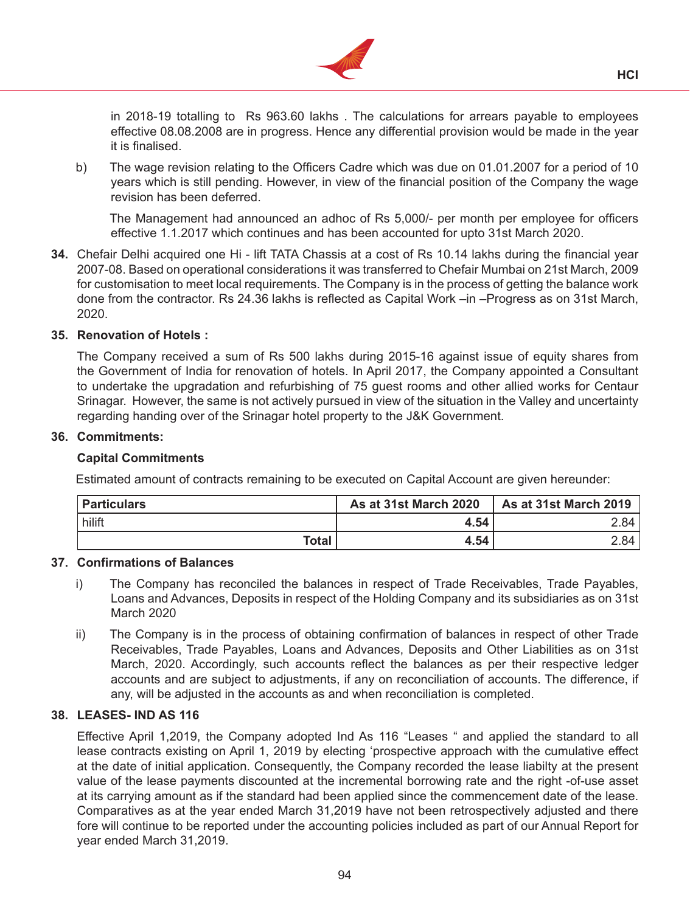in 2018-19 totalling to Rs 963.60 lakhs . The calculations for arrears payable to employees effective 08.08.2008 are in progress. Hence any differential provision would be made in the year it is finalised.

b) The wage revision relating to the Officers Cadre which was due on 01.01.2007 for a period of 10 years which is still pending. However, in view of the financial position of the Company the wage revision has been deferred.

The Management had announced an adhoc of Rs 5,000/- per month per employee for officers effective 1.1.2017 which continues and has been accounted for upto 31st March 2020.

**34.** Chefair Delhi acquired one Hi - lift TATA Chassis at a cost of Rs 10.14 lakhs during the financial year 2007-08. Based on operational considerations it was transferred to Chefair Mumbai on 21st March, 2009 for customisation to meet local requirements. The Company is in the process of getting the balance work done from the contractor. Rs 24.36 lakhs is reflected as Capital Work –in –Progress as on 31st March, 2020.

**35. Renovation of Hotels :**

The Company received a sum of Rs 500 lakhs during 2015-16 against issue of equity shares from the Government of India for renovation of hotels. In April 2017, the Company appointed a Consultant to undertake the upgradation and refurbishing of 75 guest rooms and other allied works for Centaur Srinagar. However, the same is not actively pursued in view of the situation in the Valley and uncertainty regarding handing over of the Srinagar hotel property to the J&K Government.

**36. Commitments:**

**Capital Commitments**

Estimated amount of contracts remaining to be executed on Capital Account are given hereunder:

| Particulars | As at 31st March 2020 | As at 31st March 2019 |
|---|---|---|
| hilift | **4.54** | 2.84 |
| **Total** | **4.54** | 2.84 |

**37. Confirmations of Balances**

i) The Company has reconciled the balances in respect of Trade Receivables, Trade Payables, Loans and Advances, Deposits in respect of the Holding Company and its subsidiaries as on 31st March 2020

ii) The Company is in the process of obtaining confirmation of balances in respect of other Trade Receivables, Trade Payables, Loans and Advances, Deposits and Other Liabilities as on 31st March, 2020. Accordingly, such accounts reflect the balances as per their respective ledger accounts and are subject to adjustments, if any on reconciliation of accounts. The difference, if any, will be adjusted in the accounts as and when reconciliation is completed.

**38. LEASES- IND AS 116**

Effective April 1,2019, the Company adopted Ind As 116 "Leases " and applied the standard to all lease contracts existing on April 1, 2019 by electing 'prospective approach with the cumulative effect at the date of initial application. Consequently, the Company recorded the lease liabilty at the present value of the lease payments discounted at the incremental borrowing rate and the right -of-use asset at its carrying amount as if the standard had been applied since the commencement date of the lease. Comparatives as at the year ended March 31,2019 have not been retrospectively adjusted and there fore will continue to be reported under the accounting policies included as part of our Annual Report for year ended March 31,2019.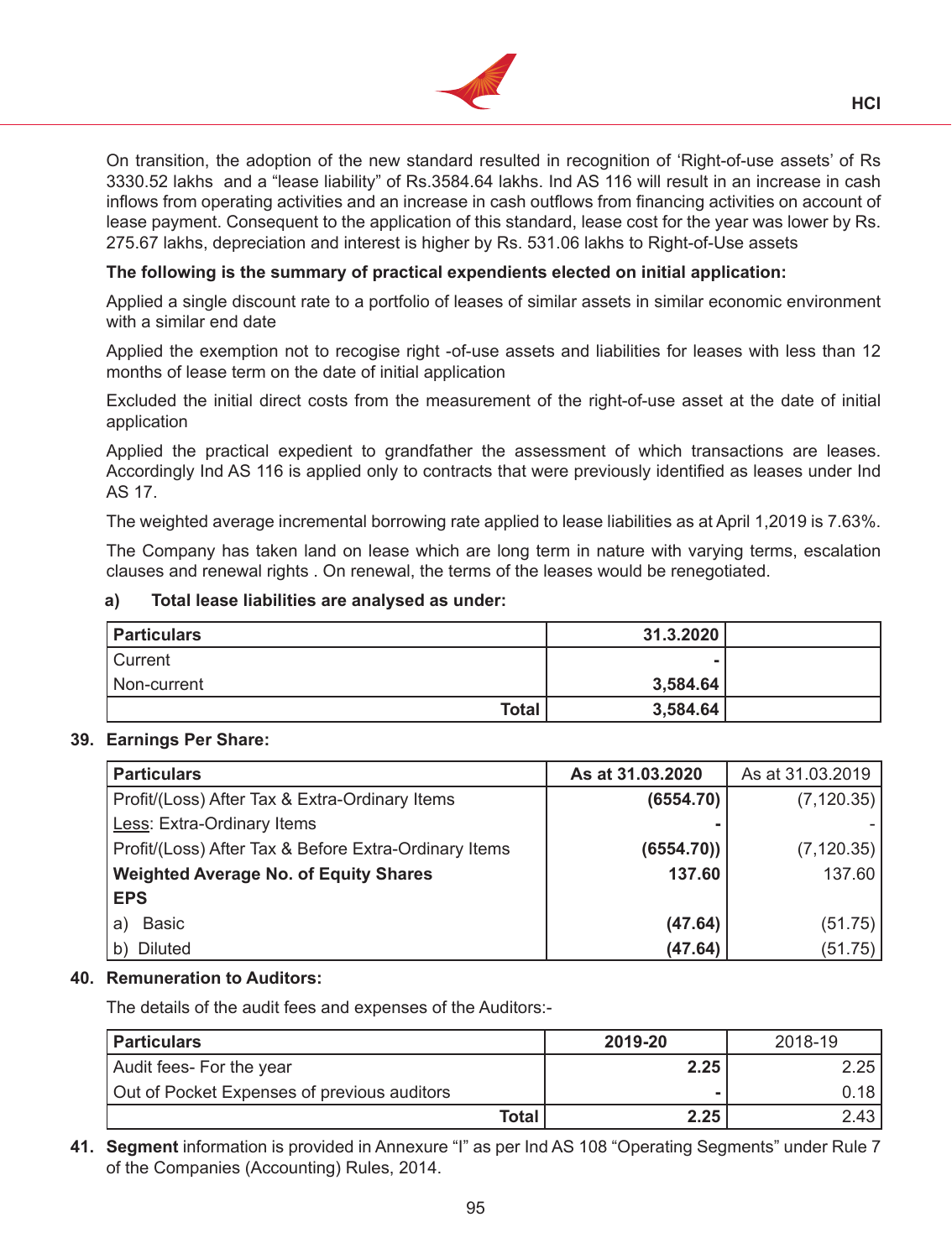On transition, the adoption of the new standard resulted in recognition of 'Right-of-use assets' of Rs 3330.52 lakhs and a "lease liability" of Rs.3584.64 lakhs. Ind AS 116 will result in an increase in cash inflows from operating activities and an increase in cash outflows from financing activities on account of lease payment. Consequent to the application of this standard, lease cost for the year was lower by Rs. 275.67 lakhs, depreciation and interest is higher by Rs. 531.06 lakhs to Right-of-Use assets

**The following is the summary of practical expendients elected on initial application:**

Applied a single discount rate to a portfolio of leases of similar assets in similar economic environment with a similar end date

Applied the exemption not to recogise right -of-use assets and liabilities for leases with less than 12 months of lease term on the date of initial application

Excluded the initial direct costs from the measurement of the right-of-use asset at the date of initial application

Applied the practical expedient to grandfather the assessment of which transactions are leases. Accordingly Ind AS 116 is applied only to contracts that were previously identified as leases under Ind AS 17.

The weighted average incremental borrowing rate applied to lease liabilities as at April 1,2019 is 7.63%.

The Company has taken land on lease which are long term in nature with varying terms, escalation clauses and renewal rights . On renewal, the terms of the leases would be renegotiated.

**a) Total lease liabilities are analysed as under:**

| Particulars | 31.3.2020 | |
|---|---|---|
| Current | - | |
| Non-current | 3,584.64 | |
| Total | 3,584.64 | |

## 39. Earnings Per Share:

| Particulars | As at 31.03.2020 | As at 31.03.2019 |
|---|---|---|
| Profit/(Loss) After Tax & Extra-Ordinary Items | **(6554.70)** | (7,120.35) |
| Less: Extra-Ordinary Items | - | - |
| Profit/(Loss) After Tax & Before Extra-Ordinary Items | **(6554.70))** | (7,120.35) |
| **Weighted Average No. of Equity Shares** | **137.60** | 137.60 |
| **EPS** | | |
| a) Basic | **(47.64)** | (51.75) |
| b) Diluted | **(47.64)** | (51.75) |

## 40. Remuneration to Auditors:

The details of the audit fees and expenses of the Auditors:-

| Particulars | 2019-20 | 2018-19 |
|---|---|---|
| Audit fees- For the year | **2.25** | 2.25 |
| Out of Pocket Expenses of previous auditors | - | 0.18 |
| Total | **2.25** | 2.43 |

**41. Segment** information is provided in Annexure "I" as per Ind AS 108 "Operating Segments" under Rule 7 of the Companies (Accounting) Rules, 2014.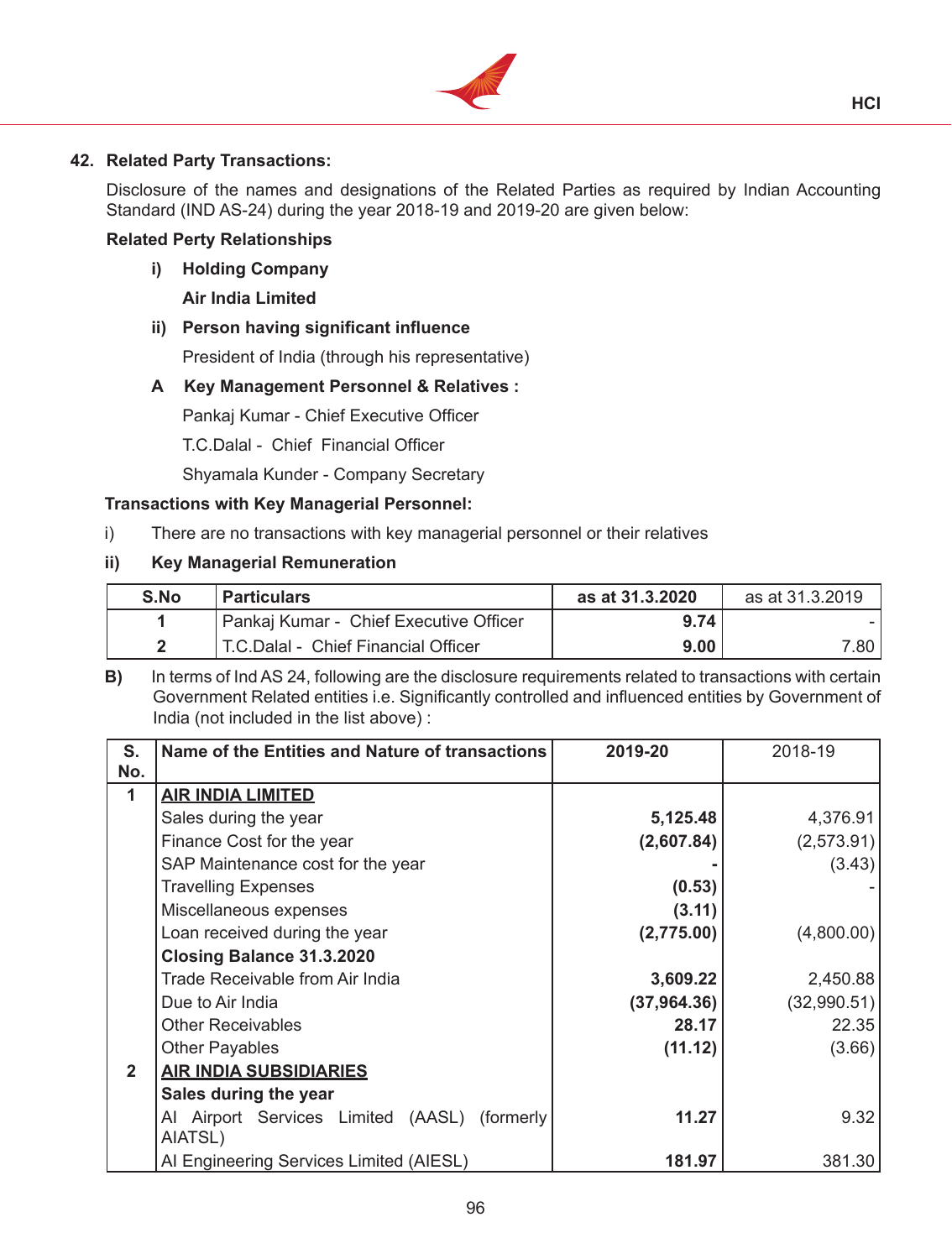## 42. Related Party Transactions:

Disclosure of the names and designations of the Related Parties as required by Indian Accounting Standard (IND AS-24) during the year 2018-19 and 2019-20 are given below:

**Related Perty Relationships**

**i) Holding Company**

**Air India Limited**

**ii) Person having significant influence**

President of India (through his representative)

**A Key Management Personnel & Relatives :**

Pankaj Kumar - Chief Executive Officer

T.C.Dalal - Chief Financial Officer

Shyamala Kunder - Company Secretary

**Transactions with Key Managerial Personnel:**

i) There are no transactions with key managerial personnel or their relatives

**ii) Key Managerial Remuneration**

| S.No | Particulars | as at 31.3.2020 | as at 31.3.2019 |
|---|---|---|---|
| 1 | Pankaj Kumar - Chief Executive Officer | **9.74** | - |
| 2 | T.C.Dalal - Chief Financial Officer | **9.00** | 7.80 |

**B)** In terms of Ind AS 24, following are the disclosure requirements related to transactions with certain Government Related entities i.e. Significantly controlled and influenced entities by Government of India (not included in the list above) :

| S. No. | Name of the Entities and Nature of transactions | 2019-20 | 2018-19 |
|---|---|---|---|
| 1 | **AIR INDIA LIMITED** | | |
| | Sales during the year | **5,125.48** | 4,376.91 |
| | Finance Cost for the year | **(2,607.84)** | (2,573.91) |
| | SAP Maintenance cost for the year | **-** | (3.43) |
| | Travelling Expenses | **(0.53)** | - |
| | Miscellaneous expenses | **(3.11)** | |
| | Loan received during the year | **(2,775.00)** | (4,800.00) |
| | **Closing Balance 31.3.2020** | | |
| | Trade Receivable from Air India | **3,609.22** | 2,450.88 |
| | Due to Air India | **(37,964.36)** | (32,990.51) |
| | Other Receivables | **28.17** | 22.35 |
| | Other Payables | **(11.12)** | (3.66) |
| 2 | **AIR INDIA SUBSIDIARIES** | | |
| | **Sales during the year** | | |
| | AI Airport Services Limited (AASL) (formerly AIATSL) | **11.27** | 9.32 |
| | AI Engineering Services Limited (AIESL) | **181.97** | 381.30 |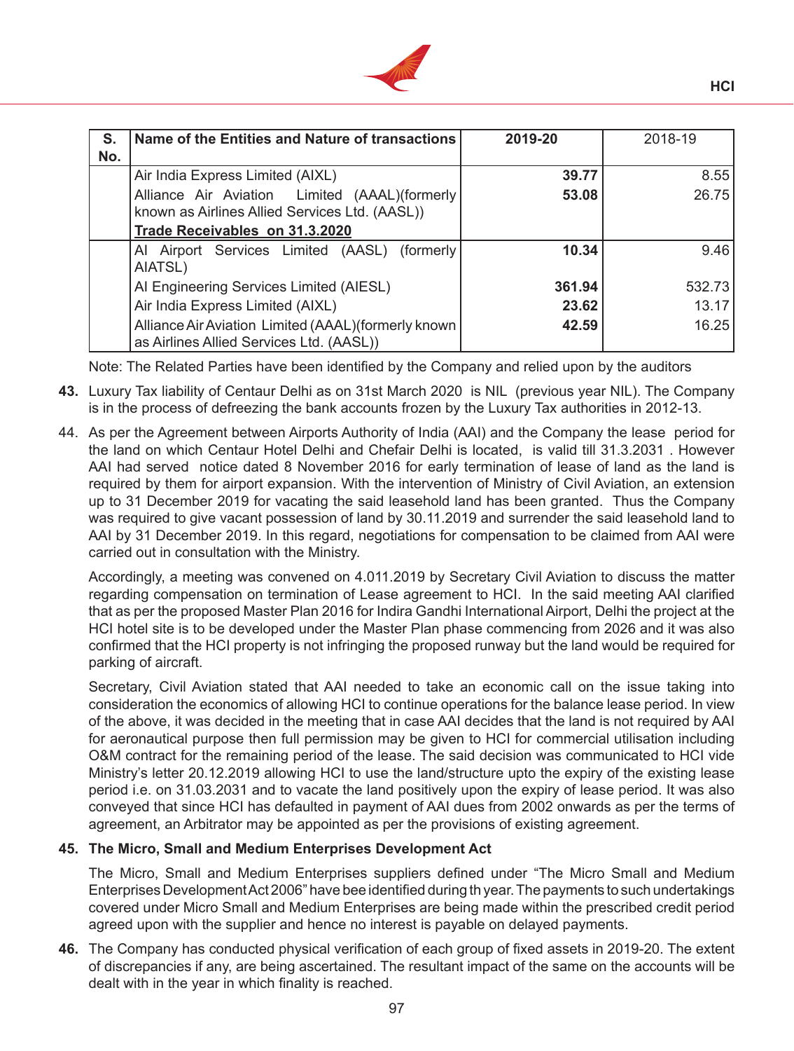| S. No. | Name of the Entities and Nature of transactions | 2019-20 | 2018-19 |
|---|---|---|---|
| | Air India Express Limited (AIXL) | **39.77** | 8.55 |
| | Alliance Air Aviation Limited (AAAL)(formerly known as Airlines Allied Services Ltd. (AASL)) | **53.08** | 26.75 |
| | **Trade Receivables on 31.3.2020** | | |
| | AI Airport Services Limited (AASL) (formerly AIATSL) | **10.34** | 9.46 |
| | AI Engineering Services Limited (AIESL) | **361.94** | 532.73 |
| | Air India Express Limited (AIXL) | **23.62** | 13.17 |
| | Alliance Air Aviation Limited (AAAL)(formerly known as Airlines Allied Services Ltd. (AASL)) | **42.59** | 16.25 |

Note: The Related Parties have been identified by the Company and relied upon by the auditors

**43.** Luxury Tax liability of Centaur Delhi as on 31st March 2020 is NIL (previous year NIL). The Company is in the process of defreezing the bank accounts frozen by the Luxury Tax authorities in 2012-13.

44. As per the Agreement between Airports Authority of India (AAI) and the Company the lease period for the land on which Centaur Hotel Delhi and Chefair Delhi is located, is valid till 31.3.2031 . However AAI had served notice dated 8 November 2016 for early termination of lease of land as the land is required by them for airport expansion. With the intervention of Ministry of Civil Aviation, an extension up to 31 December 2019 for vacating the said leasehold land has been granted. Thus the Company was required to give vacant possession of land by 30.11.2019 and surrender the said leasehold land to AAI by 31 December 2019. In this regard, negotiations for compensation to be claimed from AAI were carried out in consultation with the Ministry.

Accordingly, a meeting was convened on 4.011.2019 by Secretary Civil Aviation to discuss the matter regarding compensation on termination of Lease agreement to HCI. In the said meeting AAI clarified that as per the proposed Master Plan 2016 for Indira Gandhi International Airport, Delhi the project at the HCI hotel site is to be developed under the Master Plan phase commencing from 2026 and it was also confirmed that the HCI property is not infringing the proposed runway but the land would be required for parking of aircraft.

Secretary, Civil Aviation stated that AAI needed to take an economic call on the issue taking into consideration the economics of allowing HCI to continue operations for the balance lease period. In view of the above, it was decided in the meeting that in case AAI decides that the land is not required by AAI for aeronautical purpose then full permission may be given to HCI for commercial utilisation including O&M contract for the remaining period of the lease. The said decision was communicated to HCI vide Ministry's letter 20.12.2019 allowing HCI to use the land/structure upto the expiry of the existing lease period i.e. on 31.03.2031 and to vacate the land positively upon the expiry of lease period. It was also conveyed that since HCI has defaulted in payment of AAI dues from 2002 onwards as per the terms of agreement, an Arbitrator may be appointed as per the provisions of existing agreement.

**45. The Micro, Small and Medium Enterprises Development Act**

The Micro, Small and Medium Enterprises suppliers defined under "The Micro Small and Medium Enterprises Development Act 2006" have bee identified during th year. The payments to such undertakings covered under Micro Small and Medium Enterprises are being made within the prescribed credit period agreed upon with the supplier and hence no interest is payable on delayed payments.

**46.** The Company has conducted physical verification of each group of fixed assets in 2019-20. The extent of discrepancies if any, are being ascertained. The resultant impact of the same on the accounts will be dealt with in the year in which finality is reached.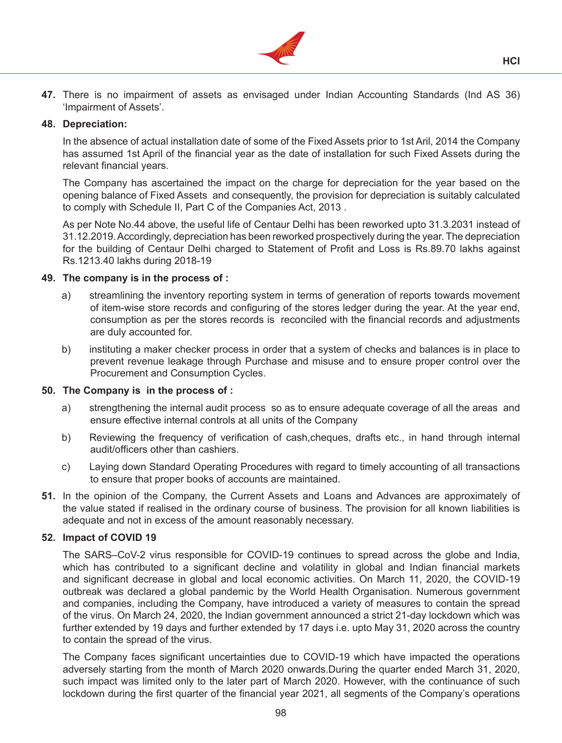**47.** There is no impairment of assets as envisaged under Indian Accounting Standards (Ind AS 36) 'Impairment of Assets'.

**48. Depreciation:**

In the absence of actual installation date of some of the Fixed Assets prior to 1st Aril, 2014 the Company has assumed 1st April of the financial year as the date of installation for such Fixed Assets during the relevant financial years.

The Company has ascertained the impact on the charge for depreciation for the year based on the opening balance of Fixed Assets and consequently, the provision for depreciation is suitably calculated to comply with Schedule II, Part C of the Companies Act, 2013 .

As per Note No.44 above, the useful life of Centaur Delhi has been reworked upto 31.3.2031 instead of 31.12.2019. Accordingly, depreciation has been reworked prospectively during the year. The depreciation for the building of Centaur Delhi charged to Statement of Profit and Loss is Rs.89.70 lakhs against Rs.1213.40 lakhs during 2018-19

**49. The company is in the process of :**

a) streamlining the inventory reporting system in terms of generation of reports towards movement of item-wise store records and configuring of the stores ledger during the year. At the year end, consumption as per the stores records is reconciled with the financial records and adjustments are duly accounted for.

b) instituting a maker checker process in order that a system of checks and balances is in place to prevent revenue leakage through Purchase and misuse and to ensure proper control over the Procurement and Consumption Cycles.

**50. The Company is in the process of :**

a) strengthening the internal audit process so as to ensure adequate coverage of all the areas and ensure effective internal controls at all units of the Company

b) Reviewing the frequency of verification of cash,cheques, drafts etc., in hand through internal audit/officers other than cashiers.

c) Laying down Standard Operating Procedures with regard to timely accounting of all transactions to ensure that proper books of accounts are maintained.

**51.** In the opinion of the Company, the Current Assets and Loans and Advances are approximately of the value stated if realised in the ordinary course of business. The provision for all known liabilities is adequate and not in excess of the amount reasonably necessary.

**52. Impact of COVID 19**

The SARS–CoV-2 virus responsible for COVID-19 continues to spread across the globe and India, which has contributed to a significant decline and volatility in global and Indian financial markets and significant decrease in global and local economic activities. On March 11, 2020, the COVID-19 outbreak was declared a global pandemic by the World Health Organisation. Numerous government and companies, including the Company, have introduced a variety of measures to contain the spread of the virus. On March 24, 2020, the Indian government announced a strict 21-day lockdown which was further extended by 19 days and further extended by 17 days i.e. upto May 31, 2020 across the country to contain the spread of the virus.

The Company faces significant uncertainties due to COVID-19 which have impacted the operations adversely starting from the month of March 2020 onwards.During the quarter ended March 31, 2020, such impact was limited only to the later part of March 2020. However, with the continuance of such lockdown during the first quarter of the financial year 2021, all segments of the Company's operations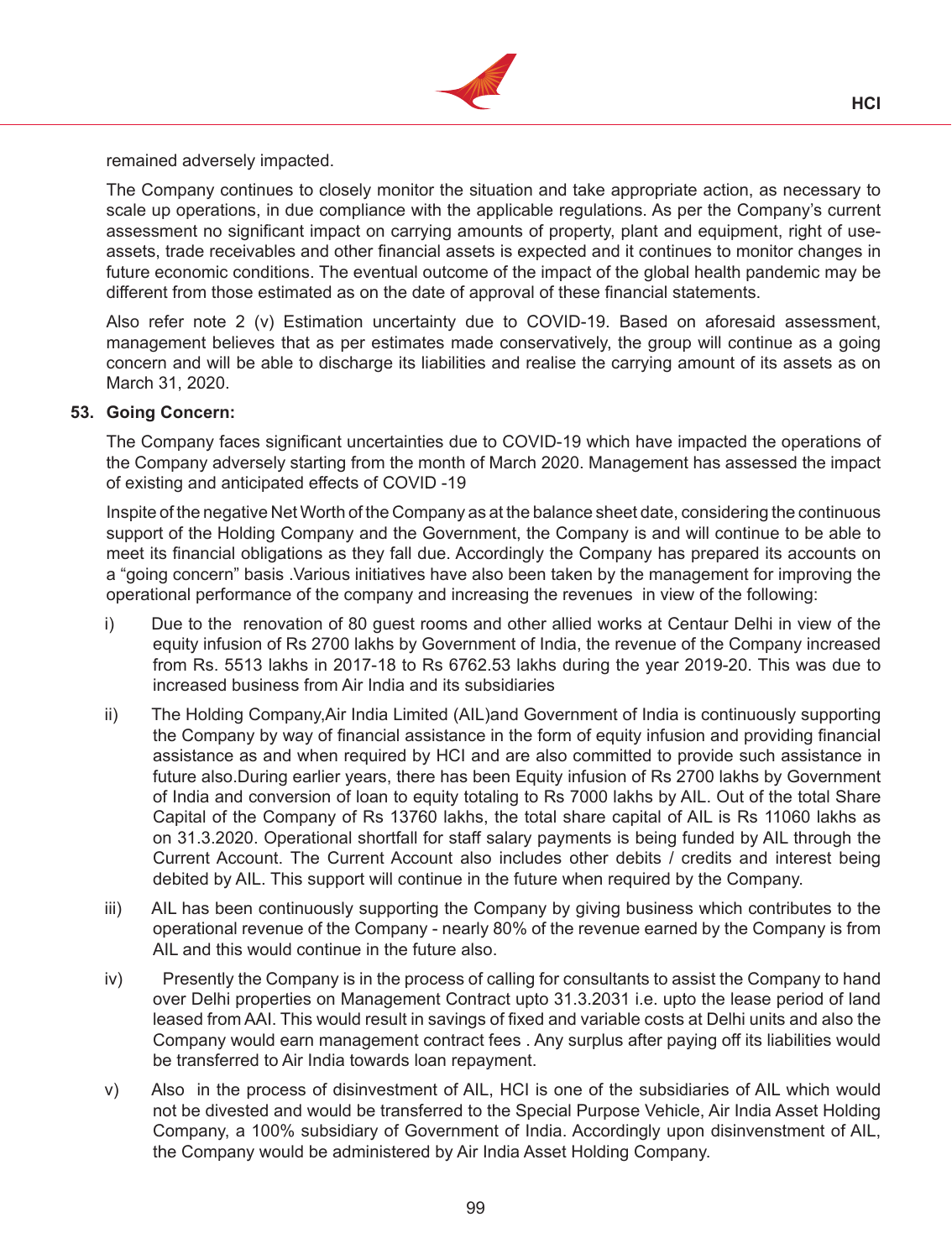remained adversely impacted.

The Company continues to closely monitor the situation and take appropriate action, as necessary to scale up operations, in due compliance with the applicable regulations. As per the Company's current assessment no significant impact on carrying amounts of property, plant and equipment, right of use-assets, trade receivables and other financial assets is expected and it continues to monitor changes in future economic conditions. The eventual outcome of the impact of the global health pandemic may be different from those estimated as on the date of approval of these financial statements.

Also refer note 2 (v) Estimation uncertainty due to COVID-19. Based on aforesaid assessment, management believes that as per estimates made conservatively, the group will continue as a going concern and will be able to discharge its liabilities and realise the carrying amount of its assets as on March 31, 2020.

**53. Going Concern:**

The Company faces significant uncertainties due to COVID-19 which have impacted the operations of the Company adversely starting from the month of March 2020. Management has assessed the impact of existing and anticipated effects of COVID -19

Inspite of the negative Net Worth of the Company as at the balance sheet date, considering the continuous support of the Holding Company and the Government, the Company is and will continue to be able to meet its financial obligations as they fall due. Accordingly the Company has prepared its accounts on a "going concern" basis .Various initiatives have also been taken by the management for improving the operational performance of the company and increasing the revenues in view of the following:

i) Due to the renovation of 80 guest rooms and other allied works at Centaur Delhi in view of the equity infusion of Rs 2700 lakhs by Government of India, the revenue of the Company increased from Rs. 5513 lakhs in 2017-18 to Rs 6762.53 lakhs during the year 2019-20. This was due to increased business from Air India and its subsidiaries

ii) The Holding Company,Air India Limited (AIL)and Government of India is continuously supporting the Company by way of financial assistance in the form of equity infusion and providing financial assistance as and when required by HCI and are also committed to provide such assistance in future also.During earlier years, there has been Equity infusion of Rs 2700 lakhs by Government of India and conversion of loan to equity totaling to Rs 7000 lakhs by AIL. Out of the total Share Capital of the Company of Rs 13760 lakhs, the total share capital of AIL is Rs 11060 lakhs as on 31.3.2020. Operational shortfall for staff salary payments is being funded by AIL through the Current Account. The Current Account also includes other debits / credits and interest being debited by AIL. This support will continue in the future when required by the Company.

iii) AIL has been continuously supporting the Company by giving business which contributes to the operational revenue of the Company - nearly 80% of the revenue earned by the Company is from AIL and this would continue in the future also.

iv) Presently the Company is in the process of calling for consultants to assist the Company to hand over Delhi properties on Management Contract upto 31.3.2031 i.e. upto the lease period of land leased from AAI. This would result in savings of fixed and variable costs at Delhi units and also the Company would earn management contract fees . Any surplus after paying off its liabilities would be transferred to Air India towards loan repayment.

v) Also in the process of disinvestment of AIL, HCI is one of the subsidiaries of AIL which would not be divested and would be transferred to the Special Purpose Vehicle, Air India Asset Holding Company, a 100% subsidiary of Government of India. Accordingly upon disinvenstment of AIL, the Company would be administered by Air India Asset Holding Company.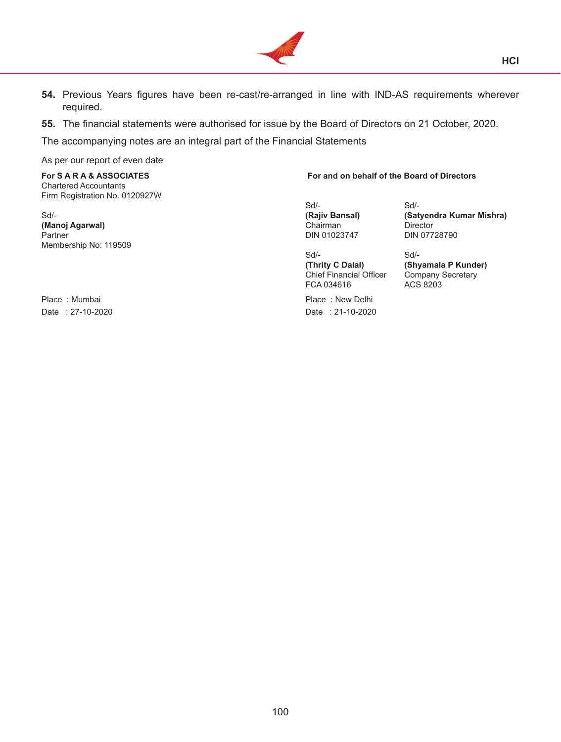**54.** Previous Years figures have been re-cast/re-arranged in line with IND-AS requirements wherever required.

**55.** The financial statements were authorised for issue by the Board of Directors on 21 October, 2020.

The accompanying notes are an integral part of the Financial Statements

As per our report of even date

**For S A R A & ASSOCIATES**
Chartered Accountants
Firm Registration No. 0120927W

Sd/-
**(Manoj Agarwal)**
Partner
Membership No: 119509

Place : Mumbai
Date : 27-10-2020

**For and on behalf of the Board of Directors**

Sd/-
**(Rajiv Bansal)**
Chairman
DIN 01023747

Sd/-
**(Satyendra Kumar Mishra)**
Director
DIN 07728790

Sd/-
**(Thrity C Dalal)**
Chief Financial Officer
FCA 034616

Sd/-
**(Shyamala P Kunder)**
Company Secretary
ACS 8203

Place : New Delhi
Date : 21-10-2020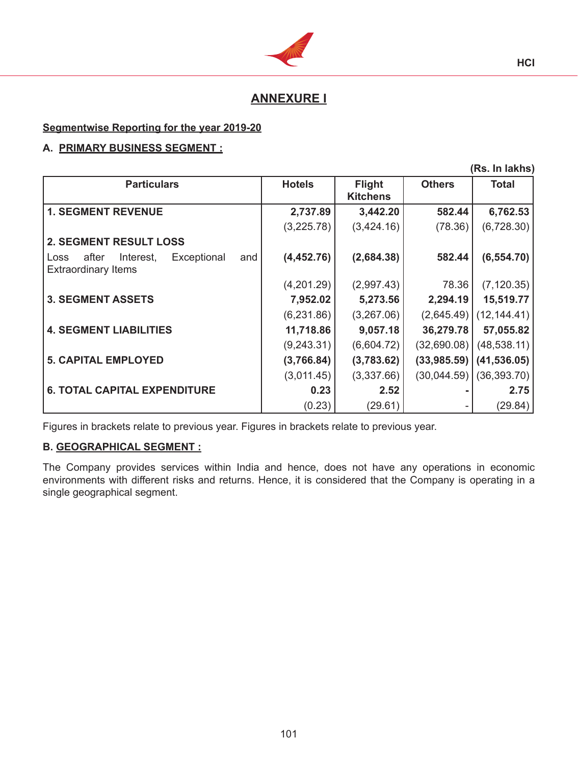# ANNEXURE I

**Segmentwise Reporting for the year 2019-20**

**A. PRIMARY BUSINESS SEGMENT :**

(Rs. In lakhs)

| Particulars | Hotels | Flight Kitchens | Others | Total |
|---|---|---|---|---|
| **1. SEGMENT REVENUE** | **2,737.89** | **3,442.20** | **582.44** | **6,762.53** |
| | (3,225.78) | (3,424.16) | (78.36) | (6,728.30) |
| **2. SEGMENT RESULT LOSS** | | | | |
| Loss after Interest, Exceptional and Extraordinary Items | **(4,452.76)** | **(2,684.38)** | **582.44** | **(6,554.70)** |
| | (4,201.29) | (2,997.43) | 78.36 | (7,120.35) |
| **3. SEGMENT ASSETS** | **7,952.02** | **5,273.56** | **2,294.19** | **15,519.77** |
| | (6,231.86) | (3,267.06) | (2,645.49) | (12,144.41) |
| **4. SEGMENT LIABILITIES** | **11,718.86** | **9,057.18** | **36,279.78** | **57,055.82** |
| | (9,243.31) | (6,604.72) | (32,690.08) | (48,538.11) |
| **5. CAPITAL EMPLOYED** | **(3,766.84)** | **(3,783.62)** | **(33,985.59)** | **(41,536.05)** |
| | (3,011.45) | (3,337.66) | (30,044.59) | (36,393.70) |
| **6. TOTAL CAPITAL EXPENDITURE** | **0.23** | **2.52** | **-** | **2.75** |
| | (0.23) | (29.61) | - | (29.84) |

Figures in brackets relate to previous year. Figures in brackets relate to previous year.

**B. GEOGRAPHICAL SEGMENT :**

The Company provides services within India and hence, does not have any operations in economic environments with different risks and returns. Hence, it is considered that the Company is operating in a single geographical segment.